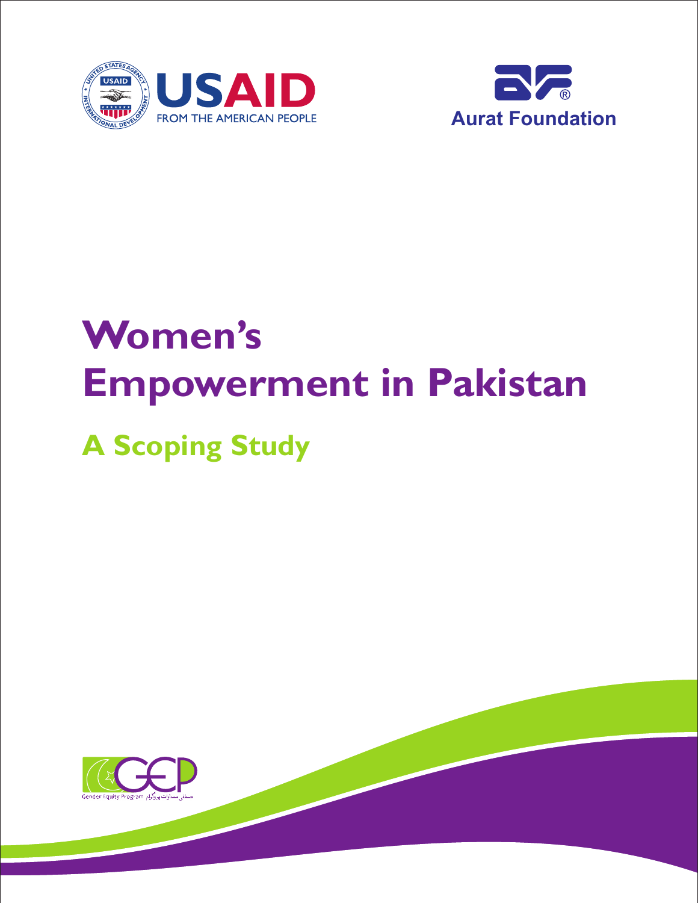USAID FROM THE AMERICAN PEOPLE

Aurat Foundation

# Women's Empowerment in Pakistan

## A Scoping Study

Gender Equity Program جینڈر مساوات پروگرام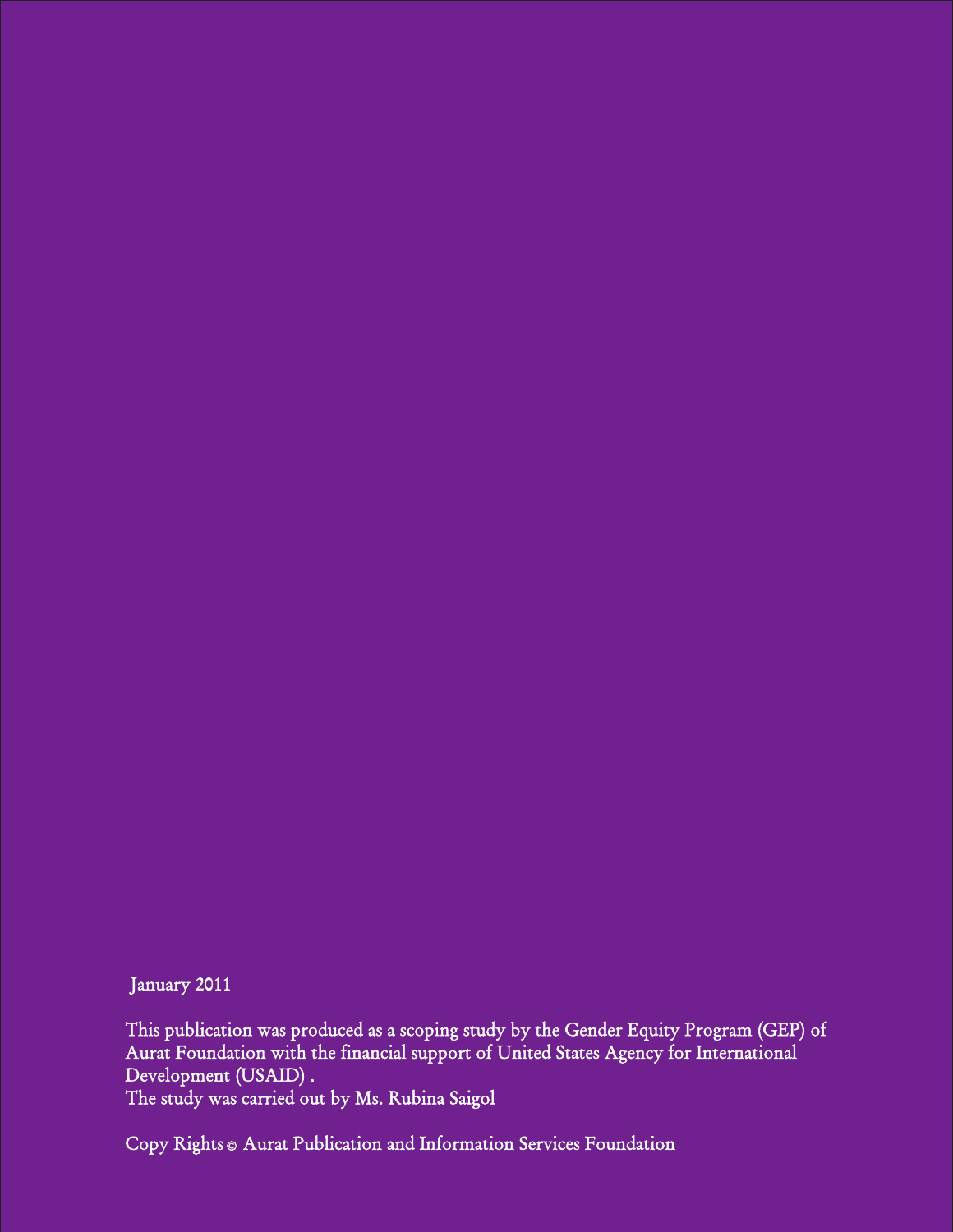January 2011

This publication was produced as a scoping study by the Gender Equity Program (GEP) of Aurat Foundation with the financial support of United States Agency for International Development (USAID) .
The study was carried out by Ms. Rubina Saigol

Copy Rights © Aurat Publication and Information Services Foundation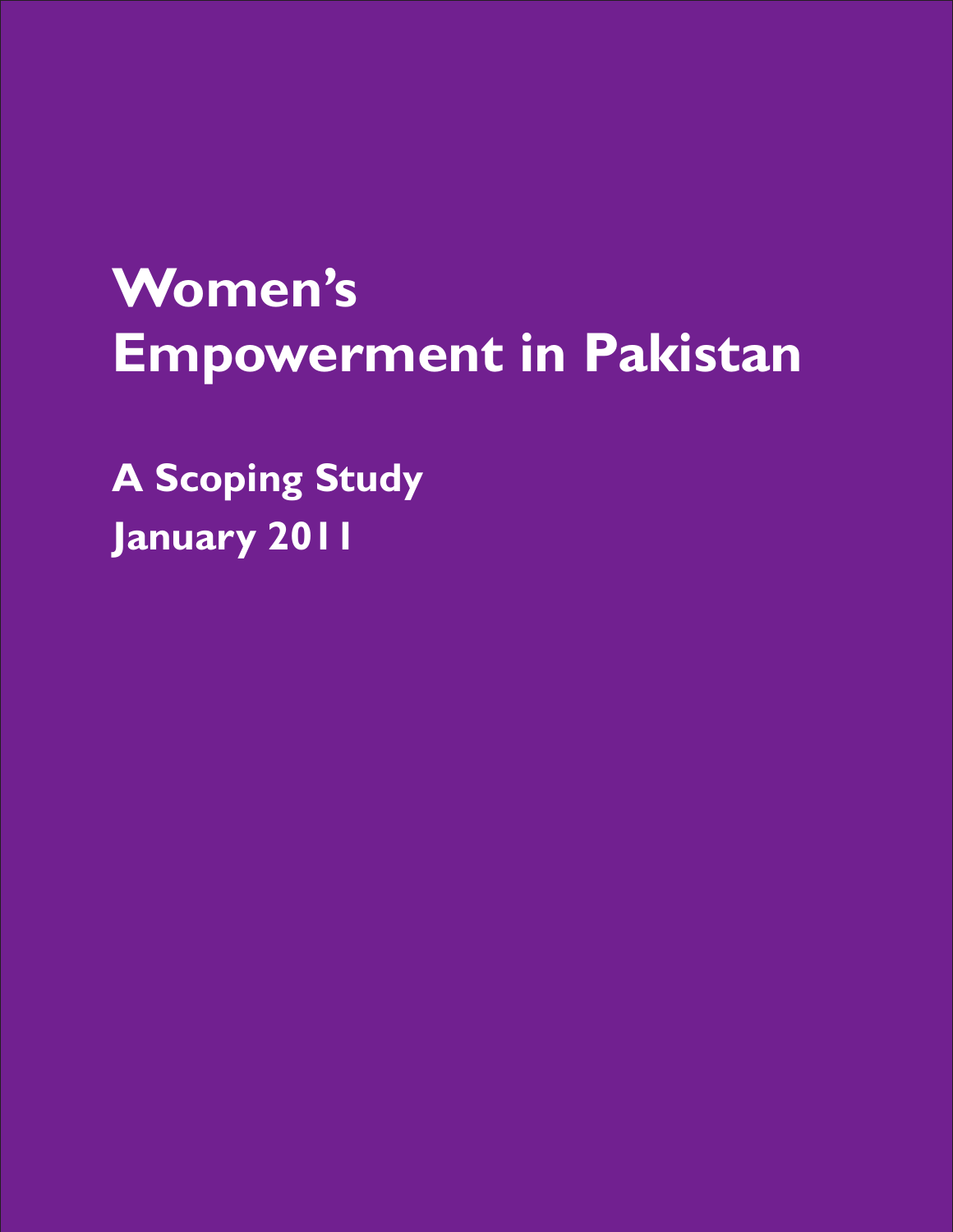# Women's Empowerment in Pakistan

## A Scoping Study

## January 2011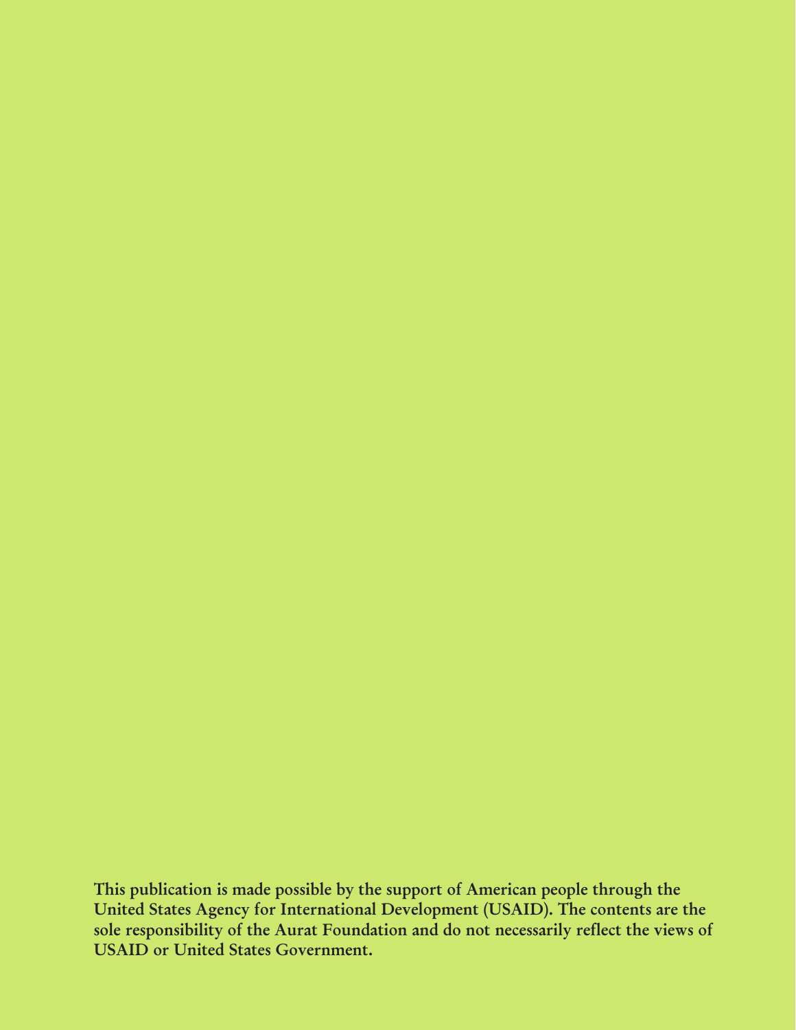**This publication is made possible by the support of American people through the United States Agency for International Development (USAID). The contents are the sole responsibility of the Aurat Foundation and do not necessarily reflect the views of USAID or United States Government.**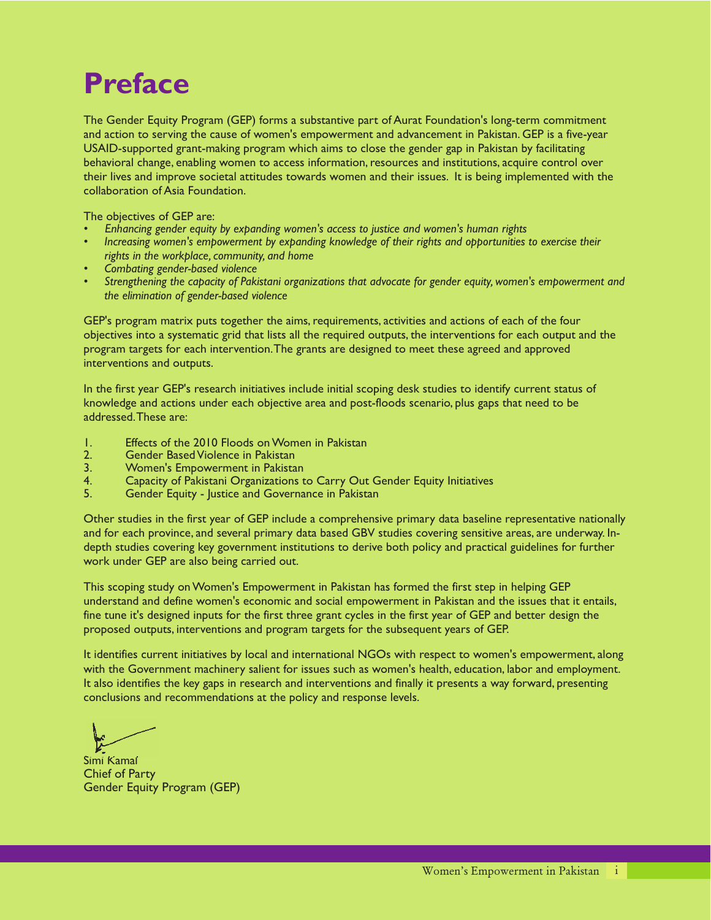# Preface

The Gender Equity Program (GEP) forms a substantive part of Aurat Foundation's long-term commitment and action to serving the cause of women's empowerment and advancement in Pakistan. GEP is a five-year USAID-supported grant-making program which aims to close the gender gap in Pakistan by facilitating behavioral change, enabling women to access information, resources and institutions, acquire control over their lives and improve societal attitudes towards women and their issues. It is being implemented with the collaboration of Asia Foundation.

The objectives of GEP are:

- *Enhancing gender equity by expanding women's access to justice and women's human rights*
- *Increasing women's empowerment by expanding knowledge of their rights and opportunities to exercise their rights in the workplace, community, and home*
- *Combating gender-based violence*
- *Strengthening the capacity of Pakistani organizations that advocate for gender equity, women's empowerment and the elimination of gender-based violence*

GEP's program matrix puts together the aims, requirements, activities and actions of each of the four objectives into a systematic grid that lists all the required outputs, the interventions for each output and the program targets for each intervention. The grants are designed to meet these agreed and approved interventions and outputs.

In the first year GEP's research initiatives include initial scoping desk studies to identify current status of knowledge and actions under each objective area and post-floods scenario, plus gaps that need to be addressed. These are:

1. Effects of the 2010 Floods on Women in Pakistan
2. Gender Based Violence in Pakistan
3. Women's Empowerment in Pakistan
4. Capacity of Pakistani Organizations to Carry Out Gender Equity Initiatives
5. Gender Equity - Justice and Governance in Pakistan

Other studies in the first year of GEP include a comprehensive primary data baseline representative nationally and for each province, and several primary data based GBV studies covering sensitive areas, are underway. In-depth studies covering key government institutions to derive both policy and practical guidelines for further work under GEP are also being carried out.

This scoping study on Women's Empowerment in Pakistan has formed the first step in helping GEP understand and define women's economic and social empowerment in Pakistan and the issues that it entails, fine tune it's designed inputs for the first three grant cycles in the first year of GEP and better design the proposed outputs, interventions and program targets for the subsequent years of GEP.

It identifies current initiatives by local and international NGOs with respect to women's empowerment, along with the Government machinery salient for issues such as women's health, education, labor and employment. It also identifies the key gaps in research and interventions and finally it presents a way forward, presenting conclusions and recommendations at the policy and response levels.

Simi Kamal
Chief of Party
Gender Equity Program (GEP)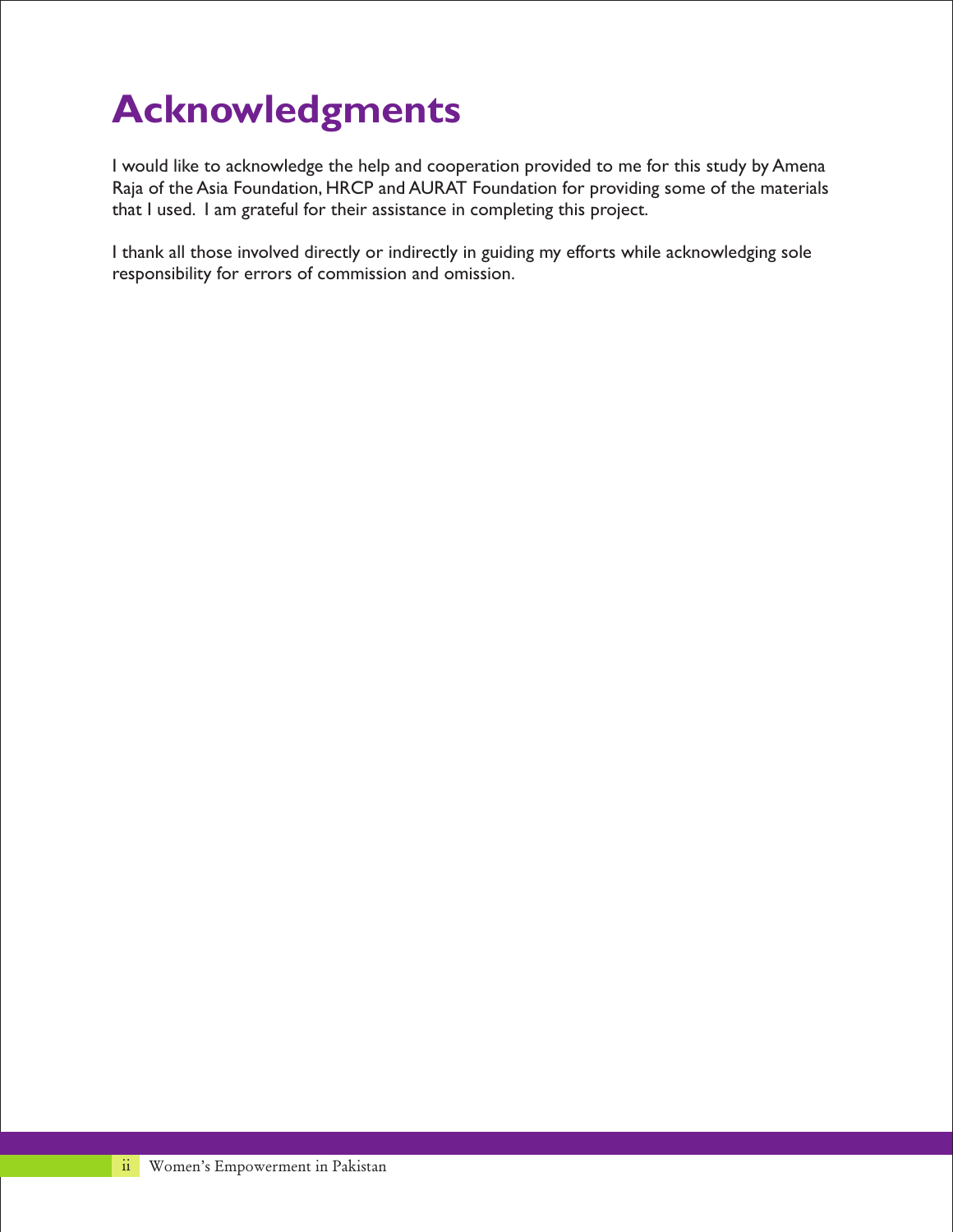# Acknowledgments

I would like to acknowledge the help and cooperation provided to me for this study by Amena Raja of the Asia Foundation, HRCP and AURAT Foundation for providing some of the materials that I used. I am grateful for their assistance in completing this project.

I thank all those involved directly or indirectly in guiding my efforts while acknowledging sole responsibility for errors of commission and omission.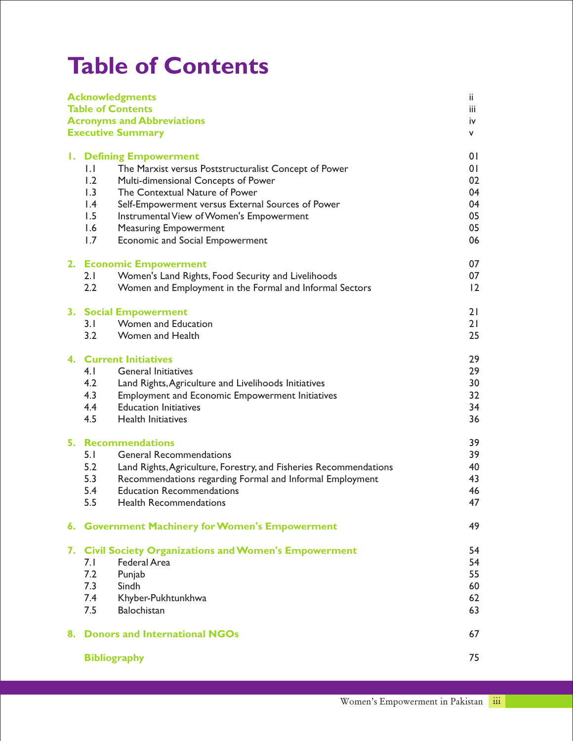# Table of Contents

| | | |
|---|---|---|
| **Acknowledgments** | | ii |
| **Table of Contents** | | iii |
| **Acronyms and Abbreviations** | | iv |
| **Executive Summary** | | v |
| **1.** | **Defining Empowerment** | 01 |
| 1.1 | The Marxist versus Poststructuralist Concept of Power | 01 |
| 1.2 | Multi-dimensional Concepts of Power | 02 |
| 1.3 | The Contextual Nature of Power | 04 |
| 1.4 | Self-Empowerment versus External Sources of Power | 04 |
| 1.5 | Instrumental View of Women's Empowerment | 05 |
| 1.6 | Measuring Empowerment | 05 |
| 1.7 | Economic and Social Empowerment | 06 |
| **2.** | **Economic Empowerment** | 07 |
| 2.1 | Women's Land Rights, Food Security and Livelihoods | 07 |
| 2.2 | Women and Employment in the Formal and Informal Sectors | 12 |
| **3.** | **Social Empowerment** | 21 |
| 3.1 | Women and Education | 21 |
| 3.2 | Women and Health | 25 |
| **4.** | **Current Initiatives** | 29 |
| 4.1 | General Initiatives | 29 |
| 4.2 | Land Rights, Agriculture and Livelihoods Initiatives | 30 |
| 4.3 | Employment and Economic Empowerment Initiatives | 32 |
| 4.4 | Education Initiatives | 34 |
| 4.5 | Health Initiatives | 36 |
| **5.** | **Recommendations** | 39 |
| 5.1 | General Recommendations | 39 |
| 5.2 | Land Rights, Agriculture, Forestry, and Fisheries Recommendations | 40 |
| 5.3 | Recommendations regarding Formal and Informal Employment | 43 |
| 5.4 | Education Recommendations | 46 |
| 5.5 | Health Recommendations | 47 |
| **6.** | **Government Machinery for Women's Empowerment** | 49 |
| **7.** | **Civil Society Organizations and Women's Empowerment** | 54 |
| 7.1 | Federal Area | 54 |
| 7.2 | Punjab | 55 |
| 7.3 | Sindh | 60 |
| 7.4 | Khyber-Pukhtunkhwa | 62 |
| 7.5 | Balochistan | 63 |
| **8.** | **Donors and International NGOs** | 67 |
| | **Bibliography** | 75 |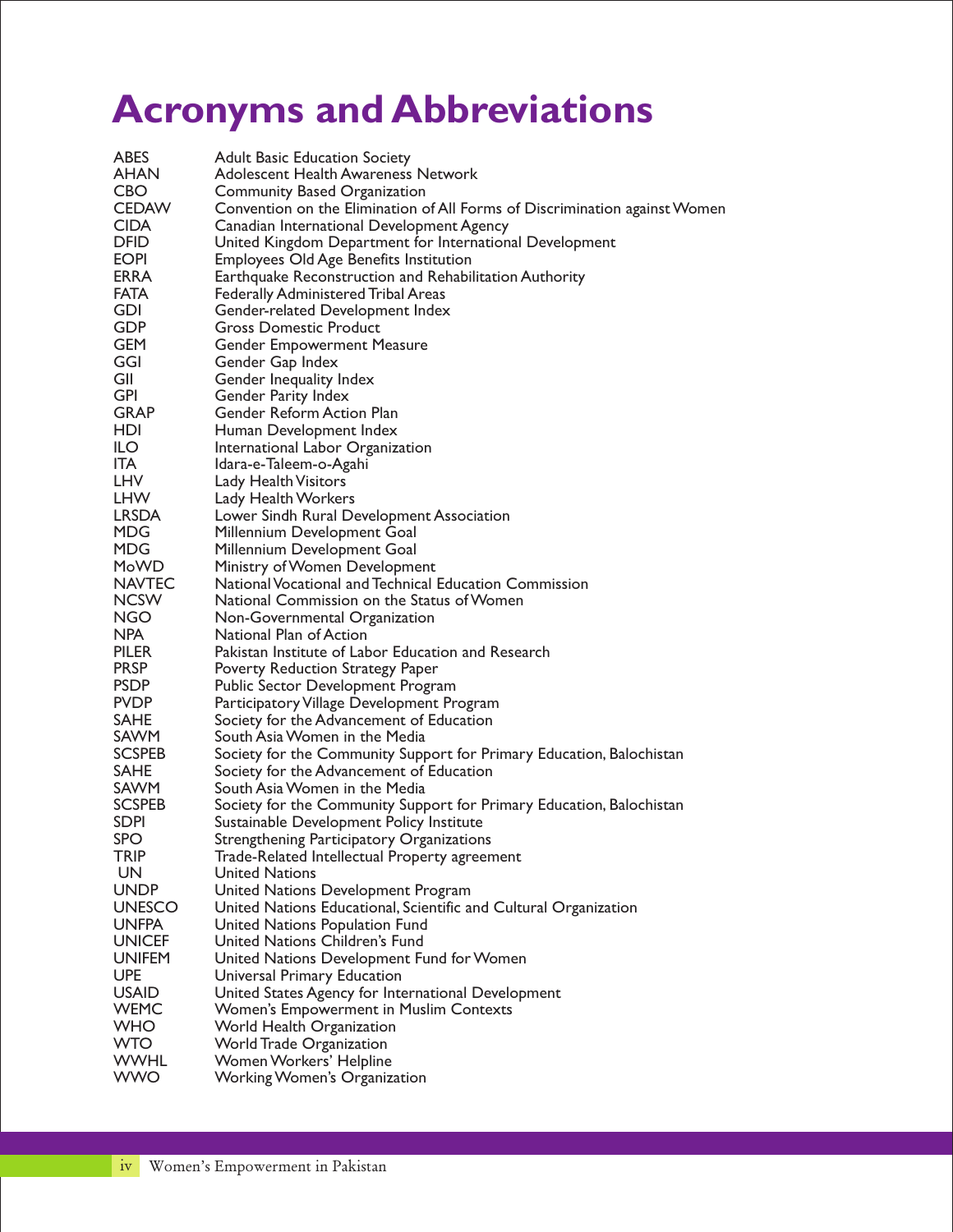# Acronyms and Abbreviations

| | |
|---|---|
| ABES | Adult Basic Education Society |
| AHAN | Adolescent Health Awareness Network |
| CBO | Community Based Organization |
| CEDAW | Convention on the Elimination of All Forms of Discrimination against Women |
| CIDA | Canadian International Development Agency |
| DFID | United Kingdom Department for International Development |
| EOPI | Employees Old Age Benefits Institution |
| ERRA | Earthquake Reconstruction and Rehabilitation Authority |
| FATA | Federally Administered Tribal Areas |
| GDI | Gender-related Development Index |
| GDP | Gross Domestic Product |
| GEM | Gender Empowerment Measure |
| GGI | Gender Gap Index |
| GII | Gender Inequality Index |
| GPI | Gender Parity Index |
| GRAP | Gender Reform Action Plan |
| HDI | Human Development Index |
| ILO | International Labor Organization |
| ITA | Idara-e-Taleem-o-Agahi |
| LHV | Lady Health Visitors |
| LHW | Lady Health Workers |
| LRSDA | Lower Sindh Rural Development Association |
| MDG | Millennium Development Goal |
| MDG | Millennium Development Goal |
| MoWD | Ministry of Women Development |
| NAVTEC | National Vocational and Technical Education Commission |
| NCSW | National Commission on the Status of Women |
| NGO | Non-Governmental Organization |
| NPA | National Plan of Action |
| PILER | Pakistan Institute of Labor Education and Research |
| PRSP | Poverty Reduction Strategy Paper |
| PSDP | Public Sector Development Program |
| PVDP | Participatory Village Development Program |
| SAHE | Society for the Advancement of Education |
| SAWM | South Asia Women in the Media |
| SCSPEB | Society for the Community Support for Primary Education, Balochistan |
| SAHE | Society for the Advancement of Education |
| SAWM | South Asia Women in the Media |
| SCSPEB | Society for the Community Support for Primary Education, Balochistan |
| SDPI | Sustainable Development Policy Institute |
| SPO | Strengthening Participatory Organizations |
| TRIP | Trade-Related Intellectual Property agreement |
| UN | United Nations |
| UNDP | United Nations Development Program |
| UNESCO | United Nations Educational, Scientific and Cultural Organization |
| UNFPA | United Nations Population Fund |
| UNICEF | United Nations Children's Fund |
| UNIFEM | United Nations Development Fund for Women |
| UPE | Universal Primary Education |
| USAID | United States Agency for International Development |
| WEMC | Women's Empowerment in Muslim Contexts |
| WHO | World Health Organization |
| WTO | World Trade Organization |
| WWHL | Women Workers' Helpline |
| WWO | Working Women's Organization |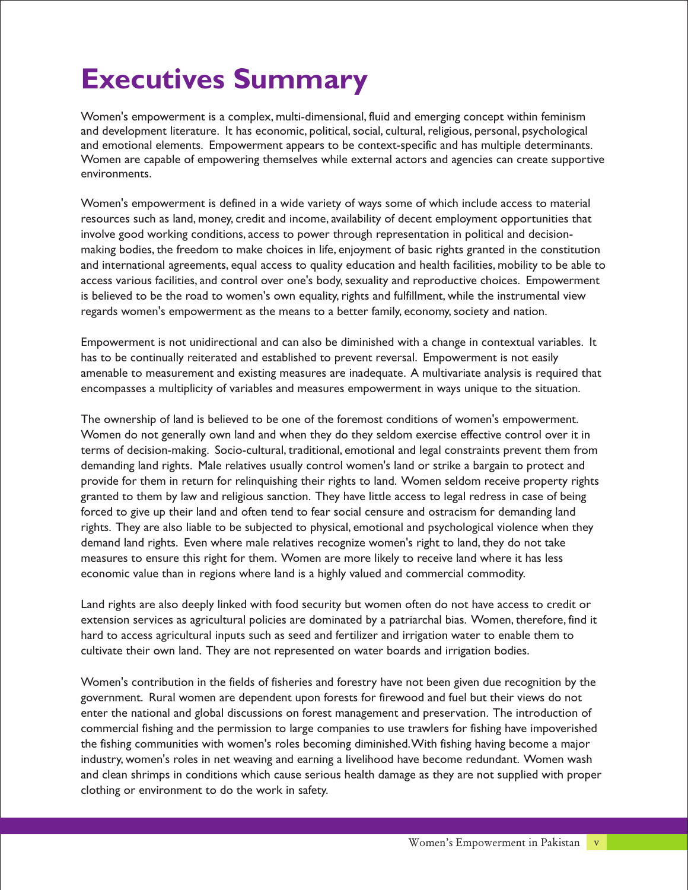# Executives Summary

Women's empowerment is a complex, multi-dimensional, fluid and emerging concept within feminism and development literature. It has economic, political, social, cultural, religious, personal, psychological and emotional elements. Empowerment appears to be context-specific and has multiple determinants. Women are capable of empowering themselves while external actors and agencies can create supportive environments.

Women's empowerment is defined in a wide variety of ways some of which include access to material resources such as land, money, credit and income, availability of decent employment opportunities that involve good working conditions, access to power through representation in political and decision-making bodies, the freedom to make choices in life, enjoyment of basic rights granted in the constitution and international agreements, equal access to quality education and health facilities, mobility to be able to access various facilities, and control over one's body, sexuality and reproductive choices. Empowerment is believed to be the road to women's own equality, rights and fulfillment, while the instrumental view regards women's empowerment as the means to a better family, economy, society and nation.

Empowerment is not unidirectional and can also be diminished with a change in contextual variables. It has to be continually reiterated and established to prevent reversal. Empowerment is not easily amenable to measurement and existing measures are inadequate. A multivariate analysis is required that encompasses a multiplicity of variables and measures empowerment in ways unique to the situation.

The ownership of land is believed to be one of the foremost conditions of women's empowerment. Women do not generally own land and when they do they seldom exercise effective control over it in terms of decision-making. Socio-cultural, traditional, emotional and legal constraints prevent them from demanding land rights. Male relatives usually control women's land or strike a bargain to protect and provide for them in return for relinquishing their rights to land. Women seldom receive property rights granted to them by law and religious sanction. They have little access to legal redress in case of being forced to give up their land and often tend to fear social censure and ostracism for demanding land rights. They are also liable to be subjected to physical, emotional and psychological violence when they demand land rights. Even where male relatives recognize women's right to land, they do not take measures to ensure this right for them. Women are more likely to receive land where it has less economic value than in regions where land is a highly valued and commercial commodity.

Land rights are also deeply linked with food security but women often do not have access to credit or extension services as agricultural policies are dominated by a patriarchal bias. Women, therefore, find it hard to access agricultural inputs such as seed and fertilizer and irrigation water to enable them to cultivate their own land. They are not represented on water boards and irrigation bodies.

Women's contribution in the fields of fisheries and forestry have not been given due recognition by the government. Rural women are dependent upon forests for firewood and fuel but their views do not enter the national and global discussions on forest management and preservation. The introduction of commercial fishing and the permission to large companies to use trawlers for fishing have impoverished the fishing communities with women's roles becoming diminished. With fishing having become a major industry, women's roles in net weaving and earning a livelihood have become redundant. Women wash and clean shrimps in conditions which cause serious health damage as they are not supplied with proper clothing or environment to do the work in safety.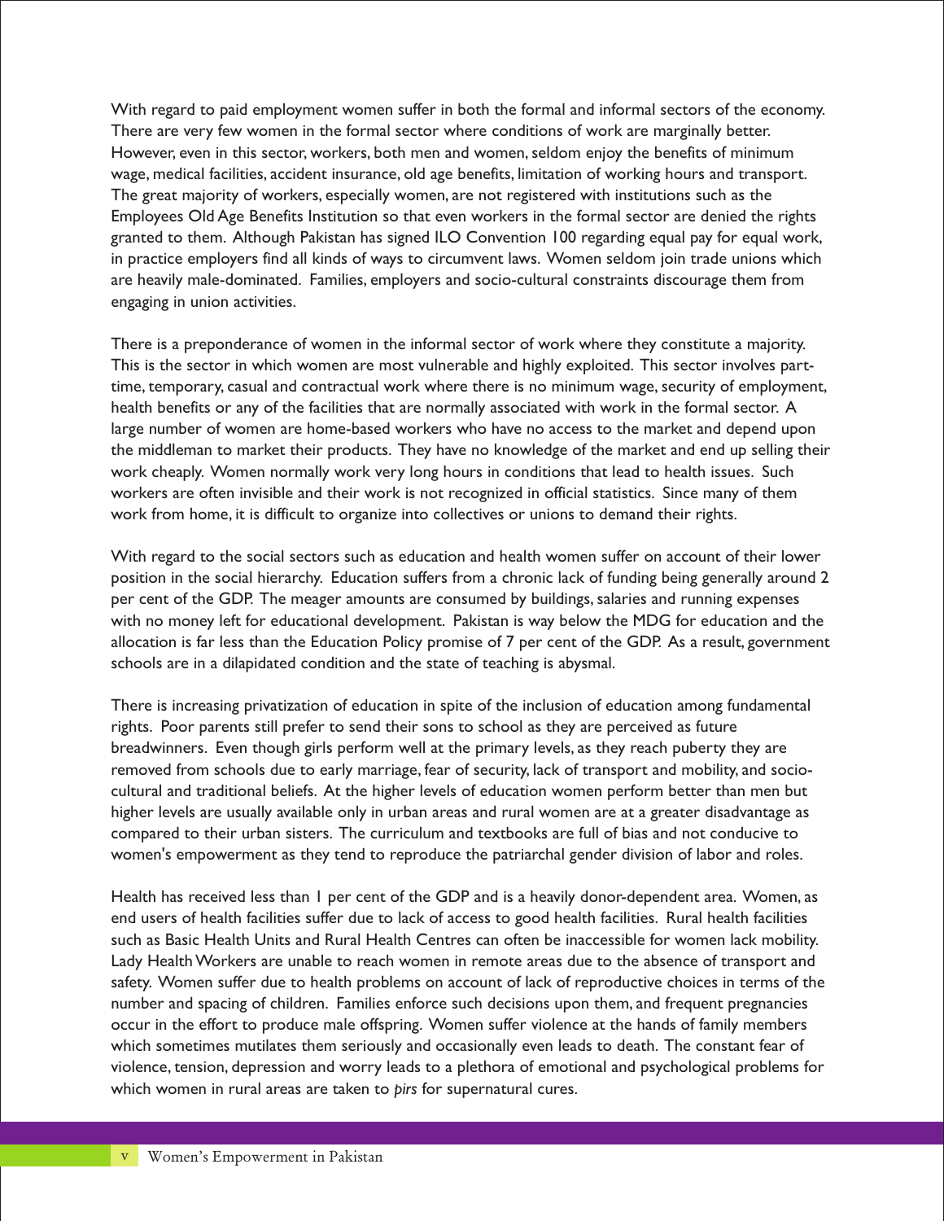With regard to paid employment women suffer in both the formal and informal sectors of the economy. There are very few women in the formal sector where conditions of work are marginally better. However, even in this sector, workers, both men and women, seldom enjoy the benefits of minimum wage, medical facilities, accident insurance, old age benefits, limitation of working hours and transport. The great majority of workers, especially women, are not registered with institutions such as the Employees Old Age Benefits Institution so that even workers in the formal sector are denied the rights granted to them. Although Pakistan has signed ILO Convention 100 regarding equal pay for equal work, in practice employers find all kinds of ways to circumvent laws. Women seldom join trade unions which are heavily male-dominated. Families, employers and socio-cultural constraints discourage them from engaging in union activities.

There is a preponderance of women in the informal sector of work where they constitute a majority. This is the sector in which women are most vulnerable and highly exploited. This sector involves part-time, temporary, casual and contractual work where there is no minimum wage, security of employment, health benefits or any of the facilities that are normally associated with work in the formal sector. A large number of women are home-based workers who have no access to the market and depend upon the middleman to market their products. They have no knowledge of the market and end up selling their work cheaply. Women normally work very long hours in conditions that lead to health issues. Such workers are often invisible and their work is not recognized in official statistics. Since many of them work from home, it is difficult to organize into collectives or unions to demand their rights.

With regard to the social sectors such as education and health women suffer on account of their lower position in the social hierarchy. Education suffers from a chronic lack of funding being generally around 2 per cent of the GDP. The meager amounts are consumed by buildings, salaries and running expenses with no money left for educational development. Pakistan is way below the MDG for education and the allocation is far less than the Education Policy promise of 7 per cent of the GDP. As a result, government schools are in a dilapidated condition and the state of teaching is abysmal.

There is increasing privatization of education in spite of the inclusion of education among fundamental rights. Poor parents still prefer to send their sons to school as they are perceived as future breadwinners. Even though girls perform well at the primary levels, as they reach puberty they are removed from schools due to early marriage, fear of security, lack of transport and mobility, and socio-cultural and traditional beliefs. At the higher levels of education women perform better than men but higher levels are usually available only in urban areas and rural women are at a greater disadvantage as compared to their urban sisters. The curriculum and textbooks are full of bias and not conducive to women's empowerment as they tend to reproduce the patriarchal gender division of labor and roles.

Health has received less than 1 per cent of the GDP and is a heavily donor-dependent area. Women, as end users of health facilities suffer due to lack of access to good health facilities. Rural health facilities such as Basic Health Units and Rural Health Centres can often be inaccessible for women lack mobility. Lady Health Workers are unable to reach women in remote areas due to the absence of transport and safety. Women suffer due to health problems on account of lack of reproductive choices in terms of the number and spacing of children. Families enforce such decisions upon them, and frequent pregnancies occur in the effort to produce male offspring. Women suffer violence at the hands of family members which sometimes mutilates them seriously and occasionally even leads to death. The constant fear of violence, tension, depression and worry leads to a plethora of emotional and psychological problems for which women in rural areas are taken to *pirs* for supernatural cures.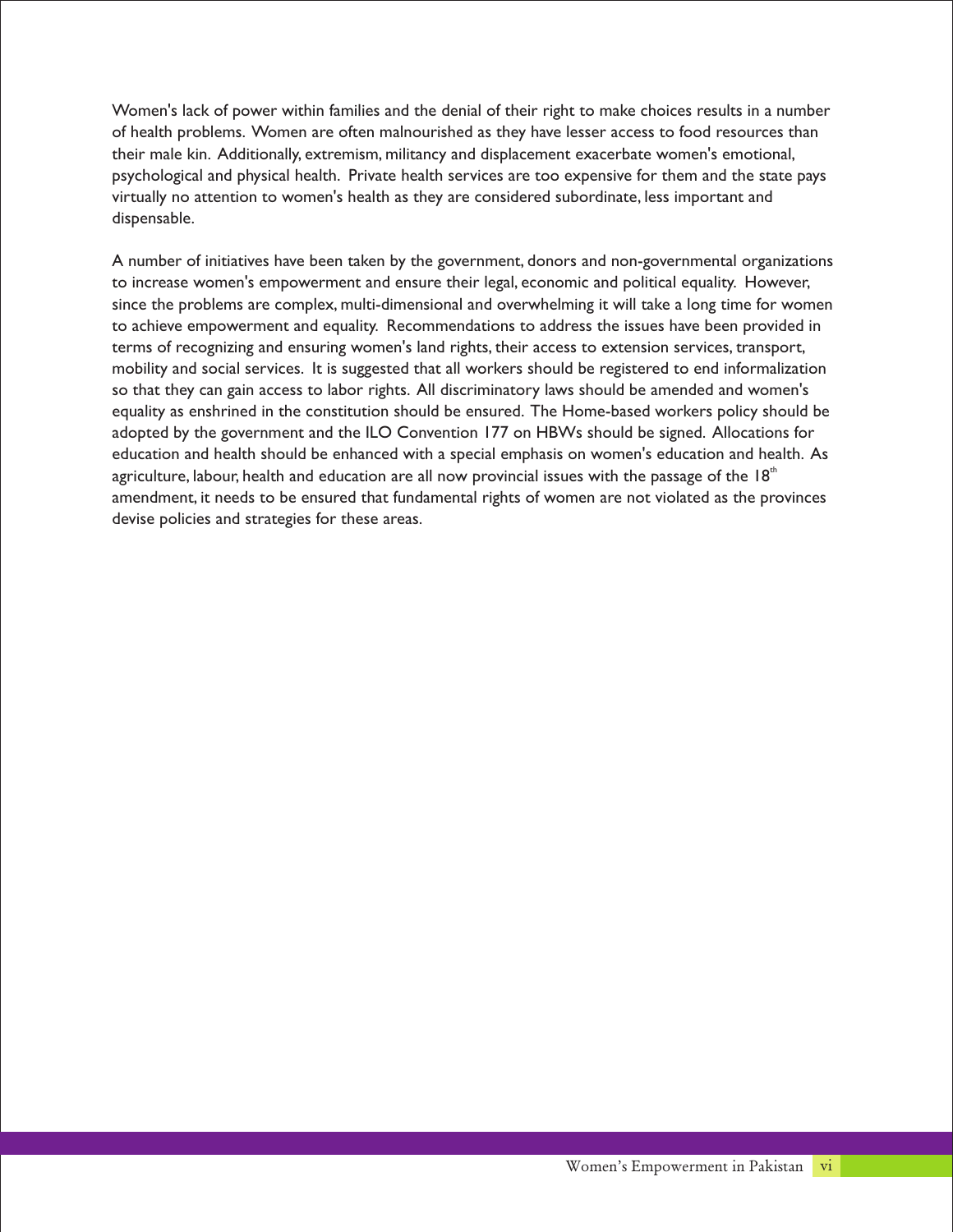Women's lack of power within families and the denial of their right to make choices results in a number of health problems. Women are often malnourished as they have lesser access to food resources than their male kin. Additionally, extremism, militancy and displacement exacerbate women's emotional, psychological and physical health. Private health services are too expensive for them and the state pays virtually no attention to women's health as they are considered subordinate, less important and dispensable.

A number of initiatives have been taken by the government, donors and non-governmental organizations to increase women's empowerment and ensure their legal, economic and political equality. However, since the problems are complex, multi-dimensional and overwhelming it will take a long time for women to achieve empowerment and equality. Recommendations to address the issues have been provided in terms of recognizing and ensuring women's land rights, their access to extension services, transport, mobility and social services. It is suggested that all workers should be registered to end informalization so that they can gain access to labor rights. All discriminatory laws should be amended and women's equality as enshrined in the constitution should be ensured. The Home-based workers policy should be adopted by the government and the ILO Convention 177 on HBWs should be signed. Allocations for education and health should be enhanced with a special emphasis on women's education and health. As agriculture, labour, health and education are all now provincial issues with the passage of the 18th amendment, it needs to be ensured that fundamental rights of women are not violated as the provinces devise policies and strategies for these areas.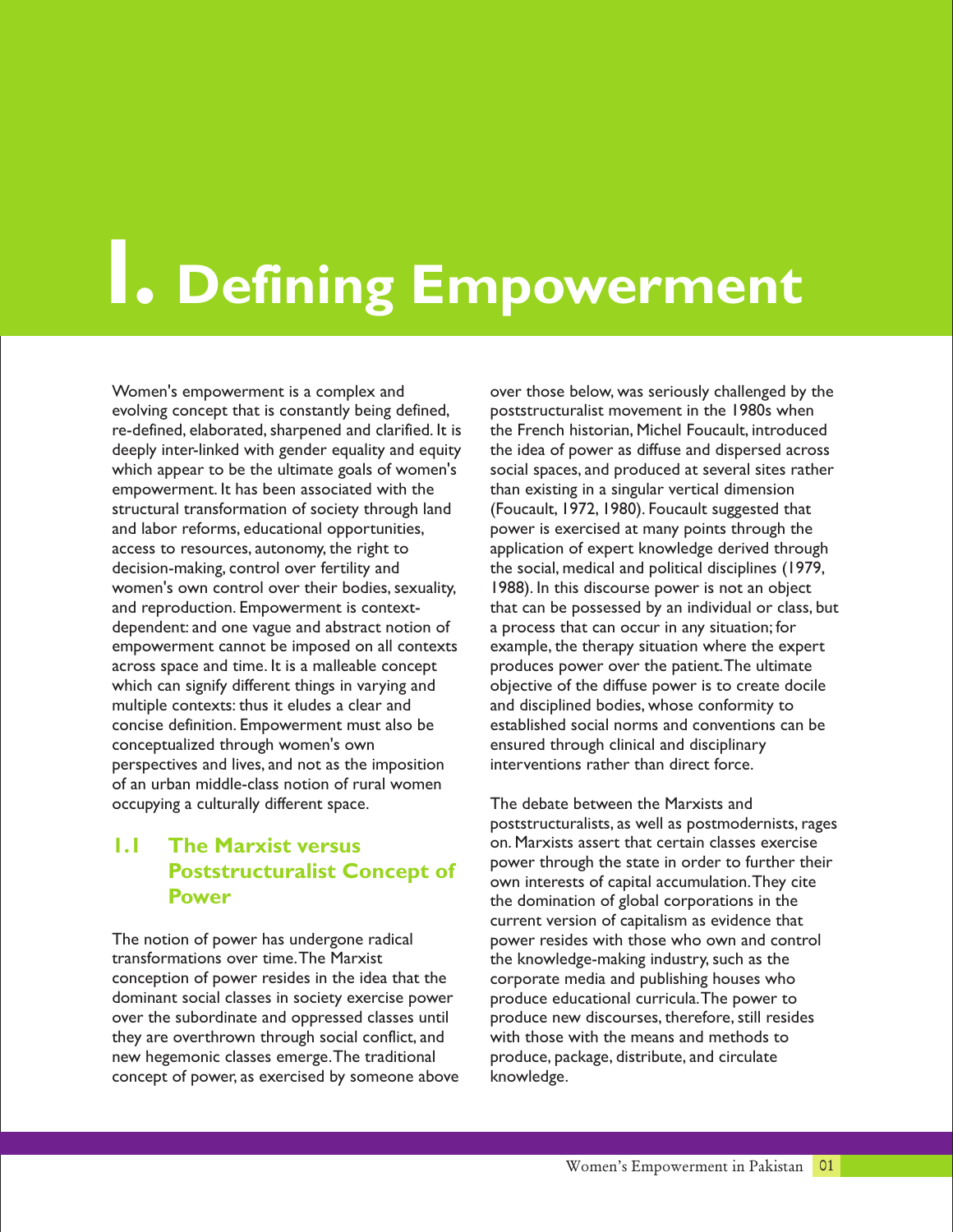# 1. Defining Empowerment

Women's empowerment is a complex and evolving concept that is constantly being defined, re-defined, elaborated, sharpened and clarified. It is deeply inter-linked with gender equality and equity which appear to be the ultimate goals of women's empowerment. It has been associated with the structural transformation of society through land and labor reforms, educational opportunities, access to resources, autonomy, the right to decision-making, control over fertility and women's own control over their bodies, sexuality, and reproduction. Empowerment is context-dependent: and one vague and abstract notion of empowerment cannot be imposed on all contexts across space and time. It is a malleable concept which can signify different things in varying and multiple contexts: thus it eludes a clear and concise definition. Empowerment must also be conceptualized through women's own perspectives and lives, and not as the imposition of an urban middle-class notion of rural women occupying a culturally different space.

## 1.1 The Marxist versus Poststructuralist Concept of Power

The notion of power has undergone radical transformations over time. The Marxist conception of power resides in the idea that the dominant social classes in society exercise power over the subordinate and oppressed classes until they are overthrown through social conflict, and new hegemonic classes emerge. The traditional concept of power, as exercised by someone above over those below, was seriously challenged by the poststructuralist movement in the 1980s when the French historian, Michel Foucault, introduced the idea of power as diffuse and dispersed across social spaces, and produced at several sites rather than existing in a singular vertical dimension (Foucault, 1972, 1980). Foucault suggested that power is exercised at many points through the application of expert knowledge derived through the social, medical and political disciplines (1979, 1988). In this discourse power is not an object that can be possessed by an individual or class, but a process that can occur in any situation; for example, the therapy situation where the expert produces power over the patient. The ultimate objective of the diffuse power is to create docile and disciplined bodies, whose conformity to established social norms and conventions can be ensured through clinical and disciplinary interventions rather than direct force.

The debate between the Marxists and poststructuralists, as well as postmodernists, rages on. Marxists assert that certain classes exercise power through the state in order to further their own interests of capital accumulation. They cite the domination of global corporations in the current version of capitalism as evidence that power resides with those who own and control the knowledge-making industry, such as the corporate media and publishing houses who produce educational curricula. The power to produce new discourses, therefore, still resides with those with the means and methods to produce, package, distribute, and circulate knowledge.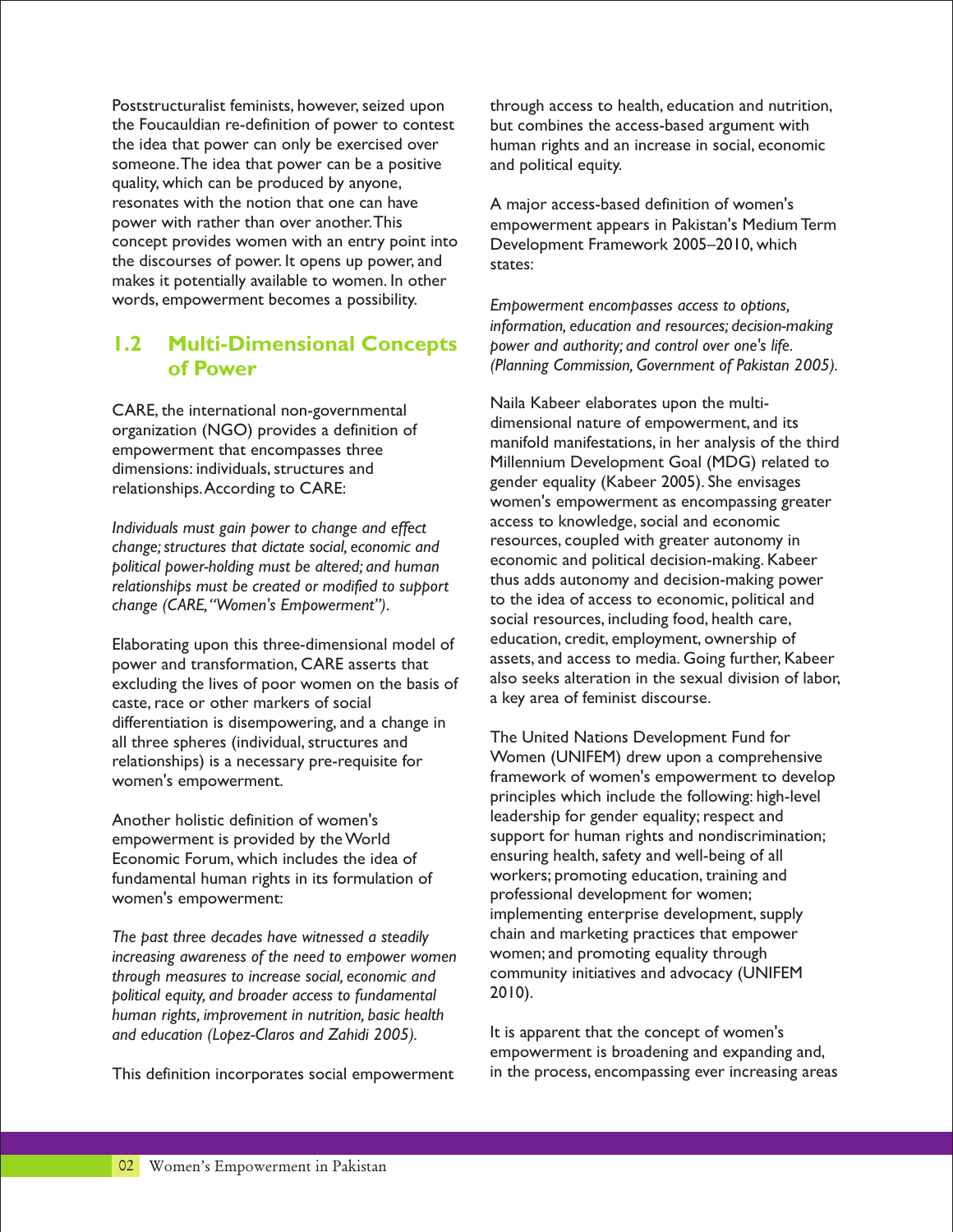Poststructuralist feminists, however, seized upon the Foucauldian re-definition of power to contest the idea that power can only be exercised over someone. The idea that power can be a positive quality, which can be produced by anyone, resonates with the notion that one can have power with rather than over another. This concept provides women with an entry point into the discourses of power. It opens up power, and makes it potentially available to women. In other words, empowerment becomes a possibility.

## 1.2 Multi-Dimensional Concepts of Power

CARE, the international non-governmental organization (NGO) provides a definition of empowerment that encompasses three dimensions: individuals, structures and relationships. According to CARE:

*Individuals must gain power to change and effect change; structures that dictate social, economic and political power-holding must be altered; and human relationships must be created or modified to support change (CARE, "Women's Empowerment").*

Elaborating upon this three-dimensional model of power and transformation, CARE asserts that excluding the lives of poor women on the basis of caste, race or other markers of social differentiation is disempowering, and a change in all three spheres (individual, structures and relationships) is a necessary pre-requisite for women's empowerment.

Another holistic definition of women's empowerment is provided by the World Economic Forum, which includes the idea of fundamental human rights in its formulation of women's empowerment:

*The past three decades have witnessed a steadily increasing awareness of the need to empower women through measures to increase social, economic and political equity, and broader access to fundamental human rights, improvement in nutrition, basic health and education (Lopez-Claros and Zahidi 2005).*

This definition incorporates social empowerment through access to health, education and nutrition, but combines the access-based argument with human rights and an increase in social, economic and political equity.

A major access-based definition of women's empowerment appears in Pakistan's Medium Term Development Framework 2005–2010, which states:

*Empowerment encompasses access to options, information, education and resources; decision-making power and authority; and control over one's life. (Planning Commission, Government of Pakistan 2005).*

Naila Kabeer elaborates upon the multi-dimensional nature of empowerment, and its manifold manifestations, in her analysis of the third Millennium Development Goal (MDG) related to gender equality (Kabeer 2005). She envisages women's empowerment as encompassing greater access to knowledge, social and economic resources, coupled with greater autonomy in economic and political decision-making. Kabeer thus adds autonomy and decision-making power to the idea of access to economic, political and social resources, including food, health care, education, credit, employment, ownership of assets, and access to media. Going further, Kabeer also seeks alteration in the sexual division of labor, a key area of feminist discourse.

The United Nations Development Fund for Women (UNIFEM) drew upon a comprehensive framework of women's empowerment to develop principles which include the following: high-level leadership for gender equality; respect and support for human rights and nondiscrimination; ensuring health, safety and well-being of all workers; promoting education, training and professional development for women; implementing enterprise development, supply chain and marketing practices that empower women; and promoting equality through community initiatives and advocacy (UNIFEM 2010).

It is apparent that the concept of women's empowerment is broadening and expanding and, in the process, encompassing ever increasing areas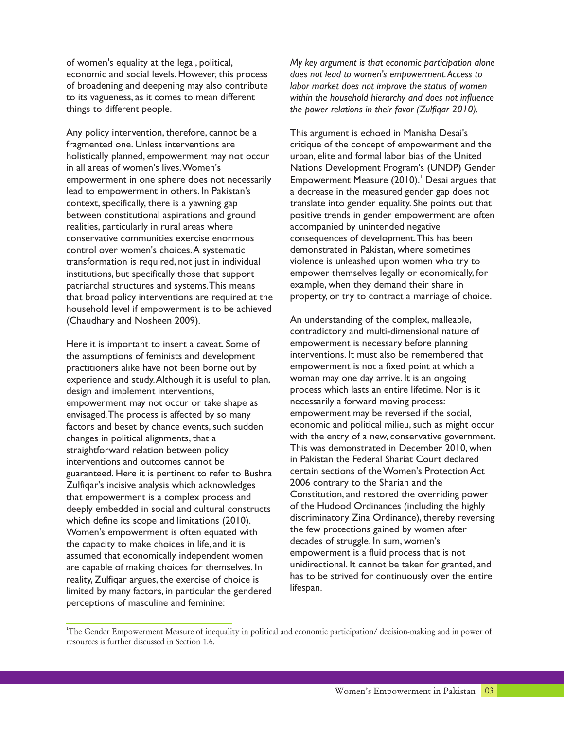of women's equality at the legal, political, economic and social levels. However, this process of broadening and deepening may also contribute to its vagueness, as it comes to mean different things to different people.

Any policy intervention, therefore, cannot be a fragmented one. Unless interventions are holistically planned, empowerment may not occur in all areas of women's lives. Women's empowerment in one sphere does not necessarily lead to empowerment in others. In Pakistan's context, specifically, there is a yawning gap between constitutional aspirations and ground realities, particularly in rural areas where conservative communities exercise enormous control over women's choices. A systematic transformation is required, not just in individual institutions, but specifically those that support patriarchal structures and systems. This means that broad policy interventions are required at the household level if empowerment is to be achieved (Chaudhary and Nosheen 2009).

Here it is important to insert a caveat. Some of the assumptions of feminists and development practitioners alike have not been borne out by experience and study. Although it is useful to plan, design and implement interventions, empowerment may not occur or take shape as envisaged. The process is affected by so many factors and beset by chance events, such sudden changes in political alignments, that a straightforward relation between policy interventions and outcomes cannot be guaranteed. Here it is pertinent to refer to Bushra Zulfiqar's incisive analysis which acknowledges that empowerment is a complex process and deeply embedded in social and cultural constructs which define its scope and limitations (2010). Women's empowerment is often equated with the capacity to make choices in life, and it is assumed that economically independent women are capable of making choices for themselves. In reality, Zulfiqar argues, the exercise of choice is limited by many factors, in particular the gendered perceptions of masculine and feminine:

> *My key argument is that economic participation alone does not lead to women's empowerment. Access to labor market does not improve the status of women within the household hierarchy and does not influence the power relations in their favor (Zulfiqar 2010).*

This argument is echoed in Manisha Desai's critique of the concept of empowerment and the urban, elite and formal labor bias of the United Nations Development Program's (UNDP) Gender Empowerment Measure (2010).[1] Desai argues that a decrease in the measured gender gap does not translate into gender equality. She points out that positive trends in gender empowerment are often accompanied by unintended negative consequences of development. This has been demonstrated in Pakistan, where sometimes violence is unleashed upon women who try to empower themselves legally or economically, for example, when they demand their share in property, or try to contract a marriage of choice.

An understanding of the complex, malleable, contradictory and multi-dimensional nature of empowerment is necessary before planning interventions. It must also be remembered that empowerment is not a fixed point at which a woman may one day arrive. It is an ongoing process which lasts an entire lifetime. Nor is it necessarily a forward moving process: empowerment may be reversed if the social, economic and political milieu, such as might occur with the entry of a new, conservative government. This was demonstrated in December 2010, when in Pakistan the Federal Shariat Court declared certain sections of the Women's Protection Act 2006 contrary to the Shariah and the Constitution, and restored the overriding power of the Hudood Ordinances (including the highly discriminatory Zina Ordinance), thereby reversing the few protections gained by women after decades of struggle. In sum, women's empowerment is a fluid process that is not unidirectional. It cannot be taken for granted, and has to be strived for continuously over the entire lifespan.

---

[1] The Gender Empowerment Measure of inequality in political and economic participation/ decision-making and in power of resources is further discussed in Section 1.6.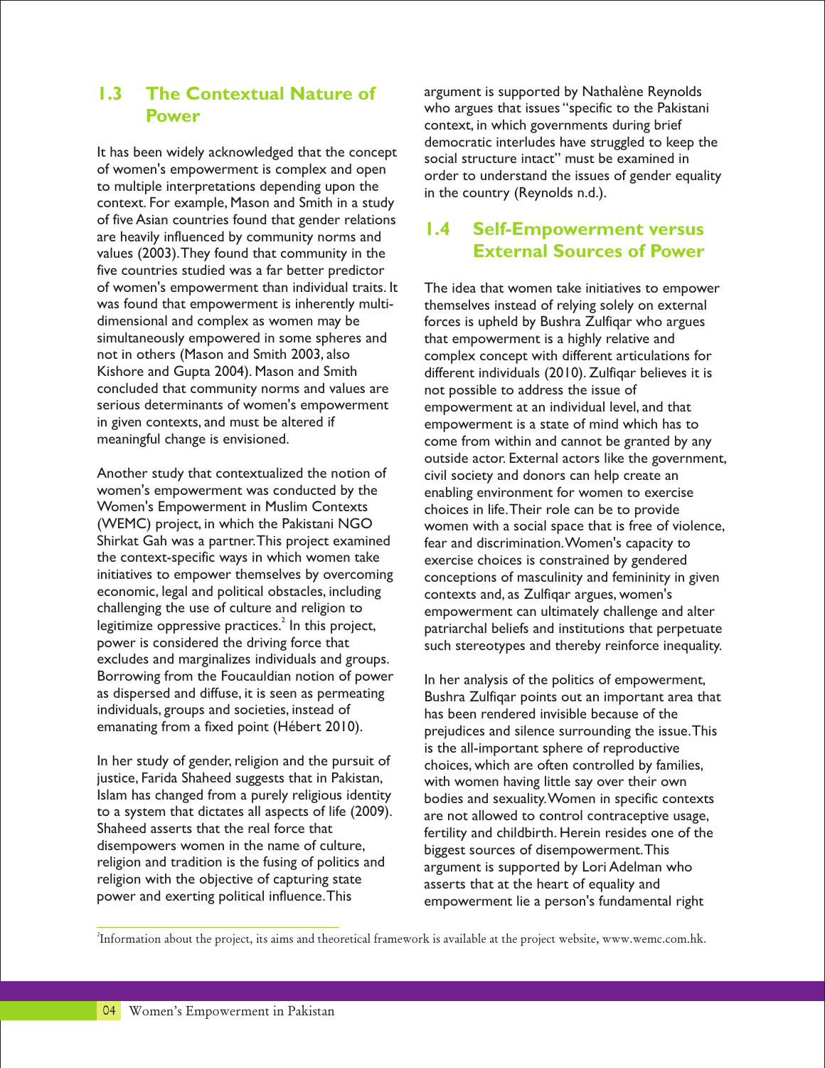## 1.3 The Contextual Nature of Power

It has been widely acknowledged that the concept of women's empowerment is complex and open to multiple interpretations depending upon the context. For example, Mason and Smith in a study of five Asian countries found that gender relations are heavily influenced by community norms and values (2003). They found that community in the five countries studied was a far better predictor of women's empowerment than individual traits. It was found that empowerment is inherently multi-dimensional and complex as women may be simultaneously empowered in some spheres and not in others (Mason and Smith 2003, also Kishore and Gupta 2004). Mason and Smith concluded that community norms and values are serious determinants of women's empowerment in given contexts, and must be altered if meaningful change is envisioned.

Another study that contextualized the notion of women's empowerment was conducted by the Women's Empowerment in Muslim Contexts (WEMC) project, in which the Pakistani NGO Shirkat Gah was a partner. This project examined the context-specific ways in which women take initiatives to empower themselves by overcoming economic, legal and political obstacles, including challenging the use of culture and religion to legitimize oppressive practices.[2] In this project, power is considered the driving force that excludes and marginalizes individuals and groups. Borrowing from the Foucauldian notion of power as dispersed and diffuse, it is seen as permeating individuals, groups and societies, instead of emanating from a fixed point (Hébert 2010).

In her study of gender, religion and the pursuit of justice, Farida Shaheed suggests that in Pakistan, Islam has changed from a purely religious identity to a system that dictates all aspects of life (2009). Shaheed asserts that the real force that disempowers women in the name of culture, religion and tradition is the fusing of politics and religion with the objective of capturing state power and exerting political influence. This argument is supported by Nathalène Reynolds who argues that issues "specific to the Pakistani context, in which governments during brief democratic interludes have struggled to keep the social structure intact" must be examined in order to understand the issues of gender equality in the country (Reynolds n.d.).

## 1.4 Self-Empowerment versus External Sources of Power

The idea that women take initiatives to empower themselves instead of relying solely on external forces is upheld by Bushra Zulfiqar who argues that empowerment is a highly relative and complex concept with different articulations for different individuals (2010). Zulfiqar believes it is not possible to address the issue of empowerment at an individual level, and that empowerment is a state of mind which has to come from within and cannot be granted by any outside actor. External actors like the government, civil society and donors can help create an enabling environment for women to exercise choices in life. Their role can be to provide women with a social space that is free of violence, fear and discrimination. Women's capacity to exercise choices is constrained by gendered conceptions of masculinity and femininity in given contexts and, as Zulfiqar argues, women's empowerment can ultimately challenge and alter patriarchal beliefs and institutions that perpetuate such stereotypes and thereby reinforce inequality.

In her analysis of the politics of empowerment, Bushra Zulfiqar points out an important area that has been rendered invisible because of the prejudices and silence surrounding the issue. This is the all-important sphere of reproductive choices, which are often controlled by families, with women having little say over their own bodies and sexuality. Women in specific contexts are not allowed to control contraceptive usage, fertility and childbirth. Herein resides one of the biggest sources of disempowerment. This argument is supported by Lori Adelman who asserts that at the heart of equality and empowerment lie a person's fundamental right

[2] Information about the project, its aims and theoretical framework is available at the project website, www.wemc.com.hk.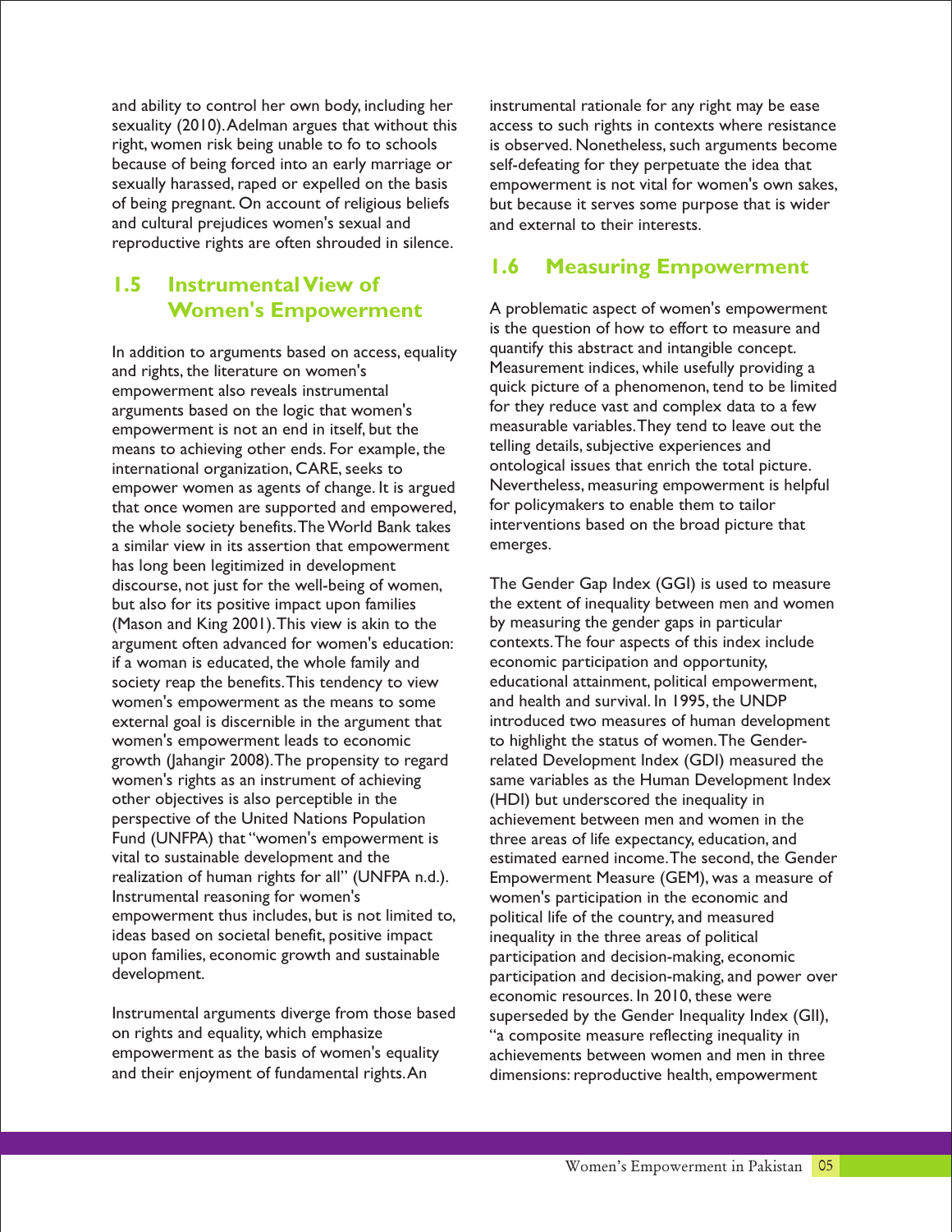and ability to control her own body, including her sexuality (2010). Adelman argues that without this right, women risk being unable to fo to schools because of being forced into an early marriage or sexually harassed, raped or expelled on the basis of being pregnant. On account of religious beliefs and cultural prejudices women's sexual and reproductive rights are often shrouded in silence.

## 1.5 Instrumental View of Women's Empowerment

In addition to arguments based on access, equality and rights, the literature on women's empowerment also reveals instrumental arguments based on the logic that women's empowerment is not an end in itself, but the means to achieving other ends. For example, the international organization, CARE, seeks to empower women as agents of change. It is argued that once women are supported and empowered, the whole society benefits. The World Bank takes a similar view in its assertion that empowerment has long been legitimized in development discourse, not just for the well-being of women, but also for its positive impact upon families (Mason and King 2001). This view is akin to the argument often advanced for women's education: if a woman is educated, the whole family and society reap the benefits. This tendency to view women's empowerment as the means to some external goal is discernible in the argument that women's empowerment leads to economic growth (Jahangir 2008). The propensity to regard women's rights as an instrument of achieving other objectives is also perceptible in the perspective of the United Nations Population Fund (UNFPA) that "women's empowerment is vital to sustainable development and the realization of human rights for all" (UNFPA n.d.). Instrumental reasoning for women's empowerment thus includes, but is not limited to, ideas based on societal benefit, positive impact upon families, economic growth and sustainable development.

Instrumental arguments diverge from those based on rights and equality, which emphasize empowerment as the basis of women's equality and their enjoyment of fundamental rights. An instrumental rationale for any right may be ease access to such rights in contexts where resistance is observed. Nonetheless, such arguments become self-defeating for they perpetuate the idea that empowerment is not vital for women's own sakes, but because it serves some purpose that is wider and external to their interests.

## 1.6 Measuring Empowerment

A problematic aspect of women's empowerment is the question of how to effort to measure and quantify this abstract and intangible concept. Measurement indices, while usefully providing a quick picture of a phenomenon, tend to be limited for they reduce vast and complex data to a few measurable variables. They tend to leave out the telling details, subjective experiences and ontological issues that enrich the total picture. Nevertheless, measuring empowerment is helpful for policymakers to enable them to tailor interventions based on the broad picture that emerges.

The Gender Gap Index (GGI) is used to measure the extent of inequality between men and women by measuring the gender gaps in particular contexts. The four aspects of this index include economic participation and opportunity, educational attainment, political empowerment, and health and survival. In 1995, the UNDP introduced two measures of human development to highlight the status of women. The Gender-related Development Index (GDI) measured the same variables as the Human Development Index (HDI) but underscored the inequality in achievement between men and women in the three areas of life expectancy, education, and estimated earned income. The second, the Gender Empowerment Measure (GEM), was a measure of women's participation in the economic and political life of the country, and measured inequality in the three areas of political participation and decision-making, economic participation and decision-making, and power over economic resources. In 2010, these were superseded by the Gender Inequality Index (GII), "a composite measure reflecting inequality in achievements between women and men in three dimensions: reproductive health, empowerment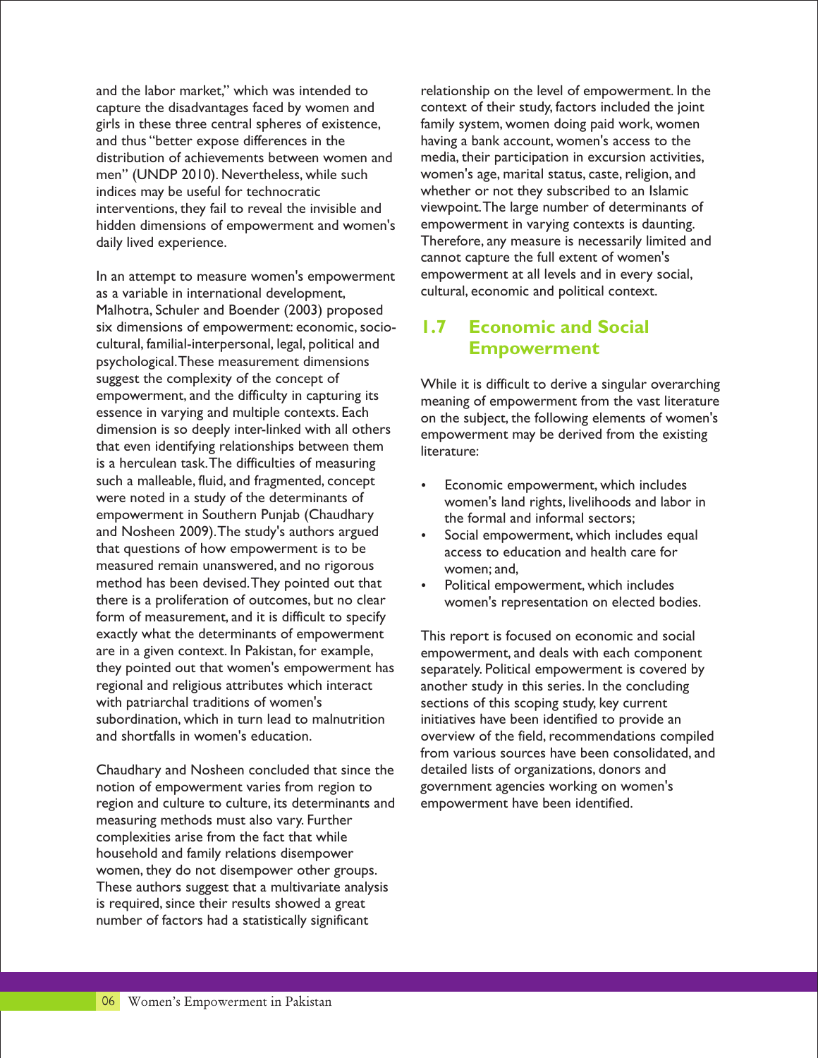and the labor market," which was intended to capture the disadvantages faced by women and girls in these three central spheres of existence, and thus "better expose differences in the distribution of achievements between women and men" (UNDP 2010). Nevertheless, while such indices may be useful for technocratic interventions, they fail to reveal the invisible and hidden dimensions of empowerment and women's daily lived experience.

In an attempt to measure women's empowerment as a variable in international development, Malhotra, Schuler and Boender (2003) proposed six dimensions of empowerment: economic, socio-cultural, familial-interpersonal, legal, political and psychological. These measurement dimensions suggest the complexity of the concept of empowerment, and the difficulty in capturing its essence in varying and multiple contexts. Each dimension is so deeply inter-linked with all others that even identifying relationships between them is a herculean task. The difficulties of measuring such a malleable, fluid, and fragmented, concept were noted in a study of the determinants of empowerment in Southern Punjab (Chaudhary and Nosheen 2009). The study's authors argued that questions of how empowerment is to be measured remain unanswered, and no rigorous method has been devised. They pointed out that there is a proliferation of outcomes, but no clear form of measurement, and it is difficult to specify exactly what the determinants of empowerment are in a given context. In Pakistan, for example, they pointed out that women's empowerment has regional and religious attributes which interact with patriarchal traditions of women's subordination, which in turn lead to malnutrition and shortfalls in women's education.

Chaudhary and Nosheen concluded that since the notion of empowerment varies from region to region and culture to culture, its determinants and measuring methods must also vary. Further complexities arise from the fact that while household and family relations disempower women, they do not disempower other groups. These authors suggest that a multivariate analysis is required, since their results showed a great number of factors had a statistically significant relationship on the level of empowerment. In the context of their study, factors included the joint family system, women doing paid work, women having a bank account, women's access to the media, their participation in excursion activities, women's age, marital status, caste, religion, and whether or not they subscribed to an Islamic viewpoint. The large number of determinants of empowerment in varying contexts is daunting. Therefore, any measure is necessarily limited and cannot capture the full extent of women's empowerment at all levels and in every social, cultural, economic and political context.

## 1.7 Economic and Social Empowerment

While it is difficult to derive a singular overarching meaning of empowerment from the vast literature on the subject, the following elements of women's empowerment may be derived from the existing literature:

- Economic empowerment, which includes women's land rights, livelihoods and labor in the formal and informal sectors;
- Social empowerment, which includes equal access to education and health care for women; and,
- Political empowerment, which includes women's representation on elected bodies.

This report is focused on economic and social empowerment, and deals with each component separately. Political empowerment is covered by another study in this series. In the concluding sections of this scoping study, key current initiatives have been identified to provide an overview of the field, recommendations compiled from various sources have been consolidated, and detailed lists of organizations, donors and government agencies working on women's empowerment have been identified.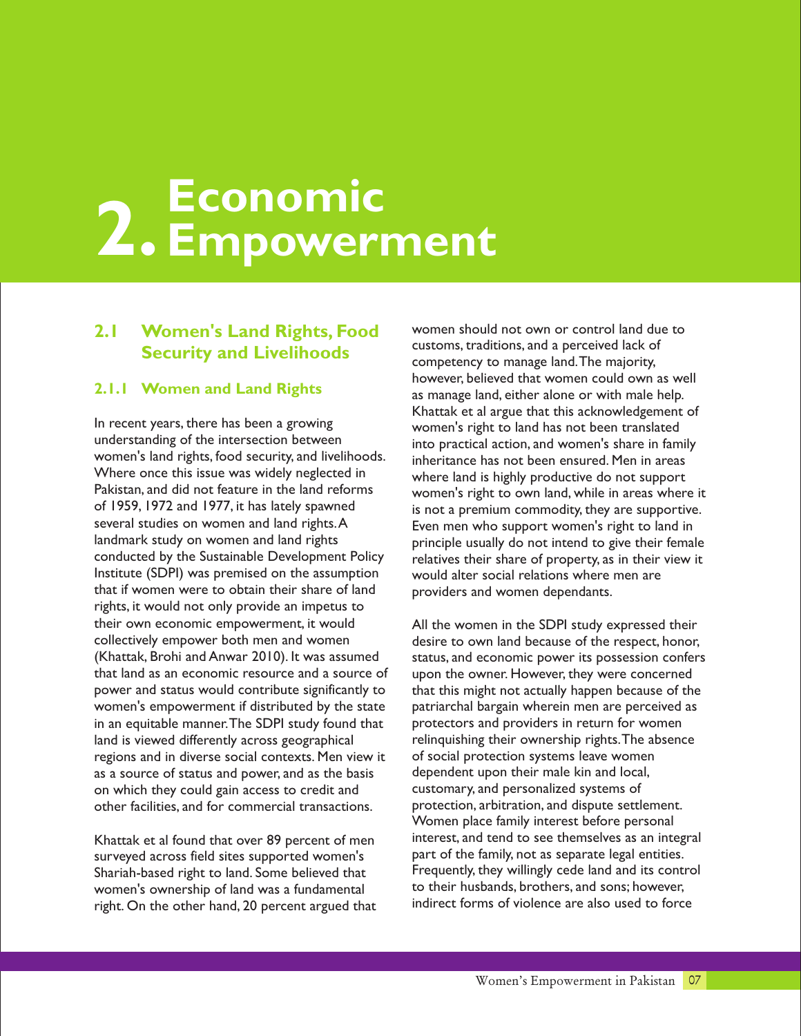# 2. Economic Empowerment

## 2.1 Women's Land Rights, Food Security and Livelihoods

### 2.1.1 Women and Land Rights

In recent years, there has been a growing understanding of the intersection between women's land rights, food security, and livelihoods. Where once this issue was widely neglected in Pakistan, and did not feature in the land reforms of 1959, 1972 and 1977, it has lately spawned several studies on women and land rights. A landmark study on women and land rights conducted by the Sustainable Development Policy Institute (SDPI) was premised on the assumption that if women were to obtain their share of land rights, it would not only provide an impetus to their own economic empowerment, it would collectively empower both men and women (Khattak, Brohi and Anwar 2010). It was assumed that land as an economic resource and a source of power and status would contribute significantly to women's empowerment if distributed by the state in an equitable manner. The SDPI study found that land is viewed differently across geographical regions and in diverse social contexts. Men view it as a source of status and power, and as the basis on which they could gain access to credit and other facilities, and for commercial transactions.

Khattak et al found that over 89 percent of men surveyed across field sites supported women's Shariah-based right to land. Some believed that women's ownership of land was a fundamental right. On the other hand, 20 percent argued that women should not own or control land due to customs, traditions, and a perceived lack of competency to manage land. The majority, however, believed that women could own as well as manage land, either alone or with male help. Khattak et al argue that this acknowledgement of women's right to land has not been translated into practical action, and women's share in family inheritance has not been ensured. Men in areas where land is highly productive do not support women's right to own land, while in areas where it is not a premium commodity, they are supportive. Even men who support women's right to land in principle usually do not intend to give their female relatives their share of property, as in their view it would alter social relations where men are providers and women dependants.

All the women in the SDPI study expressed their desire to own land because of the respect, honor, status, and economic power its possession confers upon the owner. However, they were concerned that this might not actually happen because of the patriarchal bargain wherein men are perceived as protectors and providers in return for women relinquishing their ownership rights. The absence of social protection systems leave women dependent upon their male kin and local, customary, and personalized systems of protection, arbitration, and dispute settlement. Women place family interest before personal interest, and tend to see themselves as an integral part of the family, not as separate legal entities. Frequently, they willingly cede land and its control to their husbands, brothers, and sons; however, indirect forms of violence are also used to force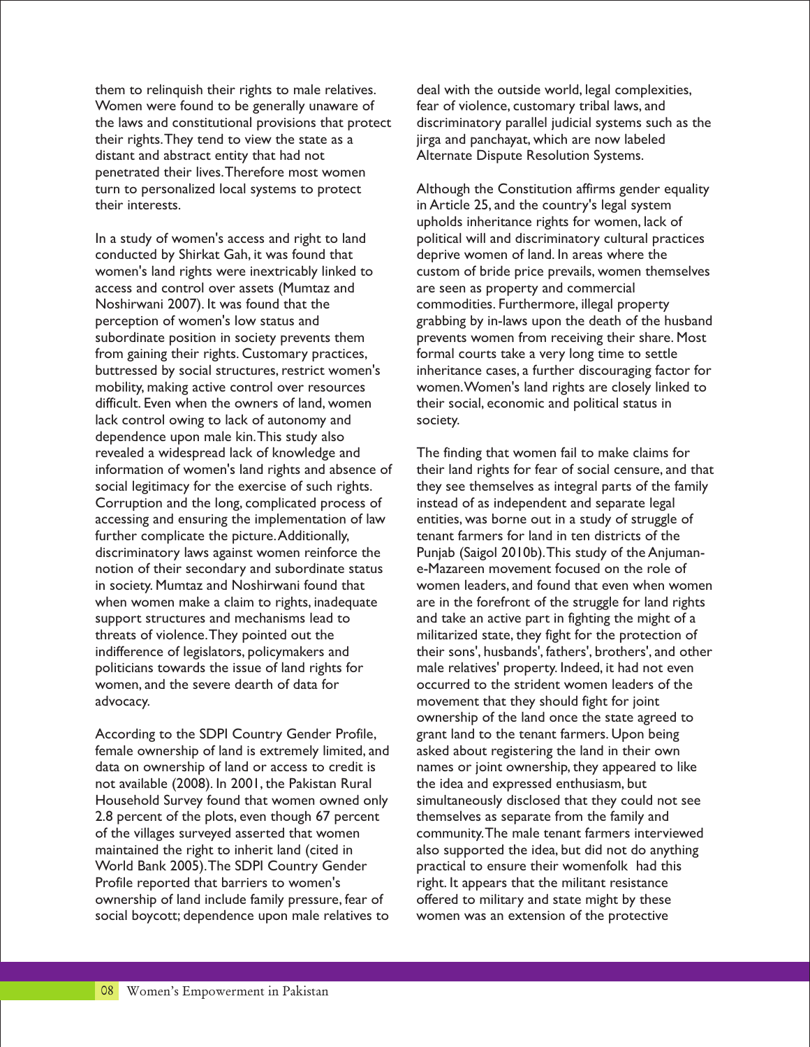them to relinquish their rights to male relatives. Women were found to be generally unaware of the laws and constitutional provisions that protect their rights. They tend to view the state as a distant and abstract entity that had not penetrated their lives. Therefore most women turn to personalized local systems to protect their interests.

In a study of women's access and right to land conducted by Shirkat Gah, it was found that women's land rights were inextricably linked to access and control over assets (Mumtaz and Noshirwani 2007). It was found that the perception of women's low status and subordinate position in society prevents them from gaining their rights. Customary practices, buttressed by social structures, restrict women's mobility, making active control over resources difficult. Even when the owners of land, women lack control owing to lack of autonomy and dependence upon male kin. This study also revealed a widespread lack of knowledge and information of women's land rights and absence of social legitimacy for the exercise of such rights. Corruption and the long, complicated process of accessing and ensuring the implementation of law further complicate the picture. Additionally, discriminatory laws against women reinforce the notion of their secondary and subordinate status in society. Mumtaz and Noshirwani found that when women make a claim to rights, inadequate support structures and mechanisms lead to threats of violence. They pointed out the indifference of legislators, policymakers and politicians towards the issue of land rights for women, and the severe dearth of data for advocacy.

According to the SDPI Country Gender Profile, female ownership of land is extremely limited, and data on ownership of land or access to credit is not available (2008). In 2001, the Pakistan Rural Household Survey found that women owned only 2.8 percent of the plots, even though 67 percent of the villages surveyed asserted that women maintained the right to inherit land (cited in World Bank 2005). The SDPI Country Gender Profile reported that barriers to women's ownership of land include family pressure, fear of social boycott; dependence upon male relatives to deal with the outside world, legal complexities, fear of violence, customary tribal laws, and discriminatory parallel judicial systems such as the jirga and panchayat, which are now labeled Alternate Dispute Resolution Systems.

Although the Constitution affirms gender equality in Article 25, and the country's legal system upholds inheritance rights for women, lack of political will and discriminatory cultural practices deprive women of land. In areas where the custom of bride price prevails, women themselves are seen as property and commercial commodities. Furthermore, illegal property grabbing by in-laws upon the death of the husband prevents women from receiving their share. Most formal courts take a very long time to settle inheritance cases, a further discouraging factor for women. Women's land rights are closely linked to their social, economic and political status in society.

The finding that women fail to make claims for their land rights for fear of social censure, and that they see themselves as integral parts of the family instead of as independent and separate legal entities, was borne out in a study of struggle of tenant farmers for land in ten districts of the Punjab (Saigol 2010b). This study of the Anjuman-e-Mazareen movement focused on the role of women leaders, and found that even when women are in the forefront of the struggle for land rights and take an active part in fighting the might of a militarized state, they fight for the protection of their sons', husbands', fathers', brothers', and other male relatives' property. Indeed, it had not even occurred to the strident women leaders of the movement that they should fight for joint ownership of the land once the state agreed to grant land to the tenant farmers. Upon being asked about registering the land in their own names or joint ownership, they appeared to like the idea and expressed enthusiasm, but simultaneously disclosed that they could not see themselves as separate from the family and community. The male tenant farmers interviewed also supported the idea, but did not do anything practical to ensure their womenfolk had this right. It appears that the militant resistance offered to military and state might by these women was an extension of the protective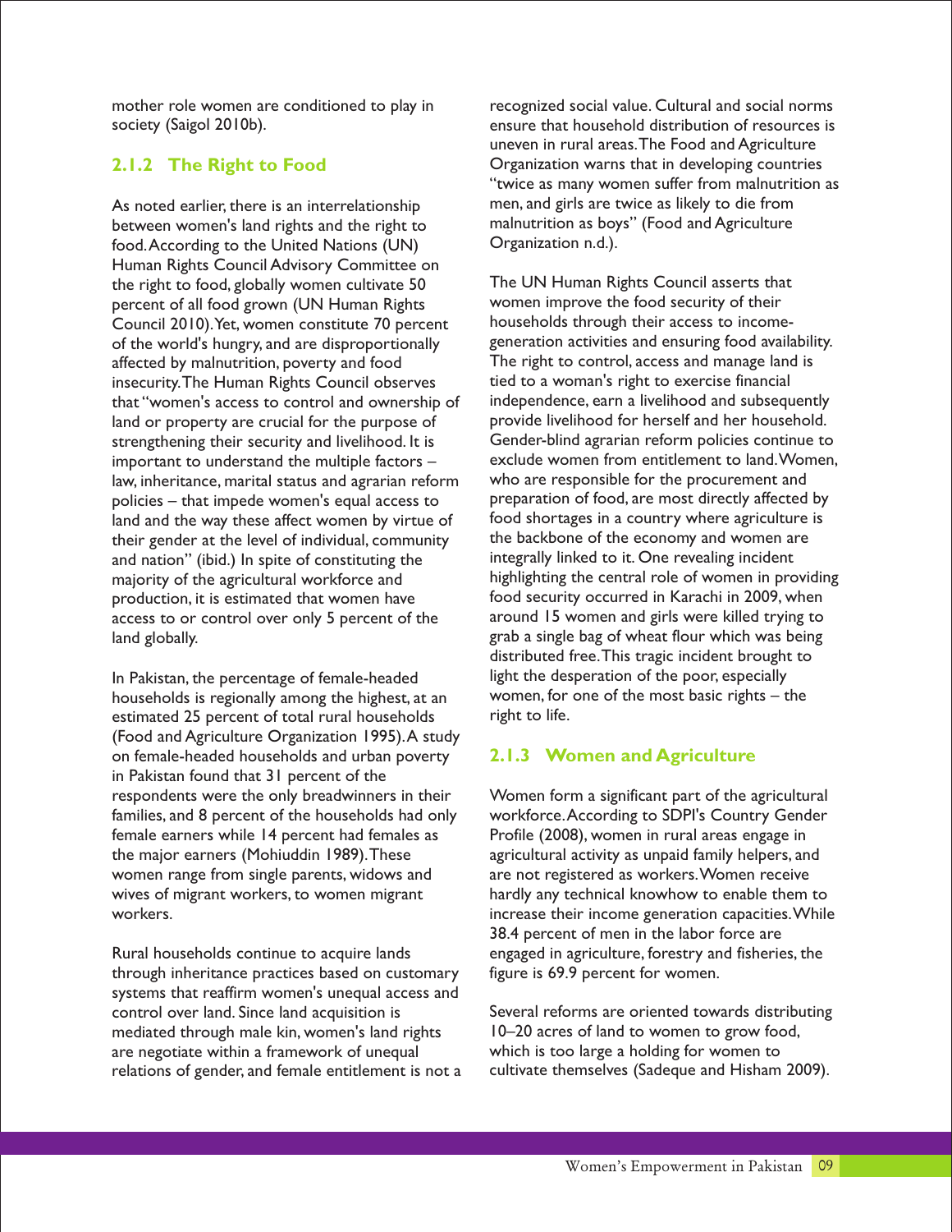mother role women are conditioned to play in society (Saigol 2010b).

### 2.1.2 The Right to Food

As noted earlier, there is an interrelationship between women's land rights and the right to food. According to the United Nations (UN) Human Rights Council Advisory Committee on the right to food, globally women cultivate 50 percent of all food grown (UN Human Rights Council 2010). Yet, women constitute 70 percent of the world's hungry, and are disproportionally affected by malnutrition, poverty and food insecurity. The Human Rights Council observes that "women's access to control and ownership of land or property are crucial for the purpose of strengthening their security and livelihood. It is important to understand the multiple factors – law, inheritance, marital status and agrarian reform policies – that impede women's equal access to land and the way these affect women by virtue of their gender at the level of individual, community and nation" (ibid.) In spite of constituting the majority of the agricultural workforce and production, it is estimated that women have access to or control over only 5 percent of the land globally.

In Pakistan, the percentage of female-headed households is regionally among the highest, at an estimated 25 percent of total rural households (Food and Agriculture Organization 1995). A study on female-headed households and urban poverty in Pakistan found that 31 percent of the respondents were the only breadwinners in their families, and 8 percent of the households had only female earners while 14 percent had females as the major earners (Mohiuddin 1989). These women range from single parents, widows and wives of migrant workers, to women migrant workers.

Rural households continue to acquire lands through inheritance practices based on customary systems that reaffirm women's unequal access and control over land. Since land acquisition is mediated through male kin, women's land rights are negotiate within a framework of unequal relations of gender, and female entitlement is not a recognized social value. Cultural and social norms ensure that household distribution of resources is uneven in rural areas. The Food and Agriculture Organization warns that in developing countries "twice as many women suffer from malnutrition as men, and girls are twice as likely to die from malnutrition as boys" (Food and Agriculture Organization n.d.).

The UN Human Rights Council asserts that women improve the food security of their households through their access to income-generation activities and ensuring food availability. The right to control, access and manage land is tied to a woman's right to exercise financial independence, earn a livelihood and subsequently provide livelihood for herself and her household. Gender-blind agrarian reform policies continue to exclude women from entitlement to land. Women, who are responsible for the procurement and preparation of food, are most directly affected by food shortages in a country where agriculture is the backbone of the economy and women are integrally linked to it. One revealing incident highlighting the central role of women in providing food security occurred in Karachi in 2009, when around 15 women and girls were killed trying to grab a single bag of wheat flour which was being distributed free. This tragic incident brought to light the desperation of the poor, especially women, for one of the most basic rights – the right to life.

### 2.1.3 Women and Agriculture

Women form a significant part of the agricultural workforce. According to SDPI's Country Gender Profile (2008), women in rural areas engage in agricultural activity as unpaid family helpers, and are not registered as workers. Women receive hardly any technical knowhow to enable them to increase their income generation capacities. While 38.4 percent of men in the labor force are engaged in agriculture, forestry and fisheries, the figure is 69.9 percent for women.

Several reforms are oriented towards distributing 10–20 acres of land to women to grow food, which is too large a holding for women to cultivate themselves (Sadeque and Hisham 2009).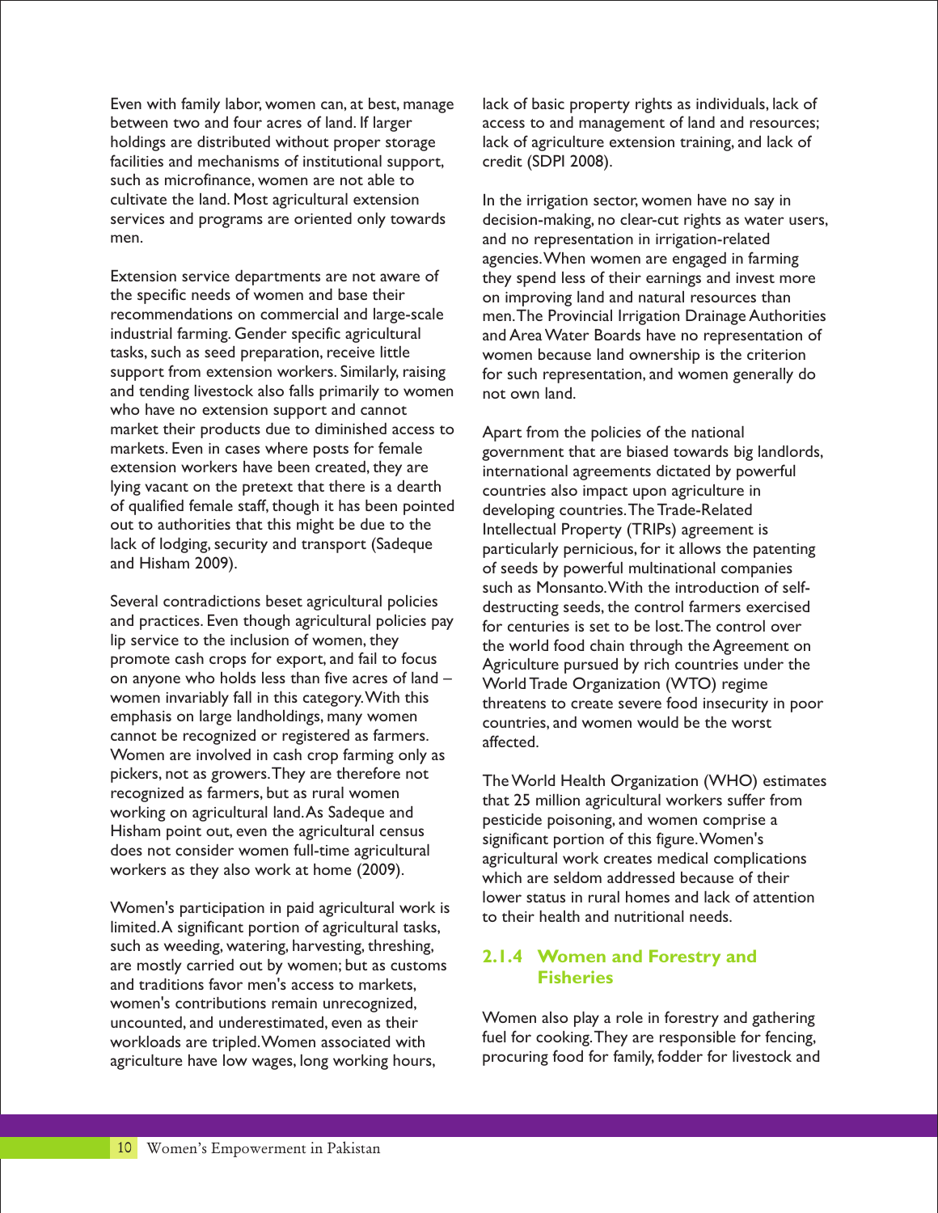Even with family labor, women can, at best, manage between two and four acres of land. If larger holdings are distributed without proper storage facilities and mechanisms of institutional support, such as microfinance, women are not able to cultivate the land. Most agricultural extension services and programs are oriented only towards men.

Extension service departments are not aware of the specific needs of women and base their recommendations on commercial and large-scale industrial farming. Gender specific agricultural tasks, such as seed preparation, receive little support from extension workers. Similarly, raising and tending livestock also falls primarily to women who have no extension support and cannot market their products due to diminished access to markets. Even in cases where posts for female extension workers have been created, they are lying vacant on the pretext that there is a dearth of qualified female staff, though it has been pointed out to authorities that this might be due to the lack of lodging, security and transport (Sadeque and Hisham 2009).

Several contradictions beset agricultural policies and practices. Even though agricultural policies pay lip service to the inclusion of women, they promote cash crops for export, and fail to focus on anyone who holds less than five acres of land – women invariably fall in this category. With this emphasis on large landholdings, many women cannot be recognized or registered as farmers. Women are involved in cash crop farming only as pickers, not as growers. They are therefore not recognized as farmers, but as rural women working on agricultural land. As Sadeque and Hisham point out, even the agricultural census does not consider women full-time agricultural workers as they also work at home (2009).

Women's participation in paid agricultural work is limited. A significant portion of agricultural tasks, such as weeding, watering, harvesting, threshing, are mostly carried out by women; but as customs and traditions favor men's access to markets, women's contributions remain unrecognized, uncounted, and underestimated, even as their workloads are tripled. Women associated with agriculture have low wages, long working hours, lack of basic property rights as individuals, lack of access to and management of land and resources; lack of agriculture extension training, and lack of credit (SDPI 2008).

In the irrigation sector, women have no say in decision-making, no clear-cut rights as water users, and no representation in irrigation-related agencies. When women are engaged in farming they spend less of their earnings and invest more on improving land and natural resources than men. The Provincial Irrigation Drainage Authorities and Area Water Boards have no representation of women because land ownership is the criterion for such representation, and women generally do not own land.

Apart from the policies of the national government that are biased towards big landlords, international agreements dictated by powerful countries also impact upon agriculture in developing countries. The Trade-Related Intellectual Property (TRIPs) agreement is particularly pernicious, for it allows the patenting of seeds by powerful multinational companies such as Monsanto. With the introduction of self-destructing seeds, the control farmers exercised for centuries is set to be lost. The control over the world food chain through the Agreement on Agriculture pursued by rich countries under the World Trade Organization (WTO) regime threatens to create severe food insecurity in poor countries, and women would be the worst affected.

The World Health Organization (WHO) estimates that 25 million agricultural workers suffer from pesticide poisoning, and women comprise a significant portion of this figure. Women's agricultural work creates medical complications which are seldom addressed because of their lower status in rural homes and lack of attention to their health and nutritional needs.

### 2.1.4 Women and Forestry and Fisheries

Women also play a role in forestry and gathering fuel for cooking. They are responsible for fencing, procuring food for family, fodder for livestock and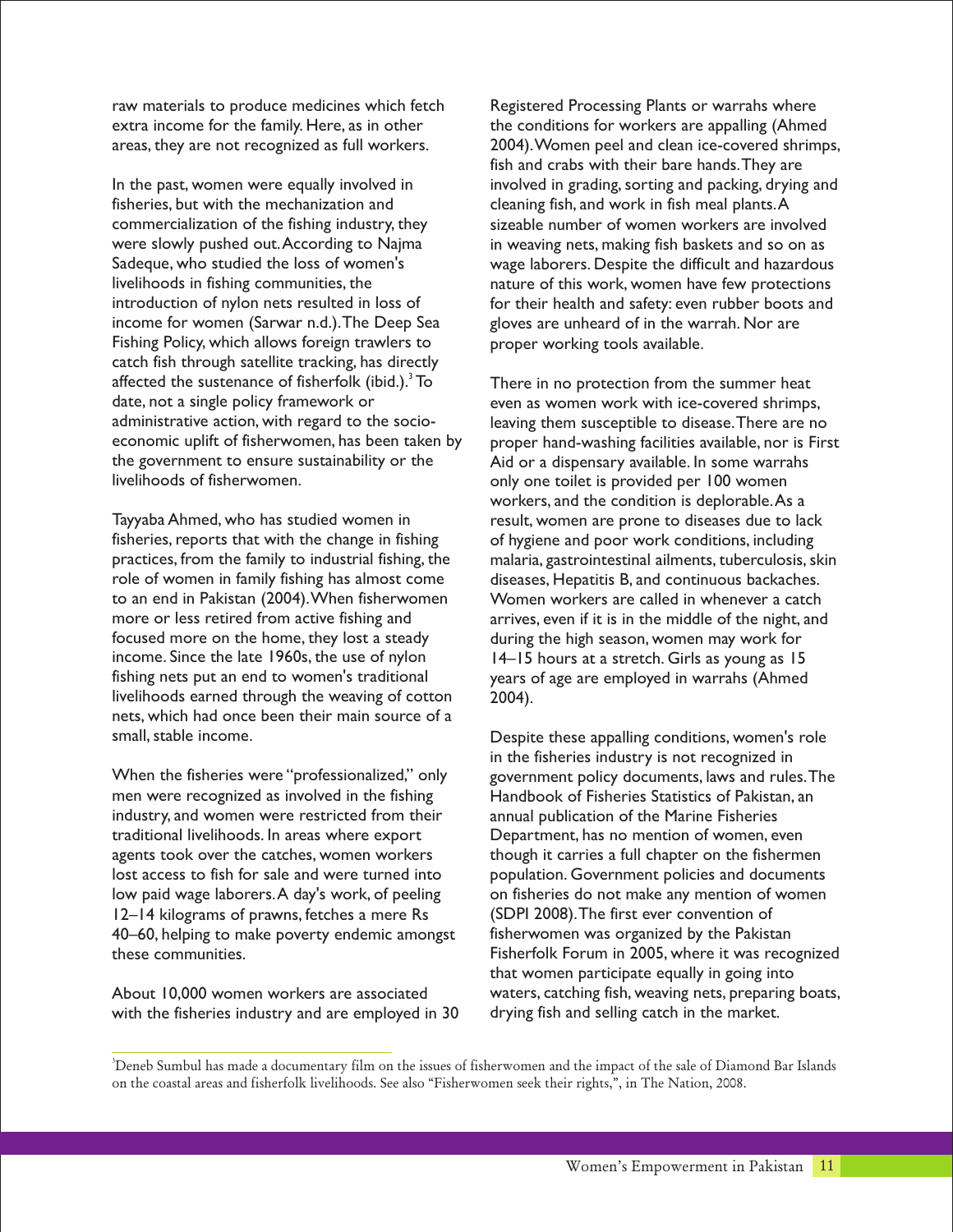raw materials to produce medicines which fetch extra income for the family. Here, as in other areas, they are not recognized as full workers.

In the past, women were equally involved in fisheries, but with the mechanization and commercialization of the fishing industry, they were slowly pushed out. According to Najma Sadeque, who studied the loss of women's livelihoods in fishing communities, the introduction of nylon nets resulted in loss of income for women (Sarwar n.d.). The Deep Sea Fishing Policy, which allows foreign trawlers to catch fish through satellite tracking, has directly affected the sustenance of fisherfolk (ibid.).[3] To date, not a single policy framework or administrative action, with regard to the socio-economic uplift of fisherwomen, has been taken by the government to ensure sustainability or the livelihoods of fisherwomen.

Tayyaba Ahmed, who has studied women in fisheries, reports that with the change in fishing practices, from the family to industrial fishing, the role of women in family fishing has almost come to an end in Pakistan (2004). When fisherwomen more or less retired from active fishing and focused more on the home, they lost a steady income. Since the late 1960s, the use of nylon fishing nets put an end to women's traditional livelihoods earned through the weaving of cotton nets, which had once been their main source of a small, stable income.

When the fisheries were "professionalized," only men were recognized as involved in the fishing industry, and women were restricted from their traditional livelihoods. In areas where export agents took over the catches, women workers lost access to fish for sale and were turned into low paid wage laborers. A day's work, of peeling 12–14 kilograms of prawns, fetches a mere Rs 40–60, helping to make poverty endemic amongst these communities.

About 10,000 women workers are associated with the fisheries industry and are employed in 30 Registered Processing Plants or warrahs where the conditions for workers are appalling (Ahmed 2004). Women peel and clean ice-covered shrimps, fish and crabs with their bare hands. They are involved in grading, sorting and packing, drying and cleaning fish, and work in fish meal plants. A sizeable number of women workers are involved in weaving nets, making fish baskets and so on as wage laborers. Despite the difficult and hazardous nature of this work, women have few protections for their health and safety: even rubber boots and gloves are unheard of in the warrah. Nor are proper working tools available.

There in no protection from the summer heat even as women work with ice-covered shrimps, leaving them susceptible to disease. There are no proper hand-washing facilities available, nor is First Aid or a dispensary available. In some warrahs only one toilet is provided per 100 women workers, and the condition is deplorable. As a result, women are prone to diseases due to lack of hygiene and poor work conditions, including malaria, gastrointestinal ailments, tuberculosis, skin diseases, Hepatitis B, and continuous backaches. Women workers are called in whenever a catch arrives, even if it is in the middle of the night, and during the high season, women may work for 14–15 hours at a stretch. Girls as young as 15 years of age are employed in warrahs (Ahmed 2004).

Despite these appalling conditions, women's role in the fisheries industry is not recognized in government policy documents, laws and rules. The Handbook of Fisheries Statistics of Pakistan, an annual publication of the Marine Fisheries Department, has no mention of women, even though it carries a full chapter on the fishermen population. Government policies and documents on fisheries do not make any mention of women (SDPI 2008). The first ever convention of fisherwomen was organized by the Pakistan Fisherfolk Forum in 2005, where it was recognized that women participate equally in going into waters, catching fish, weaving nets, preparing boats, drying fish and selling catch in the market.

---

[3] Deneb Sumbul has made a documentary film on the issues of fisherwomen and the impact of the sale of Diamond Bar Islands on the coastal areas and fisherfolk livelihoods. See also "Fisherwomen seek their rights,", in The Nation, 2008.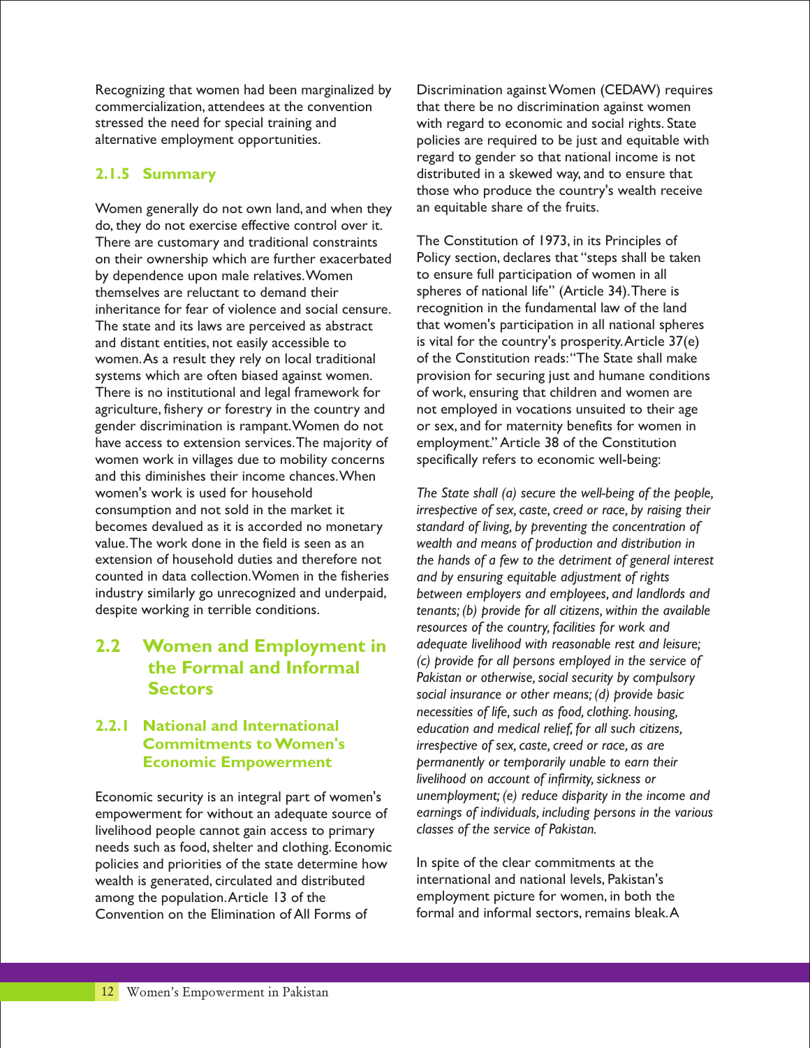Recognizing that women had been marginalized by commercialization, attendees at the convention stressed the need for special training and alternative employment opportunities.

### 2.1.5 Summary

Women generally do not own land, and when they do, they do not exercise effective control over it. There are customary and traditional constraints on their ownership which are further exacerbated by dependence upon male relatives. Women themselves are reluctant to demand their inheritance for fear of violence and social censure. The state and its laws are perceived as abstract and distant entities, not easily accessible to women. As a result they rely on local traditional systems which are often biased against women. There is no institutional and legal framework for agriculture, fishery or forestry in the country and gender discrimination is rampant. Women do not have access to extension services. The majority of women work in villages due to mobility concerns and this diminishes their income chances. When women's work is used for household consumption and not sold in the market it becomes devalued as it is accorded no monetary value. The work done in the field is seen as an extension of household duties and therefore not counted in data collection. Women in the fisheries industry similarly go unrecognized and underpaid, despite working in terrible conditions.

## 2.2 Women and Employment in the Formal and Informal Sectors

### 2.2.1 National and International Commitments to Women's Economic Empowerment

Economic security is an integral part of women's empowerment for without an adequate source of livelihood people cannot gain access to primary needs such as food, shelter and clothing. Economic policies and priorities of the state determine how wealth is generated, circulated and distributed among the population. Article 13 of the Convention on the Elimination of All Forms of Discrimination against Women (CEDAW) requires that there be no discrimination against women with regard to economic and social rights. State policies are required to be just and equitable with regard to gender so that national income is not distributed in a skewed way, and to ensure that those who produce the country's wealth receive an equitable share of the fruits.

The Constitution of 1973, in its Principles of Policy section, declares that "steps shall be taken to ensure full participation of women in all spheres of national life" (Article 34). There is recognition in the fundamental law of the land that women's participation in all national spheres is vital for the country's prosperity. Article 37(e) of the Constitution reads: "The State shall make provision for securing just and humane conditions of work, ensuring that children and women are not employed in vocations unsuited to their age or sex, and for maternity benefits for women in employment." Article 38 of the Constitution specifically refers to economic well-being:

*The State shall (a) secure the well-being of the people, irrespective of sex, caste, creed or race, by raising their standard of living, by preventing the concentration of wealth and means of production and distribution in the hands of a few to the detriment of general interest and by ensuring equitable adjustment of rights between employers and employees, and landlords and tenants; (b) provide for all citizens, within the available resources of the country, facilities for work and adequate livelihood with reasonable rest and leisure; (c) provide for all persons employed in the service of Pakistan or otherwise, social security by compulsory social insurance or other means; (d) provide basic necessities of life, such as food, clothing. housing, education and medical relief, for all such citizens, irrespective of sex, caste, creed or race, as are permanently or temporarily unable to earn their livelihood on account of infirmity, sickness or unemployment; (e) reduce disparity in the income and earnings of individuals, including persons in the various classes of the service of Pakistan.*

In spite of the clear commitments at the international and national levels, Pakistan's employment picture for women, in both the formal and informal sectors, remains bleak. A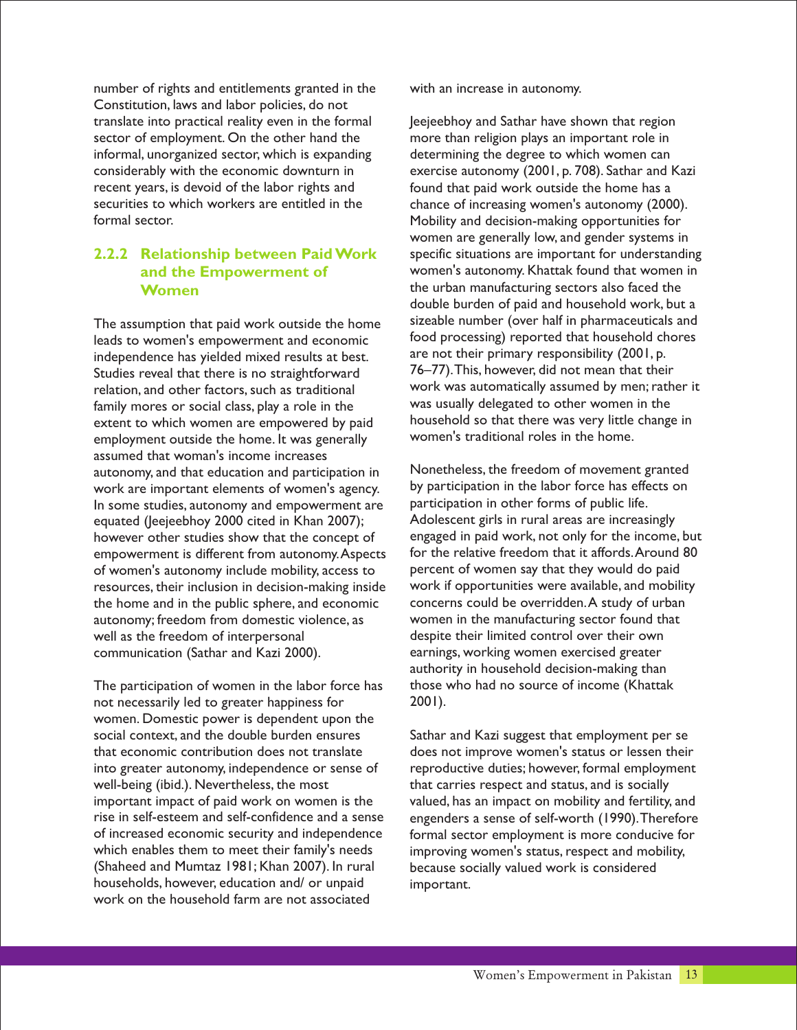number of rights and entitlements granted in the Constitution, laws and labor policies, do not translate into practical reality even in the formal sector of employment. On the other hand the informal, unorganized sector, which is expanding considerably with the economic downturn in recent years, is devoid of the labor rights and securities to which workers are entitled in the formal sector.

### 2.2.2 Relationship between Paid Work and the Empowerment of Women

The assumption that paid work outside the home leads to women's empowerment and economic independence has yielded mixed results at best. Studies reveal that there is no straightforward relation, and other factors, such as traditional family mores or social class, play a role in the extent to which women are empowered by paid employment outside the home. It was generally assumed that woman's income increases autonomy, and that education and participation in work are important elements of women's agency. In some studies, autonomy and empowerment are equated (Jeejeebhoy 2000 cited in Khan 2007); however other studies show that the concept of empowerment is different from autonomy. Aspects of women's autonomy include mobility, access to resources, their inclusion in decision-making inside the home and in the public sphere, and economic autonomy; freedom from domestic violence, as well as the freedom of interpersonal communication (Sathar and Kazi 2000).

The participation of women in the labor force has not necessarily led to greater happiness for women. Domestic power is dependent upon the social context, and the double burden ensures that economic contribution does not translate into greater autonomy, independence or sense of well-being (ibid.). Nevertheless, the most important impact of paid work on women is the rise in self-esteem and self-confidence and a sense of increased economic security and independence which enables them to meet their family's needs (Shaheed and Mumtaz 1981; Khan 2007). In rural households, however, education and/ or unpaid work on the household farm are not associated with an increase in autonomy.

Jeejeebhoy and Sathar have shown that region more than religion plays an important role in determining the degree to which women can exercise autonomy (2001, p. 708). Sathar and Kazi found that paid work outside the home has a chance of increasing women's autonomy (2000). Mobility and decision-making opportunities for women are generally low, and gender systems in specific situations are important for understanding women's autonomy. Khattak found that women in the urban manufacturing sectors also faced the double burden of paid and household work, but a sizeable number (over half in pharmaceuticals and food processing) reported that household chores are not their primary responsibility (2001, p. 76–77). This, however, did not mean that their work was automatically assumed by men; rather it was usually delegated to other women in the household so that there was very little change in women's traditional roles in the home.

Nonetheless, the freedom of movement granted by participation in the labor force has effects on participation in other forms of public life. Adolescent girls in rural areas are increasingly engaged in paid work, not only for the income, but for the relative freedom that it affords. Around 80 percent of women say that they would do paid work if opportunities were available, and mobility concerns could be overridden. A study of urban women in the manufacturing sector found that despite their limited control over their own earnings, working women exercised greater authority in household decision-making than those who had no source of income (Khattak 2001).

Sathar and Kazi suggest that employment per se does not improve women's status or lessen their reproductive duties; however, formal employment that carries respect and status, and is socially valued, has an impact on mobility and fertility, and engenders a sense of self-worth (1990). Therefore formal sector employment is more conducive for improving women's status, respect and mobility, because socially valued work is considered important.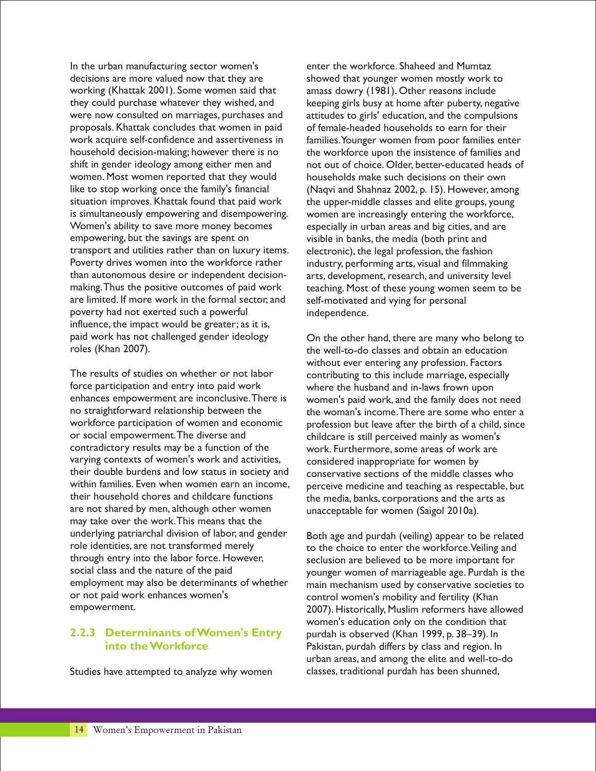In the urban manufacturing sector women's decisions are more valued now that they are working (Khattak 2001). Some women said that they could purchase whatever they wished, and were now consulted on marriages, purchases and proposals. Khattak concludes that women in paid work acquire self-confidence and assertiveness in household decision-making; however there is no shift in gender ideology among either men and women. Most women reported that they would like to stop working once the family's financial situation improves. Khattak found that paid work is simultaneously empowering and disempowering. Women's ability to save more money becomes empowering, but the savings are spent on transport and utilities rather than on luxury items. Poverty drives women into the workforce rather than autonomous desire or independent decision-making. Thus the positive outcomes of paid work are limited. If more work in the formal sector, and poverty had not exerted such a powerful influence, the impact would be greater; as it is, paid work has not challenged gender ideology roles (Khan 2007).

The results of studies on whether or not labor force participation and entry into paid work enhances empowerment are inconclusive. There is no straightforward relationship between the workforce participation of women and economic or social empowerment. The diverse and contradictory results may be a function of the varying contexts of women's work and activities, their double burdens and low status in society and within families. Even when women earn an income, their household chores and childcare functions are not shared by men, although other women may take over the work. This means that the underlying patriarchal division of labor, and gender role identities, are not transformed merely through entry into the labor force. However, social class and the nature of the paid employment may also be determinants of whether or not paid work enhances women's empowerment.

### 2.2.3 Determinants of Women's Entry into the Workforce

Studies have attempted to analyze why women enter the workforce. Shaheed and Mumtaz showed that younger women mostly work to amass dowry (1981). Other reasons include keeping girls busy at home after puberty, negative attitudes to girls' education, and the compulsions of female-headed households to earn for their families. Younger women from poor families enter the workforce upon the insistence of families and not out of choice. Older, better-educated heads of households make such decisions on their own (Naqvi and Shahnaz 2002, p. 15). However, among the upper-middle classes and elite groups, young women are increasingly entering the workforce, especially in urban areas and big cities, and are visible in banks, the media (both print and electronic), the legal profession, the fashion industry, performing arts, visual and filmmaking arts, development, research, and university level teaching. Most of these young women seem to be self-motivated and vying for personal independence.

On the other hand, there are many who belong to the well-to-do classes and obtain an education without ever entering any profession. Factors contributing to this include marriage, especially where the husband and in-laws frown upon women's paid work, and the family does not need the woman's income. There are some who enter a profession but leave after the birth of a child, since childcare is still perceived mainly as women's work. Furthermore, some areas of work are considered inappropriate for women by conservative sections of the middle classes who perceive medicine and teaching as respectable, but the media, banks, corporations and the arts as unacceptable for women (Saigol 2010a).

Both age and purdah (veiling) appear to be related to the choice to enter the workforce. Veiling and seclusion are believed to be more important for younger women of marriageable age. Purdah is the main mechanism used by conservative societies to control women's mobility and fertility (Khan 2007). Historically, Muslim reformers have allowed women's education only on the condition that purdah is observed (Khan 1999, p. 38–39). In Pakistan, purdah differs by class and region. In urban areas, and among the elite and well-to-do classes, traditional purdah has been shunned,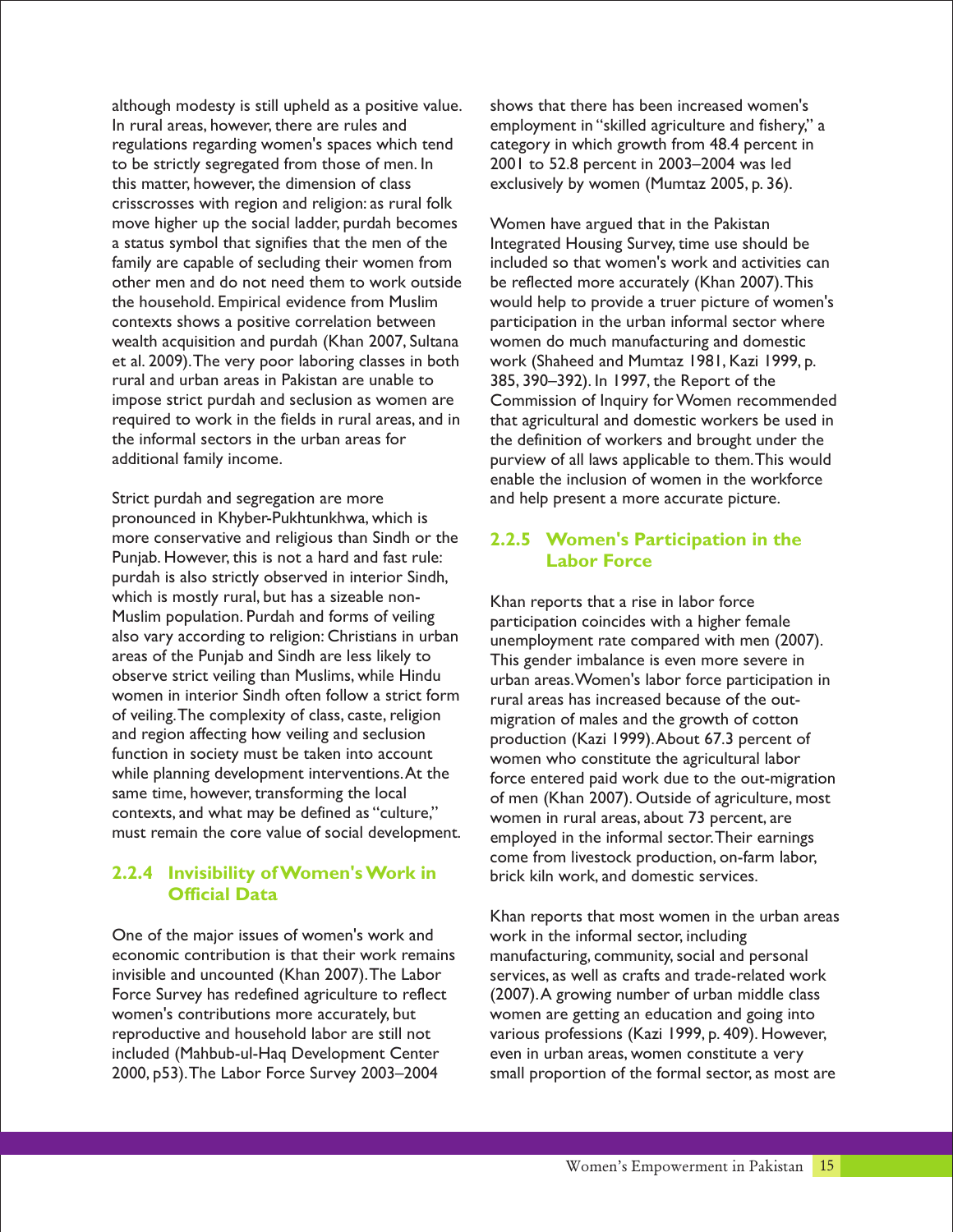although modesty is still upheld as a positive value. In rural areas, however, there are rules and regulations regarding women's spaces which tend to be strictly segregated from those of men. In this matter, however, the dimension of class crisscrosses with region and religion: as rural folk move higher up the social ladder, purdah becomes a status symbol that signifies that the men of the family are capable of secluding their women from other men and do not need them to work outside the household. Empirical evidence from Muslim contexts shows a positive correlation between wealth acquisition and purdah (Khan 2007, Sultana et al. 2009). The very poor laboring classes in both rural and urban areas in Pakistan are unable to impose strict purdah and seclusion as women are required to work in the fields in rural areas, and in the informal sectors in the urban areas for additional family income.

Strict purdah and segregation are more pronounced in Khyber-Pukhtunkhwa, which is more conservative and religious than Sindh or the Punjab. However, this is not a hard and fast rule: purdah is also strictly observed in interior Sindh, which is mostly rural, but has a sizeable non-Muslim population. Purdah and forms of veiling also vary according to religion: Christians in urban areas of the Punjab and Sindh are less likely to observe strict veiling than Muslims, while Hindu women in interior Sindh often follow a strict form of veiling. The complexity of class, caste, religion and region affecting how veiling and seclusion function in society must be taken into account while planning development interventions. At the same time, however, transforming the local contexts, and what may be defined as "culture," must remain the core value of social development.

### 2.2.4 Invisibility of Women's Work in Official Data

One of the major issues of women's work and economic contribution is that their work remains invisible and uncounted (Khan 2007). The Labor Force Survey has redefined agriculture to reflect women's contributions more accurately, but reproductive and household labor are still not included (Mahbub-ul-Haq Development Center 2000, p53). The Labor Force Survey 2003–2004 shows that there has been increased women's employment in "skilled agriculture and fishery," a category in which growth from 48.4 percent in 2001 to 52.8 percent in 2003–2004 was led exclusively by women (Mumtaz 2005, p. 36).

Women have argued that in the Pakistan Integrated Housing Survey, time use should be included so that women's work and activities can be reflected more accurately (Khan 2007). This would help to provide a truer picture of women's participation in the urban informal sector where women do much manufacturing and domestic work (Shaheed and Mumtaz 1981, Kazi 1999, p. 385, 390–392). In 1997, the Report of the Commission of Inquiry for Women recommended that agricultural and domestic workers be used in the definition of workers and brought under the purview of all laws applicable to them. This would enable the inclusion of women in the workforce and help present a more accurate picture.

### 2.2.5 Women's Participation in the Labor Force

Khan reports that a rise in labor force participation coincides with a higher female unemployment rate compared with men (2007). This gender imbalance is even more severe in urban areas. Women's labor force participation in rural areas has increased because of the out-migration of males and the growth of cotton production (Kazi 1999). About 67.3 percent of women who constitute the agricultural labor force entered paid work due to the out-migration of men (Khan 2007). Outside of agriculture, most women in rural areas, about 73 percent, are employed in the informal sector. Their earnings come from livestock production, on-farm labor, brick kiln work, and domestic services.

Khan reports that most women in the urban areas work in the informal sector, including manufacturing, community, social and personal services, as well as crafts and trade-related work (2007). A growing number of urban middle class women are getting an education and going into various professions (Kazi 1999, p. 409). However, even in urban areas, women constitute a very small proportion of the formal sector, as most are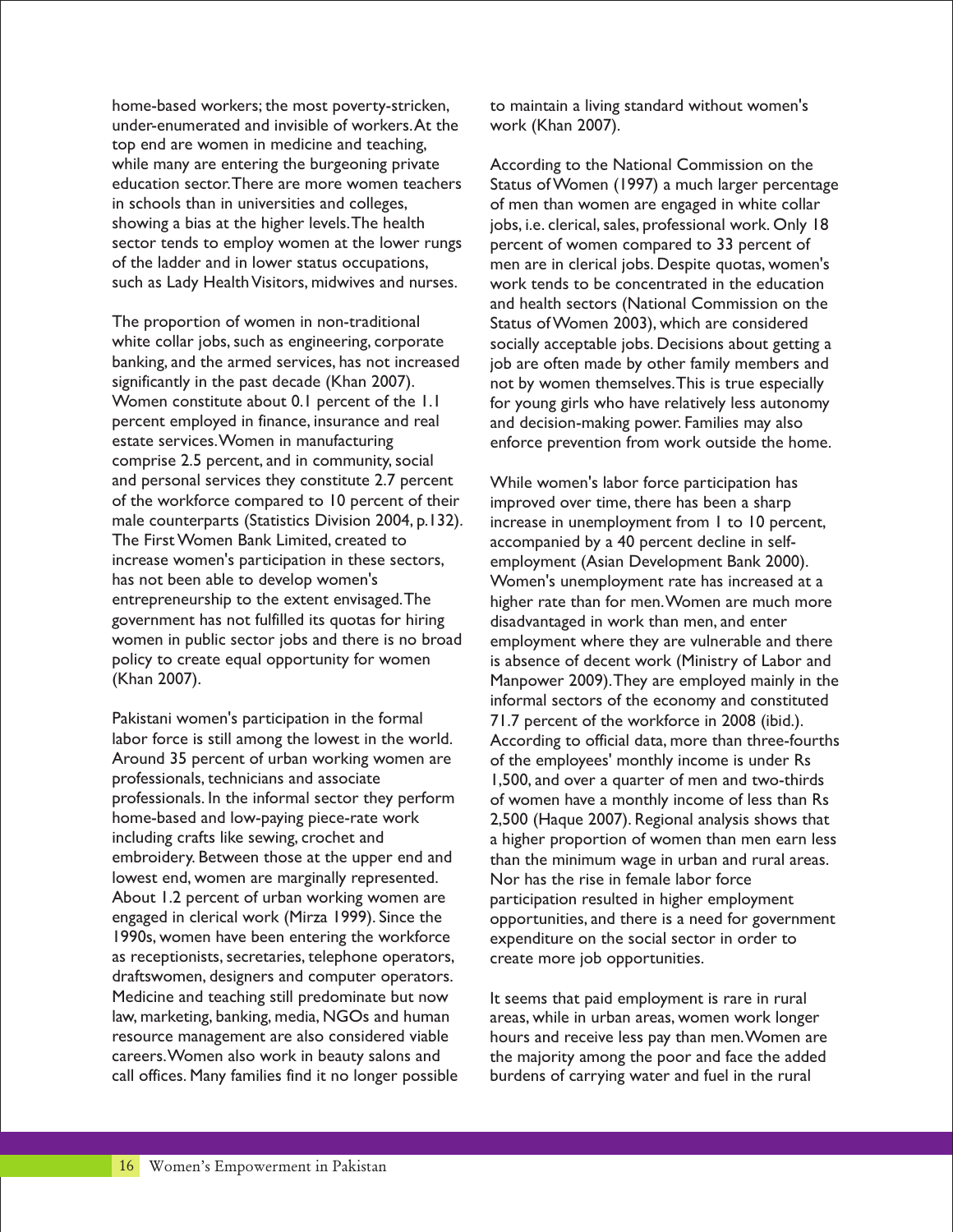home-based workers; the most poverty-stricken, under-enumerated and invisible of workers. At the top end are women in medicine and teaching, while many are entering the burgeoning private education sector. There are more women teachers in schools than in universities and colleges, showing a bias at the higher levels. The health sector tends to employ women at the lower rungs of the ladder and in lower status occupations, such as Lady Health Visitors, midwives and nurses.

The proportion of women in non-traditional white collar jobs, such as engineering, corporate banking, and the armed services, has not increased significantly in the past decade (Khan 2007). Women constitute about 0.1 percent of the 1.1 percent employed in finance, insurance and real estate services. Women in manufacturing comprise 2.5 percent, and in community, social and personal services they constitute 2.7 percent of the workforce compared to 10 percent of their male counterparts (Statistics Division 2004, p.132). The First Women Bank Limited, created to increase women's participation in these sectors, has not been able to develop women's entrepreneurship to the extent envisaged. The government has not fulfilled its quotas for hiring women in public sector jobs and there is no broad policy to create equal opportunity for women (Khan 2007).

Pakistani women's participation in the formal labor force is still among the lowest in the world. Around 35 percent of urban working women are professionals, technicians and associate professionals. In the informal sector they perform home-based and low-paying piece-rate work including crafts like sewing, crochet and embroidery. Between those at the upper end and lowest end, women are marginally represented. About 1.2 percent of urban working women are engaged in clerical work (Mirza 1999). Since the 1990s, women have been entering the workforce as receptionists, secretaries, telephone operators, draftswomen, designers and computer operators. Medicine and teaching still predominate but now law, marketing, banking, media, NGOs and human resource management are also considered viable careers. Women also work in beauty salons and call offices. Many families find it no longer possible to maintain a living standard without women's work (Khan 2007).

According to the National Commission on the Status of Women (1997) a much larger percentage of men than women are engaged in white collar jobs, i.e. clerical, sales, professional work. Only 18 percent of women compared to 33 percent of men are in clerical jobs. Despite quotas, women's work tends to be concentrated in the education and health sectors (National Commission on the Status of Women 2003), which are considered socially acceptable jobs. Decisions about getting a job are often made by other family members and not by women themselves. This is true especially for young girls who have relatively less autonomy and decision-making power. Families may also enforce prevention from work outside the home.

While women's labor force participation has improved over time, there has been a sharp increase in unemployment from 1 to 10 percent, accompanied by a 40 percent decline in self-employment (Asian Development Bank 2000). Women's unemployment rate has increased at a higher rate than for men. Women are much more disadvantaged in work than men, and enter employment where they are vulnerable and there is absence of decent work (Ministry of Labor and Manpower 2009). They are employed mainly in the informal sectors of the economy and constituted 71.7 percent of the workforce in 2008 (ibid.). According to official data, more than three-fourths of the employees' monthly income is under Rs 1,500, and over a quarter of men and two-thirds of women have a monthly income of less than Rs 2,500 (Haque 2007). Regional analysis shows that a higher proportion of women than men earn less than the minimum wage in urban and rural areas. Nor has the rise in female labor force participation resulted in higher employment opportunities, and there is a need for government expenditure on the social sector in order to create more job opportunities.

It seems that paid employment is rare in rural areas, while in urban areas, women work longer hours and receive less pay than men. Women are the majority among the poor and face the added burdens of carrying water and fuel in the rural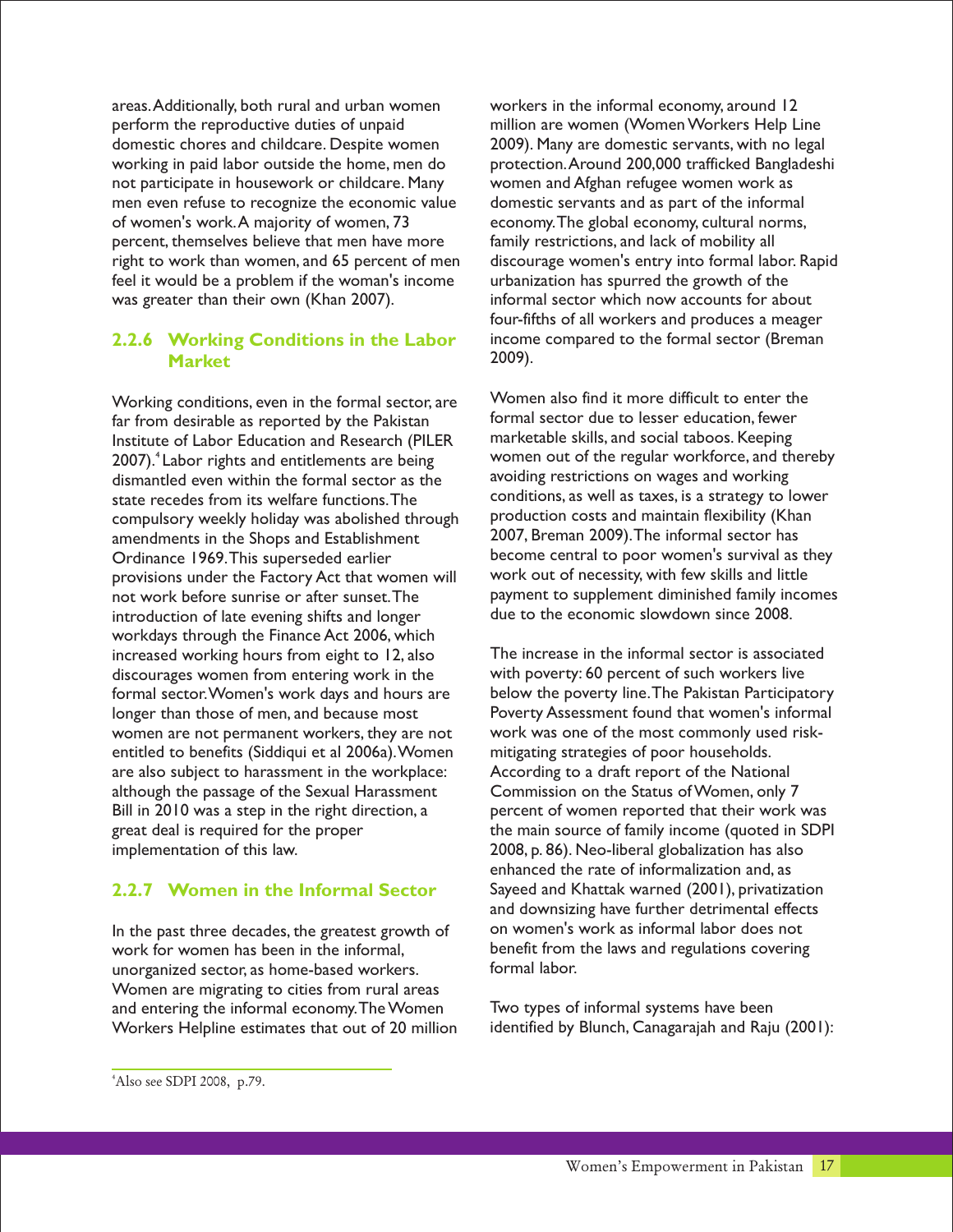areas. Additionally, both rural and urban women perform the reproductive duties of unpaid domestic chores and childcare. Despite women working in paid labor outside the home, men do not participate in housework or childcare. Many men even refuse to recognize the economic value of women's work. A majority of women, 73 percent, themselves believe that men have more right to work than women, and 65 percent of men feel it would be a problem if the woman's income was greater than their own (Khan 2007).

### 2.2.6 Working Conditions in the Labor Market

Working conditions, even in the formal sector, are far from desirable as reported by the Pakistan Institute of Labor Education and Research (PILER 2007).[4] Labor rights and entitlements are being dismantled even within the formal sector as the state recedes from its welfare functions. The compulsory weekly holiday was abolished through amendments in the Shops and Establishment Ordinance 1969. This superseded earlier provisions under the Factory Act that women will not work before sunrise or after sunset. The introduction of late evening shifts and longer workdays through the Finance Act 2006, which increased working hours from eight to 12, also discourages women from entering work in the formal sector. Women's work days and hours are longer than those of men, and because most women are not permanent workers, they are not entitled to benefits (Siddiqui et al 2006a). Women are also subject to harassment in the workplace: although the passage of the Sexual Harassment Bill in 2010 was a step in the right direction, a great deal is required for the proper implementation of this law.

### 2.2.7 Women in the Informal Sector

In the past three decades, the greatest growth of work for women has been in the informal, unorganized sector, as home-based workers. Women are migrating to cities from rural areas and entering the informal economy. The Women Workers Helpline estimates that out of 20 million workers in the informal economy, around 12 million are women (Women Workers Help Line 2009). Many are domestic servants, with no legal protection. Around 200,000 trafficked Bangladeshi women and Afghan refugee women work as domestic servants and as part of the informal economy. The global economy, cultural norms, family restrictions, and lack of mobility all discourage women's entry into formal labor. Rapid urbanization has spurred the growth of the informal sector which now accounts for about four-fifths of all workers and produces a meager income compared to the formal sector (Breman 2009).

Women also find it more difficult to enter the formal sector due to lesser education, fewer marketable skills, and social taboos. Keeping women out of the regular workforce, and thereby avoiding restrictions on wages and working conditions, as well as taxes, is a strategy to lower production costs and maintain flexibility (Khan 2007, Breman 2009). The informal sector has become central to poor women's survival as they work out of necessity, with few skills and little payment to supplement diminished family incomes due to the economic slowdown since 2008.

The increase in the informal sector is associated with poverty: 60 percent of such workers live below the poverty line. The Pakistan Participatory Poverty Assessment found that women's informal work was one of the most commonly used risk-mitigating strategies of poor households. According to a draft report of the National Commission on the Status of Women, only 7 percent of women reported that their work was the main source of family income (quoted in SDPI 2008, p. 86). Neo-liberal globalization has also enhanced the rate of informalization and, as Sayeed and Khattak warned (2001), privatization and downsizing have further detrimental effects on women's work as informal labor does not benefit from the laws and regulations covering formal labor.

Two types of informal systems have been identified by Blunch, Canagarajah and Raju (2001):

---

[4] Also see SDPI 2008, p.79.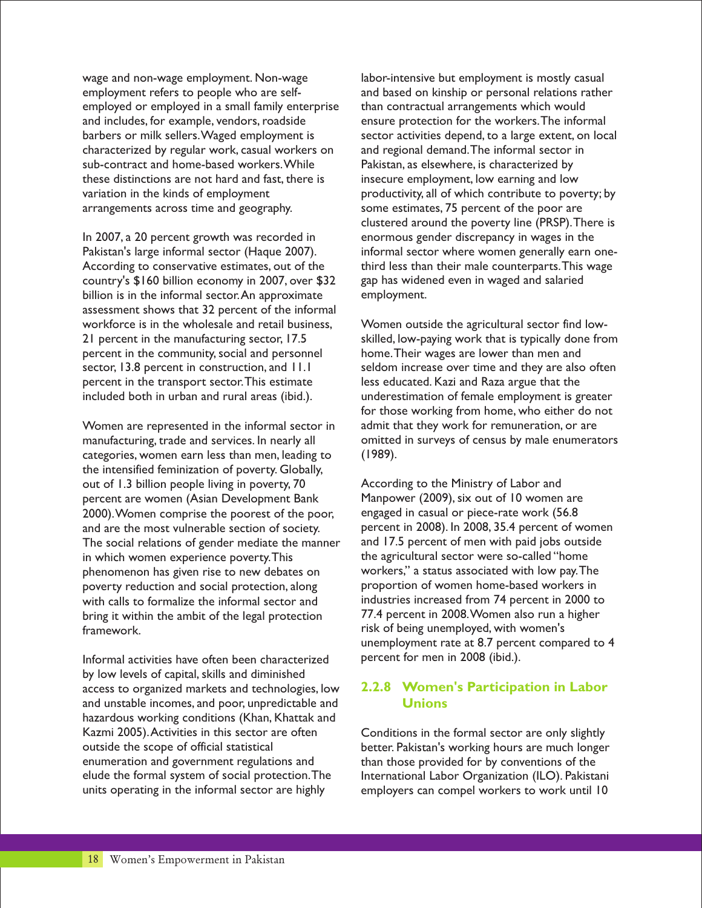wage and non-wage employment. Non-wage employment refers to people who are self-employed or employed in a small family enterprise and includes, for example, vendors, roadside barbers or milk sellers. Waged employment is characterized by regular work, casual workers on sub-contract and home-based workers. While these distinctions are not hard and fast, there is variation in the kinds of employment arrangements across time and geography.

In 2007, a 20 percent growth was recorded in Pakistan's large informal sector (Haque 2007). According to conservative estimates, out of the country's $160 billion economy in 2007, over $32 billion is in the informal sector. An approximate assessment shows that 32 percent of the informal workforce is in the wholesale and retail business, 21 percent in the manufacturing sector, 17.5 percent in the community, social and personnel sector, 13.8 percent in construction, and 11.1 percent in the transport sector. This estimate included both in urban and rural areas (ibid.).

Women are represented in the informal sector in manufacturing, trade and services. In nearly all categories, women earn less than men, leading to the intensified feminization of poverty. Globally, out of 1.3 billion people living in poverty, 70 percent are women (Asian Development Bank 2000). Women comprise the poorest of the poor, and are the most vulnerable section of society. The social relations of gender mediate the manner in which women experience poverty. This phenomenon has given rise to new debates on poverty reduction and social protection, along with calls to formalize the informal sector and bring it within the ambit of the legal protection framework.

Informal activities have often been characterized by low levels of capital, skills and diminished access to organized markets and technologies, low and unstable incomes, and poor, unpredictable and hazardous working conditions (Khan, Khattak and Kazmi 2005). Activities in this sector are often outside the scope of official statistical enumeration and government regulations and elude the formal system of social protection. The units operating in the informal sector are highly labor-intensive but employment is mostly casual and based on kinship or personal relations rather than contractual arrangements which would ensure protection for the workers. The informal sector activities depend, to a large extent, on local and regional demand. The informal sector in Pakistan, as elsewhere, is characterized by insecure employment, low earning and low productivity, all of which contribute to poverty; by some estimates, 75 percent of the poor are clustered around the poverty line (PRSP). There is enormous gender discrepancy in wages in the informal sector where women generally earn one-third less than their male counterparts. This wage gap has widened even in waged and salaried employment.

Women outside the agricultural sector find low-skilled, low-paying work that is typically done from home. Their wages are lower than men and seldom increase over time and they are also often less educated. Kazi and Raza argue that the underestimation of female employment is greater for those working from home, who either do not admit that they work for remuneration, or are omitted in surveys of census by male enumerators (1989).

According to the Ministry of Labor and Manpower (2009), six out of 10 women are engaged in casual or piece-rate work (56.8 percent in 2008). In 2008, 35.4 percent of women and 17.5 percent of men with paid jobs outside the agricultural sector were so-called "home workers," a status associated with low pay. The proportion of women home-based workers in industries increased from 74 percent in 2000 to 77.4 percent in 2008. Women also run a higher risk of being unemployed, with women's unemployment rate at 8.7 percent compared to 4 percent for men in 2008 (ibid.).

### 2.2.8 Women's Participation in Labor Unions

Conditions in the formal sector are only slightly better. Pakistan's working hours are much longer than those provided for by conventions of the International Labor Organization (ILO). Pakistani employers can compel workers to work until 10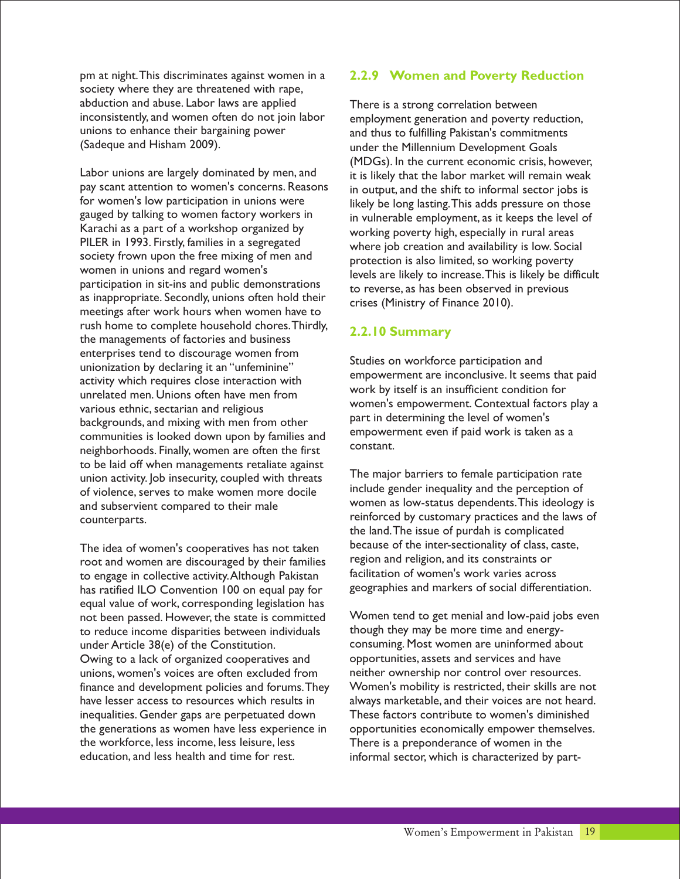pm at night. This discriminates against women in a society where they are threatened with rape, abduction and abuse. Labor laws are applied inconsistently, and women often do not join labor unions to enhance their bargaining power (Sadeque and Hisham 2009).

Labor unions are largely dominated by men, and pay scant attention to women's concerns. Reasons for women's low participation in unions were gauged by talking to women factory workers in Karachi as a part of a workshop organized by PILER in 1993. Firstly, families in a segregated society frown upon the free mixing of men and women in unions and regard women's participation in sit-ins and public demonstrations as inappropriate. Secondly, unions often hold their meetings after work hours when women have to rush home to complete household chores. Thirdly, the managements of factories and business enterprises tend to discourage women from unionization by declaring it an "unfeminine" activity which requires close interaction with unrelated men. Unions often have men from various ethnic, sectarian and religious backgrounds, and mixing with men from other communities is looked down upon by families and neighborhoods. Finally, women are often the first to be laid off when managements retaliate against union activity. Job insecurity, coupled with threats of violence, serves to make women more docile and subservient compared to their male counterparts.

The idea of women's cooperatives has not taken root and women are discouraged by their families to engage in collective activity. Although Pakistan has ratified ILO Convention 100 on equal pay for equal value of work, corresponding legislation has not been passed. However, the state is committed to reduce income disparities between individuals under Article 38(e) of the Constitution. Owing to a lack of organized cooperatives and unions, women's voices are often excluded from finance and development policies and forums. They have lesser access to resources which results in inequalities. Gender gaps are perpetuated down the generations as women have less experience in the workforce, less income, less leisure, less education, and less health and time for rest.

### 2.2.9 Women and Poverty Reduction

There is a strong correlation between employment generation and poverty reduction, and thus to fulfilling Pakistan's commitments under the Millennium Development Goals (MDGs). In the current economic crisis, however, it is likely that the labor market will remain weak in output, and the shift to informal sector jobs is likely be long lasting. This adds pressure on those in vulnerable employment, as it keeps the level of working poverty high, especially in rural areas where job creation and availability is low. Social protection is also limited, so working poverty levels are likely to increase. This is likely be difficult to reverse, as has been observed in previous crises (Ministry of Finance 2010).

### 2.2.10 Summary

Studies on workforce participation and empowerment are inconclusive. It seems that paid work by itself is an insufficient condition for women's empowerment. Contextual factors play a part in determining the level of women's empowerment even if paid work is taken as a constant.

The major barriers to female participation rate include gender inequality and the perception of women as low-status dependents. This ideology is reinforced by customary practices and the laws of the land. The issue of purdah is complicated because of the inter-sectionality of class, caste, region and religion, and its constraints or facilitation of women's work varies across geographies and markers of social differentiation.

Women tend to get menial and low-paid jobs even though they may be more time and energy-consuming. Most women are uninformed about opportunities, assets and services and have neither ownership nor control over resources. Women's mobility is restricted, their skills are not always marketable, and their voices are not heard. These factors contribute to women's diminished opportunities economically empower themselves. There is a preponderance of women in the informal sector, which is characterized by part-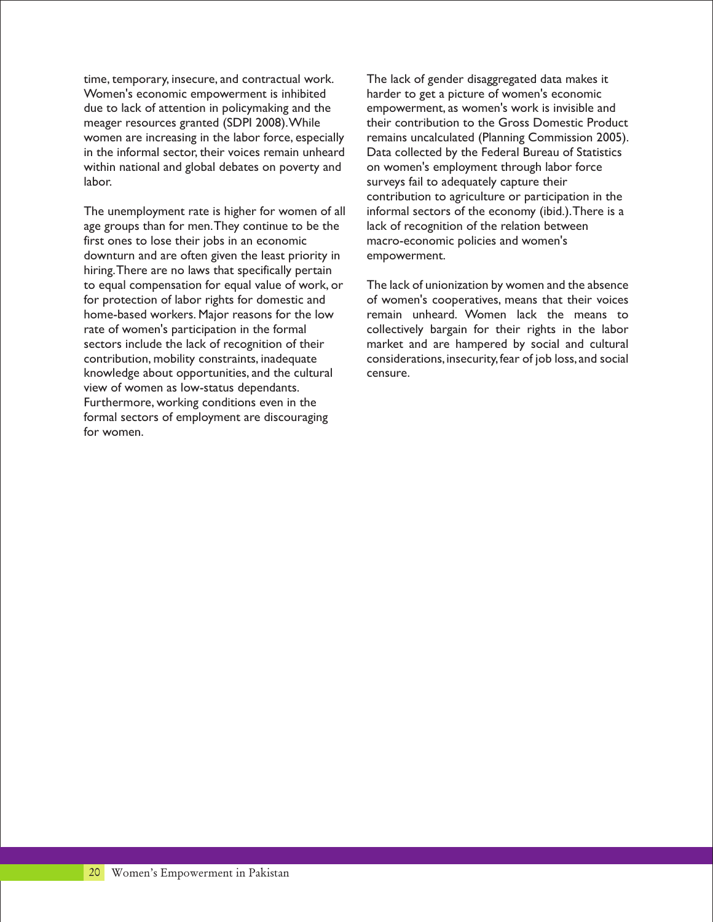time, temporary, insecure, and contractual work. Women's economic empowerment is inhibited due to lack of attention in policymaking and the meager resources granted (SDPI 2008). While women are increasing in the labor force, especially in the informal sector, their voices remain unheard within national and global debates on poverty and labor.

The unemployment rate is higher for women of all age groups than for men. They continue to be the first ones to lose their jobs in an economic downturn and are often given the least priority in hiring. There are no laws that specifically pertain to equal compensation for equal value of work, or for protection of labor rights for domestic and home-based workers. Major reasons for the low rate of women's participation in the formal sectors include the lack of recognition of their contribution, mobility constraints, inadequate knowledge about opportunities, and the cultural view of women as low-status dependants. Furthermore, working conditions even in the formal sectors of employment are discouraging for women.

The lack of gender disaggregated data makes it harder to get a picture of women's economic empowerment, as women's work is invisible and their contribution to the Gross Domestic Product remains uncalculated (Planning Commission 2005). Data collected by the Federal Bureau of Statistics on women's employment through labor force surveys fail to adequately capture their contribution to agriculture or participation in the informal sectors of the economy (ibid.). There is a lack of recognition of the relation between macro-economic policies and women's empowerment.

The lack of unionization by women and the absence of women's cooperatives, means that their voices remain unheard. Women lack the means to collectively bargain for their rights in the labor market and are hampered by social and cultural considerations, insecurity, fear of job loss, and social censure.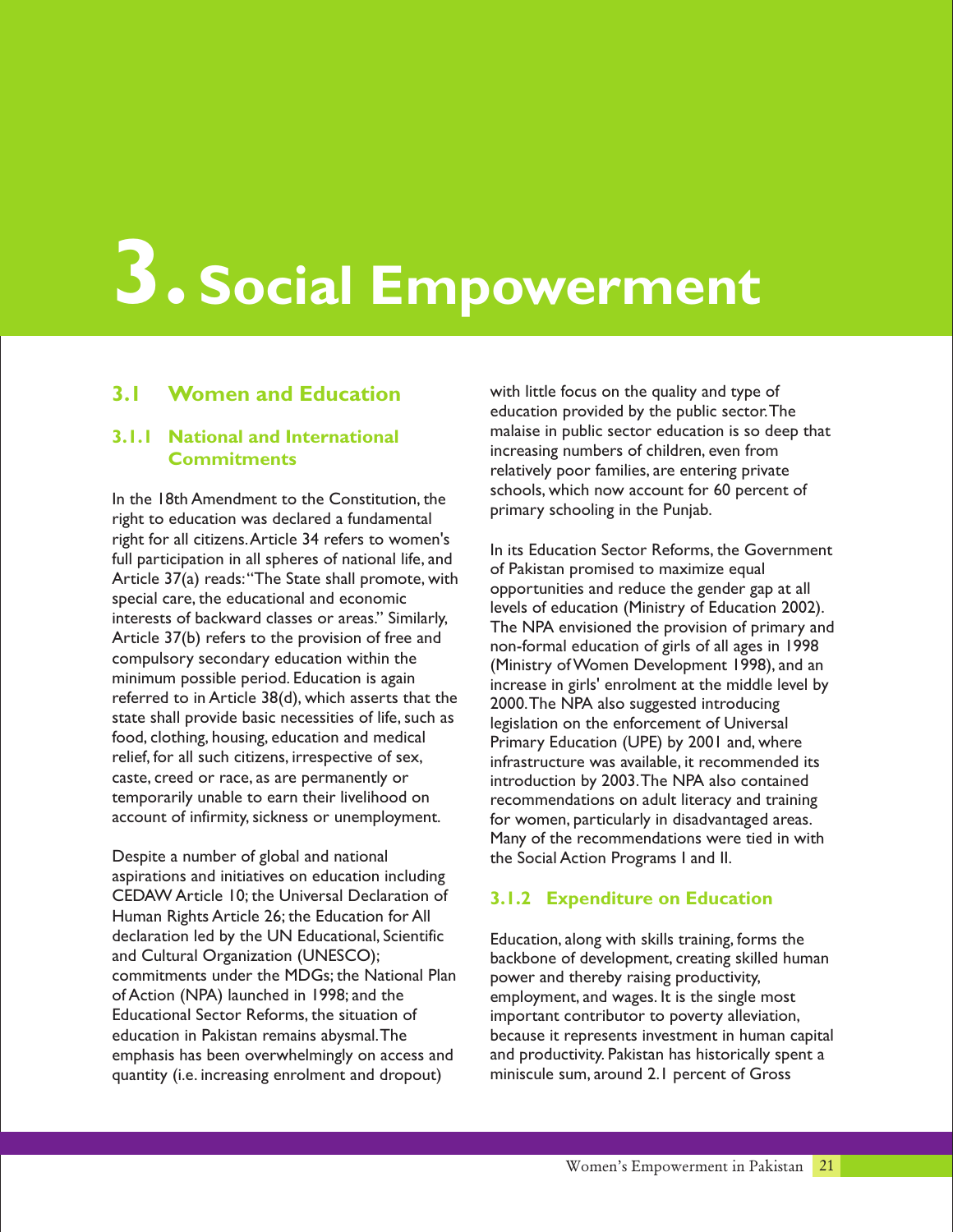# 3. Social Empowerment

## 3.1 Women and Education

### 3.1.1 National and International Commitments

In the 18th Amendment to the Constitution, the right to education was declared a fundamental right for all citizens. Article 34 refers to women's full participation in all spheres of national life, and Article 37(a) reads: "The State shall promote, with special care, the educational and economic interests of backward classes or areas." Similarly, Article 37(b) refers to the provision of free and compulsory secondary education within the minimum possible period. Education is again referred to in Article 38(d), which asserts that the state shall provide basic necessities of life, such as food, clothing, housing, education and medical relief, for all such citizens, irrespective of sex, caste, creed or race, as are permanently or temporarily unable to earn their livelihood on account of infirmity, sickness or unemployment.

Despite a number of global and national aspirations and initiatives on education including CEDAW Article 10; the Universal Declaration of Human Rights Article 26; the Education for All declaration led by the UN Educational, Scientific and Cultural Organization (UNESCO); commitments under the MDGs; the National Plan of Action (NPA) launched in 1998; and the Educational Sector Reforms, the situation of education in Pakistan remains abysmal. The emphasis has been overwhelmingly on access and quantity (i.e. increasing enrolment and dropout) with little focus on the quality and type of education provided by the public sector. The malaise in public sector education is so deep that increasing numbers of children, even from relatively poor families, are entering private schools, which now account for 60 percent of primary schooling in the Punjab.

In its Education Sector Reforms, the Government of Pakistan promised to maximize equal opportunities and reduce the gender gap at all levels of education (Ministry of Education 2002). The NPA envisioned the provision of primary and non-formal education of girls of all ages in 1998 (Ministry of Women Development 1998), and an increase in girls' enrolment at the middle level by 2000. The NPA also suggested introducing legislation on the enforcement of Universal Primary Education (UPE) by 2001 and, where infrastructure was available, it recommended its introduction by 2003. The NPA also contained recommendations on adult literacy and training for women, particularly in disadvantaged areas. Many of the recommendations were tied in with the Social Action Programs I and II.

### 3.1.2 Expenditure on Education

Education, along with skills training, forms the backbone of development, creating skilled human power and thereby raising productivity, employment, and wages. It is the single most important contributor to poverty alleviation, because it represents investment in human capital and productivity. Pakistan has historically spent a miniscule sum, around 2.1 percent of Gross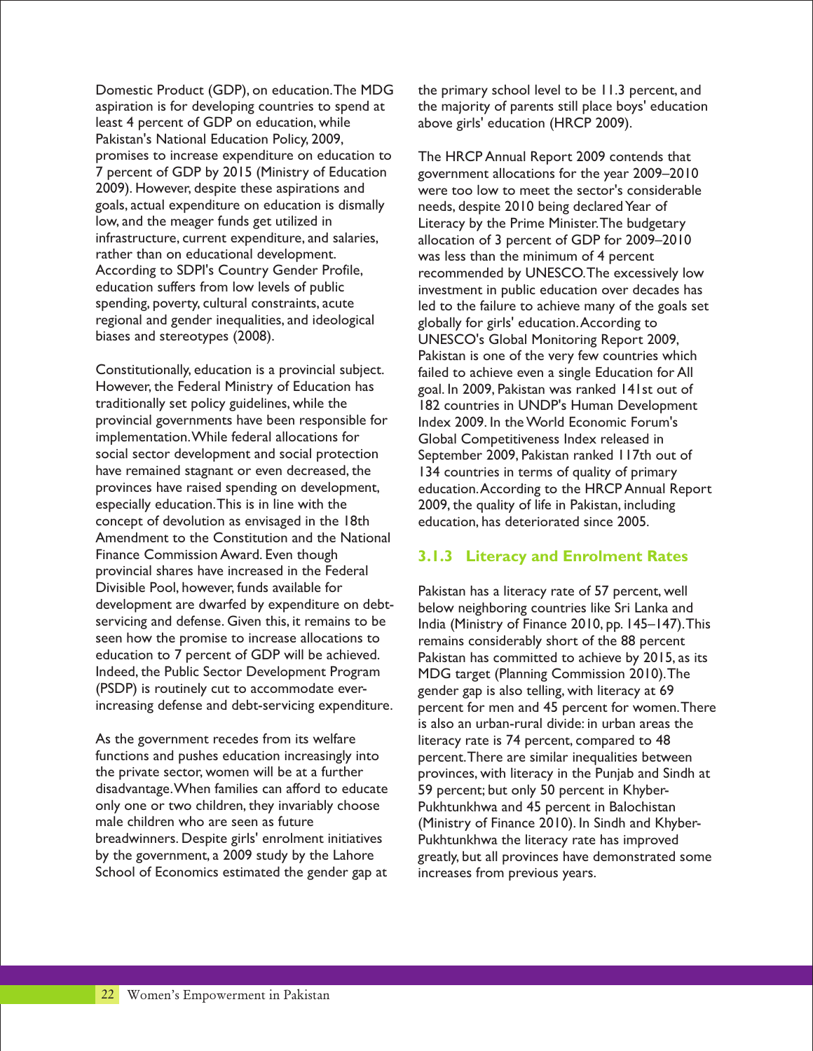Domestic Product (GDP), on education. The MDG aspiration is for developing countries to spend at least 4 percent of GDP on education, while Pakistan's National Education Policy, 2009, promises to increase expenditure on education to 7 percent of GDP by 2015 (Ministry of Education 2009). However, despite these aspirations and goals, actual expenditure on education is dismally low, and the meager funds get utilized in infrastructure, current expenditure, and salaries, rather than on educational development. According to SDPI's Country Gender Profile, education suffers from low levels of public spending, poverty, cultural constraints, acute regional and gender inequalities, and ideological biases and stereotypes (2008).

Constitutionally, education is a provincial subject. However, the Federal Ministry of Education has traditionally set policy guidelines, while the provincial governments have been responsible for implementation. While federal allocations for social sector development and social protection have remained stagnant or even decreased, the provinces have raised spending on development, especially education. This is in line with the concept of devolution as envisaged in the 18th Amendment to the Constitution and the National Finance Commission Award. Even though provincial shares have increased in the Federal Divisible Pool, however, funds available for development are dwarfed by expenditure on debt-servicing and defense. Given this, it remains to be seen how the promise to increase allocations to education to 7 percent of GDP will be achieved. Indeed, the Public Sector Development Program (PSDP) is routinely cut to accommodate ever-increasing defense and debt-servicing expenditure.

As the government recedes from its welfare functions and pushes education increasingly into the private sector, women will be at a further disadvantage. When families can afford to educate only one or two children, they invariably choose male children who are seen as future breadwinners. Despite girls' enrolment initiatives by the government, a 2009 study by the Lahore School of Economics estimated the gender gap at the primary school level to be 11.3 percent, and the majority of parents still place boys' education above girls' education (HRCP 2009).

The HRCP Annual Report 2009 contends that government allocations for the year 2009–2010 were too low to meet the sector's considerable needs, despite 2010 being declared Year of Literacy by the Prime Minister. The budgetary allocation of 3 percent of GDP for 2009–2010 was less than the minimum of 4 percent recommended by UNESCO. The excessively low investment in public education over decades has led to the failure to achieve many of the goals set globally for girls' education. According to UNESCO's Global Monitoring Report 2009, Pakistan is one of the very few countries which failed to achieve even a single Education for All goal. In 2009, Pakistan was ranked 141st out of 182 countries in UNDP's Human Development Index 2009. In the World Economic Forum's Global Competitiveness Index released in September 2009, Pakistan ranked 117th out of 134 countries in terms of quality of primary education. According to the HRCP Annual Report 2009, the quality of life in Pakistan, including education, has deteriorated since 2005.

### 3.1.3 Literacy and Enrolment Rates

Pakistan has a literacy rate of 57 percent, well below neighboring countries like Sri Lanka and India (Ministry of Finance 2010, pp. 145–147). This remains considerably short of the 88 percent Pakistan has committed to achieve by 2015, as its MDG target (Planning Commission 2010). The gender gap is also telling, with literacy at 69 percent for men and 45 percent for women. There is also an urban-rural divide: in urban areas the literacy rate is 74 percent, compared to 48 percent. There are similar inequalities between provinces, with literacy in the Punjab and Sindh at 59 percent; but only 50 percent in Khyber-Pukhtunkhwa and 45 percent in Balochistan (Ministry of Finance 2010). In Sindh and Khyber-Pukhtunkhwa the literacy rate has improved greatly, but all provinces have demonstrated some increases from previous years.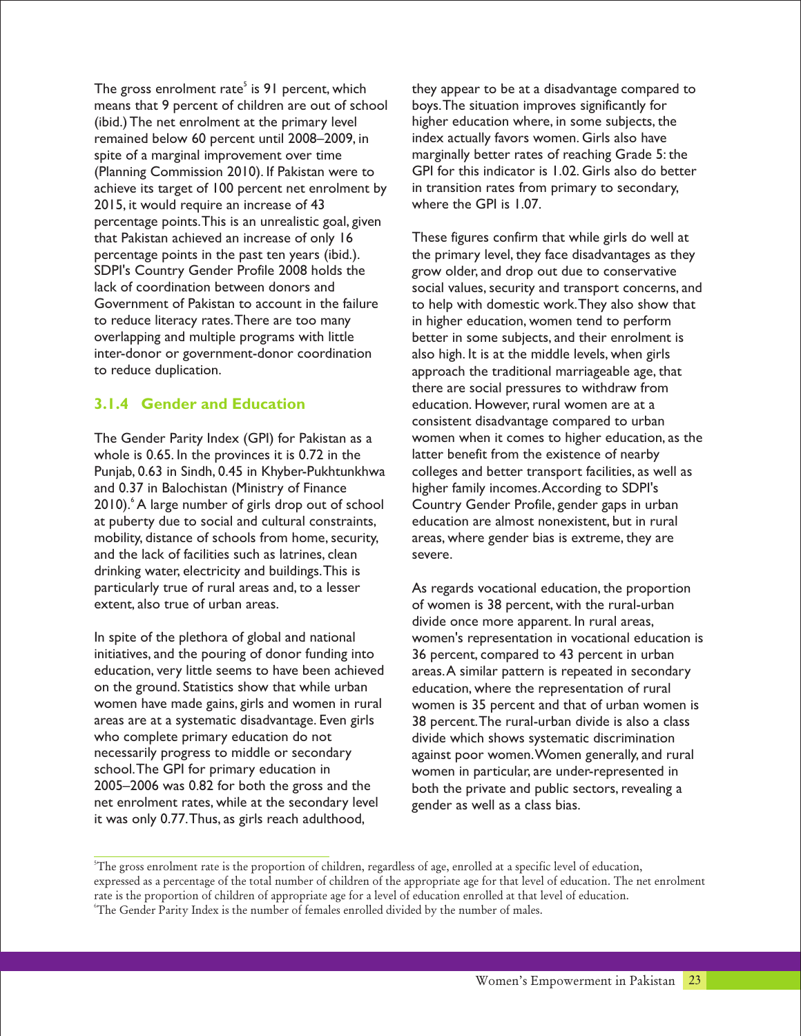The gross enrolment rate[5] is 91 percent, which means that 9 percent of children are out of school (ibid.) The net enrolment at the primary level remained below 60 percent until 2008–2009, in spite of a marginal improvement over time (Planning Commission 2010). If Pakistan were to achieve its target of 100 percent net enrolment by 2015, it would require an increase of 43 percentage points. This is an unrealistic goal, given that Pakistan achieved an increase of only 16 percentage points in the past ten years (ibid.). SDPI's Country Gender Profile 2008 holds the lack of coordination between donors and Government of Pakistan to account in the failure to reduce literacy rates. There are too many overlapping and multiple programs with little inter-donor or government-donor coordination to reduce duplication.

### 3.1.4 Gender and Education

The Gender Parity Index (GPI) for Pakistan as a whole is 0.65. In the provinces it is 0.72 in the Punjab, 0.63 in Sindh, 0.45 in Khyber-Pukhtunkhwa and 0.37 in Balochistan (Ministry of Finance 2010).[6] A large number of girls drop out of school at puberty due to social and cultural constraints, mobility, distance of schools from home, security, and the lack of facilities such as latrines, clean drinking water, electricity and buildings. This is particularly true of rural areas and, to a lesser extent, also true of urban areas.

In spite of the plethora of global and national initiatives, and the pouring of donor funding into education, very little seems to have been achieved on the ground. Statistics show that while urban women have made gains, girls and women in rural areas are at a systematic disadvantage. Even girls who complete primary education do not necessarily progress to middle or secondary school. The GPI for primary education in 2005–2006 was 0.82 for both the gross and the net enrolment rates, while at the secondary level it was only 0.77. Thus, as girls reach adulthood, they appear to be at a disadvantage compared to boys. The situation improves significantly for higher education where, in some subjects, the index actually favors women. Girls also have marginally better rates of reaching Grade 5: the GPI for this indicator is 1.02. Girls also do better in transition rates from primary to secondary, where the GPI is 1.07.

These figures confirm that while girls do well at the primary level, they face disadvantages as they grow older, and drop out due to conservative social values, security and transport concerns, and to help with domestic work. They also show that in higher education, women tend to perform better in some subjects, and their enrolment is also high. It is at the middle levels, when girls approach the traditional marriageable age, that there are social pressures to withdraw from education. However, rural women are at a consistent disadvantage compared to urban women when it comes to higher education, as the latter benefit from the existence of nearby colleges and better transport facilities, as well as higher family incomes. According to SDPI's Country Gender Profile, gender gaps in urban education are almost nonexistent, but in rural areas, where gender bias is extreme, they are severe.

As regards vocational education, the proportion of women is 38 percent, with the rural-urban divide once more apparent. In rural areas, women's representation in vocational education is 36 percent, compared to 43 percent in urban areas. A similar pattern is repeated in secondary education, where the representation of rural women is 35 percent and that of urban women is 38 percent. The rural-urban divide is also a class divide which shows systematic discrimination against poor women. Women generally, and rural women in particular, are under-represented in both the private and public sectors, revealing a gender as well as a class bias.

---

[5] The gross enrolment rate is the proportion of children, regardless of age, enrolled at a specific level of education, expressed as a percentage of the total number of children of the appropriate age for that level of education. The net enrolment rate is the proportion of children of appropriate age for a level of education enrolled at that level of education.

[6] The Gender Parity Index is the number of females enrolled divided by the number of males.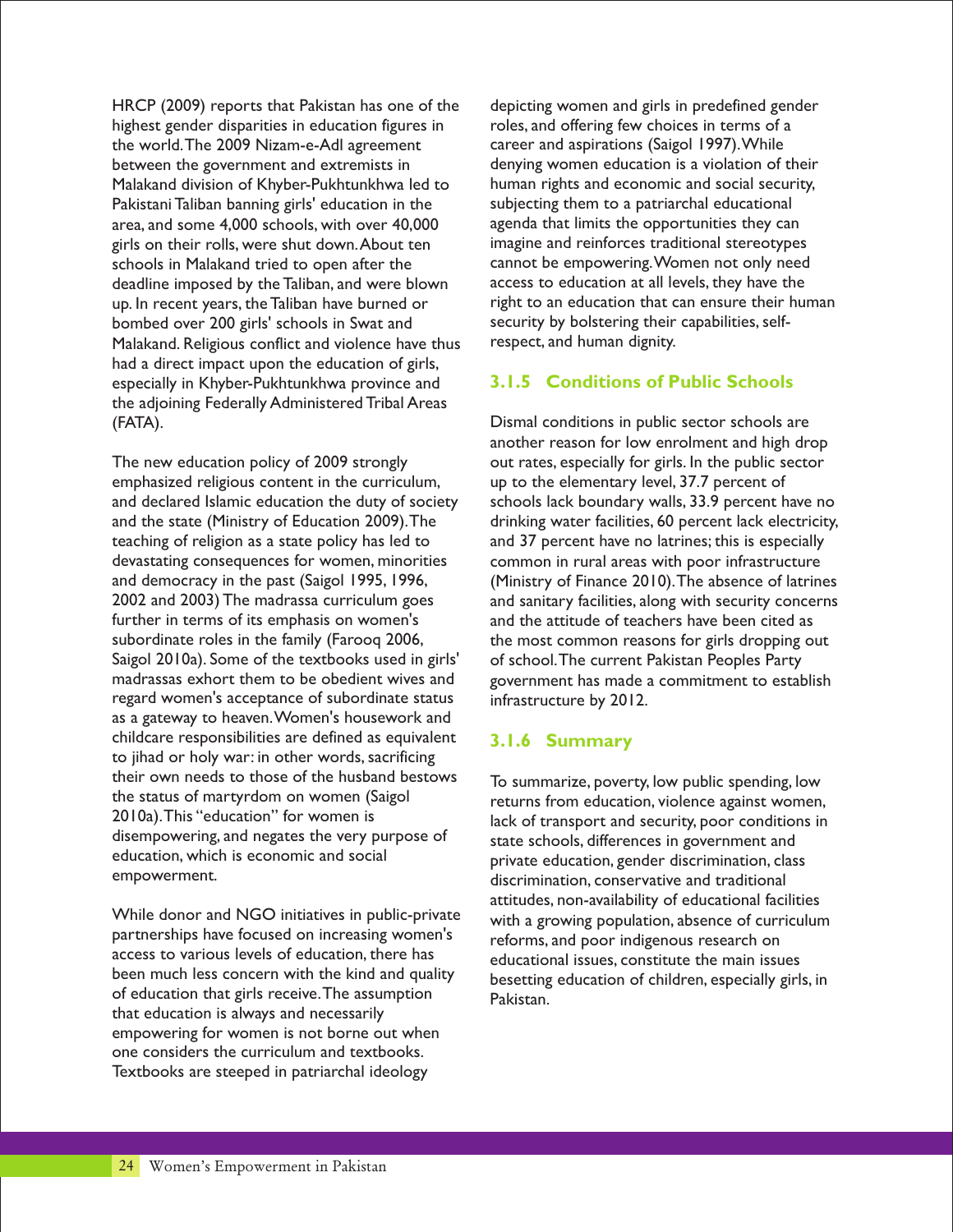HRCP (2009) reports that Pakistan has one of the highest gender disparities in education figures in the world. The 2009 Nizam-e-Adl agreement between the government and extremists in Malakand division of Khyber-Pukhtunkhwa led to Pakistani Taliban banning girls' education in the area, and some 4,000 schools, with over 40,000 girls on their rolls, were shut down. About ten schools in Malakand tried to open after the deadline imposed by the Taliban, and were blown up. In recent years, the Taliban have burned or bombed over 200 girls' schools in Swat and Malakand. Religious conflict and violence have thus had a direct impact upon the education of girls, especially in Khyber-Pukhtunkhwa province and the adjoining Federally Administered Tribal Areas (FATA).

The new education policy of 2009 strongly emphasized religious content in the curriculum, and declared Islamic education the duty of society and the state (Ministry of Education 2009). The teaching of religion as a state policy has led to devastating consequences for women, minorities and democracy in the past (Saigol 1995, 1996, 2002 and 2003) The madrassa curriculum goes further in terms of its emphasis on women's subordinate roles in the family (Farooq 2006, Saigol 2010a). Some of the textbooks used in girls' madrassas exhort them to be obedient wives and regard women's acceptance of subordinate status as a gateway to heaven. Women's housework and childcare responsibilities are defined as equivalent to jihad or holy war: in other words, sacrificing their own needs to those of the husband bestows the status of martyrdom on women (Saigol 2010a). This "education" for women is disempowering, and negates the very purpose of education, which is economic and social empowerment.

While donor and NGO initiatives in public-private partnerships have focused on increasing women's access to various levels of education, there has been much less concern with the kind and quality of education that girls receive. The assumption that education is always and necessarily empowering for women is not borne out when one considers the curriculum and textbooks. Textbooks are steeped in patriarchal ideology depicting women and girls in predefined gender roles, and offering few choices in terms of a career and aspirations (Saigol 1997). While denying women education is a violation of their human rights and economic and social security, subjecting them to a patriarchal educational agenda that limits the opportunities they can imagine and reinforces traditional stereotypes cannot be empowering. Women not only need access to education at all levels, they have the right to an education that can ensure their human security by bolstering their capabilities, self-respect, and human dignity.

### 3.1.5 Conditions of Public Schools

Dismal conditions in public sector schools are another reason for low enrolment and high drop out rates, especially for girls. In the public sector up to the elementary level, 37.7 percent of schools lack boundary walls, 33.9 percent have no drinking water facilities, 60 percent lack electricity, and 37 percent have no latrines; this is especially common in rural areas with poor infrastructure (Ministry of Finance 2010). The absence of latrines and sanitary facilities, along with security concerns and the attitude of teachers have been cited as the most common reasons for girls dropping out of school. The current Pakistan Peoples Party government has made a commitment to establish infrastructure by 2012.

### 3.1.6 Summary

To summarize, poverty, low public spending, low returns from education, violence against women, lack of transport and security, poor conditions in state schools, differences in government and private education, gender discrimination, class discrimination, conservative and traditional attitudes, non-availability of educational facilities with a growing population, absence of curriculum reforms, and poor indigenous research on educational issues, constitute the main issues besetting education of children, especially girls, in Pakistan.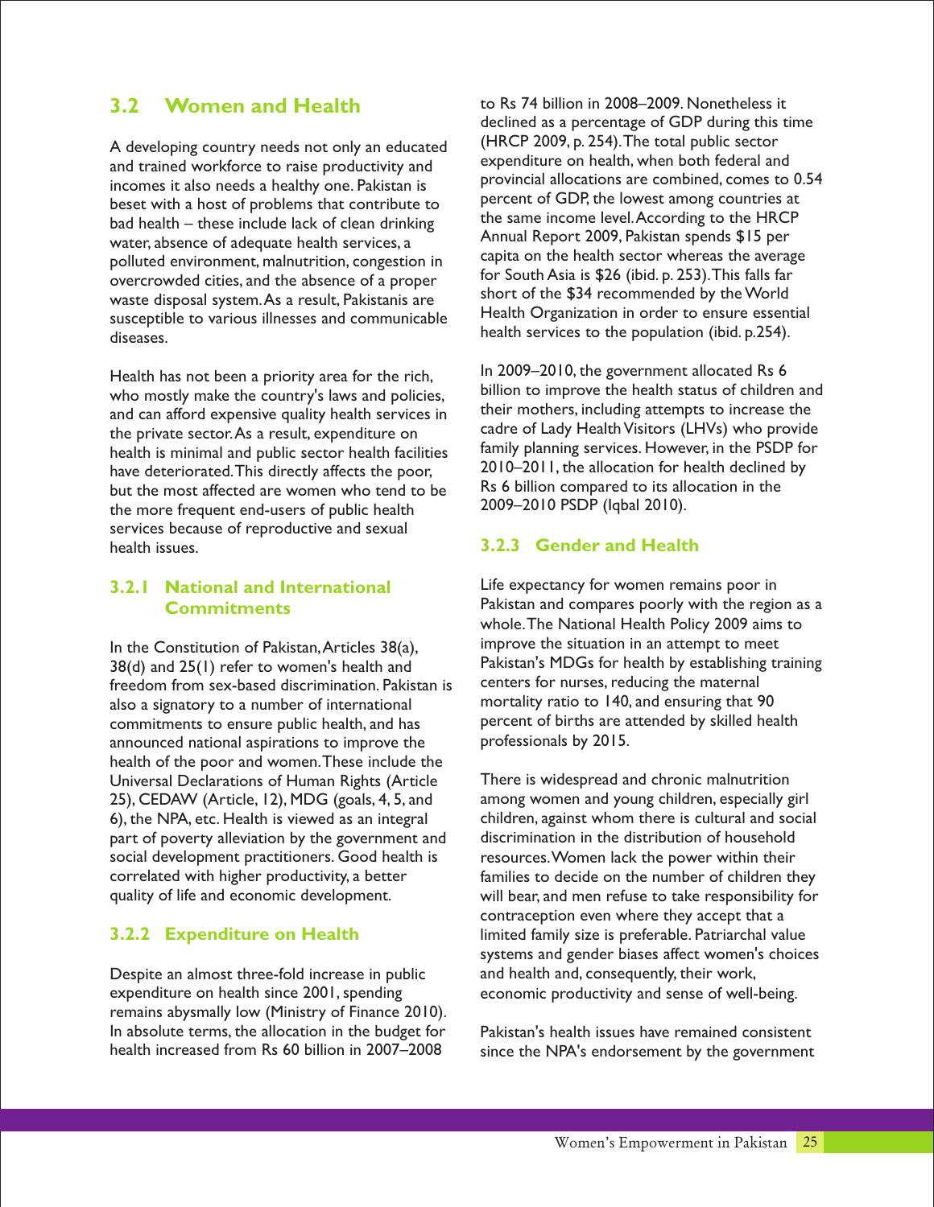## 3.2 Women and Health

A developing country needs not only an educated and trained workforce to raise productivity and incomes it also needs a healthy one. Pakistan is beset with a host of problems that contribute to bad health – these include lack of clean drinking water, absence of adequate health services, a polluted environment, malnutrition, congestion in overcrowded cities, and the absence of a proper waste disposal system. As a result, Pakistanis are susceptible to various illnesses and communicable diseases.

Health has not been a priority area for the rich, who mostly make the country's laws and policies, and can afford expensive quality health services in the private sector. As a result, expenditure on health is minimal and public sector health facilities have deteriorated. This directly affects the poor, but the most affected are women who tend to be the more frequent end-users of public health services because of reproductive and sexual health issues.

### 3.2.1 National and International Commitments

In the Constitution of Pakistan, Articles 38(a), 38(d) and 25(1) refer to women's health and freedom from sex-based discrimination. Pakistan is also a signatory to a number of international commitments to ensure public health, and has announced national aspirations to improve the health of the poor and women. These include the Universal Declarations of Human Rights (Article 25), CEDAW (Article, 12), MDG (goals, 4, 5, and 6), the NPA, etc. Health is viewed as an integral part of poverty alleviation by the government and social development practitioners. Good health is correlated with higher productivity, a better quality of life and economic development.

### 3.2.2 Expenditure on Health

Despite an almost three-fold increase in public expenditure on health since 2001, spending remains abysmally low (Ministry of Finance 2010). In absolute terms, the allocation in the budget for health increased from Rs 60 billion in 2007–2008 to Rs 74 billion in 2008–2009. Nonetheless it declined as a percentage of GDP during this time (HRCP 2009, p. 254). The total public sector expenditure on health, when both federal and provincial allocations are combined, comes to 0.54 percent of GDP, the lowest among countries at the same income level. According to the HRCP Annual Report 2009, Pakistan spends $15 per capita on the health sector whereas the average for South Asia is $26 (ibid. p. 253). This falls far short of the $34 recommended by the World Health Organization in order to ensure essential health services to the population (ibid. p.254).

In 2009–2010, the government allocated Rs 6 billion to improve the health status of children and their mothers, including attempts to increase the cadre of Lady Health Visitors (LHVs) who provide family planning services. However, in the PSDP for 2010–2011, the allocation for health declined by Rs 6 billion compared to its allocation in the 2009–2010 PSDP (Iqbal 2010).

### 3.2.3 Gender and Health

Life expectancy for women remains poor in Pakistan and compares poorly with the region as a whole. The National Health Policy 2009 aims to improve the situation in an attempt to meet Pakistan's MDGs for health by establishing training centers for nurses, reducing the maternal mortality ratio to 140, and ensuring that 90 percent of births are attended by skilled health professionals by 2015.

There is widespread and chronic malnutrition among women and young children, especially girl children, against whom there is cultural and social discrimination in the distribution of household resources. Women lack the power within their families to decide on the number of children they will bear, and men refuse to take responsibility for contraception even where they accept that a limited family size is preferable. Patriarchal value systems and gender biases affect women's choices and health and, consequently, their work, economic productivity and sense of well-being.

Pakistan's health issues have remained consistent since the NPA's endorsement by the government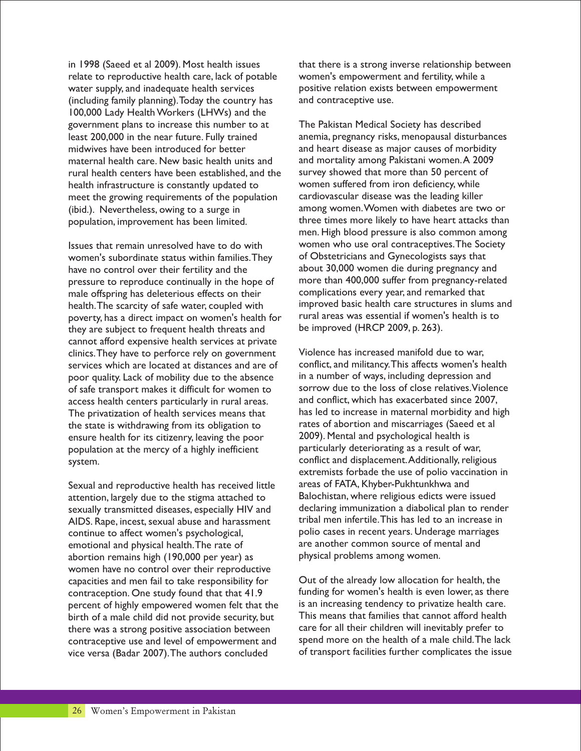in 1998 (Saeed et al 2009). Most health issues relate to reproductive health care, lack of potable water supply, and inadequate health services (including family planning). Today the country has 100,000 Lady Health Workers (LHWs) and the government plans to increase this number to at least 200,000 in the near future. Fully trained midwives have been introduced for better maternal health care. New basic health units and rural health centers have been established, and the health infrastructure is constantly updated to meet the growing requirements of the population (ibid.). Nevertheless, owing to a surge in population, improvement has been limited.

Issues that remain unresolved have to do with women's subordinate status within families. They have no control over their fertility and the pressure to reproduce continually in the hope of male offspring has deleterious effects on their health. The scarcity of safe water, coupled with poverty, has a direct impact on women's health for they are subject to frequent health threats and cannot afford expensive health services at private clinics. They have to perforce rely on government services which are located at distances and are of poor quality. Lack of mobility due to the absence of safe transport makes it difficult for women to access health centers particularly in rural areas. The privatization of health services means that the state is withdrawing from its obligation to ensure health for its citizenry, leaving the poor population at the mercy of a highly inefficient system.

Sexual and reproductive health has received little attention, largely due to the stigma attached to sexually transmitted diseases, especially HIV and AIDS. Rape, incest, sexual abuse and harassment continue to affect women's psychological, emotional and physical health. The rate of abortion remains high (190,000 per year) as women have no control over their reproductive capacities and men fail to take responsibility for contraception. One study found that that 41.9 percent of highly empowered women felt that the birth of a male child did not provide security, but there was a strong positive association between contraceptive use and level of empowerment and vice versa (Badar 2007). The authors concluded that there is a strong inverse relationship between women's empowerment and fertility, while a positive relation exists between empowerment and contraceptive use.

The Pakistan Medical Society has described anemia, pregnancy risks, menopausal disturbances and heart disease as major causes of morbidity and mortality among Pakistani women. A 2009 survey showed that more than 50 percent of women suffered from iron deficiency, while cardiovascular disease was the leading killer among women. Women with diabetes are two or three times more likely to have heart attacks than men. High blood pressure is also common among women who use oral contraceptives. The Society of Obstetricians and Gynecologists says that about 30,000 women die during pregnancy and more than 400,000 suffer from pregnancy-related complications every year, and remarked that improved basic health care structures in slums and rural areas was essential if women's health is to be improved (HRCP 2009, p. 263).

Violence has increased manifold due to war, conflict, and militancy. This affects women's health in a number of ways, including depression and sorrow due to the loss of close relatives. Violence and conflict, which has exacerbated since 2007, has led to increase in maternal morbidity and high rates of abortion and miscarriages (Saeed et al 2009). Mental and psychological health is particularly deteriorating as a result of war, conflict and displacement. Additionally, religious extremists forbade the use of polio vaccination in areas of FATA, Khyber-Pukhtunkhwa and Balochistan, where religious edicts were issued declaring immunization a diabolical plan to render tribal men infertile. This has led to an increase in polio cases in recent years. Underage marriages are another common source of mental and physical problems among women.

Out of the already low allocation for health, the funding for women's health is even lower, as there is an increasing tendency to privatize health care. This means that families that cannot afford health care for all their children will inevitably prefer to spend more on the health of a male child. The lack of transport facilities further complicates the issue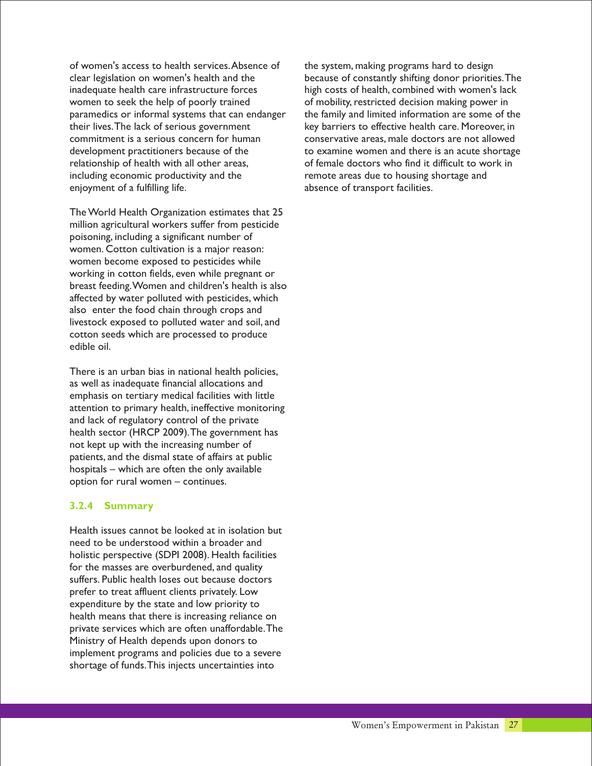of women's access to health services. Absence of clear legislation on women's health and the inadequate health care infrastructure forces women to seek the help of poorly trained paramedics or informal systems that can endanger their lives. The lack of serious government commitment is a serious concern for human development practitioners because of the relationship of health with all other areas, including economic productivity and the enjoyment of a fulfilling life.

The World Health Organization estimates that 25 million agricultural workers suffer from pesticide poisoning, including a significant number of women. Cotton cultivation is a major reason: women become exposed to pesticides while working in cotton fields, even while pregnant or breast feeding. Women and children's health is also affected by water polluted with pesticides, which also enter the food chain through crops and livestock exposed to polluted water and soil, and cotton seeds which are processed to produce edible oil.

There is an urban bias in national health policies, as well as inadequate financial allocations and emphasis on tertiary medical facilities with little attention to primary health, ineffective monitoring and lack of regulatory control of the private health sector (HRCP 2009). The government has not kept up with the increasing number of patients, and the dismal state of affairs at public hospitals – which are often the only available option for rural women – continues.

### 3.2.4 Summary

Health issues cannot be looked at in isolation but need to be understood within a broader and holistic perspective (SDPI 2008). Health facilities for the masses are overburdened, and quality suffers. Public health loses out because doctors prefer to treat affluent clients privately. Low expenditure by the state and low priority to health means that there is increasing reliance on private services which are often unaffordable. The Ministry of Health depends upon donors to implement programs and policies due to a severe shortage of funds. This injects uncertainties into the system, making programs hard to design because of constantly shifting donor priorities. The high costs of health, combined with women's lack of mobility, restricted decision making power in the family and limited information are some of the key barriers to effective health care. Moreover, in conservative areas, male doctors are not allowed to examine women and there is an acute shortage of female doctors who find it difficult to work in remote areas due to housing shortage and absence of transport facilities.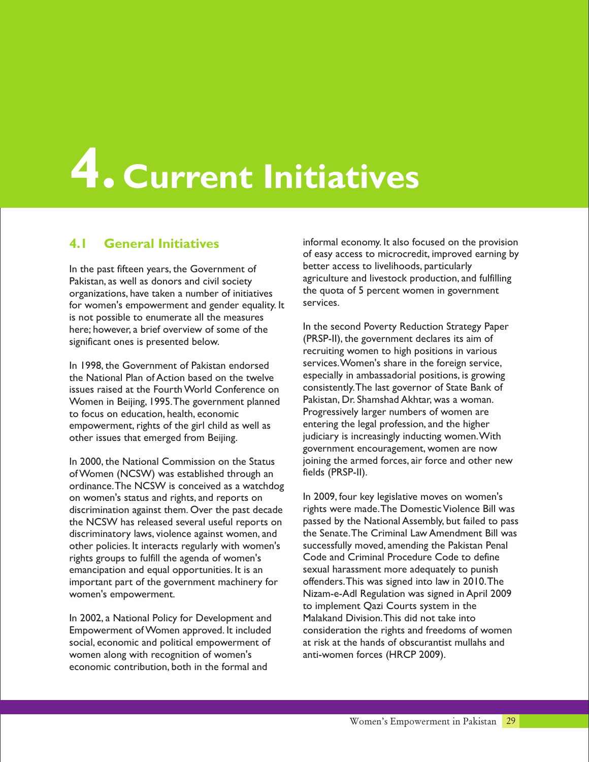# 4. Current Initiatives

## 4.1 General Initiatives

In the past fifteen years, the Government of Pakistan, as well as donors and civil society organizations, have taken a number of initiatives for women's empowerment and gender equality. It is not possible to enumerate all the measures here; however, a brief overview of some of the significant ones is presented below.

In 1998, the Government of Pakistan endorsed the National Plan of Action based on the twelve issues raised at the Fourth World Conference on Women in Beijing, 1995. The government planned to focus on education, health, economic empowerment, rights of the girl child as well as other issues that emerged from Beijing.

In 2000, the National Commission on the Status of Women (NCSW) was established through an ordinance. The NCSW is conceived as a watchdog on women's status and rights, and reports on discrimination against them. Over the past decade the NCSW has released several useful reports on discriminatory laws, violence against women, and other policies. It interacts regularly with women's rights groups to fulfill the agenda of women's emancipation and equal opportunities. It is an important part of the government machinery for women's empowerment.

In 2002, a National Policy for Development and Empowerment of Women approved. It included social, economic and political empowerment of women along with recognition of women's economic contribution, both in the formal and informal economy. It also focused on the provision of easy access to microcredit, improved earning by better access to livelihoods, particularly agriculture and livestock production, and fulfilling the quota of 5 percent women in government services.

In the second Poverty Reduction Strategy Paper (PRSP-II), the government declares its aim of recruiting women to high positions in various services. Women's share in the foreign service, especially in ambassadorial positions, is growing consistently. The last governor of State Bank of Pakistan, Dr. Shamshad Akhtar, was a woman. Progressively larger numbers of women are entering the legal profession, and the higher judiciary is increasingly inducting women. With government encouragement, women are now joining the armed forces, air force and other new fields (PRSP-II).

In 2009, four key legislative moves on women's rights were made. The Domestic Violence Bill was passed by the National Assembly, but failed to pass the Senate. The Criminal Law Amendment Bill was successfully moved, amending the Pakistan Penal Code and Criminal Procedure Code to define sexual harassment more adequately to punish offenders. This was signed into law in 2010. The Nizam-e-Adl Regulation was signed in April 2009 to implement Qazi Courts system in the Malakand Division. This did not take into consideration the rights and freedoms of women at risk at the hands of obscurantist mullahs and anti-women forces (HRCP 2009).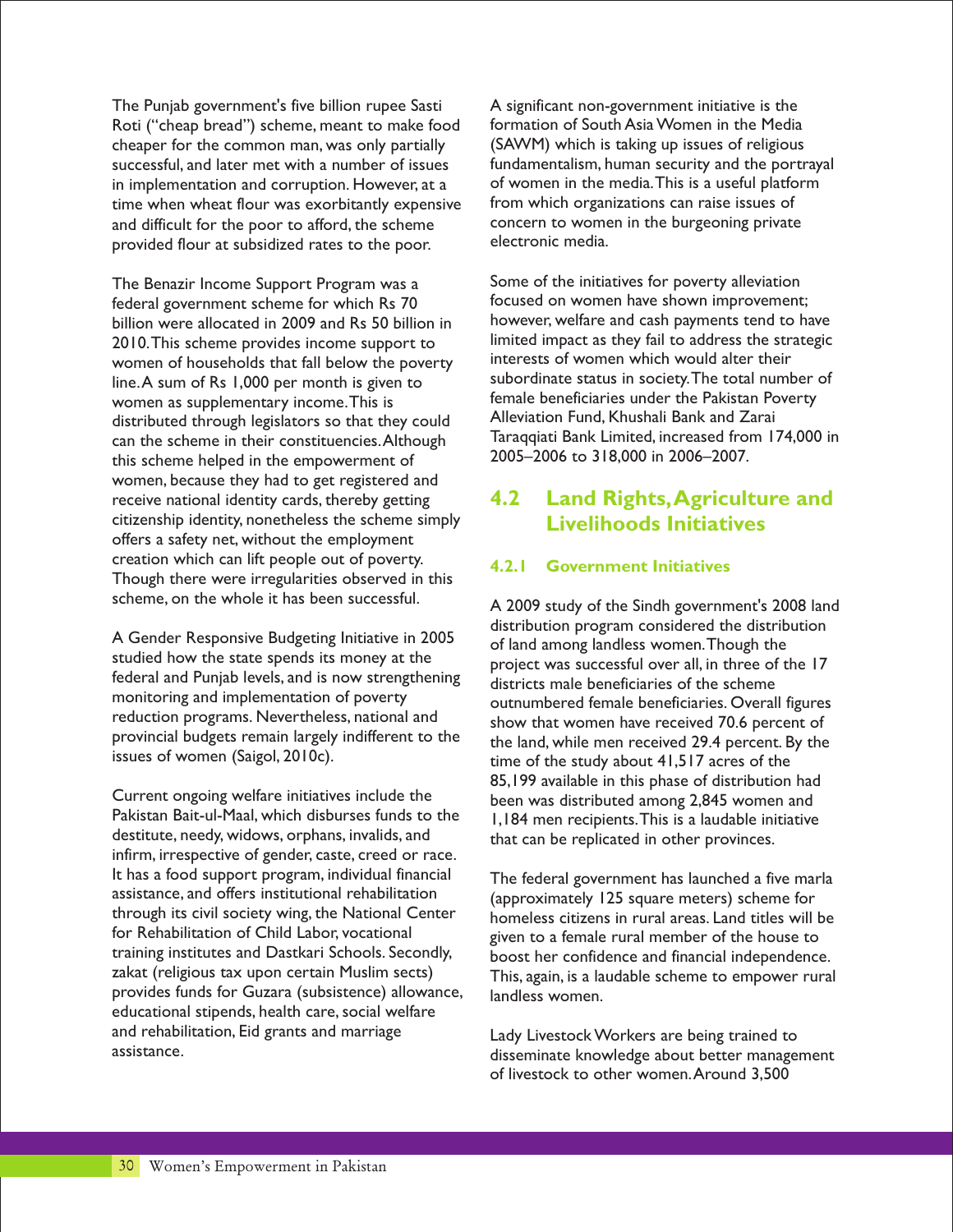The Punjab government's five billion rupee Sasti Roti ("cheap bread") scheme, meant to make food cheaper for the common man, was only partially successful, and later met with a number of issues in implementation and corruption. However, at a time when wheat flour was exorbitantly expensive and difficult for the poor to afford, the scheme provided flour at subsidized rates to the poor.

The Benazir Income Support Program was a federal government scheme for which Rs 70 billion were allocated in 2009 and Rs 50 billion in 2010. This scheme provides income support to women of households that fall below the poverty line. A sum of Rs 1,000 per month is given to women as supplementary income. This is distributed through legislators so that they could can the scheme in their constituencies. Although this scheme helped in the empowerment of women, because they had to get registered and receive national identity cards, thereby getting citizenship identity, nonetheless the scheme simply offers a safety net, without the employment creation which can lift people out of poverty. Though there were irregularities observed in this scheme, on the whole it has been successful.

A Gender Responsive Budgeting Initiative in 2005 studied how the state spends its money at the federal and Punjab levels, and is now strengthening monitoring and implementation of poverty reduction programs. Nevertheless, national and provincial budgets remain largely indifferent to the issues of women (Saigol, 2010c).

Current ongoing welfare initiatives include the Pakistan Bait-ul-Maal, which disburses funds to the destitute, needy, widows, orphans, invalids, and infirm, irrespective of gender, caste, creed or race. It has a food support program, individual financial assistance, and offers institutional rehabilitation through its civil society wing, the National Center for Rehabilitation of Child Labor, vocational training institutes and Dastkari Schools. Secondly, zakat (religious tax upon certain Muslim sects) provides funds for Guzara (subsistence) allowance, educational stipends, health care, social welfare and rehabilitation, Eid grants and marriage assistance.

A significant non-government initiative is the formation of South Asia Women in the Media (SAWM) which is taking up issues of religious fundamentalism, human security and the portrayal of women in the media. This is a useful platform from which organizations can raise issues of concern to women in the burgeoning private electronic media.

Some of the initiatives for poverty alleviation focused on women have shown improvement; however, welfare and cash payments tend to have limited impact as they fail to address the strategic interests of women which would alter their subordinate status in society. The total number of female beneficiaries under the Pakistan Poverty Alleviation Fund, Khushali Bank and Zarai Taraqqiati Bank Limited, increased from 174,000 in 2005–2006 to 318,000 in 2006–2007.

## 4.2 Land Rights, Agriculture and Livelihoods Initiatives

### 4.2.1 Government Initiatives

A 2009 study of the Sindh government's 2008 land distribution program considered the distribution of land among landless women. Though the project was successful over all, in three of the 17 districts male beneficiaries of the scheme outnumbered female beneficiaries. Overall figures show that women have received 70.6 percent of the land, while men received 29.4 percent. By the time of the study about 41,517 acres of the 85,199 available in this phase of distribution had been was distributed among 2,845 women and 1,184 men recipients. This is a laudable initiative that can be replicated in other provinces.

The federal government has launched a five marla (approximately 125 square meters) scheme for homeless citizens in rural areas. Land titles will be given to a female rural member of the house to boost her confidence and financial independence. This, again, is a laudable scheme to empower rural landless women.

Lady Livestock Workers are being trained to disseminate knowledge about better management of livestock to other women. Around 3,500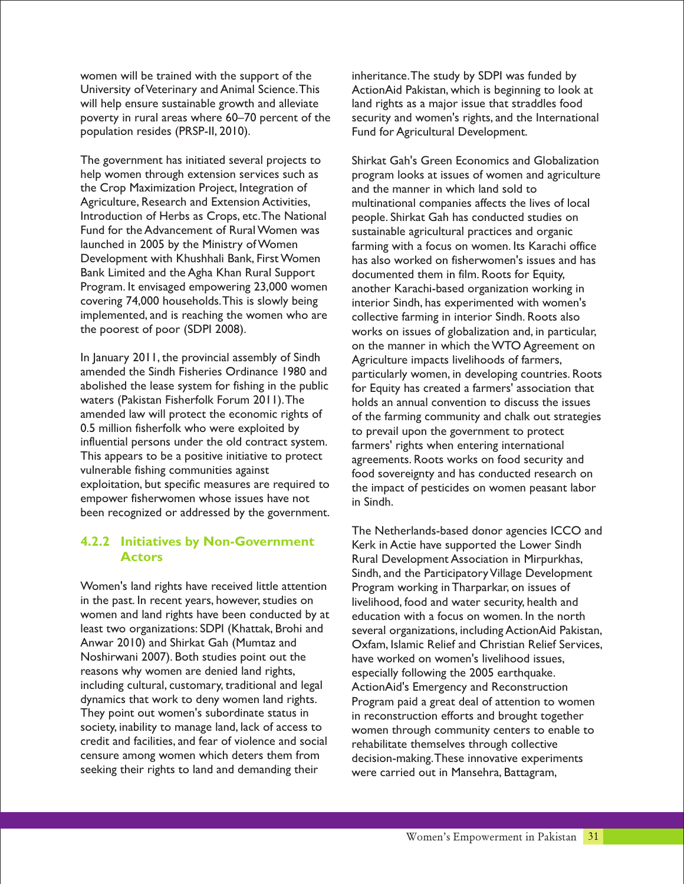women will be trained with the support of the University of Veterinary and Animal Science. This will help ensure sustainable growth and alleviate poverty in rural areas where 60–70 percent of the population resides (PRSP-II, 2010).

The government has initiated several projects to help women through extension services such as the Crop Maximization Project, Integration of Agriculture, Research and Extension Activities, Introduction of Herbs as Crops, etc. The National Fund for the Advancement of Rural Women was launched in 2005 by the Ministry of Women Development with Khushhali Bank, First Women Bank Limited and the Agha Khan Rural Support Program. It envisaged empowering 23,000 women covering 74,000 households. This is slowly being implemented, and is reaching the women who are the poorest of poor (SDPI 2008).

In January 2011, the provincial assembly of Sindh amended the Sindh Fisheries Ordinance 1980 and abolished the lease system for fishing in the public waters (Pakistan Fisherfolk Forum 2011). The amended law will protect the economic rights of 0.5 million fisherfolk who were exploited by influential persons under the old contract system. This appears to be a positive initiative to protect vulnerable fishing communities against exploitation, but specific measures are required to empower fisherwomen whose issues have not been recognized or addressed by the government.

### 4.2.2 Initiatives by Non-Government Actors

Women's land rights have received little attention in the past. In recent years, however, studies on women and land rights have been conducted by at least two organizations: SDPI (Khattak, Brohi and Anwar 2010) and Shirkat Gah (Mumtaz and Noshirwani 2007). Both studies point out the reasons why women are denied land rights, including cultural, customary, traditional and legal dynamics that work to deny women land rights. They point out women's subordinate status in society, inability to manage land, lack of access to credit and facilities, and fear of violence and social censure among women which deters them from seeking their rights to land and demanding their inheritance. The study by SDPI was funded by ActionAid Pakistan, which is beginning to look at land rights as a major issue that straddles food security and women's rights, and the International Fund for Agricultural Development.

Shirkat Gah's Green Economics and Globalization program looks at issues of women and agriculture and the manner in which land sold to multinational companies affects the lives of local people. Shirkat Gah has conducted studies on sustainable agricultural practices and organic farming with a focus on women. Its Karachi office has also worked on fisherwomen's issues and has documented them in film. Roots for Equity, another Karachi-based organization working in interior Sindh, has experimented with women's collective farming in interior Sindh. Roots also works on issues of globalization and, in particular, on the manner in which the WTO Agreement on Agriculture impacts livelihoods of farmers, particularly women, in developing countries. Roots for Equity has created a farmers' association that holds an annual convention to discuss the issues of the farming community and chalk out strategies to prevail upon the government to protect farmers' rights when entering international agreements. Roots works on food security and food sovereignty and has conducted research on the impact of pesticides on women peasant labor in Sindh.

The Netherlands-based donor agencies ICCO and Kerk in Actie have supported the Lower Sindh Rural Development Association in Mirpurkhas, Sindh, and the Participatory Village Development Program working in Tharparkar, on issues of livelihood, food and water security, health and education with a focus on women. In the north several organizations, including ActionAid Pakistan, Oxfam, Islamic Relief and Christian Relief Services, have worked on women's livelihood issues, especially following the 2005 earthquake. ActionAid's Emergency and Reconstruction Program paid a great deal of attention to women in reconstruction efforts and brought together women through community centers to enable to rehabilitate themselves through collective decision-making. These innovative experiments were carried out in Mansehra, Battagram,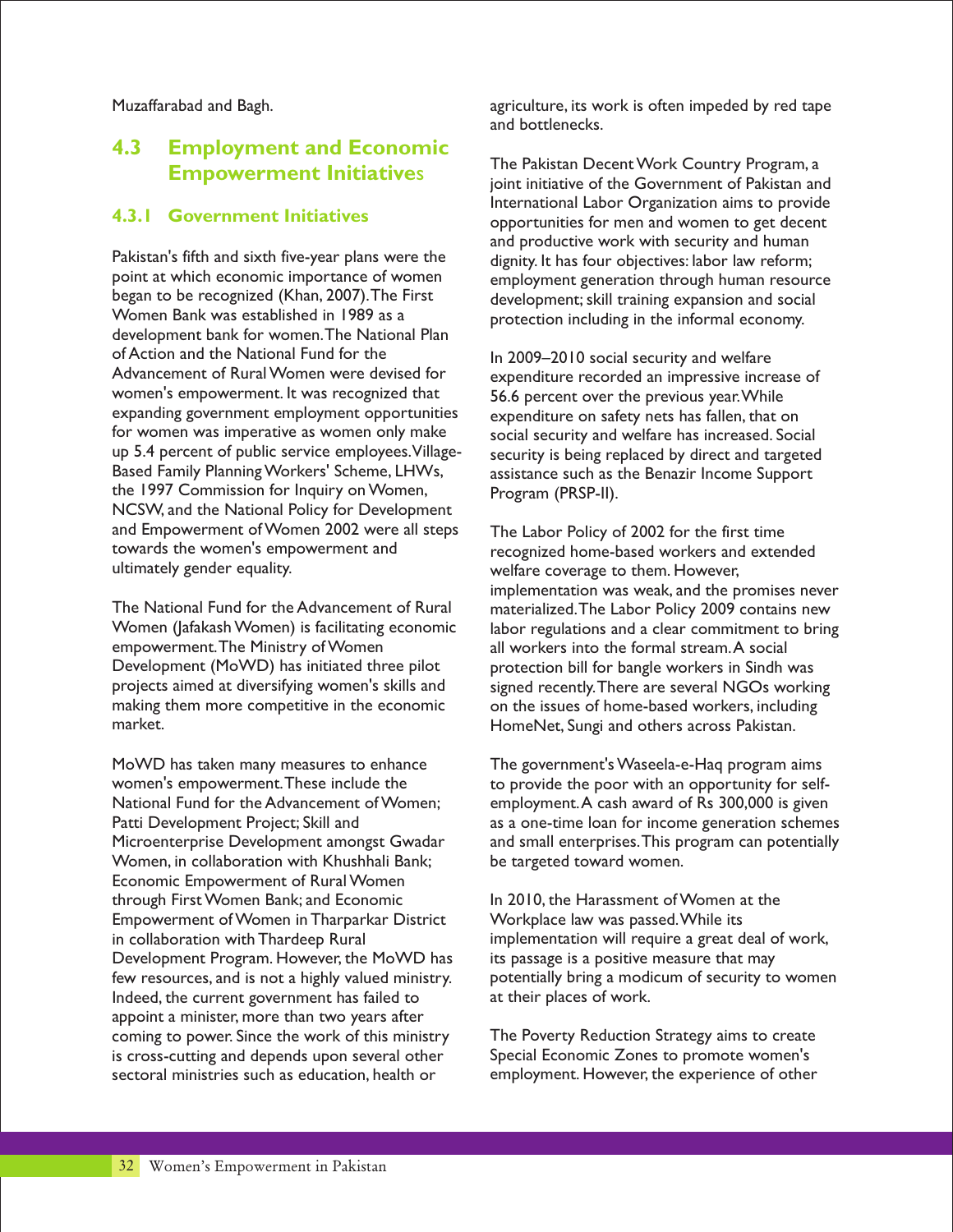Muzaffarabad and Bagh.

## 4.3 Employment and Economic Empowerment Initiatives

### 4.3.1 Government Initiatives

Pakistan's fifth and sixth five-year plans were the point at which economic importance of women began to be recognized (Khan, 2007). The First Women Bank was established in 1989 as a development bank for women. The National Plan of Action and the National Fund for the Advancement of Rural Women were devised for women's empowerment. It was recognized that expanding government employment opportunities for women was imperative as women only make up 5.4 percent of public service employees. Village-Based Family Planning Workers' Scheme, LHWs, the 1997 Commission for Inquiry on Women, NCSW, and the National Policy for Development and Empowerment of Women 2002 were all steps towards the women's empowerment and ultimately gender equality.

The National Fund for the Advancement of Rural Women (Jafakash Women) is facilitating economic empowerment. The Ministry of Women Development (MoWD) has initiated three pilot projects aimed at diversifying women's skills and making them more competitive in the economic market.

MoWD has taken many measures to enhance women's empowerment. These include the National Fund for the Advancement of Women; Patti Development Project; Skill and Microenterprise Development amongst Gwadar Women, in collaboration with Khushhali Bank; Economic Empowerment of Rural Women through First Women Bank; and Economic Empowerment of Women in Tharparkar District in collaboration with Thardeep Rural Development Program. However, the MoWD has few resources, and is not a highly valued ministry. Indeed, the current government has failed to appoint a minister, more than two years after coming to power. Since the work of this ministry is cross-cutting and depends upon several other sectoral ministries such as education, health or agriculture, its work is often impeded by red tape and bottlenecks.

The Pakistan Decent Work Country Program, a joint initiative of the Government of Pakistan and International Labor Organization aims to provide opportunities for men and women to get decent and productive work with security and human dignity. It has four objectives: labor law reform; employment generation through human resource development; skill training expansion and social protection including in the informal economy.

In 2009–2010 social security and welfare expenditure recorded an impressive increase of 56.6 percent over the previous year. While expenditure on safety nets has fallen, that on social security and welfare has increased. Social security is being replaced by direct and targeted assistance such as the Benazir Income Support Program (PRSP-II).

The Labor Policy of 2002 for the first time recognized home-based workers and extended welfare coverage to them. However, implementation was weak, and the promises never materialized. The Labor Policy 2009 contains new labor regulations and a clear commitment to bring all workers into the formal stream. A social protection bill for bangle workers in Sindh was signed recently. There are several NGOs working on the issues of home-based workers, including HomeNet, Sungi and others across Pakistan.

The government's Waseela-e-Haq program aims to provide the poor with an opportunity for self-employment. A cash award of Rs 300,000 is given as a one-time loan for income generation schemes and small enterprises. This program can potentially be targeted toward women.

In 2010, the Harassment of Women at the Workplace law was passed. While its implementation will require a great deal of work, its passage is a positive measure that may potentially bring a modicum of security to women at their places of work.

The Poverty Reduction Strategy aims to create Special Economic Zones to promote women's employment. However, the experience of other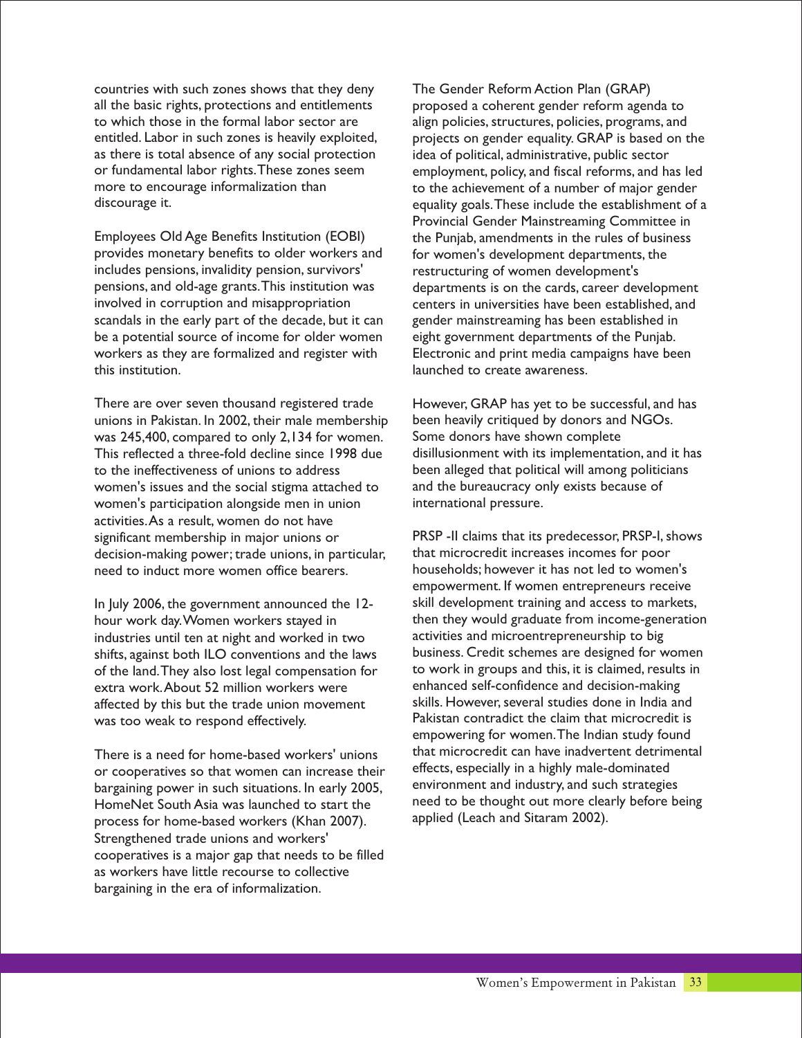countries with such zones shows that they deny all the basic rights, protections and entitlements to which those in the formal labor sector are entitled. Labor in such zones is heavily exploited, as there is total absence of any social protection or fundamental labor rights. These zones seem more to encourage informalization than discourage it.

Employees Old Age Benefits Institution (EOBI) provides monetary benefits to older workers and includes pensions, invalidity pension, survivors' pensions, and old-age grants. This institution was involved in corruption and misappropriation scandals in the early part of the decade, but it can be a potential source of income for older women workers as they are formalized and register with this institution.

There are over seven thousand registered trade unions in Pakistan. In 2002, their male membership was 245,400, compared to only 2,134 for women. This reflected a three-fold decline since 1998 due to the ineffectiveness of unions to address women's issues and the social stigma attached to women's participation alongside men in union activities. As a result, women do not have significant membership in major unions or decision-making power; trade unions, in particular, need to induct more women office bearers.

In July 2006, the government announced the 12-hour work day. Women workers stayed in industries until ten at night and worked in two shifts, against both ILO conventions and the laws of the land. They also lost legal compensation for extra work. About 52 million workers were affected by this but the trade union movement was too weak to respond effectively.

There is a need for home-based workers' unions or cooperatives so that women can increase their bargaining power in such situations. In early 2005, HomeNet South Asia was launched to start the process for home-based workers (Khan 2007). Strengthened trade unions and workers' cooperatives is a major gap that needs to be filled as workers have little recourse to collective bargaining in the era of informalization.

The Gender Reform Action Plan (GRAP) proposed a coherent gender reform agenda to align policies, structures, policies, programs, and projects on gender equality. GRAP is based on the idea of political, administrative, public sector employment, policy, and fiscal reforms, and has led to the achievement of a number of major gender equality goals. These include the establishment of a Provincial Gender Mainstreaming Committee in the Punjab, amendments in the rules of business for women's development departments, the restructuring of women development's departments is on the cards, career development centers in universities have been established, and gender mainstreaming has been established in eight government departments of the Punjab. Electronic and print media campaigns have been launched to create awareness.

However, GRAP has yet to be successful, and has been heavily critiqued by donors and NGOs. Some donors have shown complete disillusionment with its implementation, and it has been alleged that political will among politicians and the bureaucracy only exists because of international pressure.

PRSP -II claims that its predecessor, PRSP-I, shows that microcredit increases incomes for poor households; however it has not led to women's empowerment. If women entrepreneurs receive skill development training and access to markets, then they would graduate from income-generation activities and microentrepreneurship to big business. Credit schemes are designed for women to work in groups and this, it is claimed, results in enhanced self-confidence and decision-making skills. However, several studies done in India and Pakistan contradict the claim that microcredit is empowering for women. The Indian study found that microcredit can have inadvertent detrimental effects, especially in a highly male-dominated environment and industry, and such strategies need to be thought out more clearly before being applied (Leach and Sitaram 2002).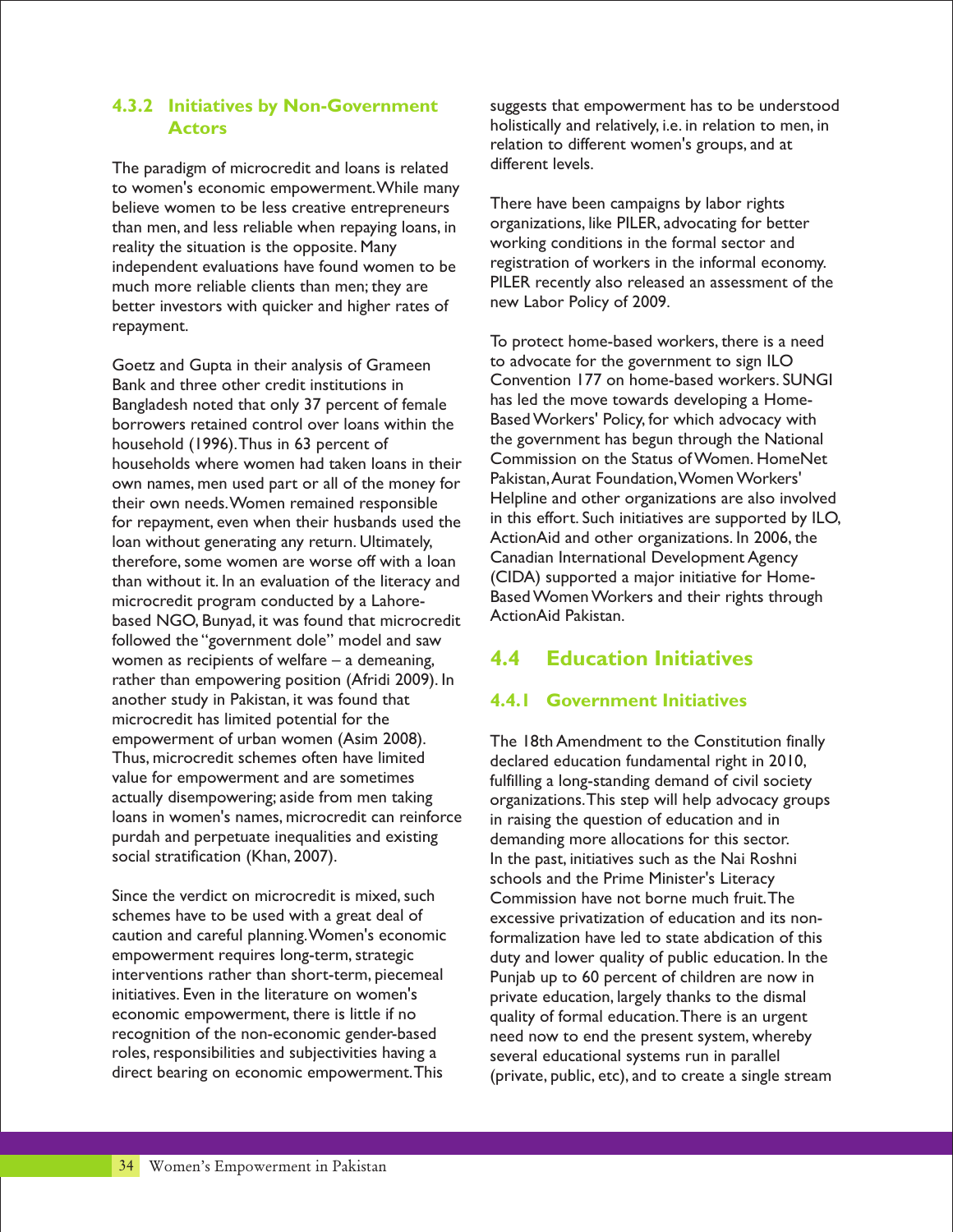### 4.3.2 Initiatives by Non-Government Actors

The paradigm of microcredit and loans is related to women's economic empowerment. While many believe women to be less creative entrepreneurs than men, and less reliable when repaying loans, in reality the situation is the opposite. Many independent evaluations have found women to be much more reliable clients than men; they are better investors with quicker and higher rates of repayment.

Goetz and Gupta in their analysis of Grameen Bank and three other credit institutions in Bangladesh noted that only 37 percent of female borrowers retained control over loans within the household (1996). Thus in 63 percent of households where women had taken loans in their own names, men used part or all of the money for their own needs. Women remained responsible for repayment, even when their husbands used the loan without generating any return. Ultimately, therefore, some women are worse off with a loan than without it. In an evaluation of the literacy and microcredit program conducted by a Lahore-based NGO, Bunyad, it was found that microcredit followed the "government dole" model and saw women as recipients of welfare – a demeaning, rather than empowering position (Afridi 2009). In another study in Pakistan, it was found that microcredit has limited potential for the empowerment of urban women (Asim 2008). Thus, microcredit schemes often have limited value for empowerment and are sometimes actually disempowering; aside from men taking loans in women's names, microcredit can reinforce purdah and perpetuate inequalities and existing social stratification (Khan, 2007).

Since the verdict on microcredit is mixed, such schemes have to be used with a great deal of caution and careful planning. Women's economic empowerment requires long-term, strategic interventions rather than short-term, piecemeal initiatives. Even in the literature on women's economic empowerment, there is little if no recognition of the non-economic gender-based roles, responsibilities and subjectivities having a direct bearing on economic empowerment. This suggests that empowerment has to be understood holistically and relatively, i.e. in relation to men, in relation to different women's groups, and at different levels.

There have been campaigns by labor rights organizations, like PILER, advocating for better working conditions in the formal sector and registration of workers in the informal economy. PILER recently also released an assessment of the new Labor Policy of 2009.

To protect home-based workers, there is a need to advocate for the government to sign ILO Convention 177 on home-based workers. SUNGI has led the move towards developing a Home-Based Workers' Policy, for which advocacy with the government has begun through the National Commission on the Status of Women. HomeNet Pakistan, Aurat Foundation, Women Workers' Helpline and other organizations are also involved in this effort. Such initiatives are supported by ILO, ActionAid and other organizations. In 2006, the Canadian International Development Agency (CIDA) supported a major initiative for Home-Based Women Workers and their rights through ActionAid Pakistan.

## 4.4 Education Initiatives

### 4.4.1 Government Initiatives

The 18th Amendment to the Constitution finally declared education fundamental right in 2010, fulfilling a long-standing demand of civil society organizations. This step will help advocacy groups in raising the question of education and in demanding more allocations for this sector. In the past, initiatives such as the Nai Roshni schools and the Prime Minister's Literacy Commission have not borne much fruit. The excessive privatization of education and its non-formalization have led to state abdication of this duty and lower quality of public education. In the Punjab up to 60 percent of children are now in private education, largely thanks to the dismal quality of formal education. There is an urgent need now to end the present system, whereby several educational systems run in parallel (private, public, etc), and to create a single stream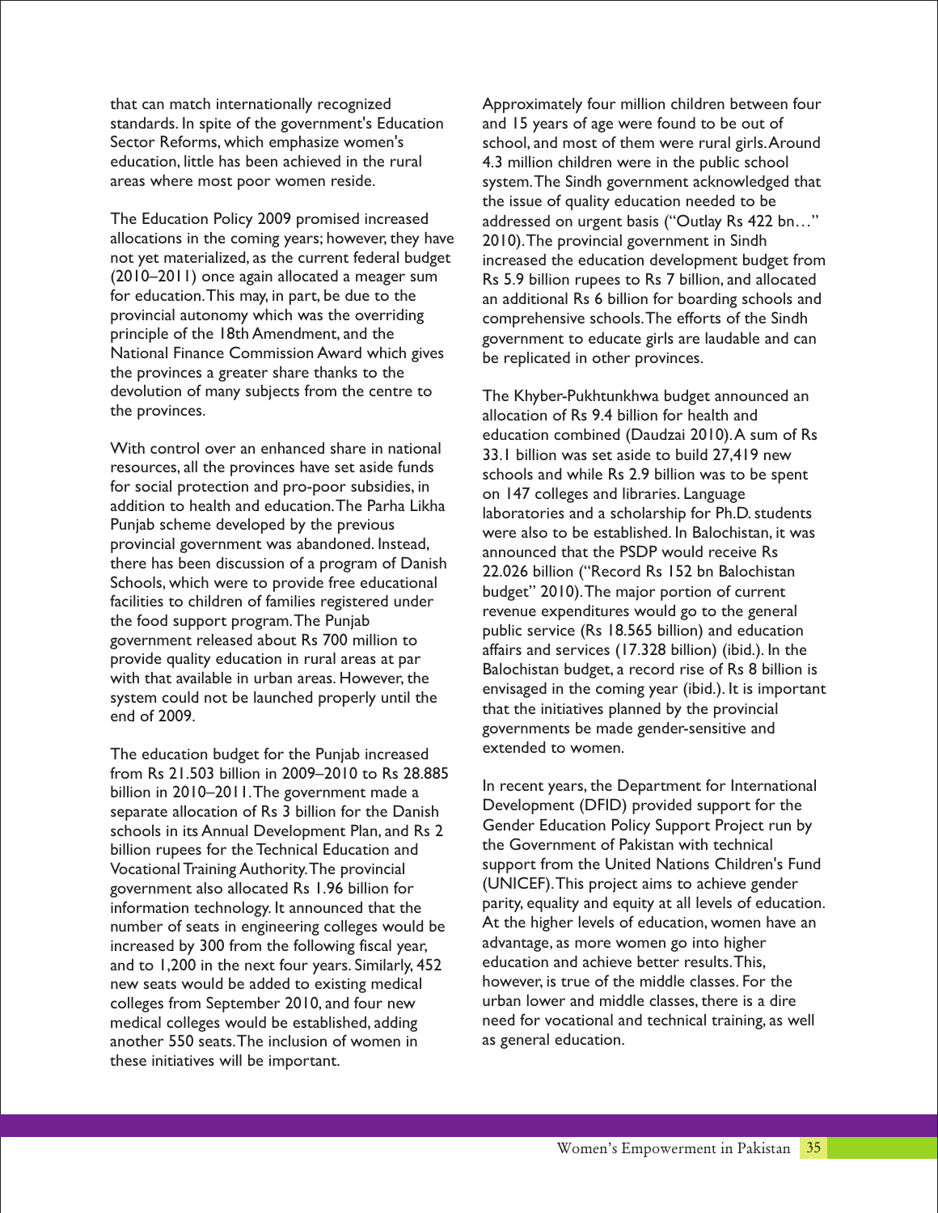that can match internationally recognized standards. In spite of the government's Education Sector Reforms, which emphasize women's education, little has been achieved in the rural areas where most poor women reside.

The Education Policy 2009 promised increased allocations in the coming years; however, they have not yet materialized, as the current federal budget (2010–2011) once again allocated a meager sum for education. This may, in part, be due to the provincial autonomy which was the overriding principle of the 18th Amendment, and the National Finance Commission Award which gives the provinces a greater share thanks to the devolution of many subjects from the centre to the provinces.

With control over an enhanced share in national resources, all the provinces have set aside funds for social protection and pro-poor subsidies, in addition to health and education. The Parha Likha Punjab scheme developed by the previous provincial government was abandoned. Instead, there has been discussion of a program of Danish Schools, which were to provide free educational facilities to children of families registered under the food support program. The Punjab government released about Rs 700 million to provide quality education in rural areas at par with that available in urban areas. However, the system could not be launched properly until the end of 2009.

The education budget for the Punjab increased from Rs 21.503 billion in 2009–2010 to Rs 28.885 billion in 2010–2011. The government made a separate allocation of Rs 3 billion for the Danish schools in its Annual Development Plan, and Rs 2 billion rupees for the Technical Education and Vocational Training Authority. The provincial government also allocated Rs 1.96 billion for information technology. It announced that the number of seats in engineering colleges would be increased by 300 from the following fiscal year, and to 1,200 in the next four years. Similarly, 452 new seats would be added to existing medical colleges from September 2010, and four new medical colleges would be established, adding another 550 seats. The inclusion of women in these initiatives will be important.

Approximately four million children between four and 15 years of age were found to be out of school, and most of them were rural girls. Around 4.3 million children were in the public school system. The Sindh government acknowledged that the issue of quality education needed to be addressed on urgent basis ("Outlay Rs 422 bn…" 2010). The provincial government in Sindh increased the education development budget from Rs 5.9 billion rupees to Rs 7 billion, and allocated an additional Rs 6 billion for boarding schools and comprehensive schools. The efforts of the Sindh government to educate girls are laudable and can be replicated in other provinces.

The Khyber-Pukhtunkhwa budget announced an allocation of Rs 9.4 billion for health and education combined (Daudzai 2010). A sum of Rs 33.1 billion was set aside to build 27,419 new schools and while Rs 2.9 billion was to be spent on 147 colleges and libraries. Language laboratories and a scholarship for Ph.D. students were also to be established. In Balochistan, it was announced that the PSDP would receive Rs 22.026 billion ("Record Rs 152 bn Balochistan budget" 2010). The major portion of current revenue expenditures would go to the general public service (Rs 18.565 billion) and education affairs and services (17.328 billion) (ibid.). In the Balochistan budget, a record rise of Rs 8 billion is envisaged in the coming year (ibid.). It is important that the initiatives planned by the provincial governments be made gender-sensitive and extended to women.

In recent years, the Department for International Development (DFID) provided support for the Gender Education Policy Support Project run by the Government of Pakistan with technical support from the United Nations Children's Fund (UNICEF). This project aims to achieve gender parity, equality and equity at all levels of education. At the higher levels of education, women have an advantage, as more women go into higher education and achieve better results. This, however, is true of the middle classes. For the urban lower and middle classes, there is a dire need for vocational and technical training, as well as general education.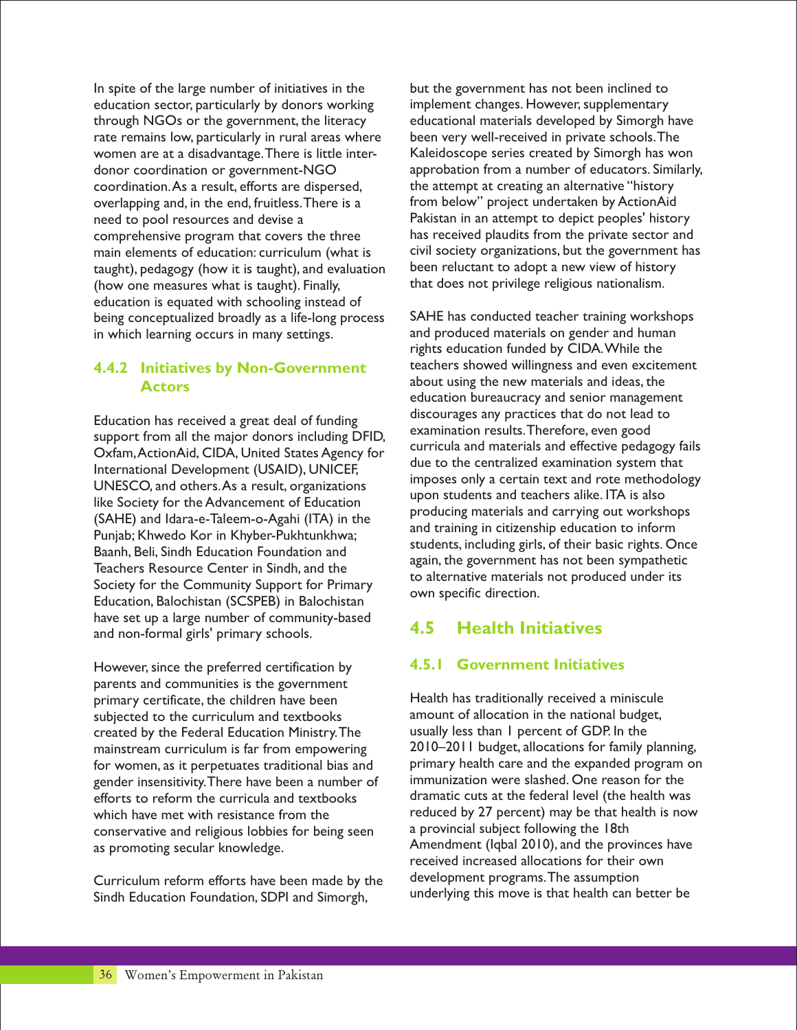In spite of the large number of initiatives in the education sector, particularly by donors working through NGOs or the government, the literacy rate remains low, particularly in rural areas where women are at a disadvantage. There is little inter-donor coordination or government-NGO coordination. As a result, efforts are dispersed, overlapping and, in the end, fruitless. There is a need to pool resources and devise a comprehensive program that covers the three main elements of education: curriculum (what is taught), pedagogy (how it is taught), and evaluation (how one measures what is taught). Finally, education is equated with schooling instead of being conceptualized broadly as a life-long process in which learning occurs in many settings.

### 4.4.2 Initiatives by Non-Government Actors

Education has received a great deal of funding support from all the major donors including DFID, Oxfam, ActionAid, CIDA, United States Agency for International Development (USAID), UNICEF, UNESCO, and others. As a result, organizations like Society for the Advancement of Education (SAHE) and Idara-e-Taleem-o-Agahi (ITA) in the Punjab; Khwedo Kor in Khyber-Pukhtunkhwa; Baanh, Beli, Sindh Education Foundation and Teachers Resource Center in Sindh, and the Society for the Community Support for Primary Education, Balochistan (SCSPEB) in Balochistan have set up a large number of community-based and non-formal girls' primary schools.

However, since the preferred certification by parents and communities is the government primary certificate, the children have been subjected to the curriculum and textbooks created by the Federal Education Ministry. The mainstream curriculum is far from empowering for women, as it perpetuates traditional bias and gender insensitivity. There have been a number of efforts to reform the curricula and textbooks which have met with resistance from the conservative and religious lobbies for being seen as promoting secular knowledge.

Curriculum reform efforts have been made by the Sindh Education Foundation, SDPI and Simorgh, but the government has not been inclined to implement changes. However, supplementary educational materials developed by Simorgh have been very well-received in private schools. The Kaleidoscope series created by Simorgh has won approbation from a number of educators. Similarly, the attempt at creating an alternative "history from below" project undertaken by ActionAid Pakistan in an attempt to depict peoples' history has received plaudits from the private sector and civil society organizations, but the government has been reluctant to adopt a new view of history that does not privilege religious nationalism.

SAHE has conducted teacher training workshops and produced materials on gender and human rights education funded by CIDA. While the teachers showed willingness and even excitement about using the new materials and ideas, the education bureaucracy and senior management discourages any practices that do not lead to examination results. Therefore, even good curricula and materials and effective pedagogy fails due to the centralized examination system that imposes only a certain text and rote methodology upon students and teachers alike. ITA is also producing materials and carrying out workshops and training in citizenship education to inform students, including girls, of their basic rights. Once again, the government has not been sympathetic to alternative materials not produced under its own specific direction.

## 4.5 Health Initiatives

### 4.5.1 Government Initiatives

Health has traditionally received a miniscule amount of allocation in the national budget, usually less than 1 percent of GDP. In the 2010–2011 budget, allocations for family planning, primary health care and the expanded program on immunization were slashed. One reason for the dramatic cuts at the federal level (the health was reduced by 27 percent) may be that health is now a provincial subject following the 18th Amendment (Iqbal 2010), and the provinces have received increased allocations for their own development programs. The assumption underlying this move is that health can better be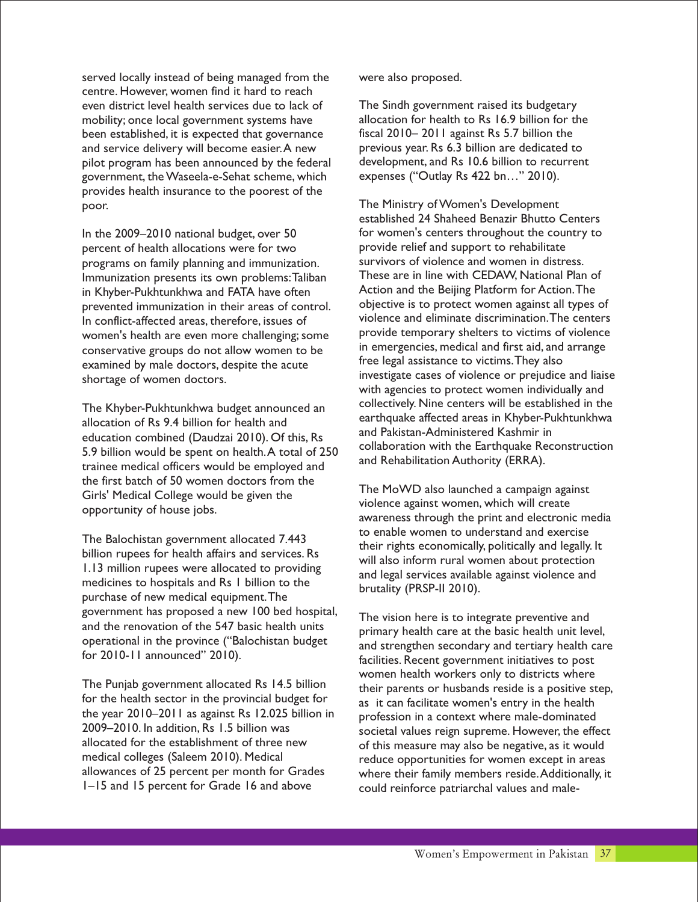served locally instead of being managed from the centre. However, women find it hard to reach even district level health services due to lack of mobility; once local government systems have been established, it is expected that governance and service delivery will become easier. A new pilot program has been announced by the federal government, the Waseela-e-Sehat scheme, which provides health insurance to the poorest of the poor.

In the 2009–2010 national budget, over 50 percent of health allocations were for two programs on family planning and immunization. Immunization presents its own problems: Taliban in Khyber-Pukhtunkhwa and FATA have often prevented immunization in their areas of control. In conflict-affected areas, therefore, issues of women's health are even more challenging; some conservative groups do not allow women to be examined by male doctors, despite the acute shortage of women doctors.

The Khyber-Pukhtunkhwa budget announced an allocation of Rs 9.4 billion for health and education combined (Daudzai 2010). Of this, Rs 5.9 billion would be spent on health. A total of 250 trainee medical officers would be employed and the first batch of 50 women doctors from the Girls' Medical College would be given the opportunity of house jobs.

The Balochistan government allocated 7.443 billion rupees for health affairs and services. Rs 1.13 million rupees were allocated to providing medicines to hospitals and Rs 1 billion to the purchase of new medical equipment. The government has proposed a new 100 bed hospital, and the renovation of the 547 basic health units operational in the province ("Balochistan budget for 2010-11 announced" 2010).

The Punjab government allocated Rs 14.5 billion for the health sector in the provincial budget for the year 2010–2011 as against Rs 12.025 billion in 2009–2010. In addition, Rs 1.5 billion was allocated for the establishment of three new medical colleges (Saleem 2010). Medical allowances of 25 percent per month for Grades 1–15 and 15 percent for Grade 16 and above were also proposed.

The Sindh government raised its budgetary allocation for health to Rs 16.9 billion for the fiscal 2010– 2011 against Rs 5.7 billion the previous year. Rs 6.3 billion are dedicated to development, and Rs 10.6 billion to recurrent expenses ("Outlay Rs 422 bn…" 2010).

The Ministry of Women's Development established 24 Shaheed Benazir Bhutto Centers for women's centers throughout the country to provide relief and support to rehabilitate survivors of violence and women in distress. These are in line with CEDAW, National Plan of Action and the Beijing Platform for Action. The objective is to protect women against all types of violence and eliminate discrimination. The centers provide temporary shelters to victims of violence in emergencies, medical and first aid, and arrange free legal assistance to victims. They also investigate cases of violence or prejudice and liaise with agencies to protect women individually and collectively. Nine centers will be established in the earthquake affected areas in Khyber-Pukhtunkhwa and Pakistan-Administered Kashmir in collaboration with the Earthquake Reconstruction and Rehabilitation Authority (ERRA).

The MoWD also launched a campaign against violence against women, which will create awareness through the print and electronic media to enable women to understand and exercise their rights economically, politically and legally. It will also inform rural women about protection and legal services available against violence and brutality (PRSP-II 2010).

The vision here is to integrate preventive and primary health care at the basic health unit level, and strengthen secondary and tertiary health care facilities. Recent government initiatives to post women health workers only to districts where their parents or husbands reside is a positive step, as it can facilitate women's entry in the health profession in a context where male-dominated societal values reign supreme. However, the effect of this measure may also be negative, as it would reduce opportunities for women except in areas where their family members reside. Additionally, it could reinforce patriarchal values and male-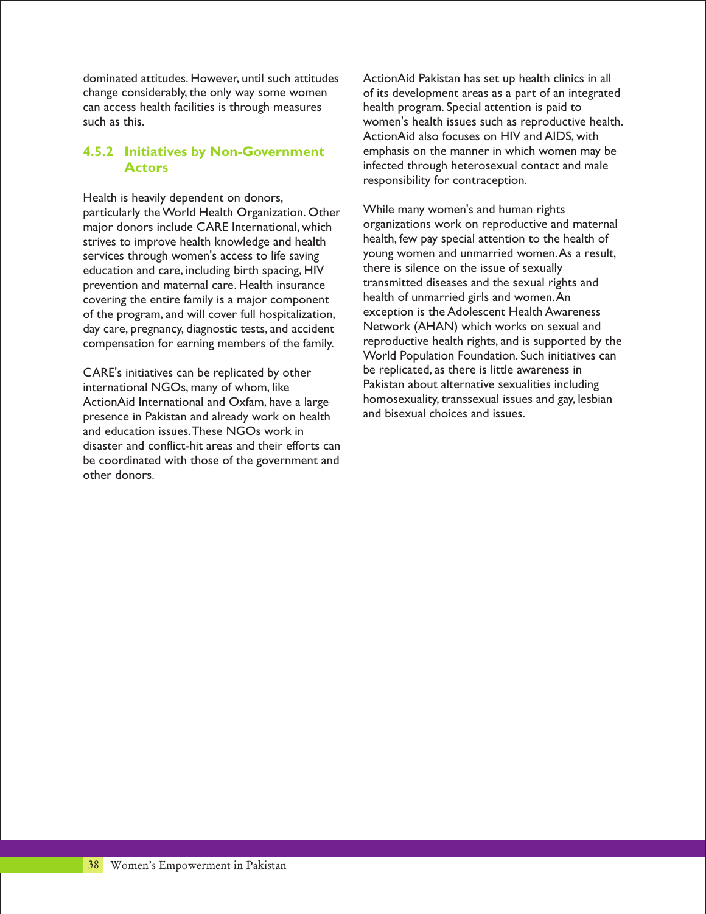dominated attitudes. However, until such attitudes change considerably, the only way some women can access health facilities is through measures such as this.

### 4.5.2 Initiatives by Non-Government Actors

Health is heavily dependent on donors, particularly the World Health Organization. Other major donors include CARE International, which strives to improve health knowledge and health services through women's access to life saving education and care, including birth spacing, HIV prevention and maternal care. Health insurance covering the entire family is a major component of the program, and will cover full hospitalization, day care, pregnancy, diagnostic tests, and accident compensation for earning members of the family.

CARE's initiatives can be replicated by other international NGOs, many of whom, like ActionAid International and Oxfam, have a large presence in Pakistan and already work on health and education issues. These NGOs work in disaster and conflict-hit areas and their efforts can be coordinated with those of the government and other donors.

ActionAid Pakistan has set up health clinics in all of its development areas as a part of an integrated health program. Special attention is paid to women's health issues such as reproductive health. ActionAid also focuses on HIV and AIDS, with emphasis on the manner in which women may be infected through heterosexual contact and male responsibility for contraception.

While many women's and human rights organizations work on reproductive and maternal health, few pay special attention to the health of young women and unmarried women. As a result, there is silence on the issue of sexually transmitted diseases and the sexual rights and health of unmarried girls and women. An exception is the Adolescent Health Awareness Network (AHAN) which works on sexual and reproductive health rights, and is supported by the World Population Foundation. Such initiatives can be replicated, as there is little awareness in Pakistan about alternative sexualities including homosexuality, transsexual issues and gay, lesbian and bisexual choices and issues.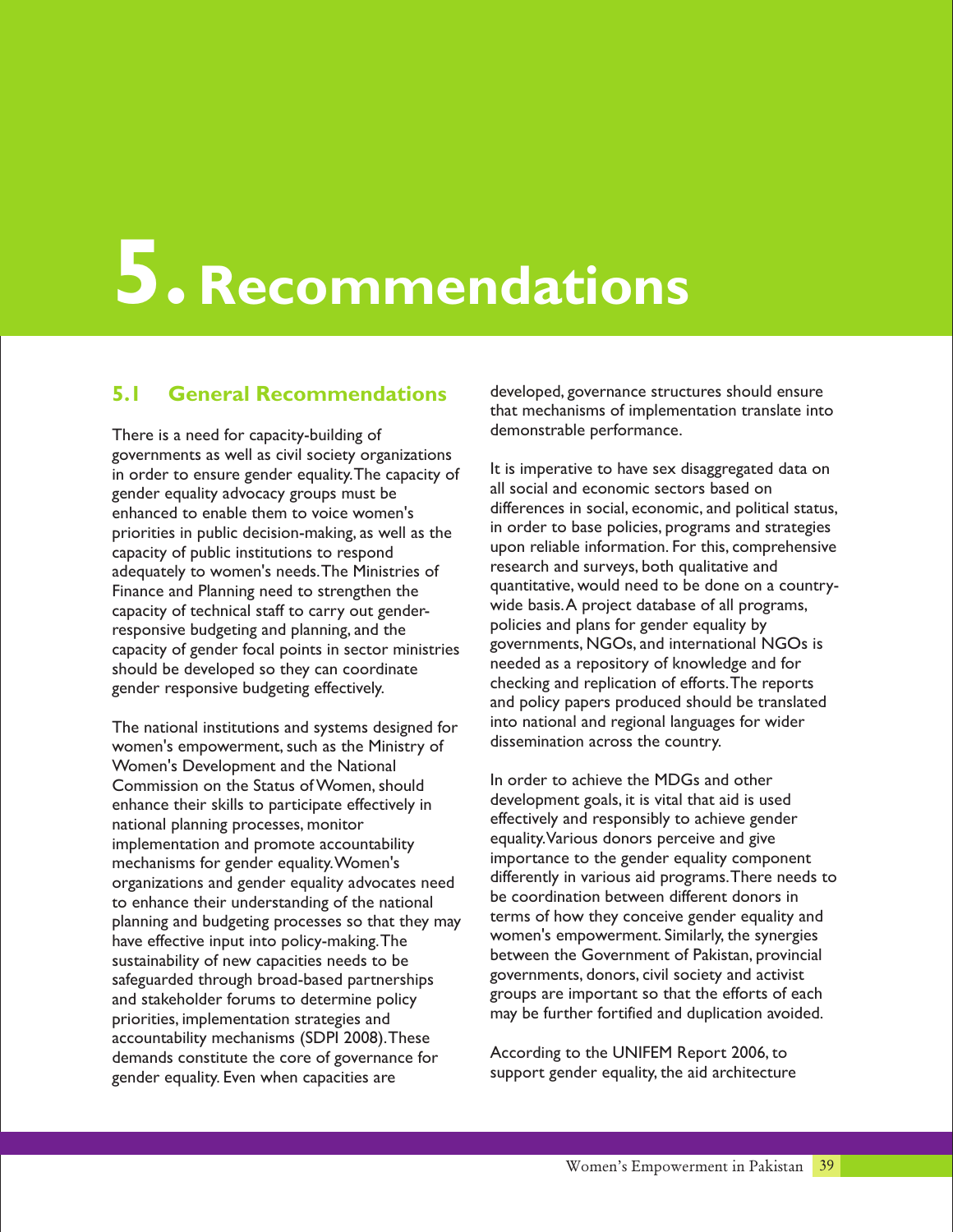# 5. Recommendations

## 5.1 General Recommendations

There is a need for capacity-building of governments as well as civil society organizations in order to ensure gender equality. The capacity of gender equality advocacy groups must be enhanced to enable them to voice women's priorities in public decision-making, as well as the capacity of public institutions to respond adequately to women's needs. The Ministries of Finance and Planning need to strengthen the capacity of technical staff to carry out gender-responsive budgeting and planning, and the capacity of gender focal points in sector ministries should be developed so they can coordinate gender responsive budgeting effectively.

The national institutions and systems designed for women's empowerment, such as the Ministry of Women's Development and the National Commission on the Status of Women, should enhance their skills to participate effectively in national planning processes, monitor implementation and promote accountability mechanisms for gender equality. Women's organizations and gender equality advocates need to enhance their understanding of the national planning and budgeting processes so that they may have effective input into policy-making. The sustainability of new capacities needs to be safeguarded through broad-based partnerships and stakeholder forums to determine policy priorities, implementation strategies and accountability mechanisms (SDPI 2008). These demands constitute the core of governance for gender equality. Even when capacities are developed, governance structures should ensure that mechanisms of implementation translate into demonstrable performance.

It is imperative to have sex disaggregated data on all social and economic sectors based on differences in social, economic, and political status, in order to base policies, programs and strategies upon reliable information. For this, comprehensive research and surveys, both qualitative and quantitative, would need to be done on a country-wide basis. A project database of all programs, policies and plans for gender equality by governments, NGOs, and international NGOs is needed as a repository of knowledge and for checking and replication of efforts. The reports and policy papers produced should be translated into national and regional languages for wider dissemination across the country.

In order to achieve the MDGs and other development goals, it is vital that aid is used effectively and responsibly to achieve gender equality. Various donors perceive and give importance to the gender equality component differently in various aid programs. There needs to be coordination between different donors in terms of how they conceive gender equality and women's empowerment. Similarly, the synergies between the Government of Pakistan, provincial governments, donors, civil society and activist groups are important so that the efforts of each may be further fortified and duplication avoided.

According to the UNIFEM Report 2006, to support gender equality, the aid architecture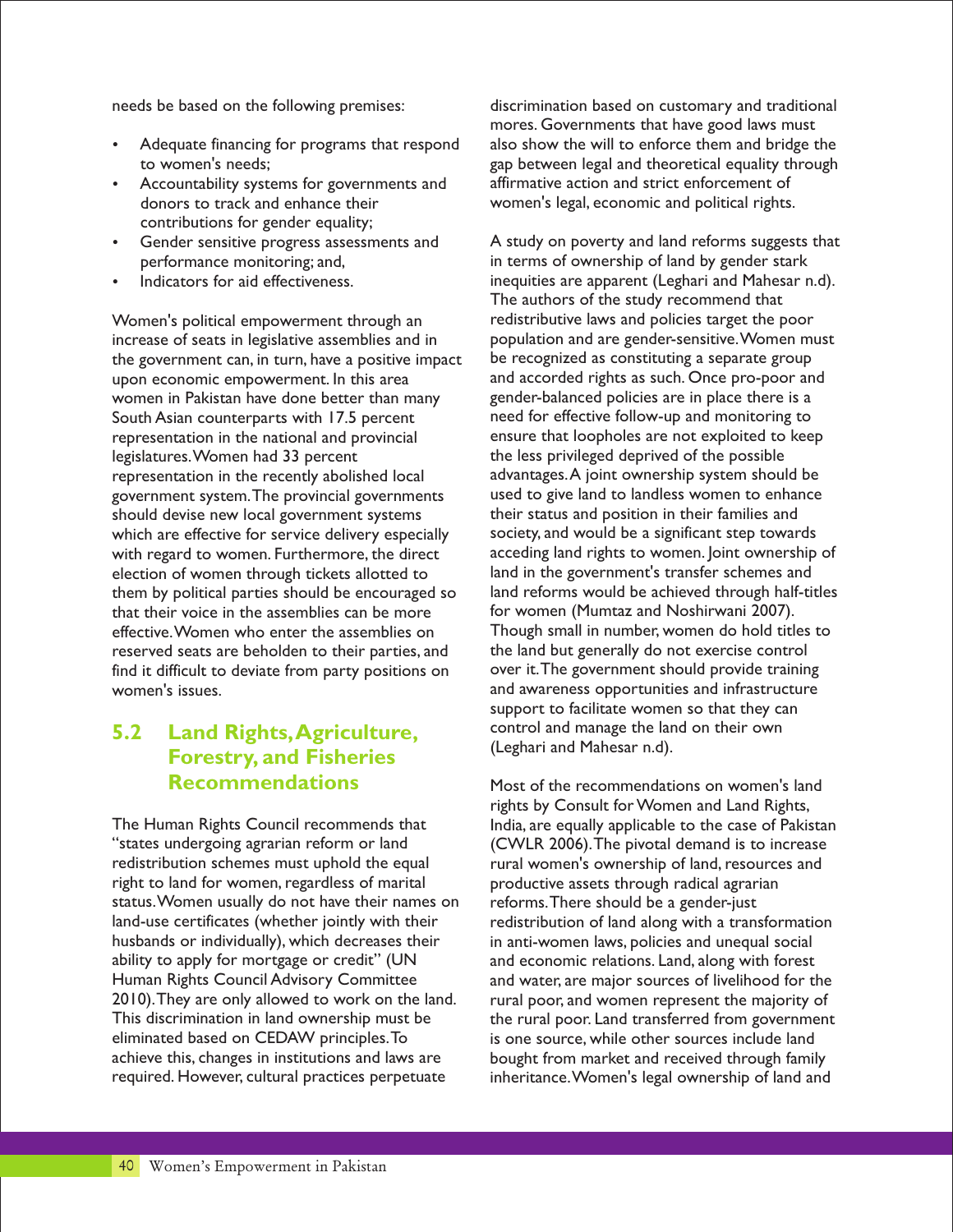needs be based on the following premises:

- Adequate financing for programs that respond to women's needs;
- Accountability systems for governments and donors to track and enhance their contributions for gender equality;
- Gender sensitive progress assessments and performance monitoring; and,
- Indicators for aid effectiveness.

Women's political empowerment through an increase of seats in legislative assemblies and in the government can, in turn, have a positive impact upon economic empowerment. In this area women in Pakistan have done better than many South Asian counterparts with 17.5 percent representation in the national and provincial legislatures. Women had 33 percent representation in the recently abolished local government system. The provincial governments should devise new local government systems which are effective for service delivery especially with regard to women. Furthermore, the direct election of women through tickets allotted to them by political parties should be encouraged so that their voice in the assemblies can be more effective. Women who enter the assemblies on reserved seats are beholden to their parties, and find it difficult to deviate from party positions on women's issues.

## 5.2 Land Rights, Agriculture, Forestry, and Fisheries Recommendations

The Human Rights Council recommends that "states undergoing agrarian reform or land redistribution schemes must uphold the equal right to land for women, regardless of marital status. Women usually do not have their names on land-use certificates (whether jointly with their husbands or individually), which decreases their ability to apply for mortgage or credit" (UN Human Rights Council Advisory Committee 2010). They are only allowed to work on the land. This discrimination in land ownership must be eliminated based on CEDAW principles. To achieve this, changes in institutions and laws are required. However, cultural practices perpetuate discrimination based on customary and traditional mores. Governments that have good laws must also show the will to enforce them and bridge the gap between legal and theoretical equality through affirmative action and strict enforcement of women's legal, economic and political rights.

A study on poverty and land reforms suggests that in terms of ownership of land by gender stark inequities are apparent (Leghari and Mahesar n.d). The authors of the study recommend that redistributive laws and policies target the poor population and are gender-sensitive. Women must be recognized as constituting a separate group and accorded rights as such. Once pro-poor and gender-balanced policies are in place there is a need for effective follow-up and monitoring to ensure that loopholes are not exploited to keep the less privileged deprived of the possible advantages. A joint ownership system should be used to give land to landless women to enhance their status and position in their families and society, and would be a significant step towards acceding land rights to women. Joint ownership of land in the government's transfer schemes and land reforms would be achieved through half-titles for women (Mumtaz and Noshirwani 2007). Though small in number, women do hold titles to the land but generally do not exercise control over it. The government should provide training and awareness opportunities and infrastructure support to facilitate women so that they can control and manage the land on their own (Leghari and Mahesar n.d).

Most of the recommendations on women's land rights by Consult for Women and Land Rights, India, are equally applicable to the case of Pakistan (CWLR 2006). The pivotal demand is to increase rural women's ownership of land, resources and productive assets through radical agrarian reforms. There should be a gender-just redistribution of land along with a transformation in anti-women laws, policies and unequal social and economic relations. Land, along with forest and water, are major sources of livelihood for the rural poor, and women represent the majority of the rural poor. Land transferred from government is one source, while other sources include land bought from market and received through family inheritance. Women's legal ownership of land and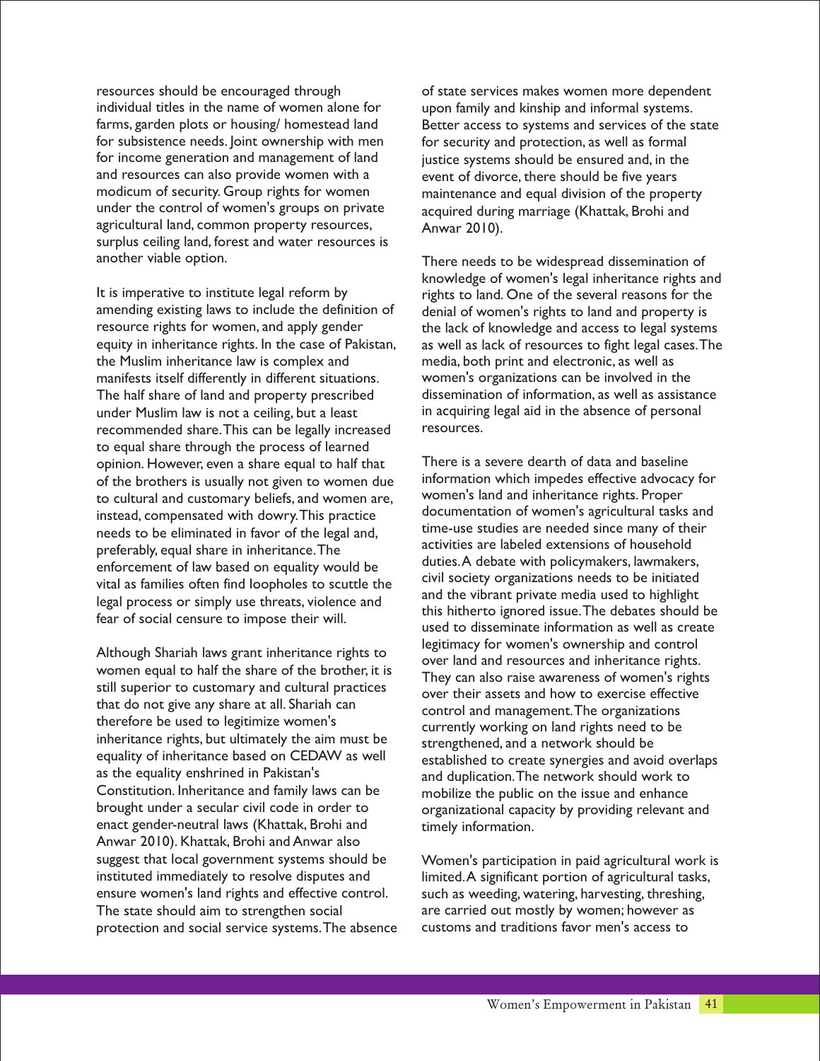resources should be encouraged through individual titles in the name of women alone for farms, garden plots or housing/ homestead land for subsistence needs. Joint ownership with men for income generation and management of land and resources can also provide women with a modicum of security. Group rights for women under the control of women's groups on private agricultural land, common property resources, surplus ceiling land, forest and water resources is another viable option.

It is imperative to institute legal reform by amending existing laws to include the definition of resource rights for women, and apply gender equity in inheritance rights. In the case of Pakistan, the Muslim inheritance law is complex and manifests itself differently in different situations. The half share of land and property prescribed under Muslim law is not a ceiling, but a least recommended share. This can be legally increased to equal share through the process of learned opinion. However, even a share equal to half that of the brothers is usually not given to women due to cultural and customary beliefs, and women are, instead, compensated with dowry. This practice needs to be eliminated in favor of the legal and, preferably, equal share in inheritance. The enforcement of law based on equality would be vital as families often find loopholes to scuttle the legal process or simply use threats, violence and fear of social censure to impose their will.

Although Shariah laws grant inheritance rights to women equal to half the share of the brother, it is still superior to customary and cultural practices that do not give any share at all. Shariah can therefore be used to legitimize women's inheritance rights, but ultimately the aim must be equality of inheritance based on CEDAW as well as the equality enshrined in Pakistan's Constitution. Inheritance and family laws can be brought under a secular civil code in order to enact gender-neutral laws (Khattak, Brohi and Anwar 2010). Khattak, Brohi and Anwar also suggest that local government systems should be instituted immediately to resolve disputes and ensure women's land rights and effective control. The state should aim to strengthen social protection and social service systems. The absence of state services makes women more dependent upon family and kinship and informal systems. Better access to systems and services of the state for security and protection, as well as formal justice systems should be ensured and, in the event of divorce, there should be five years maintenance and equal division of the property acquired during marriage (Khattak, Brohi and Anwar 2010).

There needs to be widespread dissemination of knowledge of women's legal inheritance rights and rights to land. One of the several reasons for the denial of women's rights to land and property is the lack of knowledge and access to legal systems as well as lack of resources to fight legal cases. The media, both print and electronic, as well as women's organizations can be involved in the dissemination of information, as well as assistance in acquiring legal aid in the absence of personal resources.

There is a severe dearth of data and baseline information which impedes effective advocacy for women's land and inheritance rights. Proper documentation of women's agricultural tasks and time-use studies are needed since many of their activities are labeled extensions of household duties. A debate with policymakers, lawmakers, civil society organizations needs to be initiated and the vibrant private media used to highlight this hitherto ignored issue. The debates should be used to disseminate information as well as create legitimacy for women's ownership and control over land and resources and inheritance rights. They can also raise awareness of women's rights over their assets and how to exercise effective control and management. The organizations currently working on land rights need to be strengthened, and a network should be established to create synergies and avoid overlaps and duplication. The network should work to mobilize the public on the issue and enhance organizational capacity by providing relevant and timely information.

Women's participation in paid agricultural work is limited. A significant portion of agricultural tasks, such as weeding, watering, harvesting, threshing, are carried out mostly by women; however as customs and traditions favor men's access to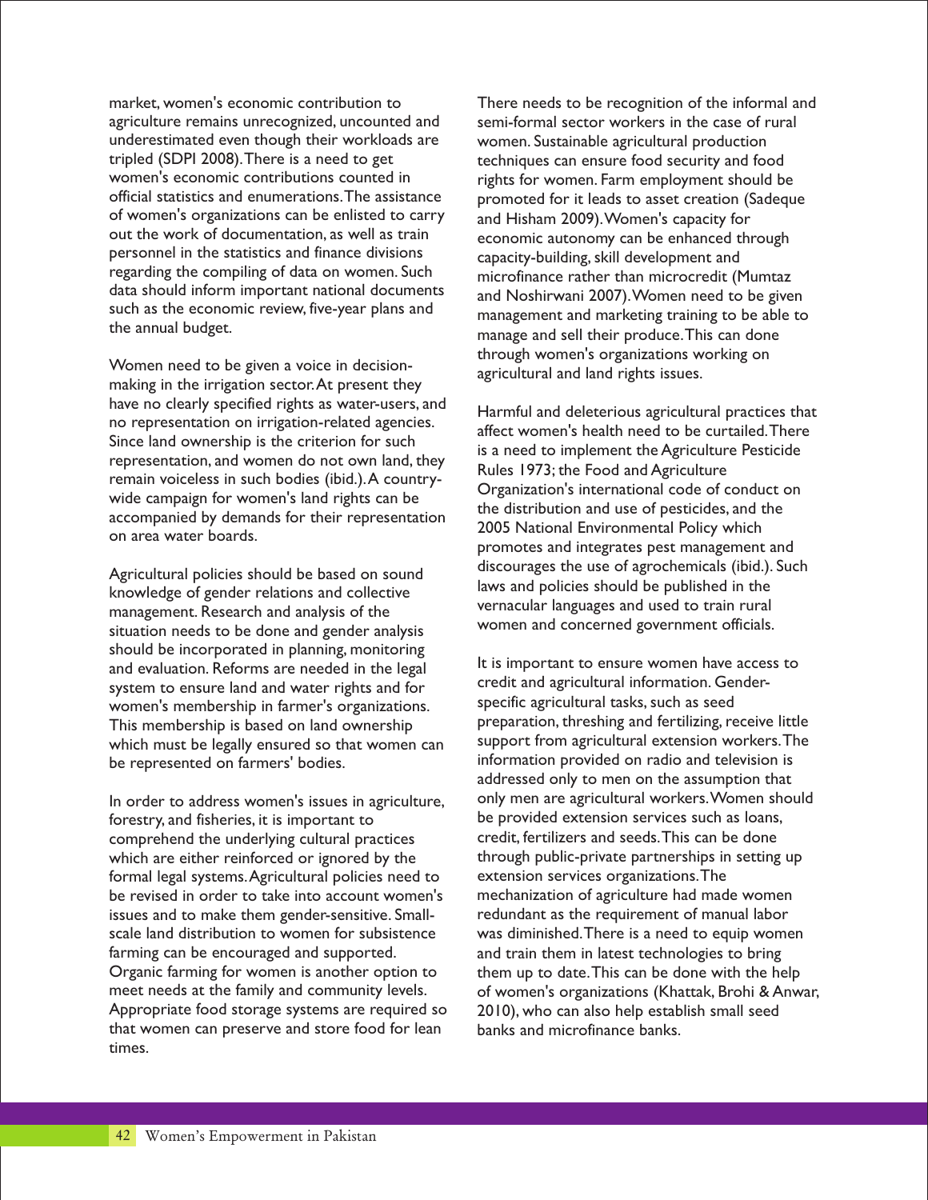market, women's economic contribution to agriculture remains unrecognized, uncounted and underestimated even though their workloads are tripled (SDPI 2008). There is a need to get women's economic contributions counted in official statistics and enumerations. The assistance of women's organizations can be enlisted to carry out the work of documentation, as well as train personnel in the statistics and finance divisions regarding the compiling of data on women. Such data should inform important national documents such as the economic review, five-year plans and the annual budget.

Women need to be given a voice in decision-making in the irrigation sector. At present they have no clearly specified rights as water-users, and no representation on irrigation-related agencies. Since land ownership is the criterion for such representation, and women do not own land, they remain voiceless in such bodies (ibid.). A country-wide campaign for women's land rights can be accompanied by demands for their representation on area water boards.

Agricultural policies should be based on sound knowledge of gender relations and collective management. Research and analysis of the situation needs to be done and gender analysis should be incorporated in planning, monitoring and evaluation. Reforms are needed in the legal system to ensure land and water rights and for women's membership in farmer's organizations. This membership is based on land ownership which must be legally ensured so that women can be represented on farmers' bodies.

In order to address women's issues in agriculture, forestry, and fisheries, it is important to comprehend the underlying cultural practices which are either reinforced or ignored by the formal legal systems. Agricultural policies need to be revised in order to take into account women's issues and to make them gender-sensitive. Small-scale land distribution to women for subsistence farming can be encouraged and supported. Organic farming for women is another option to meet needs at the family and community levels. Appropriate food storage systems are required so that women can preserve and store food for lean times.

There needs to be recognition of the informal and semi-formal sector workers in the case of rural women. Sustainable agricultural production techniques can ensure food security and food rights for women. Farm employment should be promoted for it leads to asset creation (Sadeque and Hisham 2009). Women's capacity for economic autonomy can be enhanced through capacity-building, skill development and microfinance rather than microcredit (Mumtaz and Noshirwani 2007). Women need to be given management and marketing training to be able to manage and sell their produce. This can done through women's organizations working on agricultural and land rights issues.

Harmful and deleterious agricultural practices that affect women's health need to be curtailed. There is a need to implement the Agriculture Pesticide Rules 1973; the Food and Agriculture Organization's international code of conduct on the distribution and use of pesticides, and the 2005 National Environmental Policy which promotes and integrates pest management and discourages the use of agrochemicals (ibid.). Such laws and policies should be published in the vernacular languages and used to train rural women and concerned government officials.

It is important to ensure women have access to credit and agricultural information. Gender-specific agricultural tasks, such as seed preparation, threshing and fertilizing, receive little support from agricultural extension workers. The information provided on radio and television is addressed only to men on the assumption that only men are agricultural workers. Women should be provided extension services such as loans, credit, fertilizers and seeds. This can be done through public-private partnerships in setting up extension services organizations. The mechanization of agriculture had made women redundant as the requirement of manual labor was diminished. There is a need to equip women and train them in latest technologies to bring them up to date. This can be done with the help of women's organizations (Khattak, Brohi & Anwar, 2010), who can also help establish small seed banks and microfinance banks.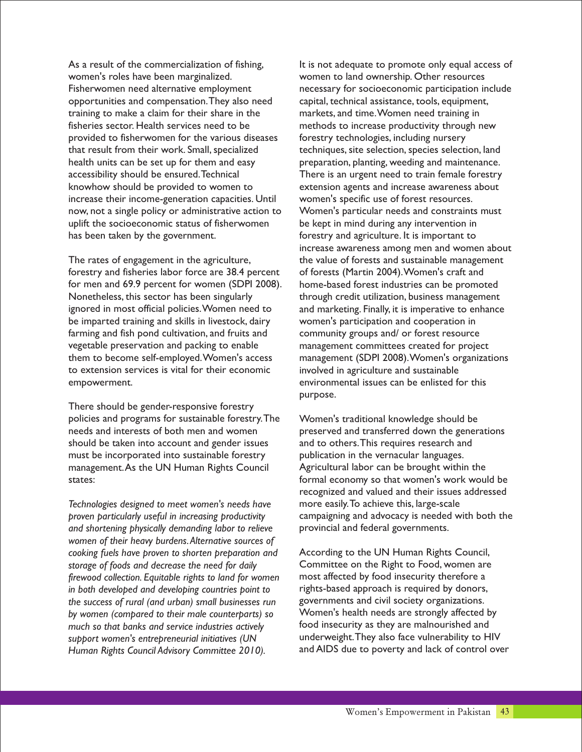As a result of the commercialization of fishing, women's roles have been marginalized. Fisherwomen need alternative employment opportunities and compensation. They also need training to make a claim for their share in the fisheries sector. Health services need to be provided to fisherwomen for the various diseases that result from their work. Small, specialized health units can be set up for them and easy accessibility should be ensured. Technical knowhow should be provided to women to increase their income-generation capacities. Until now, not a single policy or administrative action to uplift the socioeconomic status of fisherwomen has been taken by the government.

The rates of engagement in the agriculture, forestry and fisheries labor force are 38.4 percent for men and 69.9 percent for women (SDPI 2008). Nonetheless, this sector has been singularly ignored in most official policies. Women need to be imparted training and skills in livestock, dairy farming and fish pond cultivation, and fruits and vegetable preservation and packing to enable them to become self-employed. Women's access to extension services is vital for their economic empowerment.

There should be gender-responsive forestry policies and programs for sustainable forestry. The needs and interests of both men and women should be taken into account and gender issues must be incorporated into sustainable forestry management. As the UN Human Rights Council states:

*Technologies designed to meet women's needs have proven particularly useful in increasing productivity and shortening physically demanding labor to relieve women of their heavy burdens. Alternative sources of cooking fuels have proven to shorten preparation and storage of foods and decrease the need for daily firewood collection. Equitable rights to land for women in both developed and developing countries point to the success of rural (and urban) small businesses run by women (compared to their male counterparts) so much so that banks and service industries actively support women's entrepreneurial initiatives (UN Human Rights Council Advisory Committee 2010).*

It is not adequate to promote only equal access of women to land ownership. Other resources necessary for socioeconomic participation include capital, technical assistance, tools, equipment, markets, and time. Women need training in methods to increase productivity through new forestry technologies, including nursery techniques, site selection, species selection, land preparation, planting, weeding and maintenance. There is an urgent need to train female forestry extension agents and increase awareness about women's specific use of forest resources. Women's particular needs and constraints must be kept in mind during any intervention in forestry and agriculture. It is important to increase awareness among men and women about the value of forests and sustainable management of forests (Martin 2004). Women's craft and home-based forest industries can be promoted through credit utilization, business management and marketing. Finally, it is imperative to enhance women's participation and cooperation in community groups and/ or forest resource management committees created for project management (SDPI 2008). Women's organizations involved in agriculture and sustainable environmental issues can be enlisted for this purpose.

Women's traditional knowledge should be preserved and transferred down the generations and to others. This requires research and publication in the vernacular languages. Agricultural labor can be brought within the formal economy so that women's work would be recognized and valued and their issues addressed more easily. To achieve this, large-scale campaigning and advocacy is needed with both the provincial and federal governments.

According to the UN Human Rights Council, Committee on the Right to Food, women are most affected by food insecurity therefore a rights-based approach is required by donors, governments and civil society organizations. Women's health needs are strongly affected by food insecurity as they are malnourished and underweight. They also face vulnerability to HIV and AIDS due to poverty and lack of control over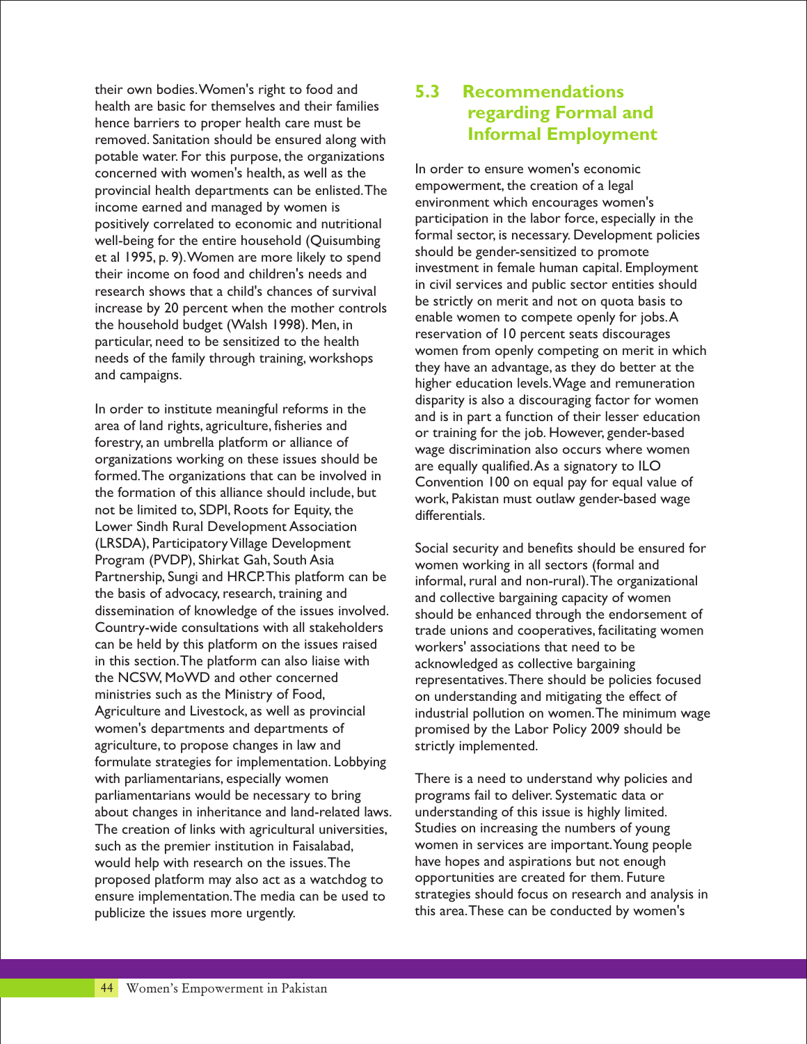their own bodies. Women's right to food and health are basic for themselves and their families hence barriers to proper health care must be removed. Sanitation should be ensured along with potable water. For this purpose, the organizations concerned with women's health, as well as the provincial health departments can be enlisted. The income earned and managed by women is positively correlated to economic and nutritional well-being for the entire household (Quisumbing et al 1995, p. 9). Women are more likely to spend their income on food and children's needs and research shows that a child's chances of survival increase by 20 percent when the mother controls the household budget (Walsh 1998). Men, in particular, need to be sensitized to the health needs of the family through training, workshops and campaigns.

In order to institute meaningful reforms in the area of land rights, agriculture, fisheries and forestry, an umbrella platform or alliance of organizations working on these issues should be formed. The organizations that can be involved in the formation of this alliance should include, but not be limited to, SDPI, Roots for Equity, the Lower Sindh Rural Development Association (LRSDA), Participatory Village Development Program (PVDP), Shirkat Gah, South Asia Partnership, Sungi and HRCP. This platform can be the basis of advocacy, research, training and dissemination of knowledge of the issues involved. Country-wide consultations with all stakeholders can be held by this platform on the issues raised in this section. The platform can also liaise with the NCSW, MoWD and other concerned ministries such as the Ministry of Food, Agriculture and Livestock, as well as provincial women's departments and departments of agriculture, to propose changes in law and formulate strategies for implementation. Lobbying with parliamentarians, especially women parliamentarians would be necessary to bring about changes in inheritance and land-related laws. The creation of links with agricultural universities, such as the premier institution in Faisalabad, would help with research on the issues. The proposed platform may also act as a watchdog to ensure implementation. The media can be used to publicize the issues more urgently.

## 5.3 Recommendations regarding Formal and Informal Employment

In order to ensure women's economic empowerment, the creation of a legal environment which encourages women's participation in the labor force, especially in the formal sector, is necessary. Development policies should be gender-sensitized to promote investment in female human capital. Employment in civil services and public sector entities should be strictly on merit and not on quota basis to enable women to compete openly for jobs. A reservation of 10 percent seats discourages women from openly competing on merit in which they have an advantage, as they do better at the higher education levels. Wage and remuneration disparity is also a discouraging factor for women and is in part a function of their lesser education or training for the job. However, gender-based wage discrimination also occurs where women are equally qualified. As a signatory to ILO Convention 100 on equal pay for equal value of work, Pakistan must outlaw gender-based wage differentials.

Social security and benefits should be ensured for women working in all sectors (formal and informal, rural and non-rural). The organizational and collective bargaining capacity of women should be enhanced through the endorsement of trade unions and cooperatives, facilitating women workers' associations that need to be acknowledged as collective bargaining representatives. There should be policies focused on understanding and mitigating the effect of industrial pollution on women. The minimum wage promised by the Labor Policy 2009 should be strictly implemented.

There is a need to understand why policies and programs fail to deliver. Systematic data or understanding of this issue is highly limited. Studies on increasing the numbers of young women in services are important. Young people have hopes and aspirations but not enough opportunities are created for them. Future strategies should focus on research and analysis in this area. These can be conducted by women's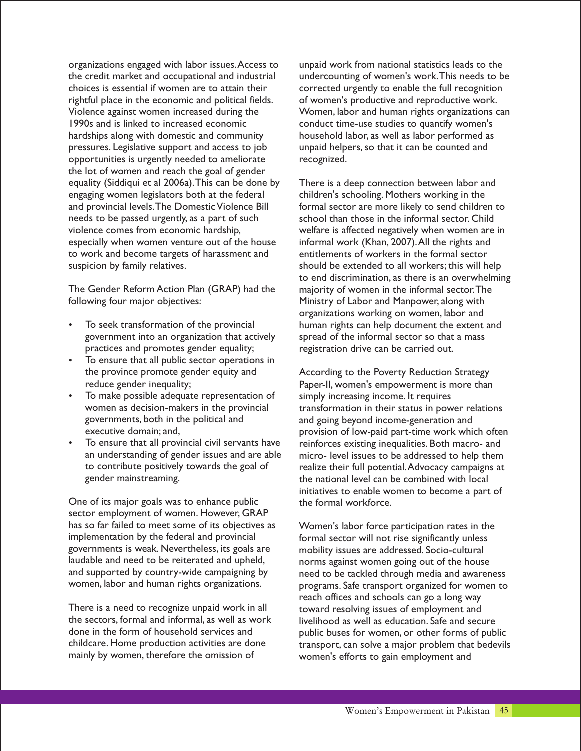organizations engaged with labor issues. Access to the credit market and occupational and industrial choices is essential if women are to attain their rightful place in the economic and political fields. Violence against women increased during the 1990s and is linked to increased economic hardships along with domestic and community pressures. Legislative support and access to job opportunities is urgently needed to ameliorate the lot of women and reach the goal of gender equality (Siddiqui et al 2006a). This can be done by engaging women legislators both at the federal and provincial levels. The Domestic Violence Bill needs to be passed urgently, as a part of such violence comes from economic hardship, especially when women venture out of the house to work and become targets of harassment and suspicion by family relatives.

The Gender Reform Action Plan (GRAP) had the following four major objectives:

- To seek transformation of the provincial government into an organization that actively practices and promotes gender equality;
- To ensure that all public sector operations in the province promote gender equity and reduce gender inequality;
- To make possible adequate representation of women as decision-makers in the provincial governments, both in the political and executive domain; and,
- To ensure that all provincial civil servants have an understanding of gender issues and are able to contribute positively towards the goal of gender mainstreaming.

One of its major goals was to enhance public sector employment of women. However, GRAP has so far failed to meet some of its objectives as implementation by the federal and provincial governments is weak. Nevertheless, its goals are laudable and need to be reiterated and upheld, and supported by country-wide campaigning by women, labor and human rights organizations.

There is a need to recognize unpaid work in all the sectors, formal and informal, as well as work done in the form of household services and childcare. Home production activities are done mainly by women, therefore the omission of unpaid work from national statistics leads to the undercounting of women's work. This needs to be corrected urgently to enable the full recognition of women's productive and reproductive work. Women, labor and human rights organizations can conduct time-use studies to quantify women's household labor, as well as labor performed as unpaid helpers, so that it can be counted and recognized.

There is a deep connection between labor and children's schooling. Mothers working in the formal sector are more likely to send children to school than those in the informal sector. Child welfare is affected negatively when women are in informal work (Khan, 2007). All the rights and entitlements of workers in the formal sector should be extended to all workers; this will help to end discrimination, as there is an overwhelming majority of women in the informal sector. The Ministry of Labor and Manpower, along with organizations working on women, labor and human rights can help document the extent and spread of the informal sector so that a mass registration drive can be carried out.

According to the Poverty Reduction Strategy Paper-II, women's empowerment is more than simply increasing income. It requires transformation in their status in power relations and going beyond income-generation and provision of low-paid part-time work which often reinforces existing inequalities. Both macro- and micro- level issues to be addressed to help them realize their full potential. Advocacy campaigns at the national level can be combined with local initiatives to enable women to become a part of the formal workforce.

Women's labor force participation rates in the formal sector will not rise significantly unless mobility issues are addressed. Socio-cultural norms against women going out of the house need to be tackled through media and awareness programs. Safe transport organized for women to reach offices and schools can go a long way toward resolving issues of employment and livelihood as well as education. Safe and secure public buses for women, or other forms of public transport, can solve a major problem that bedevils women's efforts to gain employment and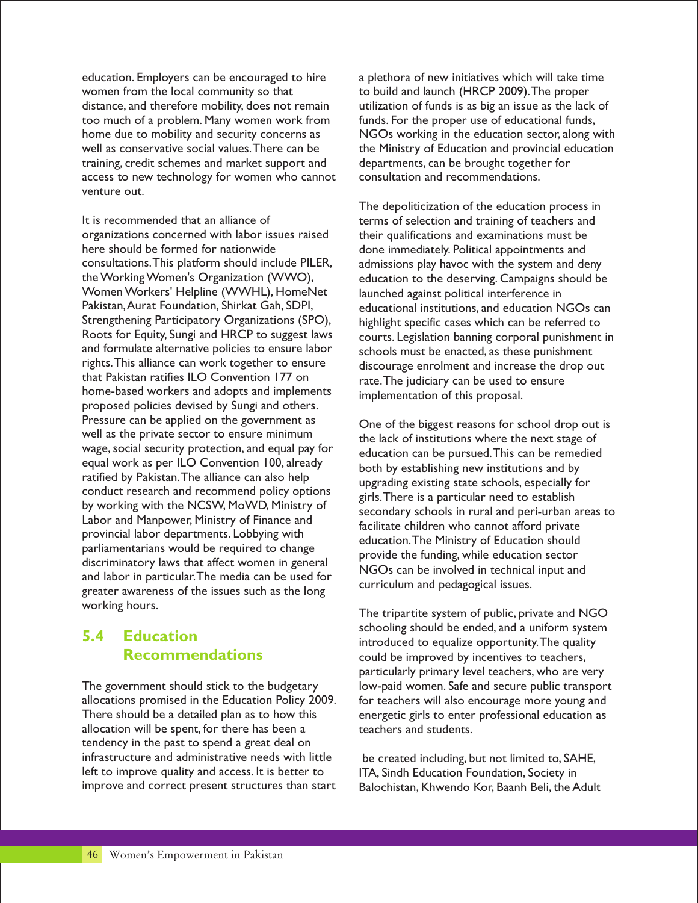education. Employers can be encouraged to hire women from the local community so that distance, and therefore mobility, does not remain too much of a problem. Many women work from home due to mobility and security concerns as well as conservative social values. There can be training, credit schemes and market support and access to new technology for women who cannot venture out.

It is recommended that an alliance of organizations concerned with labor issues raised here should be formed for nationwide consultations. This platform should include PILER, the Working Women's Organization (WWO), Women Workers' Helpline (WWHL), HomeNet Pakistan, Aurat Foundation, Shirkat Gah, SDPI, Strengthening Participatory Organizations (SPO), Roots for Equity, Sungi and HRCP to suggest laws and formulate alternative policies to ensure labor rights. This alliance can work together to ensure that Pakistan ratifies ILO Convention 177 on home-based workers and adopts and implements proposed policies devised by Sungi and others. Pressure can be applied on the government as well as the private sector to ensure minimum wage, social security protection, and equal pay for equal work as per ILO Convention 100, already ratified by Pakistan. The alliance can also help conduct research and recommend policy options by working with the NCSW, MoWD, Ministry of Labor and Manpower, Ministry of Finance and provincial labor departments. Lobbying with parliamentarians would be required to change discriminatory laws that affect women in general and labor in particular. The media can be used for greater awareness of the issues such as the long working hours.

## 5.4 Education Recommendations

The government should stick to the budgetary allocations promised in the Education Policy 2009. There should be a detailed plan as to how this allocation will be spent, for there has been a tendency in the past to spend a great deal on infrastructure and administrative needs with little left to improve quality and access. It is better to improve and correct present structures than start a plethora of new initiatives which will take time to build and launch (HRCP 2009). The proper utilization of funds is as big an issue as the lack of funds. For the proper use of educational funds, NGOs working in the education sector, along with the Ministry of Education and provincial education departments, can be brought together for consultation and recommendations.

The depoliticization of the education process in terms of selection and training of teachers and their qualifications and examinations must be done immediately. Political appointments and admissions play havoc with the system and deny education to the deserving. Campaigns should be launched against political interference in educational institutions, and education NGOs can highlight specific cases which can be referred to courts. Legislation banning corporal punishment in schools must be enacted, as these punishment discourage enrolment and increase the drop out rate. The judiciary can be used to ensure implementation of this proposal.

One of the biggest reasons for school drop out is the lack of institutions where the next stage of education can be pursued. This can be remedied both by establishing new institutions and by upgrading existing state schools, especially for girls. There is a particular need to establish secondary schools in rural and peri-urban areas to facilitate children who cannot afford private education. The Ministry of Education should provide the funding, while education sector NGOs can be involved in technical input and curriculum and pedagogical issues.

The tripartite system of public, private and NGO schooling should be ended, and a uniform system introduced to equalize opportunity. The quality could be improved by incentives to teachers, particularly primary level teachers, who are very low-paid women. Safe and secure public transport for teachers will also encourage more young and energetic girls to enter professional education as teachers and students.

be created including, but not limited to, SAHE, ITA, Sindh Education Foundation, Society in Balochistan, Khwendo Kor, Baanh Beli, the Adult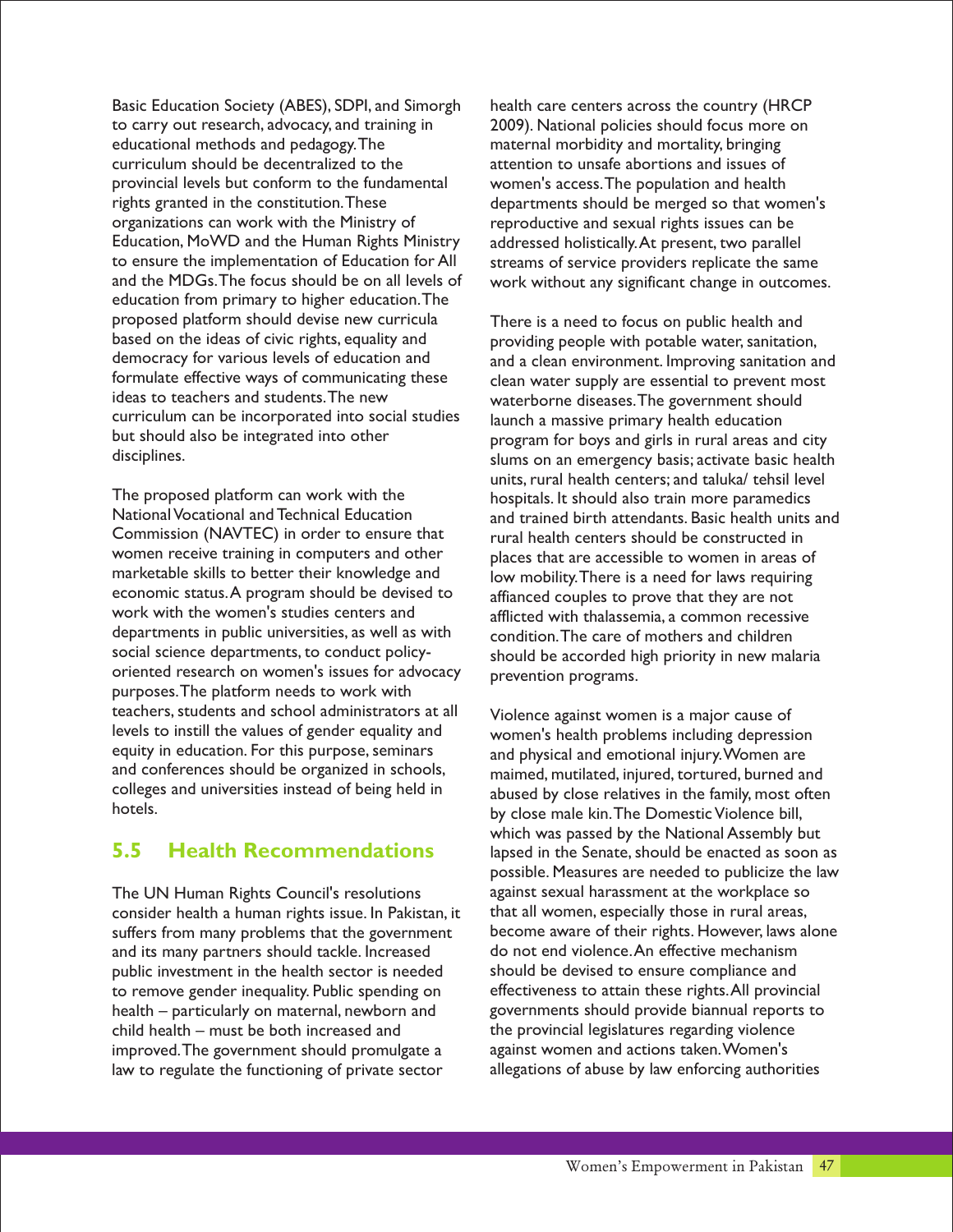Basic Education Society (ABES), SDPI, and Simorgh to carry out research, advocacy, and training in educational methods and pedagogy. The curriculum should be decentralized to the provincial levels but conform to the fundamental rights granted in the constitution. These organizations can work with the Ministry of Education, MoWD and the Human Rights Ministry to ensure the implementation of Education for All and the MDGs. The focus should be on all levels of education from primary to higher education. The proposed platform should devise new curricula based on the ideas of civic rights, equality and democracy for various levels of education and formulate effective ways of communicating these ideas to teachers and students. The new curriculum can be incorporated into social studies but should also be integrated into other disciplines.

The proposed platform can work with the National Vocational and Technical Education Commission (NAVTEC) in order to ensure that women receive training in computers and other marketable skills to better their knowledge and economic status. A program should be devised to work with the women's studies centers and departments in public universities, as well as with social science departments, to conduct policy-oriented research on women's issues for advocacy purposes. The platform needs to work with teachers, students and school administrators at all levels to instill the values of gender equality and equity in education. For this purpose, seminars and conferences should be organized in schools, colleges and universities instead of being held in hotels.

## 5.5 Health Recommendations

The UN Human Rights Council's resolutions consider health a human rights issue. In Pakistan, it suffers from many problems that the government and its many partners should tackle. Increased public investment in the health sector is needed to remove gender inequality. Public spending on health – particularly on maternal, newborn and child health – must be both increased and improved. The government should promulgate a law to regulate the functioning of private sector health care centers across the country (HRCP 2009). National policies should focus more on maternal morbidity and mortality, bringing attention to unsafe abortions and issues of women's access. The population and health departments should be merged so that women's reproductive and sexual rights issues can be addressed holistically. At present, two parallel streams of service providers replicate the same work without any significant change in outcomes.

There is a need to focus on public health and providing people with potable water, sanitation, and a clean environment. Improving sanitation and clean water supply are essential to prevent most waterborne diseases. The government should launch a massive primary health education program for boys and girls in rural areas and city slums on an emergency basis; activate basic health units, rural health centers; and taluka/ tehsil level hospitals. It should also train more paramedics and trained birth attendants. Basic health units and rural health centers should be constructed in places that are accessible to women in areas of low mobility. There is a need for laws requiring affianced couples to prove that they are not afflicted with thalassemia, a common recessive condition. The care of mothers and children should be accorded high priority in new malaria prevention programs.

Violence against women is a major cause of women's health problems including depression and physical and emotional injury. Women are maimed, mutilated, injured, tortured, burned and abused by close relatives in the family, most often by close male kin. The Domestic Violence bill, which was passed by the National Assembly but lapsed in the Senate, should be enacted as soon as possible. Measures are needed to publicize the law against sexual harassment at the workplace so that all women, especially those in rural areas, become aware of their rights. However, laws alone do not end violence. An effective mechanism should be devised to ensure compliance and effectiveness to attain these rights. All provincial governments should provide biannual reports to the provincial legislatures regarding violence against women and actions taken. Women's allegations of abuse by law enforcing authorities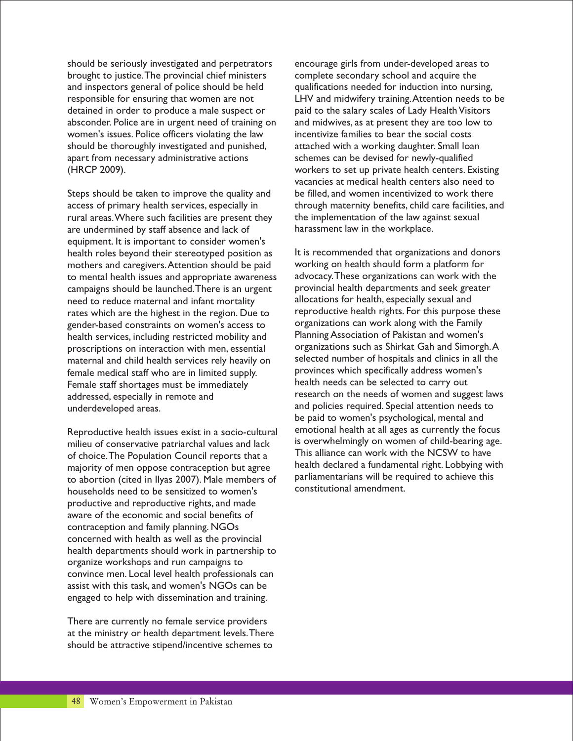should be seriously investigated and perpetrators brought to justice. The provincial chief ministers and inspectors general of police should be held responsible for ensuring that women are not detained in order to produce a male suspect or absconder. Police are in urgent need of training on women's issues. Police officers violating the law should be thoroughly investigated and punished, apart from necessary administrative actions (HRCP 2009).

Steps should be taken to improve the quality and access of primary health services, especially in rural areas. Where such facilities are present they are undermined by staff absence and lack of equipment. It is important to consider women's health roles beyond their stereotyped position as mothers and caregivers. Attention should be paid to mental health issues and appropriate awareness campaigns should be launched. There is an urgent need to reduce maternal and infant mortality rates which are the highest in the region. Due to gender-based constraints on women's access to health services, including restricted mobility and proscriptions on interaction with men, essential maternal and child health services rely heavily on female medical staff who are in limited supply. Female staff shortages must be immediately addressed, especially in remote and underdeveloped areas.

Reproductive health issues exist in a socio-cultural milieu of conservative patriarchal values and lack of choice. The Population Council reports that a majority of men oppose contraception but agree to abortion (cited in Ilyas 2007). Male members of households need to be sensitized to women's productive and reproductive rights, and made aware of the economic and social benefits of contraception and family planning. NGOs concerned with health as well as the provincial health departments should work in partnership to organize workshops and run campaigns to convince men. Local level health professionals can assist with this task, and women's NGOs can be engaged to help with dissemination and training.

There are currently no female service providers at the ministry or health department levels. There should be attractive stipend/incentive schemes to encourage girls from under-developed areas to complete secondary school and acquire the qualifications needed for induction into nursing, LHV and midwifery training. Attention needs to be paid to the salary scales of Lady Health Visitors and midwives, as at present they are too low to incentivize families to bear the social costs attached with a working daughter. Small loan schemes can be devised for newly-qualified workers to set up private health centers. Existing vacancies at medical health centers also need to be filled, and women incentivized to work there through maternity benefits, child care facilities, and the implementation of the law against sexual harassment law in the workplace.

It is recommended that organizations and donors working on health should form a platform for advocacy. These organizations can work with the provincial health departments and seek greater allocations for health, especially sexual and reproductive health rights. For this purpose these organizations can work along with the Family Planning Association of Pakistan and women's organizations such as Shirkat Gah and Simorgh. A selected number of hospitals and clinics in all the provinces which specifically address women's health needs can be selected to carry out research on the needs of women and suggest laws and policies required. Special attention needs to be paid to women's psychological, mental and emotional health at all ages as currently the focus is overwhelmingly on women of child-bearing age. This alliance can work with the NCSW to have health declared a fundamental right. Lobbying with parliamentarians will be required to achieve this constitutional amendment.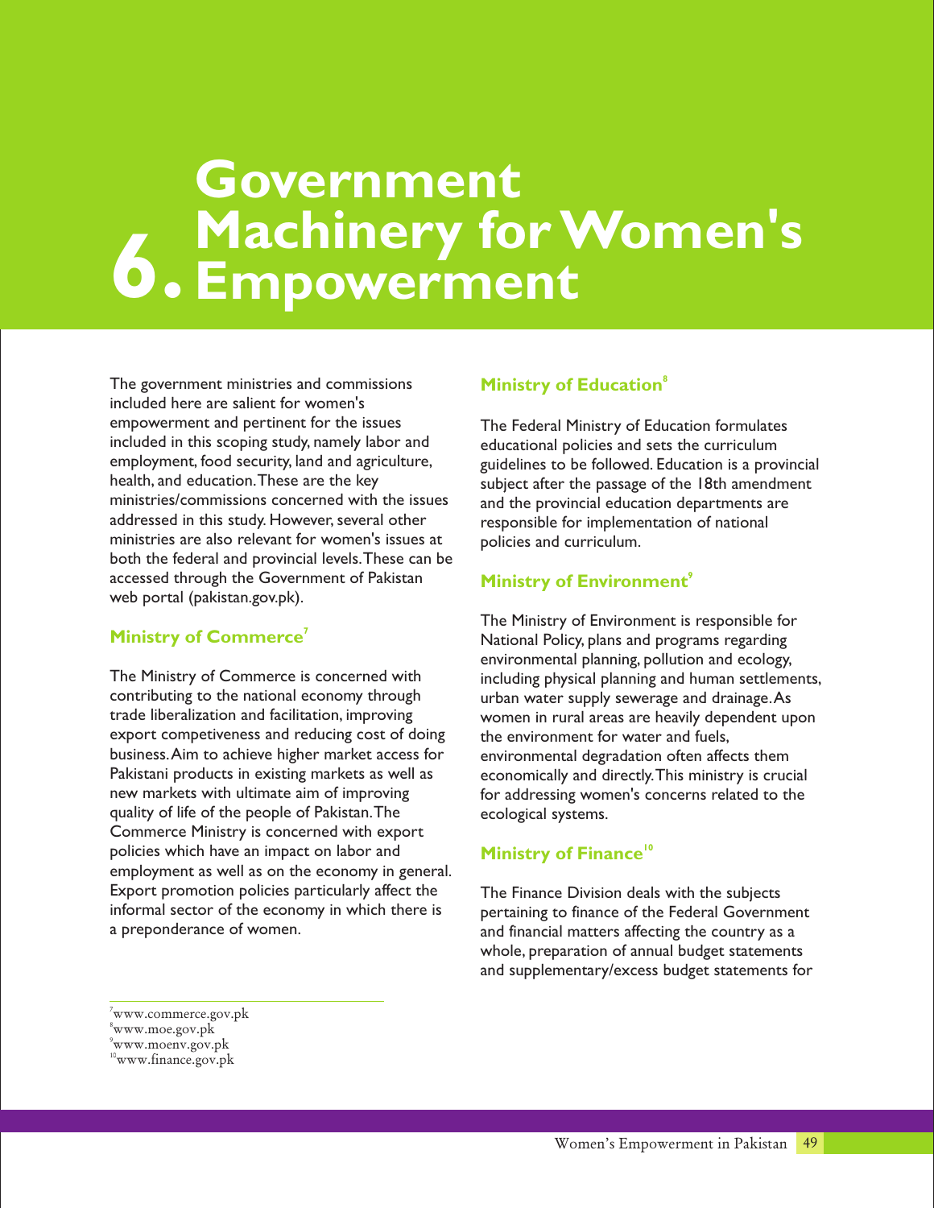# 6. Government Machinery for Women's Empowerment

The government ministries and commissions included here are salient for women's empowerment and pertinent for the issues included in this scoping study, namely labor and employment, food security, land and agriculture, health, and education. These are the key ministries/commissions concerned with the issues addressed in this study. However, several other ministries are also relevant for women's issues at both the federal and provincial levels. These can be accessed through the Government of Pakistan web portal (pakistan.gov.pk).

## Ministry of Commerce[7]

The Ministry of Commerce is concerned with contributing to the national economy through trade liberalization and facilitation, improving export competiveness and reducing cost of doing business. Aim to achieve higher market access for Pakistani products in existing markets as well as new markets with ultimate aim of improving quality of life of the people of Pakistan. The Commerce Ministry is concerned with export policies which have an impact on labor and employment as well as on the economy in general. Export promotion policies particularly affect the informal sector of the economy in which there is a preponderance of women.

## Ministry of Education[8]

The Federal Ministry of Education formulates educational policies and sets the curriculum guidelines to be followed. Education is a provincial subject after the passage of the 18th amendment and the provincial education departments are responsible for implementation of national policies and curriculum.

## Ministry of Environment[9]

The Ministry of Environment is responsible for National Policy, plans and programs regarding environmental planning, pollution and ecology, including physical planning and human settlements, urban water supply sewerage and drainage. As women in rural areas are heavily dependent upon the environment for water and fuels, environmental degradation often affects them economically and directly. This ministry is crucial for addressing women's concerns related to the ecological systems.

## Ministry of Finance[10]

The Finance Division deals with the subjects pertaining to finance of the Federal Government and financial matters affecting the country as a whole, preparation of annual budget statements and supplementary/excess budget statements for

---

[7] www.commerce.gov.pk
[8] www.moe.gov.pk
[9] www.moenv.gov.pk
[10] www.finance.gov.pk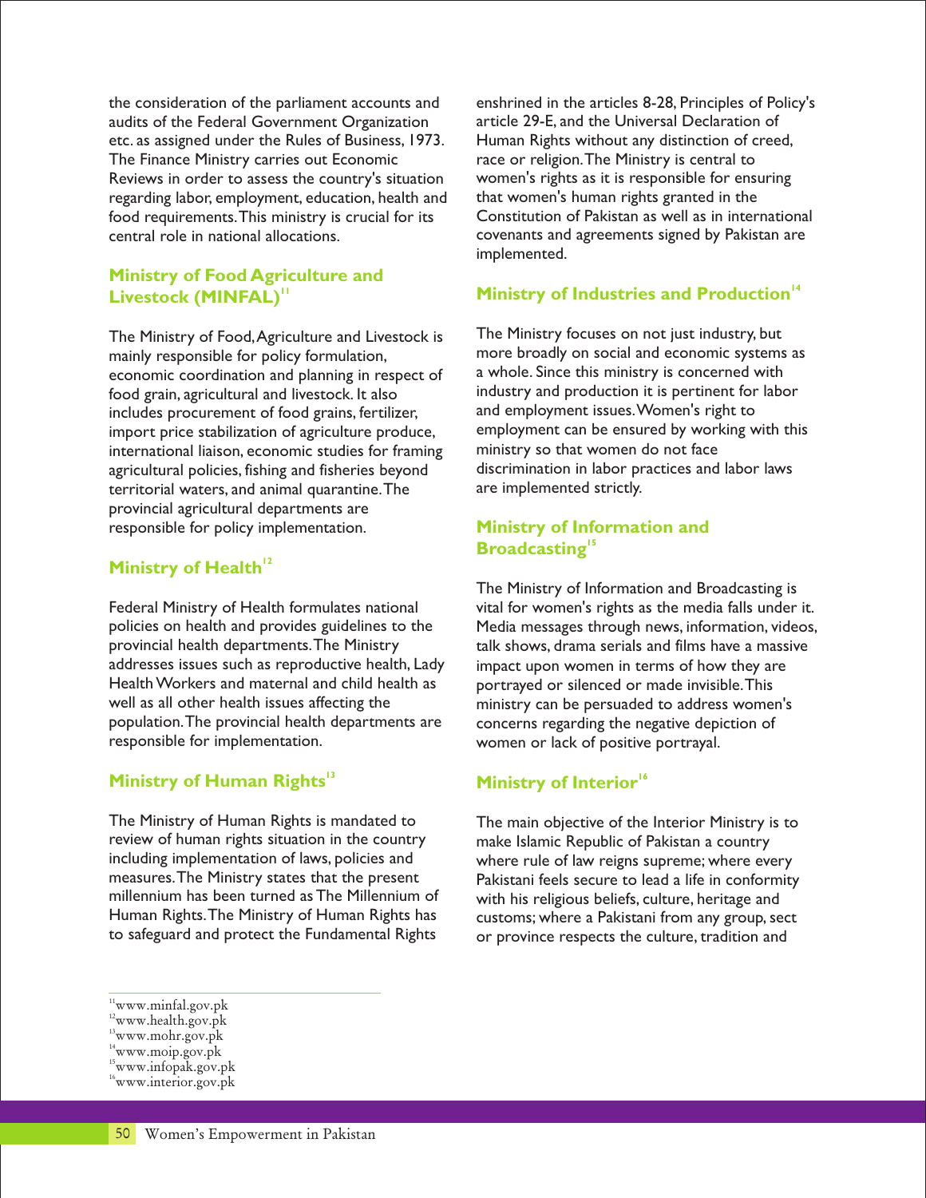the consideration of the parliament accounts and audits of the Federal Government Organization etc. as assigned under the Rules of Business, 1973. The Finance Ministry carries out Economic Reviews in order to assess the country's situation regarding labor, employment, education, health and food requirements. This ministry is crucial for its central role in national allocations.

### Ministry of Food Agriculture and Livestock (MINFAL)[11]

The Ministry of Food, Agriculture and Livestock is mainly responsible for policy formulation, economic coordination and planning in respect of food grain, agricultural and livestock. It also includes procurement of food grains, fertilizer, import price stabilization of agriculture produce, international liaison, economic studies for framing agricultural policies, fishing and fisheries beyond territorial waters, and animal quarantine. The provincial agricultural departments are responsible for policy implementation.

### Ministry of Health[12]

Federal Ministry of Health formulates national policies on health and provides guidelines to the provincial health departments. The Ministry addresses issues such as reproductive health, Lady Health Workers and maternal and child health as well as all other health issues affecting the population. The provincial health departments are responsible for implementation.

### Ministry of Human Rights[13]

The Ministry of Human Rights is mandated to review of human rights situation in the country including implementation of laws, policies and measures. The Ministry states that the present millennium has been turned as The Millennium of Human Rights. The Ministry of Human Rights has to safeguard and protect the Fundamental Rights enshrined in the articles 8-28, Principles of Policy's article 29-E, and the Universal Declaration of Human Rights without any distinction of creed, race or religion. The Ministry is central to women's rights as it is responsible for ensuring that women's human rights granted in the Constitution of Pakistan as well as in international covenants and agreements signed by Pakistan are implemented.

### Ministry of Industries and Production[14]

The Ministry focuses on not just industry, but more broadly on social and economic systems as a whole. Since this ministry is concerned with industry and production it is pertinent for labor and employment issues. Women's right to employment can be ensured by working with this ministry so that women do not face discrimination in labor practices and labor laws are implemented strictly.

### Ministry of Information and Broadcasting[15]

The Ministry of Information and Broadcasting is vital for women's rights as the media falls under it. Media messages through news, information, videos, talk shows, drama serials and films have a massive impact upon women in terms of how they are portrayed or silenced or made invisible. This ministry can be persuaded to address women's concerns regarding the negative depiction of women or lack of positive portrayal.

### Ministry of Interior[16]

The main objective of the Interior Ministry is to make Islamic Republic of Pakistan a country where rule of law reigns supreme; where every Pakistani feels secure to lead a life in conformity with his religious beliefs, culture, heritage and customs; where a Pakistani from any group, sect or province respects the culture, tradition and

---

[11] www.minfal.gov.pk
[12] www.health.gov.pk
[13] www.mohr.gov.pk
[14] www.moip.gov.pk
[15] www.infopak.gov.pk
[16] www.interior.gov.pk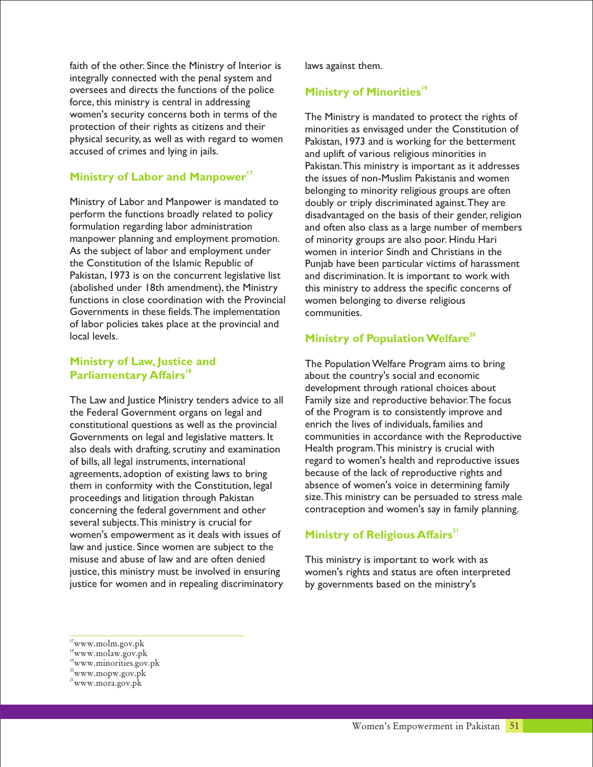faith of the other. Since the Ministry of Interior is integrally connected with the penal system and oversees and directs the functions of the police force, this ministry is central in addressing women's security concerns both in terms of the protection of their rights as citizens and their physical security, as well as with regard to women accused of crimes and lying in jails.

## Ministry of Labor and Manpower[17]

Ministry of Labor and Manpower is mandated to perform the functions broadly related to policy formulation regarding labor administration manpower planning and employment promotion. As the subject of labor and employment under the Constitution of the Islamic Republic of Pakistan, 1973 is on the concurrent legislative list (abolished under 18th amendment), the Ministry functions in close coordination with the Provincial Governments in these fields. The implementation of labor policies takes place at the provincial and local levels.

## Ministry of Law, Justice and Parliamentary Affairs[18]

The Law and Justice Ministry tenders advice to all the Federal Government organs on legal and constitutional questions as well as the provincial Governments on legal and legislative matters. It also deals with drafting, scrutiny and examination of bills, all legal instruments, international agreements, adoption of existing laws to bring them in conformity with the Constitution, legal proceedings and litigation through Pakistan concerning the federal government and other several subjects. This ministry is crucial for women's empowerment as it deals with issues of law and justice. Since women are subject to the misuse and abuse of law and are often denied justice, this ministry must be involved in ensuring justice for women and in repealing discriminatory laws against them.

## Ministry of Minorities[19]

The Ministry is mandated to protect the rights of minorities as envisaged under the Constitution of Pakistan, 1973 and is working for the betterment and uplift of various religious minorities in Pakistan. This ministry is important as it addresses the issues of non-Muslim Pakistanis and women belonging to minority religious groups are often doubly or triply discriminated against. They are disadvantaged on the basis of their gender, religion and often also class as a large number of members of minority groups are also poor. Hindu Hari women in interior Sindh and Christians in the Punjab have been particular victims of harassment and discrimination. It is important to work with this ministry to address the specific concerns of women belonging to diverse religious communities.

## Ministry of Population Welfare[20]

The Population Welfare Program aims to bring about the country's social and economic development through rational choices about Family size and reproductive behavior. The focus of the Program is to consistently improve and enrich the lives of individuals, families and communities in accordance with the Reproductive Health program. This ministry is crucial with regard to women's health and reproductive issues because of the lack of reproductive rights and absence of women's voice in determining family size. This ministry can be persuaded to stress male contraception and women's say in family planning.

## Ministry of Religious Affairs[21]

This ministry is important to work with as women's rights and status are often interpreted by governments based on the ministry's

---

[17] www.molm.gov.pk
[18] www.molaw.gov.pk
[19] www.minorities.gov.pk
[20] www.mopw.gov.pk
[21] www.mora.gov.pk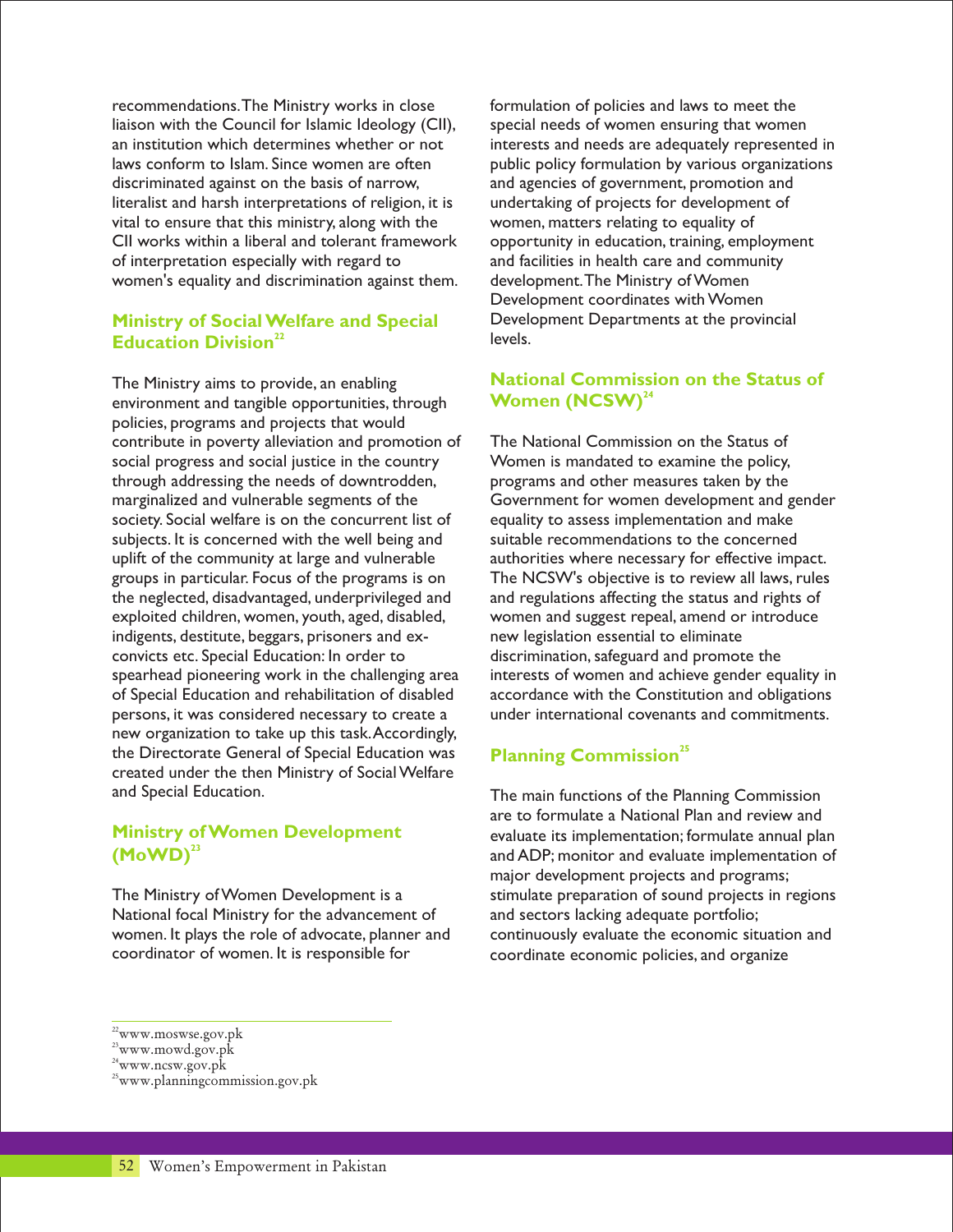recommendations. The Ministry works in close liaison with the Council for Islamic Ideology (CII), an institution which determines whether or not laws conform to Islam. Since women are often discriminated against on the basis of narrow, literalist and harsh interpretations of religion, it is vital to ensure that this ministry, along with the CII works within a liberal and tolerant framework of interpretation especially with regard to women's equality and discrimination against them.

## Ministry of Social Welfare and Special Education Division[22]

The Ministry aims to provide, an enabling environment and tangible opportunities, through policies, programs and projects that would contribute in poverty alleviation and promotion of social progress and social justice in the country through addressing the needs of downtrodden, marginalized and vulnerable segments of the society. Social welfare is on the concurrent list of subjects. It is concerned with the well being and uplift of the community at large and vulnerable groups in particular. Focus of the programs is on the neglected, disadvantaged, underprivileged and exploited children, women, youth, aged, disabled, indigents, destitute, beggars, prisoners and ex-convicts etc. Special Education: In order to spearhead pioneering work in the challenging area of Special Education and rehabilitation of disabled persons, it was considered necessary to create a new organization to take up this task. Accordingly, the Directorate General of Special Education was created under the then Ministry of Social Welfare and Special Education.

## Ministry of Women Development (MoWD)[23]

The Ministry of Women Development is a National focal Ministry for the advancement of women. It plays the role of advocate, planner and coordinator of women. It is responsible for formulation of policies and laws to meet the special needs of women ensuring that women interests and needs are adequately represented in public policy formulation by various organizations and agencies of government, promotion and undertaking of projects for development of women, matters relating to equality of opportunity in education, training, employment and facilities in health care and community development. The Ministry of Women Development coordinates with Women Development Departments at the provincial levels.

## National Commission on the Status of Women (NCSW)[24]

The National Commission on the Status of Women is mandated to examine the policy, programs and other measures taken by the Government for women development and gender equality to assess implementation and make suitable recommendations to the concerned authorities where necessary for effective impact. The NCSW's objective is to review all laws, rules and regulations affecting the status and rights of women and suggest repeal, amend or introduce new legislation essential to eliminate discrimination, safeguard and promote the interests of women and achieve gender equality in accordance with the Constitution and obligations under international covenants and commitments.

## Planning Commission[25]

The main functions of the Planning Commission are to formulate a National Plan and review and evaluate its implementation; formulate annual plan and ADP; monitor and evaluate implementation of major development projects and programs; stimulate preparation of sound projects in regions and sectors lacking adequate portfolio; continuously evaluate the economic situation and coordinate economic policies, and organize

---

[22] www.moswse.gov.pk
[23] www.mowd.gov.pk
[24] www.ncsw.gov.pk
[25] www.planningcommission.gov.pk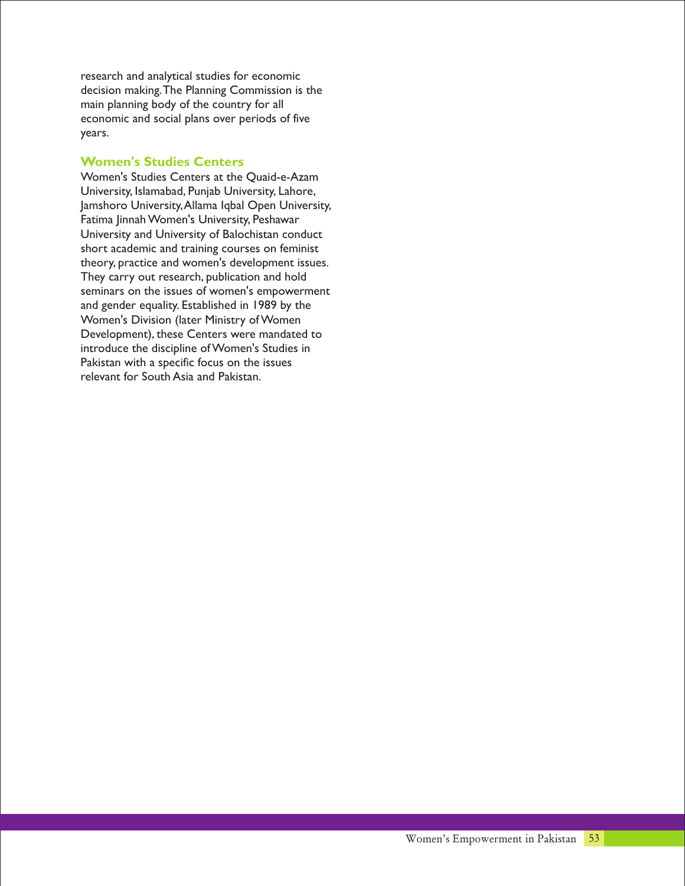research and analytical studies for economic decision making. The Planning Commission is the main planning body of the country for all economic and social plans over periods of five years.

## Women's Studies Centers

Women's Studies Centers at the Quaid-e-Azam University, Islamabad, Punjab University, Lahore, Jamshoro University, Allama Iqbal Open University, Fatima Jinnah Women's University, Peshawar University and University of Balochistan conduct short academic and training courses on feminist theory, practice and women's development issues. They carry out research, publication and hold seminars on the issues of women's empowerment and gender equality. Established in 1989 by the Women's Division (later Ministry of Women Development), these Centers were mandated to introduce the discipline of Women's Studies in Pakistan with a specific focus on the issues relevant for South Asia and Pakistan.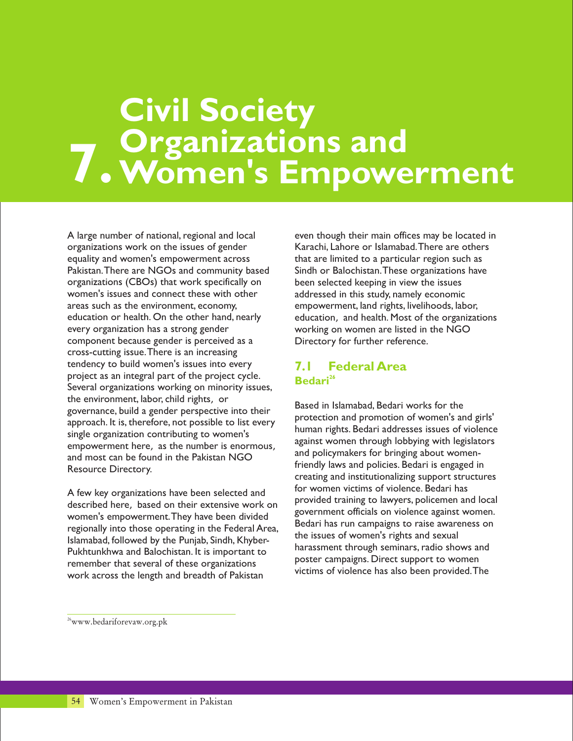# 7. Civil Society Organizations and Women's Empowerment

A large number of national, regional and local organizations work on the issues of gender equality and women's empowerment across Pakistan. There are NGOs and community based organizations (CBOs) that work specifically on women's issues and connect these with other areas such as the environment, economy, education or health. On the other hand, nearly every organization has a strong gender component because gender is perceived as a cross-cutting issue. There is an increasing tendency to build women's issues into every project as an integral part of the project cycle. Several organizations working on minority issues, the environment, labor, child rights, or governance, build a gender perspective into their approach. It is, therefore, not possible to list every single organization contributing to women's empowerment here, as the number is enormous, and most can be found in the Pakistan NGO Resource Directory.

A few key organizations have been selected and described here, based on their extensive work on women's empowerment. They have been divided regionally into those operating in the Federal Area, Islamabad, followed by the Punjab, Sindh, Khyber-Pukhtunkhwa and Balochistan. It is important to remember that several of these organizations work across the length and breadth of Pakistan even though their main offices may be located in Karachi, Lahore or Islamabad. There are others that are limited to a particular region such as Sindh or Balochistan. These organizations have been selected keeping in view the issues addressed in this study, namely economic empowerment, land rights, livelihoods, labor, education, and health. Most of the organizations working on women are listed in the NGO Directory for further reference.

## 7.1 Federal Area

### Bedari[26]

Based in Islamabad, Bedari works for the protection and promotion of women's and girls' human rights. Bedari addresses issues of violence against women through lobbying with legislators and policymakers for bringing about women-friendly laws and policies. Bedari is engaged in creating and institutionalizing support structures for women victims of violence. Bedari has provided training to lawyers, policemen and local government officials on violence against women. Bedari has run campaigns to raise awareness on the issues of women's rights and sexual harassment through seminars, radio shows and poster campaigns. Direct support to women victims of violence has also been provided. The

[26] www.bedariforevaw.org.pk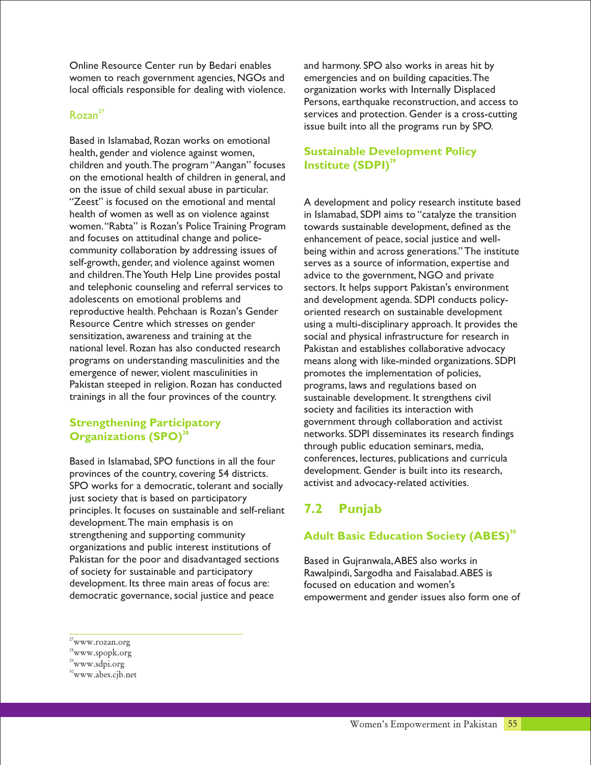Online Resource Center run by Bedari enables women to reach government agencies, NGOs and local officials responsible for dealing with violence.

### Rozan[27]

Based in Islamabad, Rozan works on emotional health, gender and violence against women, children and youth. The program "Aangan" focuses on the emotional health of children in general, and on the issue of child sexual abuse in particular. "Zeest" is focused on the emotional and mental health of women as well as on violence against women. "Rabta" is Rozan's Police Training Program and focuses on attitudinal change and police-community collaboration by addressing issues of self-growth, gender, and violence against women and children. The Youth Help Line provides postal and telephonic counseling and referral services to adolescents on emotional problems and reproductive health. Pehchaan is Rozan's Gender Resource Centre which stresses on gender sensitization, awareness and training at the national level. Rozan has also conducted research programs on understanding masculinities and the emergence of newer, violent masculinities in Pakistan steeped in religion. Rozan has conducted trainings in all the four provinces of the country.

### Strengthening Participatory Organizations (SPO)[28]

Based in Islamabad, SPO functions in all the four provinces of the country, covering 54 districts. SPO works for a democratic, tolerant and socially just society that is based on participatory principles. It focuses on sustainable and self-reliant development. The main emphasis is on strengthening and supporting community organizations and public interest institutions of Pakistan for the poor and disadvantaged sections of society for sustainable and participatory development. Its three main areas of focus are: democratic governance, social justice and peace and harmony. SPO also works in areas hit by emergencies and on building capacities. The organization works with Internally Displaced Persons, earthquake reconstruction, and access to services and protection. Gender is a cross-cutting issue built into all the programs run by SPO.

### Sustainable Development Policy Institute (SDPI)[29]

A development and policy research institute based in Islamabad, SDPI aims to "catalyze the transition towards sustainable development, defined as the enhancement of peace, social justice and well-being within and across generations." The institute serves as a source of information, expertise and advice to the government, NGO and private sectors. It helps support Pakistan's environment and development agenda. SDPI conducts policy-oriented research on sustainable development using a multi-disciplinary approach. It provides the social and physical infrastructure for research in Pakistan and establishes collaborative advocacy means along with like-minded organizations. SDPI promotes the implementation of policies, programs, laws and regulations based on sustainable development. It strengthens civil society and facilities its interaction with government through collaboration and activist networks. SDPI disseminates its research findings through public education seminars, media, conferences, lectures, publications and curricula development. Gender is built into its research, activist and advocacy-related activities.

## 7.2 Punjab

### Adult Basic Education Society (ABES)[30]

Based in Gujranwala, ABES also works in Rawalpindi, Sargodha and Faisalabad. ABES is focused on education and women's empowerment and gender issues also form one of

---

[27] www.rozan.org
[28] www.spopk.org
[29] www.sdpi.org
[30] www.abes.cjb.net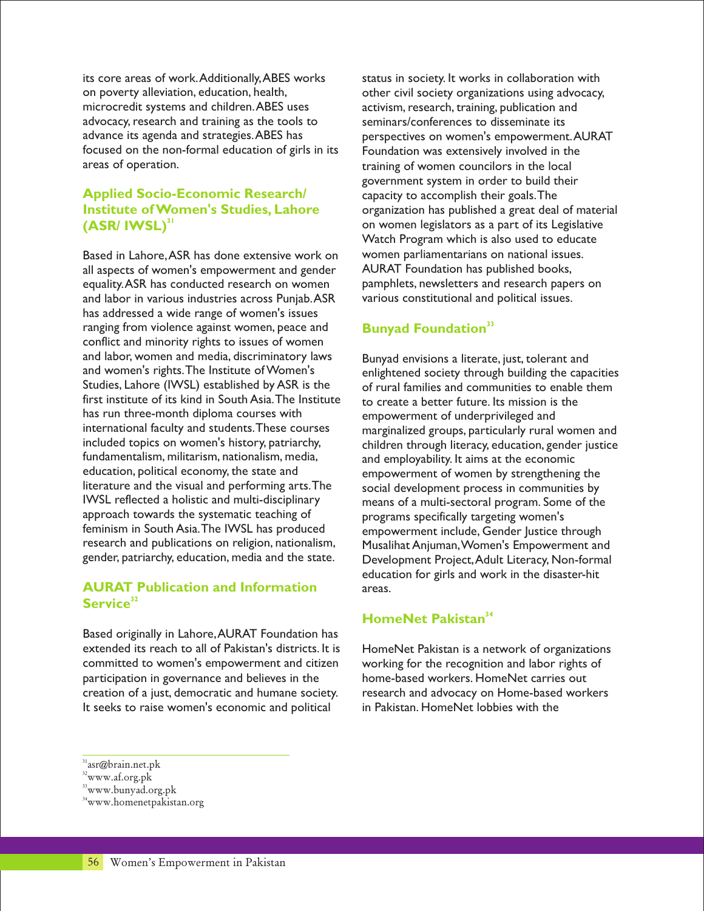its core areas of work. Additionally, ABES works on poverty alleviation, education, health, microcredit systems and children. ABES uses advocacy, research and training as the tools to advance its agenda and strategies. ABES has focused on the non-formal education of girls in its areas of operation.

### Applied Socio-Economic Research/ Institute of Women's Studies, Lahore (ASR/ IWSL)[31]

Based in Lahore, ASR has done extensive work on all aspects of women's empowerment and gender equality. ASR has conducted research on women and labor in various industries across Punjab. ASR has addressed a wide range of women's issues ranging from violence against women, peace and conflict and minority rights to issues of women and labor, women and media, discriminatory laws and women's rights. The Institute of Women's Studies, Lahore (IWSL) established by ASR is the first institute of its kind in South Asia. The Institute has run three-month diploma courses with international faculty and students. These courses included topics on women's history, patriarchy, fundamentalism, militarism, nationalism, media, education, political economy, the state and literature and the visual and performing arts. The IWSL reflected a holistic and multi-disciplinary approach towards the systematic teaching of feminism in South Asia. The IWSL has produced research and publications on religion, nationalism, gender, patriarchy, education, media and the state.

### AURAT Publication and Information Service[32]

Based originally in Lahore, AURAT Foundation has extended its reach to all of Pakistan's districts. It is committed to women's empowerment and citizen participation in governance and believes in the creation of a just, democratic and humane society. It seeks to raise women's economic and political status in society. It works in collaboration with other civil society organizations using advocacy, activism, research, training, publication and seminars/conferences to disseminate its perspectives on women's empowerment. AURAT Foundation was extensively involved in the training of women councilors in the local government system in order to build their capacity to accomplish their goals. The organization has published a great deal of material on women legislators as a part of its Legislative Watch Program which is also used to educate women parliamentarians on national issues. AURAT Foundation has published books, pamphlets, newsletters and research papers on various constitutional and political issues.

### Bunyad Foundation[33]

Bunyad envisions a literate, just, tolerant and enlightened society through building the capacities of rural families and communities to enable them to create a better future. Its mission is the empowerment of underprivileged and marginalized groups, particularly rural women and children through literacy, education, gender justice and employability. It aims at the economic empowerment of women by strengthening the social development process in communities by means of a multi-sectoral program. Some of the programs specifically targeting women's empowerment include, Gender Justice through Musalihat Anjuman, Women's Empowerment and Development Project, Adult Literacy, Non-formal education for girls and work in the disaster-hit areas.

### HomeNet Pakistan[34]

HomeNet Pakistan is a network of organizations working for the recognition and labor rights of home-based workers. HomeNet carries out research and advocacy on Home-based workers in Pakistan. HomeNet lobbies with the

---

[31] asr@brain.net.pk
[32] www.af.org.pk
[33] www.bunyad.org.pk
[34] www.homenetpakistan.org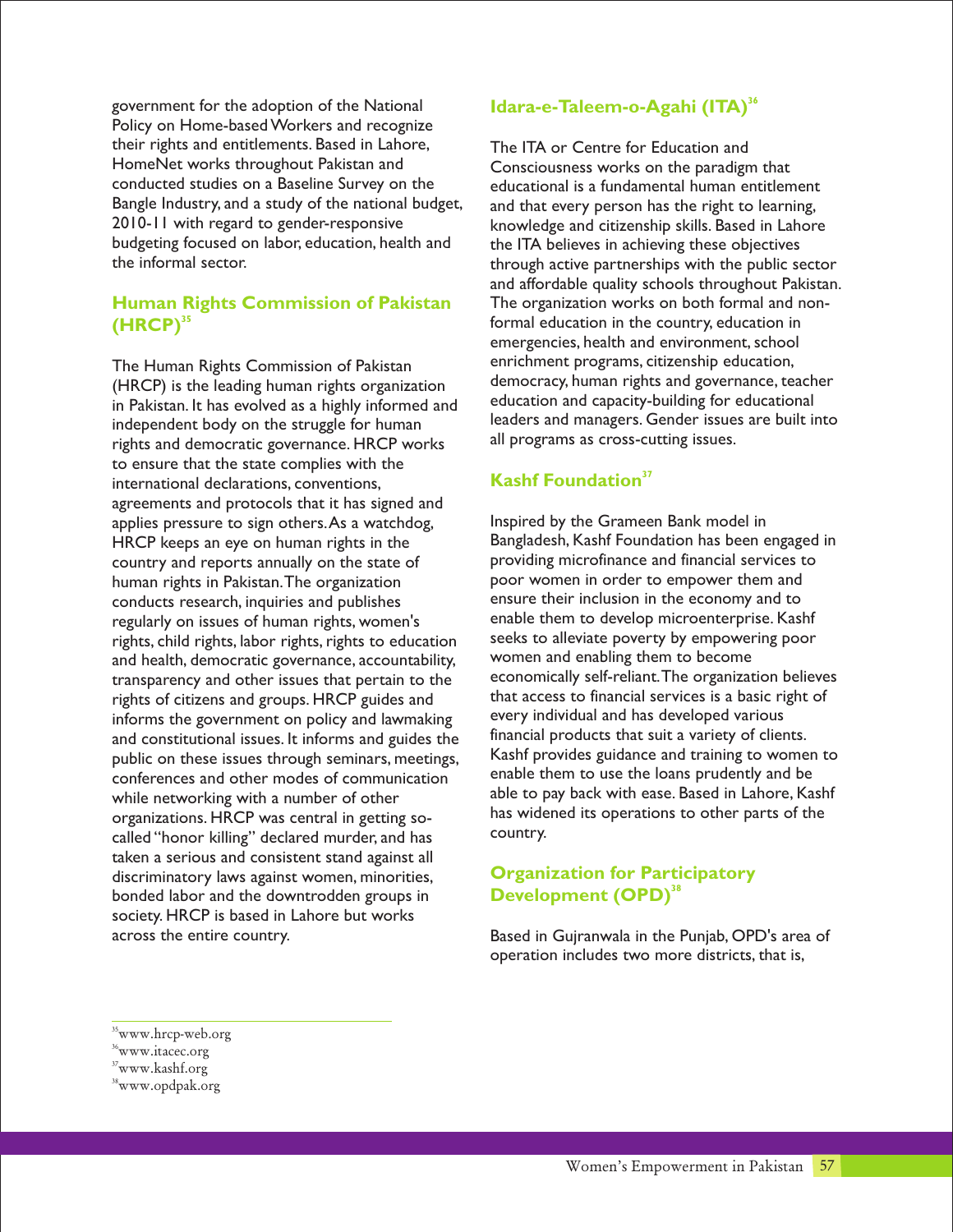government for the adoption of the National Policy on Home-based Workers and recognize their rights and entitlements. Based in Lahore, HomeNet works throughout Pakistan and conducted studies on a Baseline Survey on the Bangle Industry, and a study of the national budget, 2010-11 with regard to gender-responsive budgeting focused on labor, education, health and the informal sector.

### Human Rights Commission of Pakistan (HRCP)[35]

The Human Rights Commission of Pakistan (HRCP) is the leading human rights organization in Pakistan. It has evolved as a highly informed and independent body on the struggle for human rights and democratic governance. HRCP works to ensure that the state complies with the international declarations, conventions, agreements and protocols that it has signed and applies pressure to sign others. As a watchdog, HRCP keeps an eye on human rights in the country and reports annually on the state of human rights in Pakistan. The organization conducts research, inquiries and publishes regularly on issues of human rights, women's rights, child rights, labor rights, rights to education and health, democratic governance, accountability, transparency and other issues that pertain to the rights of citizens and groups. HRCP guides and informs the government on policy and lawmaking and constitutional issues. It informs and guides the public on these issues through seminars, meetings, conferences and other modes of communication while networking with a number of other organizations. HRCP was central in getting so-called "honor killing" declared murder, and has taken a serious and consistent stand against all discriminatory laws against women, minorities, bonded labor and the downtrodden groups in society. HRCP is based in Lahore but works across the entire country.

### Idara-e-Taleem-o-Agahi (ITA)[36]

The ITA or Centre for Education and Consciousness works on the paradigm that educational is a fundamental human entitlement and that every person has the right to learning, knowledge and citizenship skills. Based in Lahore the ITA believes in achieving these objectives through active partnerships with the public sector and affordable quality schools throughout Pakistan. The organization works on both formal and non-formal education in the country, education in emergencies, health and environment, school enrichment programs, citizenship education, democracy, human rights and governance, teacher education and capacity-building for educational leaders and managers. Gender issues are built into all programs as cross-cutting issues.

### Kashf Foundation[37]

Inspired by the Grameen Bank model in Bangladesh, Kashf Foundation has been engaged in providing microfinance and financial services to poor women in order to empower them and ensure their inclusion in the economy and to enable them to develop microenterprise. Kashf seeks to alleviate poverty by empowering poor women and enabling them to become economically self-reliant. The organization believes that access to financial services is a basic right of every individual and has developed various financial products that suit a variety of clients. Kashf provides guidance and training to women to enable them to use the loans prudently and be able to pay back with ease. Based in Lahore, Kashf has widened its operations to other parts of the country.

### Organization for Participatory Development (OPD)[38]

Based in Gujranwala in the Punjab, OPD's area of operation includes two more districts, that is,

---

[35] www.hrcp-web.org
[36] www.itacec.org
[37] www.kashf.org
[38] www.opdpak.org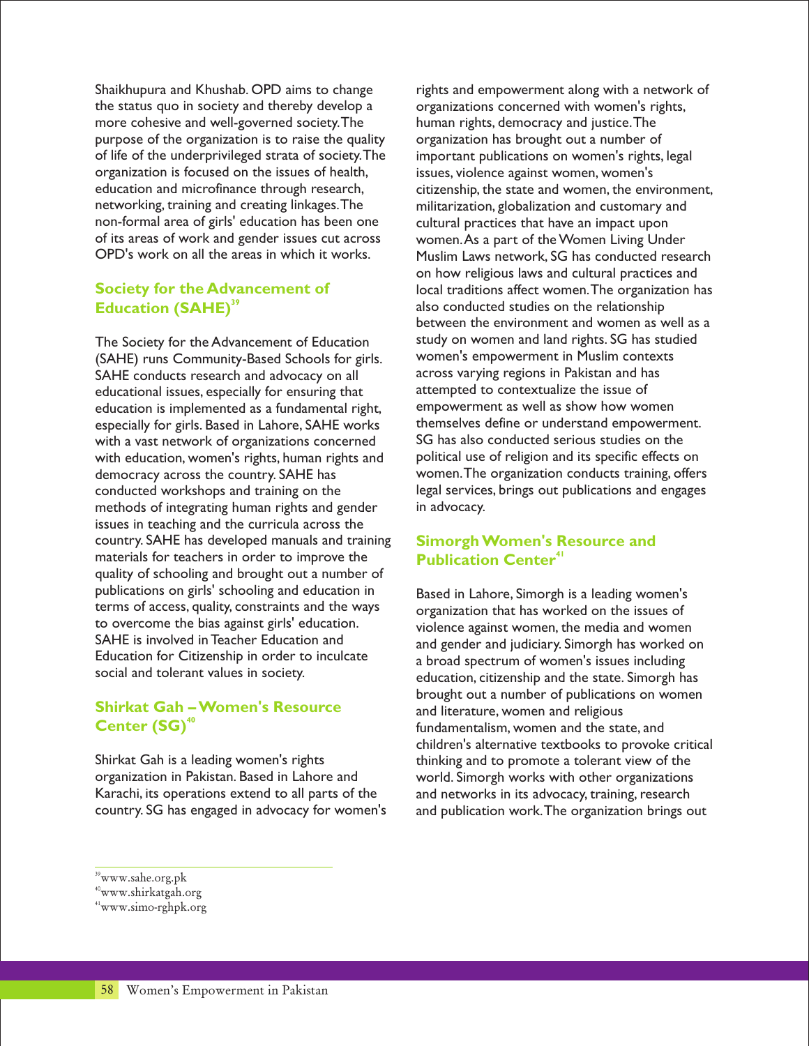Shaikhupura and Khushab. OPD aims to change the status quo in society and thereby develop a more cohesive and well-governed society. The purpose of the organization is to raise the quality of life of the underprivileged strata of society. The organization is focused on the issues of health, education and microfinance through research, networking, training and creating linkages. The non-formal area of girls' education has been one of its areas of work and gender issues cut across OPD's work on all the areas in which it works.

## Society for the Advancement of Education (SAHE)[39]

The Society for the Advancement of Education (SAHE) runs Community-Based Schools for girls. SAHE conducts research and advocacy on all educational issues, especially for ensuring that education is implemented as a fundamental right, especially for girls. Based in Lahore, SAHE works with a vast network of organizations concerned with education, women's rights, human rights and democracy across the country. SAHE has conducted workshops and training on the methods of integrating human rights and gender issues in teaching and the curricula across the country. SAHE has developed manuals and training materials for teachers in order to improve the quality of schooling and brought out a number of publications on girls' schooling and education in terms of access, quality, constraints and the ways to overcome the bias against girls' education. SAHE is involved in Teacher Education and Education for Citizenship in order to inculcate social and tolerant values in society.

## Shirkat Gah – Women's Resource Center (SG)[40]

Shirkat Gah is a leading women's rights organization in Pakistan. Based in Lahore and Karachi, its operations extend to all parts of the country. SG has engaged in advocacy for women's rights and empowerment along with a network of organizations concerned with women's rights, human rights, democracy and justice. The organization has brought out a number of important publications on women's rights, legal issues, violence against women, women's citizenship, the state and women, the environment, militarization, globalization and customary and cultural practices that have an impact upon women. As a part of the Women Living Under Muslim Laws network, SG has conducted research on how religious laws and cultural practices and local traditions affect women. The organization has also conducted studies on the relationship between the environment and women as well as a study on women and land rights. SG has studied women's empowerment in Muslim contexts across varying regions in Pakistan and has attempted to contextualize the issue of empowerment as well as show how women themselves define or understand empowerment. SG has also conducted serious studies on the political use of religion and its specific effects on women. The organization conducts training, offers legal services, brings out publications and engages in advocacy.

## Simorgh Women's Resource and Publication Center[41]

Based in Lahore, Simorgh is a leading women's organization that has worked on the issues of violence against women, the media and women and gender and judiciary. Simorgh has worked on a broad spectrum of women's issues including education, citizenship and the state. Simorgh has brought out a number of publications on women and literature, women and religious fundamentalism, women and the state, and children's alternative textbooks to provoke critical thinking and to promote a tolerant view of the world. Simorgh works with other organizations and networks in its advocacy, training, research and publication work. The organization brings out

---

[39] www.sahe.org.pk

[40] www.shirkatgah.org

[41] www.simo-rghpk.org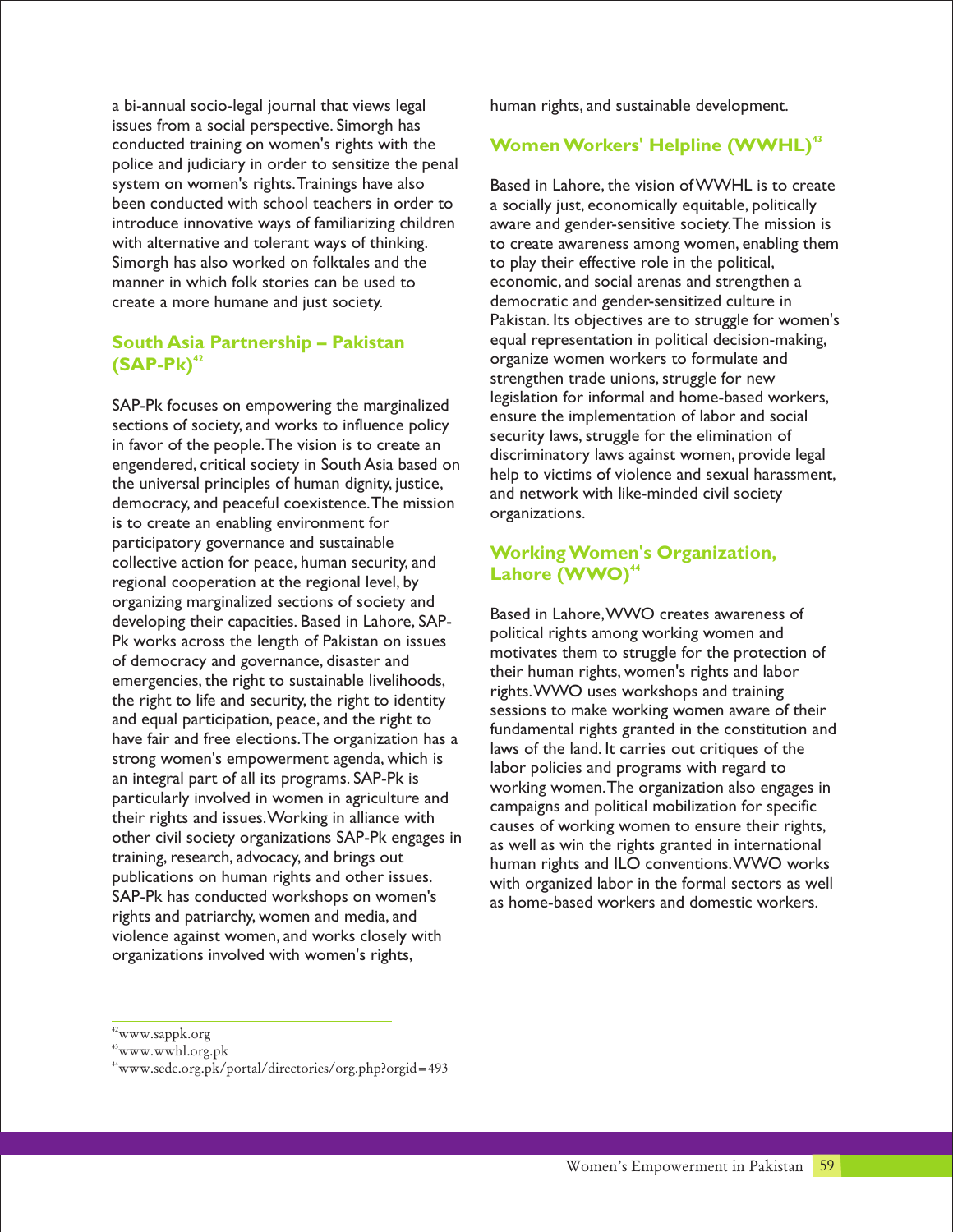a bi-annual socio-legal journal that views legal issues from a social perspective. Simorgh has conducted training on women's rights with the police and judiciary in order to sensitize the penal system on women's rights. Trainings have also been conducted with school teachers in order to introduce innovative ways of familiarizing children with alternative and tolerant ways of thinking. Simorgh has also worked on folktales and the manner in which folk stories can be used to create a more humane and just society.

### South Asia Partnership – Pakistan (SAP-Pk)[42]

SAP-Pk focuses on empowering the marginalized sections of society, and works to influence policy in favor of the people. The vision is to create an engendered, critical society in South Asia based on the universal principles of human dignity, justice, democracy, and peaceful coexistence. The mission is to create an enabling environment for participatory governance and sustainable collective action for peace, human security, and regional cooperation at the regional level, by organizing marginalized sections of society and developing their capacities. Based in Lahore, SAP-Pk works across the length of Pakistan on issues of democracy and governance, disaster and emergencies, the right to sustainable livelihoods, the right to life and security, the right to identity and equal participation, peace, and the right to have fair and free elections. The organization has a strong women's empowerment agenda, which is an integral part of all its programs. SAP-Pk is particularly involved in women in agriculture and their rights and issues. Working in alliance with other civil society organizations SAP-Pk engages in training, research, advocacy, and brings out publications on human rights and other issues. SAP-Pk has conducted workshops on women's rights and patriarchy, women and media, and violence against women, and works closely with organizations involved with women's rights, human rights, and sustainable development.

### Women Workers' Helpline (WWHL)[43]

Based in Lahore, the vision of WWHL is to create a socially just, economically equitable, politically aware and gender-sensitive society. The mission is to create awareness among women, enabling them to play their effective role in the political, economic, and social arenas and strengthen a democratic and gender-sensitized culture in Pakistan. Its objectives are to struggle for women's equal representation in political decision-making, organize women workers to formulate and strengthen trade unions, struggle for new legislation for informal and home-based workers, ensure the implementation of labor and social security laws, struggle for the elimination of discriminatory laws against women, provide legal help to victims of violence and sexual harassment, and network with like-minded civil society organizations.

### Working Women's Organization, Lahore (WWO)[44]

Based in Lahore, WWO creates awareness of political rights among working women and motivates them to struggle for the protection of their human rights, women's rights and labor rights. WWO uses workshops and training sessions to make working women aware of their fundamental rights granted in the constitution and laws of the land. It carries out critiques of the labor policies and programs with regard to working women. The organization also engages in campaigns and political mobilization for specific causes of working women to ensure their rights, as well as win the rights granted in international human rights and ILO conventions. WWO works with organized labor in the formal sectors as well as home-based workers and domestic workers.

---

[42] www.sappk.org
[43] www.wwhl.org.pk
[44] www.sedc.org.pk/portal/directories/org.php?orgid=493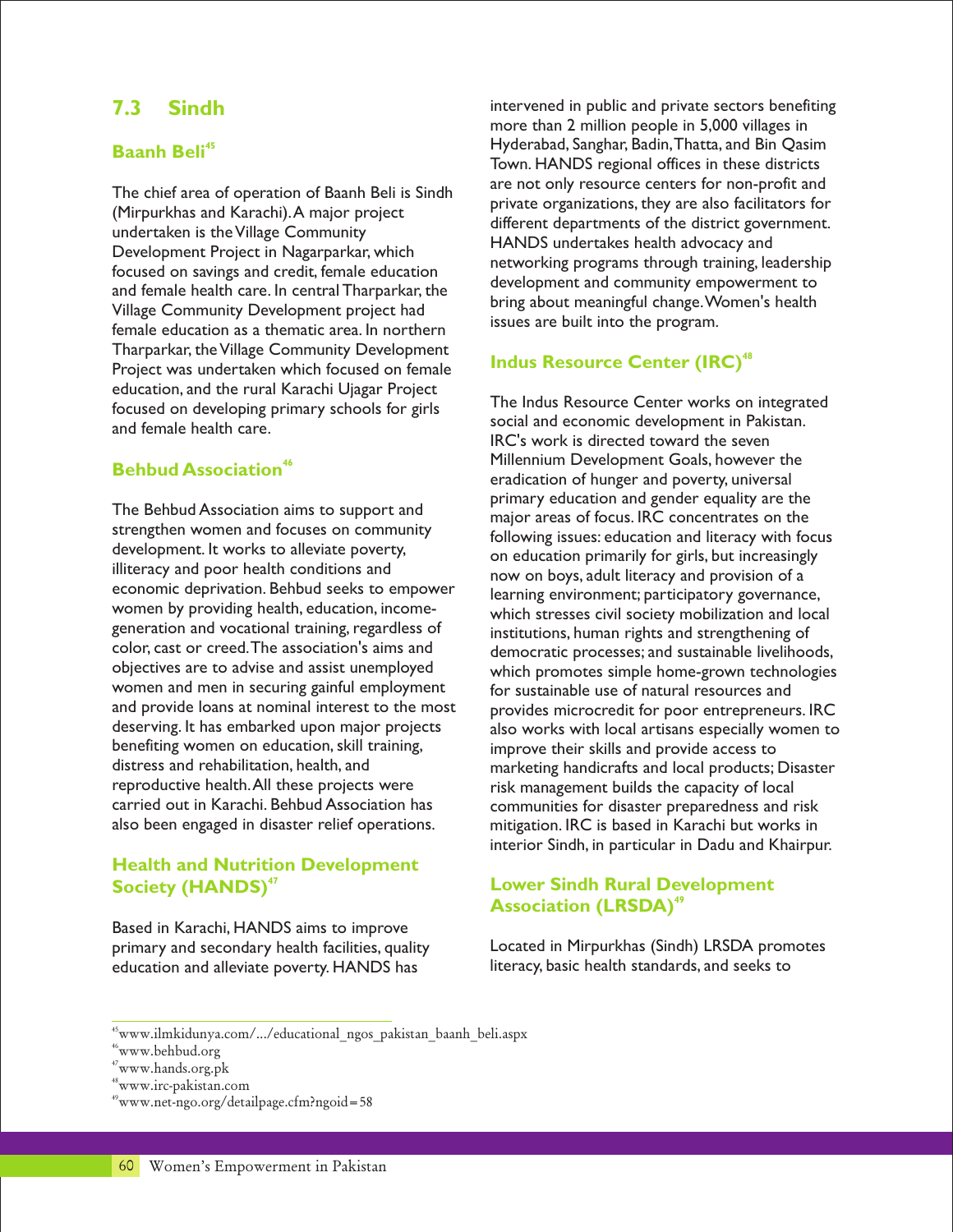## 7.3 Sindh

### Baanh Beli[45]

The chief area of operation of Baanh Beli is Sindh (Mirpurkhas and Karachi). A major project undertaken is the Village Community Development Project in Nagarparkar, which focused on savings and credit, female education and female health care. In central Tharparkar, the Village Community Development project had female education as a thematic area. In northern Tharparkar, the Village Community Development Project was undertaken which focused on female education, and the rural Karachi Ujagar Project focused on developing primary schools for girls and female health care.

### Behbud Association[46]

The Behbud Association aims to support and strengthen women and focuses on community development. It works to alleviate poverty, illiteracy and poor health conditions and economic deprivation. Behbud seeks to empower women by providing health, education, income-generation and vocational training, regardless of color, cast or creed. The association's aims and objectives are to advise and assist unemployed women and men in securing gainful employment and provide loans at nominal interest to the most deserving. It has embarked upon major projects benefiting women on education, skill training, distress and rehabilitation, health, and reproductive health. All these projects were carried out in Karachi. Behbud Association has also been engaged in disaster relief operations.

### Health and Nutrition Development Society (HANDS)[47]

Based in Karachi, HANDS aims to improve primary and secondary health facilities, quality education and alleviate poverty. HANDS has intervened in public and private sectors benefiting more than 2 million people in 5,000 villages in Hyderabad, Sanghar, Badin, Thatta, and Bin Qasim Town. HANDS regional offices in these districts are not only resource centers for non-profit and private organizations, they are also facilitators for different departments of the district government. HANDS undertakes health advocacy and networking programs through training, leadership development and community empowerment to bring about meaningful change. Women's health issues are built into the program.

### Indus Resource Center (IRC)[48]

The Indus Resource Center works on integrated social and economic development in Pakistan. IRC's work is directed toward the seven Millennium Development Goals, however the eradication of hunger and poverty, universal primary education and gender equality are the major areas of focus. IRC concentrates on the following issues: education and literacy with focus on education primarily for girls, but increasingly now on boys, adult literacy and provision of a learning environment; participatory governance, which stresses civil society mobilization and local institutions, human rights and strengthening of democratic processes; and sustainable livelihoods, which promotes simple home-grown technologies for sustainable use of natural resources and provides microcredit for poor entrepreneurs. IRC also works with local artisans especially women to improve their skills and provide access to marketing handicrafts and local products; Disaster risk management builds the capacity of local communities for disaster preparedness and risk mitigation. IRC is based in Karachi but works in interior Sindh, in particular in Dadu and Khairpur.

### Lower Sindh Rural Development Association (LRSDA)[49]

Located in Mirpurkhas (Sindh) LRSDA promotes literacy, basic health standards, and seeks to

---

[45] www.ilmkidunya.com/.../educational_ngos_pakistan_baanh_beli.aspx
[46] www.behbud.org
[47] www.hands.org.pk
[48] www.irc-pakistan.com
[49] www.net-ngo.org/detailpage.cfm?ngoid=58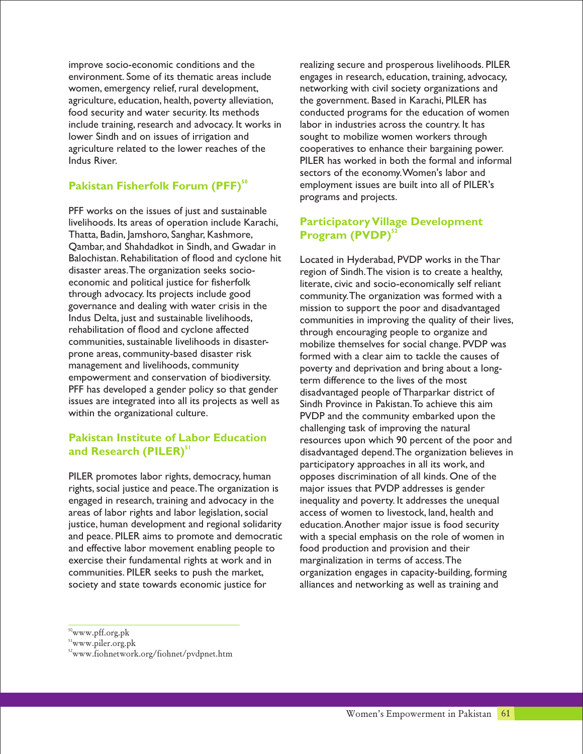improve socio-economic conditions and the environment. Some of its thematic areas include women, emergency relief, rural development, agriculture, education, health, poverty alleviation, food security and water security. Its methods include training, research and advocacy. It works in lower Sindh and on issues of irrigation and agriculture related to the lower reaches of the Indus River.

## Pakistan Fisherfolk Forum (PFF)[50]

PFF works on the issues of just and sustainable livelihoods. Its areas of operation include Karachi, Thatta, Badin, Jamshoro, Sanghar, Kashmore, Qambar, and Shahdadkot in Sindh, and Gwadar in Balochistan. Rehabilitation of flood and cyclone hit disaster areas. The organization seeks socio-economic and political justice for fisherfolk through advocacy. Its projects include good governance and dealing with water crisis in the Indus Delta, just and sustainable livelihoods, rehabilitation of flood and cyclone affected communities, sustainable livelihoods in disaster-prone areas, community-based disaster risk management and livelihoods, community empowerment and conservation of biodiversity. PFF has developed a gender policy so that gender issues are integrated into all its projects as well as within the organizational culture.

## Pakistan Institute of Labor Education and Research (PILER)[51]

PILER promotes labor rights, democracy, human rights, social justice and peace. The organization is engaged in research, training and advocacy in the areas of labor rights and labor legislation, social justice, human development and regional solidarity and peace. PILER aims to promote and democratic and effective labor movement enabling people to exercise their fundamental rights at work and in communities. PILER seeks to push the market, society and state towards economic justice for realizing secure and prosperous livelihoods. PILER engages in research, education, training, advocacy, networking with civil society organizations and the government. Based in Karachi, PILER has conducted programs for the education of women labor in industries across the country. It has sought to mobilize women workers through cooperatives to enhance their bargaining power. PILER has worked in both the formal and informal sectors of the economy. Women's labor and employment issues are built into all of PILER's programs and projects.

## Participatory Village Development Program (PVDP)[52]

Located in Hyderabad, PVDP works in the Thar region of Sindh. The vision is to create a healthy, literate, civic and socio-economically self reliant community. The organization was formed with a mission to support the poor and disadvantaged communities in improving the quality of their lives, through encouraging people to organize and mobilize themselves for social change. PVDP was formed with a clear aim to tackle the causes of poverty and deprivation and bring about a long-term difference to the lives of the most disadvantaged people of Tharparkar district of Sindh Province in Pakistan. To achieve this aim PVDP and the community embarked upon the challenging task of improving the natural resources upon which 90 percent of the poor and disadvantaged depend. The organization believes in participatory approaches in all its work, and opposes discrimination of all kinds. One of the major issues that PVDP addresses is gender inequality and poverty. It addresses the unequal access of women to livestock, land, health and education. Another major issue is food security with a special emphasis on the role of women in food production and provision and their marginalization in terms of access. The organization engages in capacity-building, forming alliances and networking as well as training and

---

[50] www.pff.org.pk

[51] www.piler.org.pk

[52] www.fiohnetwork.org/fiohnet/pvdpnet.htm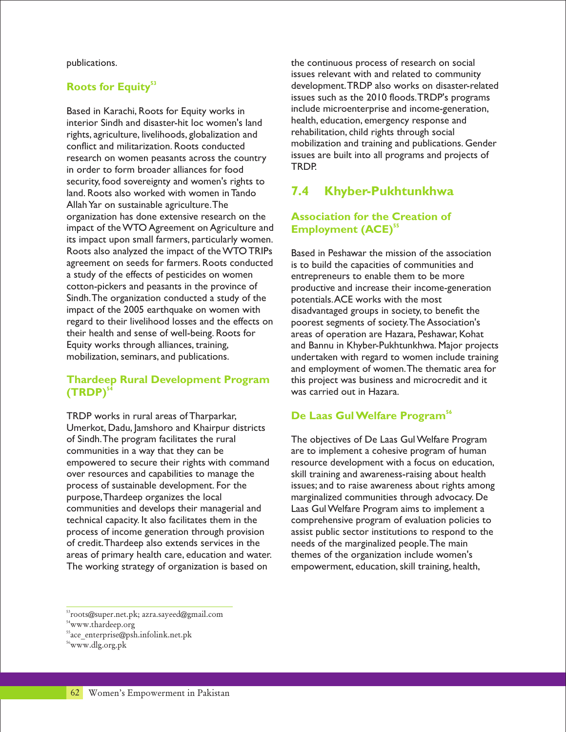publications.

### Roots for Equity[53]

Based in Karachi, Roots for Equity works in interior Sindh and disaster-hit loc women's land rights, agriculture, livelihoods, globalization and conflict and militarization. Roots conducted research on women peasants across the country in order to form broader alliances for food security, food sovereignty and women's rights to land. Roots also worked with women in Tando Allah Yar on sustainable agriculture. The organization has done extensive research on the impact of the WTO Agreement on Agriculture and its impact upon small farmers, particularly women. Roots also analyzed the impact of the WTO TRIPs agreement on seeds for farmers. Roots conducted a study of the effects of pesticides on women cotton-pickers and peasants in the province of Sindh. The organization conducted a study of the impact of the 2005 earthquake on women with regard to their livelihood losses and the effects on their health and sense of well-being. Roots for Equity works through alliances, training, mobilization, seminars, and publications.

### Thardeep Rural Development Program (TRDP)[54]

TRDP works in rural areas of Tharparkar, Umerkot, Dadu, Jamshoro and Khairpur districts of Sindh. The program facilitates the rural communities in a way that they can be empowered to secure their rights with command over resources and capabilities to manage the process of sustainable development. For the purpose, Thardeep organizes the local communities and develops their managerial and technical capacity. It also facilitates them in the process of income generation through provision of credit. Thardeep also extends services in the areas of primary health care, education and water. The working strategy of organization is based on the continuous process of research on social issues relevant with and related to community development. TRDP also works on disaster-related issues such as the 2010 floods. TRDP's programs include microenterprise and income-generation, health, education, emergency response and rehabilitation, child rights through social mobilization and training and publications. Gender issues are built into all programs and projects of TRDP.

## 7.4 Khyber-Pukhtunkhwa

### Association for the Creation of Employment (ACE)[55]

Based in Peshawar the mission of the association is to build the capacities of communities and entrepreneurs to enable them to be more productive and increase their income-generation potentials. ACE works with the most disadvantaged groups in society, to benefit the poorest segments of society. The Association's areas of operation are Hazara, Peshawar, Kohat and Bannu in Khyber-Pukhtunkhwa. Major projects undertaken with regard to women include training and employment of women. The thematic area for this project was business and microcredit and it was carried out in Hazara.

### De Laas Gul Welfare Program[56]

The objectives of De Laas Gul Welfare Program are to implement a cohesive program of human resource development with a focus on education, skill training and awareness-raising about health issues; and to raise awareness about rights among marginalized communities through advocacy. De Laas Gul Welfare Program aims to implement a comprehensive program of evaluation policies to assist public sector institutions to respond to the needs of the marginalized people. The main themes of the organization include women's empowerment, education, skill training, health,

---

[53] roots@super.net.pk; azra.sayeed@gmail.com

[54] www.thardeep.org

[55] ace_enterprise@psh.infolink.net.pk

[56] www.dlg.org.pk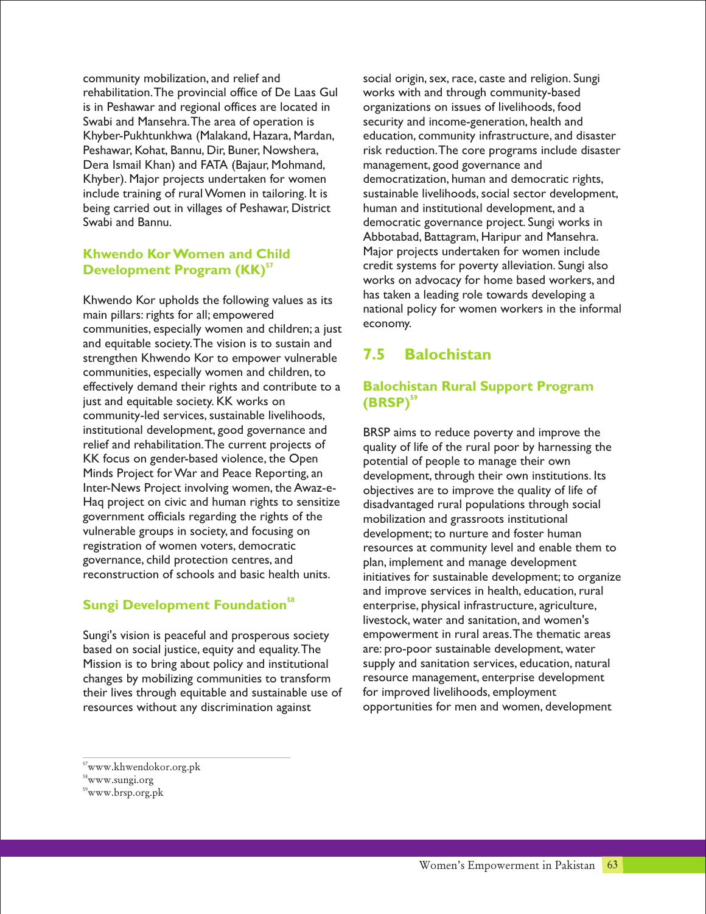community mobilization, and relief and rehabilitation. The provincial office of De Laas Gul is in Peshawar and regional offices are located in Swabi and Mansehra. The area of operation is Khyber-Pukhtunkhwa (Malakand, Hazara, Mardan, Peshawar, Kohat, Bannu, Dir, Buner, Nowshera, Dera Ismail Khan) and FATA (Bajaur, Mohmand, Khyber). Major projects undertaken for women include training of rural Women in tailoring. It is being carried out in villages of Peshawar, District Swabi and Bannu.

### Khwendo Kor Women and Child Development Program (KK)[57]

Khwendo Kor upholds the following values as its main pillars: rights for all; empowered communities, especially women and children; a just and equitable society. The vision is to sustain and strengthen Khwendo Kor to empower vulnerable communities, especially women and children, to effectively demand their rights and contribute to a just and equitable society. KK works on community-led services, sustainable livelihoods, institutional development, good governance and relief and rehabilitation. The current projects of KK focus on gender-based violence, the Open Minds Project for War and Peace Reporting, an Inter-News Project involving women, the Awaz-e-Haq project on civic and human rights to sensitize government officials regarding the rights of the vulnerable groups in society, and focusing on registration of women voters, democratic governance, child protection centres, and reconstruction of schools and basic health units.

### Sungi Development Foundation[58]

Sungi's vision is peaceful and prosperous society based on social justice, equity and equality. The Mission is to bring about policy and institutional changes by mobilizing communities to transform their lives through equitable and sustainable use of resources without any discrimination against social origin, sex, race, caste and religion. Sungi works with and through community-based organizations on issues of livelihoods, food security and income-generation, health and education, community infrastructure, and disaster risk reduction. The core programs include disaster management, good governance and democratization, human and democratic rights, sustainable livelihoods, social sector development, human and institutional development, and a democratic governance project. Sungi works in Abbotabad, Battagram, Haripur and Mansehra. Major projects undertaken for women include credit systems for poverty alleviation. Sungi also works on advocacy for home based workers, and has taken a leading role towards developing a national policy for women workers in the informal economy.

## 7.5 Balochistan

### Balochistan Rural Support Program (BRSP)[59]

BRSP aims to reduce poverty and improve the quality of life of the rural poor by harnessing the potential of people to manage their own development, through their own institutions. Its objectives are to improve the quality of life of disadvantaged rural populations through social mobilization and grassroots institutional development; to nurture and foster human resources at community level and enable them to plan, implement and manage development initiatives for sustainable development; to organize and improve services in health, education, rural enterprise, physical infrastructure, agriculture, livestock, water and sanitation, and women's empowerment in rural areas. The thematic areas are: pro-poor sustainable development, water supply and sanitation services, education, natural resource management, enterprise development for improved livelihoods, employment opportunities for men and women, development

---

[57] www.khwendokor.org.pk
[58] www.sungi.org
[59] www.brsp.org.pk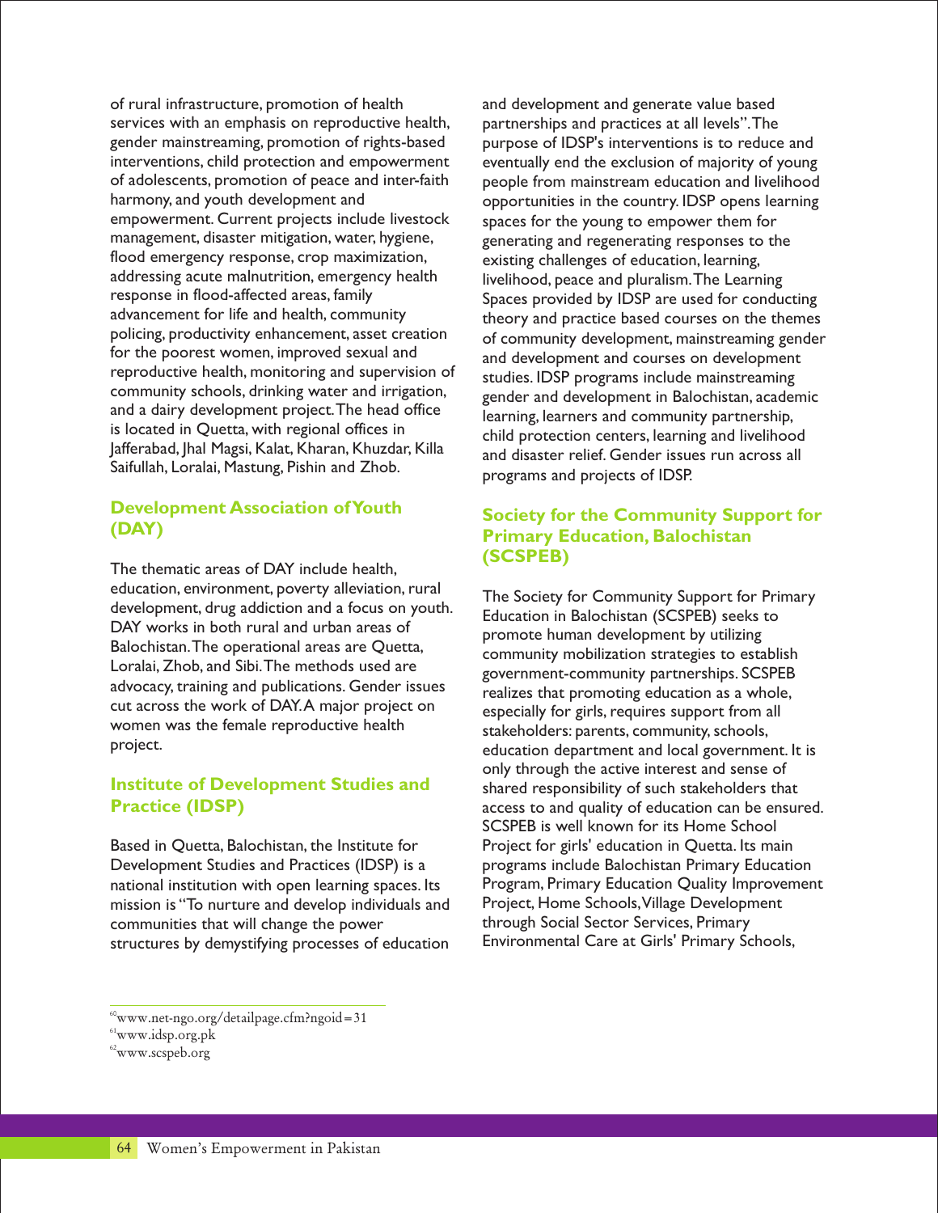of rural infrastructure, promotion of health services with an emphasis on reproductive health, gender mainstreaming, promotion of rights-based interventions, child protection and empowerment of adolescents, promotion of peace and inter-faith harmony, and youth development and empowerment. Current projects include livestock management, disaster mitigation, water, hygiene, flood emergency response, crop maximization, addressing acute malnutrition, emergency health response in flood-affected areas, family advancement for life and health, community policing, productivity enhancement, asset creation for the poorest women, improved sexual and reproductive health, monitoring and supervision of community schools, drinking water and irrigation, and a dairy development project. The head office is located in Quetta, with regional offices in Jafferabad, Jhal Magsi, Kalat, Kharan, Khuzdar, Killa Saifullah, Loralai, Mastung, Pishin and Zhob.

### Development Association of Youth (DAY)

The thematic areas of DAY include health, education, environment, poverty alleviation, rural development, drug addiction and a focus on youth. DAY works in both rural and urban areas of Balochistan. The operational areas are Quetta, Loralai, Zhob, and Sibi. The methods used are advocacy, training and publications. Gender issues cut across the work of DAY. A major project on women was the female reproductive health project.

### Institute of Development Studies and Practice (IDSP)

Based in Quetta, Balochistan, the Institute for Development Studies and Practices (IDSP) is a national institution with open learning spaces. Its mission is "To nurture and develop individuals and communities that will change the power structures by demystifying processes of education and development and generate value based partnerships and practices at all levels". The purpose of IDSP's interventions is to reduce and eventually end the exclusion of majority of young people from mainstream education and livelihood opportunities in the country. IDSP opens learning spaces for the young to empower them for generating and regenerating responses to the existing challenges of education, learning, livelihood, peace and pluralism. The Learning Spaces provided by IDSP are used for conducting theory and practice based courses on the themes of community development, mainstreaming gender and development and courses on development studies. IDSP programs include mainstreaming gender and development in Balochistan, academic learning, learners and community partnership, child protection centers, learning and livelihood and disaster relief. Gender issues run across all programs and projects of IDSP.

### Society for the Community Support for Primary Education, Balochistan (SCSPEB)

The Society for Community Support for Primary Education in Balochistan (SCSPEB) seeks to promote human development by utilizing community mobilization strategies to establish government-community partnerships. SCSPEB realizes that promoting education as a whole, especially for girls, requires support from all stakeholders: parents, community, schools, education department and local government. It is only through the active interest and sense of shared responsibility of such stakeholders that access to and quality of education can be ensured. SCSPEB is well known for its Home School Project for girls' education in Quetta. Its main programs include Balochistan Primary Education Program, Primary Education Quality Improvement Project, Home Schools, Village Development through Social Sector Services, Primary Environmental Care at Girls' Primary Schools,

---

[60] www.net-ngo.org/detailpage.cfm?ngoid=31
[61] www.idsp.org.pk
[62] www.scspeb.org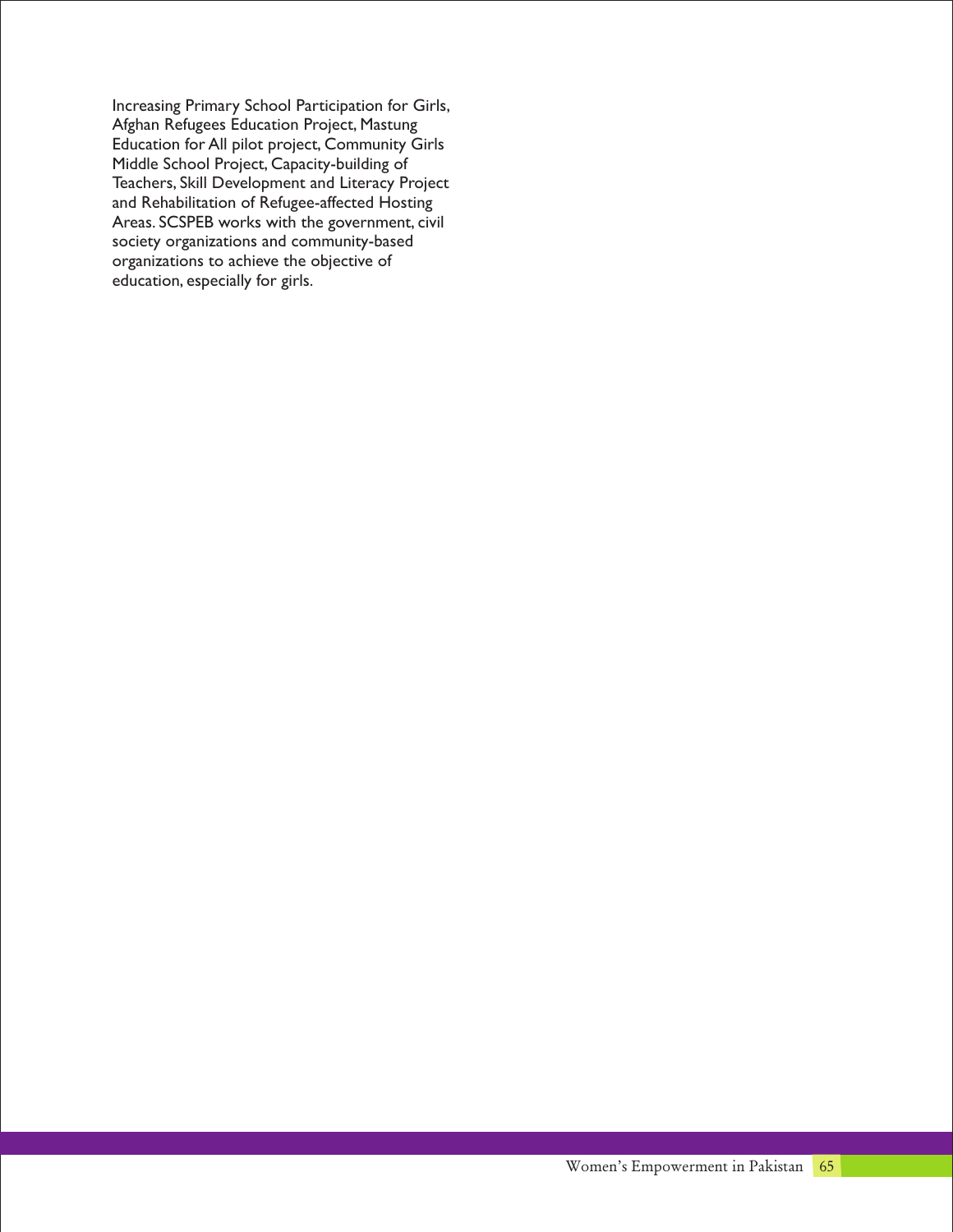Increasing Primary School Participation for Girls, Afghan Refugees Education Project, Mastung Education for All pilot project, Community Girls Middle School Project, Capacity-building of Teachers, Skill Development and Literacy Project and Rehabilitation of Refugee-affected Hosting Areas. SCSPEB works with the government, civil society organizations and community-based organizations to achieve the objective of education, especially for girls.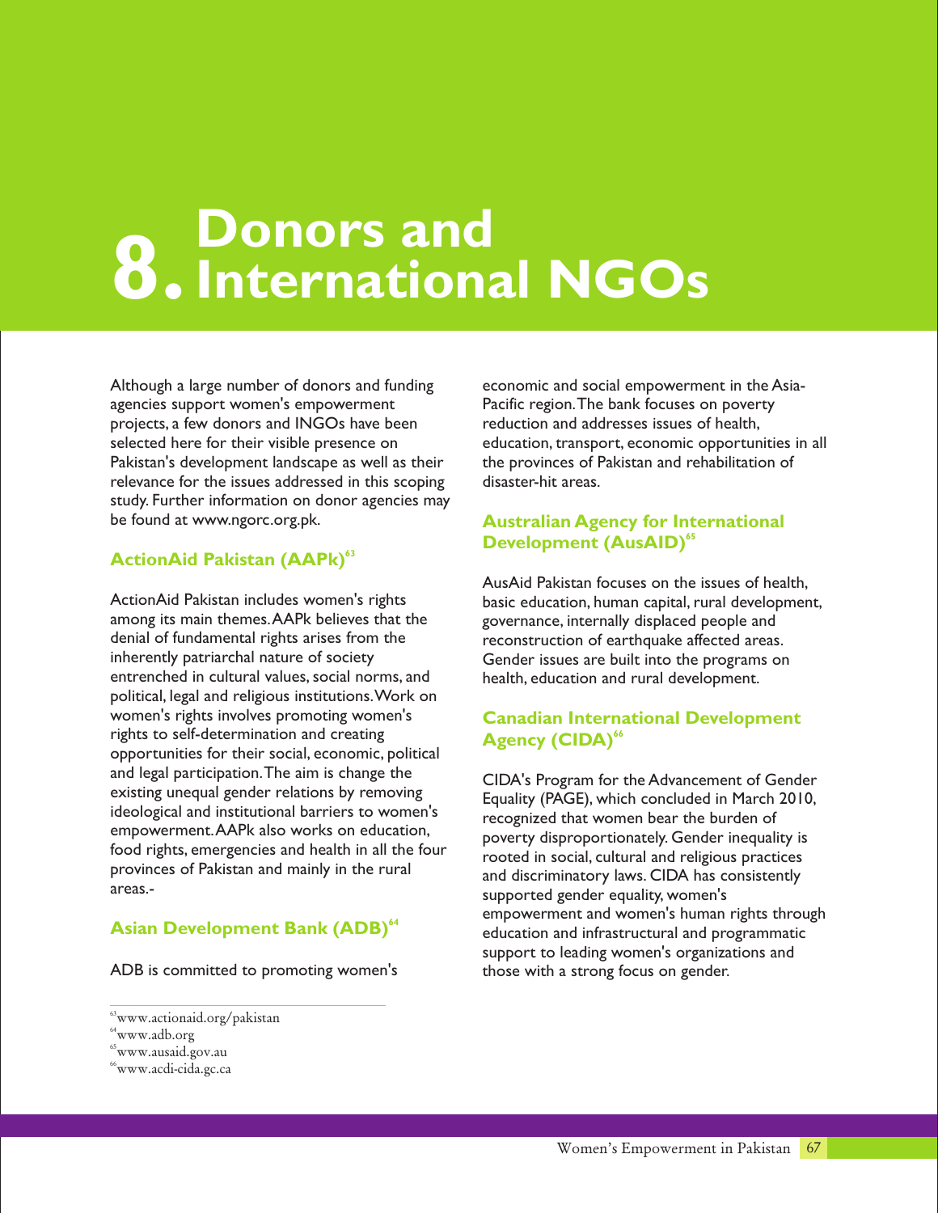# 8. Donors and International NGOs

Although a large number of donors and funding agencies support women's empowerment projects, a few donors and INGOs have been selected here for their visible presence on Pakistan's development landscape as well as their relevance for the issues addressed in this scoping study. Further information on donor agencies may be found at www.ngorc.org.pk.

## ActionAid Pakistan (AAPk)[63]

ActionAid Pakistan includes women's rights among its main themes. AAPk believes that the denial of fundamental rights arises from the inherently patriarchal nature of society entrenched in cultural values, social norms, and political, legal and religious institutions. Work on women's rights involves promoting women's rights to self-determination and creating opportunities for their social, economic, political and legal participation. The aim is change the existing unequal gender relations by removing ideological and institutional barriers to women's empowerment. AAPk also works on education, food rights, emergencies and health in all the four provinces of Pakistan and mainly in the rural areas.-

## Asian Development Bank (ADB)[64]

ADB is committed to promoting women's economic and social empowerment in the Asia-Pacific region. The bank focuses on poverty reduction and addresses issues of health, education, transport, economic opportunities in all the provinces of Pakistan and rehabilitation of disaster-hit areas.

## Australian Agency for International Development (AusAID)[65]

AusAid Pakistan focuses on the issues of health, basic education, human capital, rural development, governance, internally displaced people and reconstruction of earthquake affected areas. Gender issues are built into the programs on health, education and rural development.

## Canadian International Development Agency (CIDA)[66]

CIDA's Program for the Advancement of Gender Equality (PAGE), which concluded in March 2010, recognized that women bear the burden of poverty disproportionately. Gender inequality is rooted in social, cultural and religious practices and discriminatory laws. CIDA has consistently supported gender equality, women's empowerment and women's human rights through education and infrastructural and programmatic support to leading women's organizations and those with a strong focus on gender.

---

[63] www.actionaid.org/pakistan
[64] www.adb.org
[65] www.ausaid.gov.au
[66] www.acdi-cida.gc.ca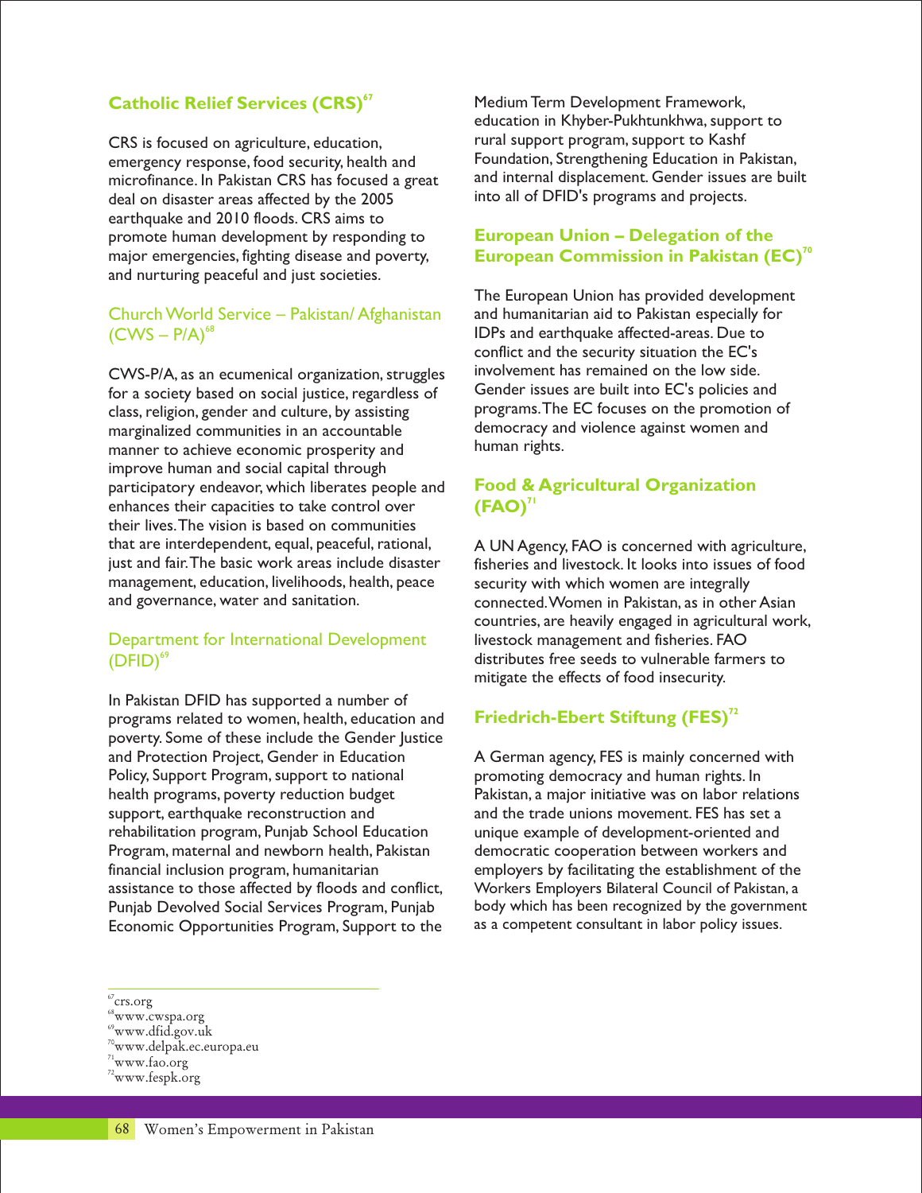## Catholic Relief Services (CRS)[67]

CRS is focused on agriculture, education, emergency response, food security, health and microfinance. In Pakistan CRS has focused a great deal on disaster areas affected by the 2005 earthquake and 2010 floods. CRS aims to promote human development by responding to major emergencies, fighting disease and poverty, and nurturing peaceful and just societies.

## Church World Service – Pakistan/ Afghanistan (CWS – P/A)[68]

CWS-P/A, as an ecumenical organization, struggles for a society based on social justice, regardless of class, religion, gender and culture, by assisting marginalized communities in an accountable manner to achieve economic prosperity and improve human and social capital through participatory endeavor, which liberates people and enhances their capacities to take control over their lives. The vision is based on communities that are interdependent, equal, peaceful, rational, just and fair. The basic work areas include disaster management, education, livelihoods, health, peace and governance, water and sanitation.

## Department for International Development (DFID)[69]

In Pakistan DFID has supported a number of programs related to women, health, education and poverty. Some of these include the Gender Justice and Protection Project, Gender in Education Policy, Support Program, support to national health programs, poverty reduction budget support, earthquake reconstruction and rehabilitation program, Punjab School Education Program, maternal and newborn health, Pakistan financial inclusion program, humanitarian assistance to those affected by floods and conflict, Punjab Devolved Social Services Program, Punjab Economic Opportunities Program, Support to the Medium Term Development Framework, education in Khyber-Pukhtunkhwa, support to rural support program, support to Kashf Foundation, Strengthening Education in Pakistan, and internal displacement. Gender issues are built into all of DFID's programs and projects.

## European Union – Delegation of the European Commission in Pakistan (EC)[70]

The European Union has provided development and humanitarian aid to Pakistan especially for IDPs and earthquake affected-areas. Due to conflict and the security situation the EC's involvement has remained on the low side. Gender issues are built into EC's policies and programs. The EC focuses on the promotion of democracy and violence against women and human rights.

## Food & Agricultural Organization (FAO)[71]

A UN Agency, FAO is concerned with agriculture, fisheries and livestock. It looks into issues of food security with which women are integrally connected. Women in Pakistan, as in other Asian countries, are heavily engaged in agricultural work, livestock management and fisheries. FAO distributes free seeds to vulnerable farmers to mitigate the effects of food insecurity.

## Friedrich-Ebert Stiftung (FES)[72]

A German agency, FES is mainly concerned with promoting democracy and human rights. In Pakistan, a major initiative was on labor relations and the trade unions movement. FES has set a unique example of development-oriented and democratic cooperation between workers and employers by facilitating the establishment of the Workers Employers Bilateral Council of Pakistan, a body which has been recognized by the government as a competent consultant in labor policy issues.

---

[67] crs.org
[68] www.cwspa.org
[69] www.dfid.gov.uk
[70] www.delpak.ec.europa.eu
[71] www.fao.org
[72] www.fespk.org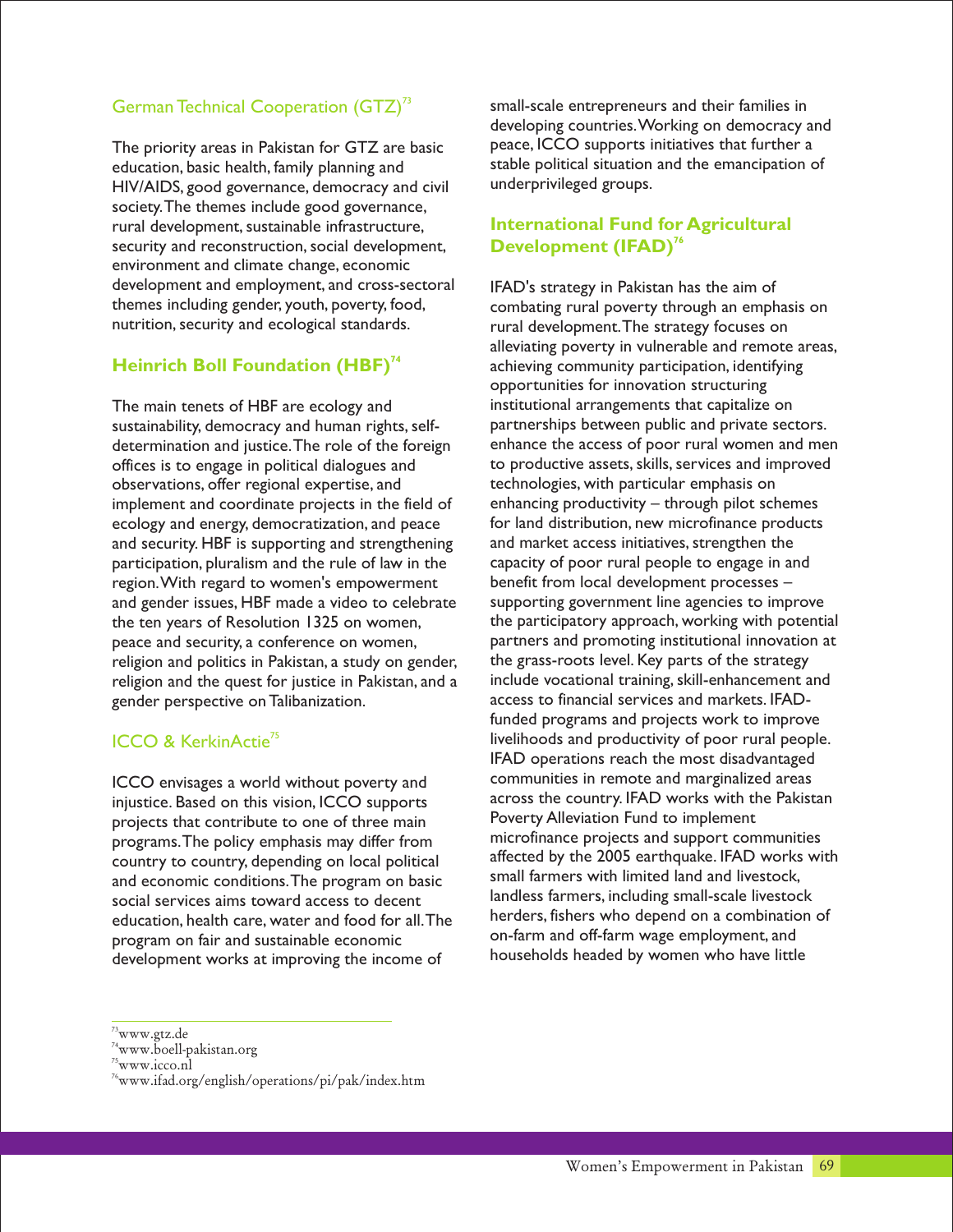## German Technical Cooperation (GTZ)[73]

The priority areas in Pakistan for GTZ are basic education, basic health, family planning and HIV/AIDS, good governance, democracy and civil society. The themes include good governance, rural development, sustainable infrastructure, security and reconstruction, social development, environment and climate change, economic development and employment, and cross-sectoral themes including gender, youth, poverty, food, nutrition, security and ecological standards.

## Heinrich Boll Foundation (HBF)[74]

The main tenets of HBF are ecology and sustainability, democracy and human rights, self-determination and justice. The role of the foreign offices is to engage in political dialogues and observations, offer regional expertise, and implement and coordinate projects in the field of ecology and energy, democratization, and peace and security. HBF is supporting and strengthening participation, pluralism and the rule of law in the region. With regard to women's empowerment and gender issues, HBF made a video to celebrate the ten years of Resolution 1325 on women, peace and security, a conference on women, religion and politics in Pakistan, a study on gender, religion and the quest for justice in Pakistan, and a gender perspective on Talibanization.

## ICCO & KerkinActie[75]

ICCO envisages a world without poverty and injustice. Based on this vision, ICCO supports projects that contribute to one of three main programs. The policy emphasis may differ from country to country, depending on local political and economic conditions. The program on basic social services aims toward access to decent education, health care, water and food for all. The program on fair and sustainable economic development works at improving the income of small-scale entrepreneurs and their families in developing countries. Working on democracy and peace, ICCO supports initiatives that further a stable political situation and the emancipation of underprivileged groups.

## International Fund for Agricultural Development (IFAD)[76]

IFAD's strategy in Pakistan has the aim of combating rural poverty through an emphasis on rural development. The strategy focuses on alleviating poverty in vulnerable and remote areas, achieving community participation, identifying opportunities for innovation structuring institutional arrangements that capitalize on partnerships between public and private sectors. enhance the access of poor rural women and men to productive assets, skills, services and improved technologies, with particular emphasis on enhancing productivity – through pilot schemes for land distribution, new microfinance products and market access initiatives, strengthen the capacity of poor rural people to engage in and benefit from local development processes – supporting government line agencies to improve the participatory approach, working with potential partners and promoting institutional innovation at the grass-roots level. Key parts of the strategy include vocational training, skill-enhancement and access to financial services and markets. IFAD-funded programs and projects work to improve livelihoods and productivity of poor rural people. IFAD operations reach the most disadvantaged communities in remote and marginalized areas across the country. IFAD works with the Pakistan Poverty Alleviation Fund to implement microfinance projects and support communities affected by the 2005 earthquake. IFAD works with small farmers with limited land and livestock, landless farmers, including small-scale livestock herders, fishers who depend on a combination of on-farm and off-farm wage employment, and households headed by women who have little

---

[73] www.gtz.de
[74] www.boell-pakistan.org
[75] www.icco.nl
[76] www.ifad.org/english/operations/pi/pak/index.htm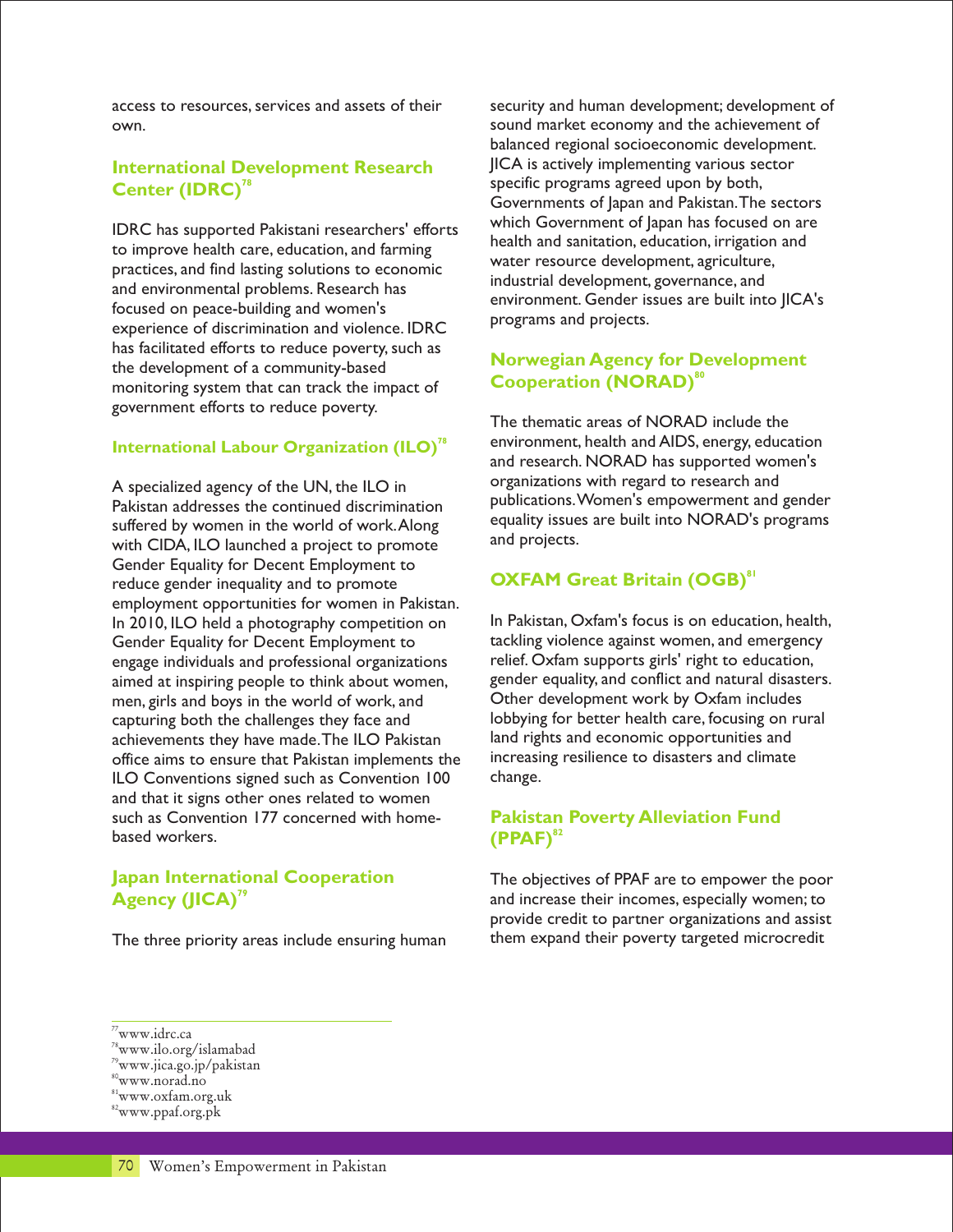access to resources, services and assets of their own.

## International Development Research Center (IDRC)[78]

IDRC has supported Pakistani researchers' efforts to improve health care, education, and farming practices, and find lasting solutions to economic and environmental problems. Research has focused on peace-building and women's experience of discrimination and violence. IDRC has facilitated efforts to reduce poverty, such as the development of a community-based monitoring system that can track the impact of government efforts to reduce poverty.

## International Labour Organization (ILO)[78]

A specialized agency of the UN, the ILO in Pakistan addresses the continued discrimination suffered by women in the world of work. Along with CIDA, ILO launched a project to promote Gender Equality for Decent Employment to reduce gender inequality and to promote employment opportunities for women in Pakistan. In 2010, ILO held a photography competition on Gender Equality for Decent Employment to engage individuals and professional organizations aimed at inspiring people to think about women, men, girls and boys in the world of work, and capturing both the challenges they face and achievements they have made. The ILO Pakistan office aims to ensure that Pakistan implements the ILO Conventions signed such as Convention 100 and that it signs other ones related to women such as Convention 177 concerned with home-based workers.

## Japan International Cooperation Agency (JICA)[79]

The three priority areas include ensuring human security and human development; development of sound market economy and the achievement of balanced regional socioeconomic development. JICA is actively implementing various sector specific programs agreed upon by both, Governments of Japan and Pakistan. The sectors which Government of Japan has focused on are health and sanitation, education, irrigation and water resource development, agriculture, industrial development, governance, and environment. Gender issues are built into JICA's programs and projects.

## Norwegian Agency for Development Cooperation (NORAD)[80]

The thematic areas of NORAD include the environment, health and AIDS, energy, education and research. NORAD has supported women's organizations with regard to research and publications. Women's empowerment and gender equality issues are built into NORAD's programs and projects.

## OXFAM Great Britain (OGB)[81]

In Pakistan, Oxfam's focus is on education, health, tackling violence against women, and emergency relief. Oxfam supports girls' right to education, gender equality, and conflict and natural disasters. Other development work by Oxfam includes lobbying for better health care, focusing on rural land rights and economic opportunities and increasing resilience to disasters and climate change.

## Pakistan Poverty Alleviation Fund (PPAF)[82]

The objectives of PPAF are to empower the poor and increase their incomes, especially women; to provide credit to partner organizations and assist them expand their poverty targeted microcredit

---

[77] www.idrc.ca
[78] www.ilo.org/islamabad
[79] www.jica.go.jp/pakistan
[80] www.norad.no
[81] www.oxfam.org.uk
[82] www.ppaf.org.pk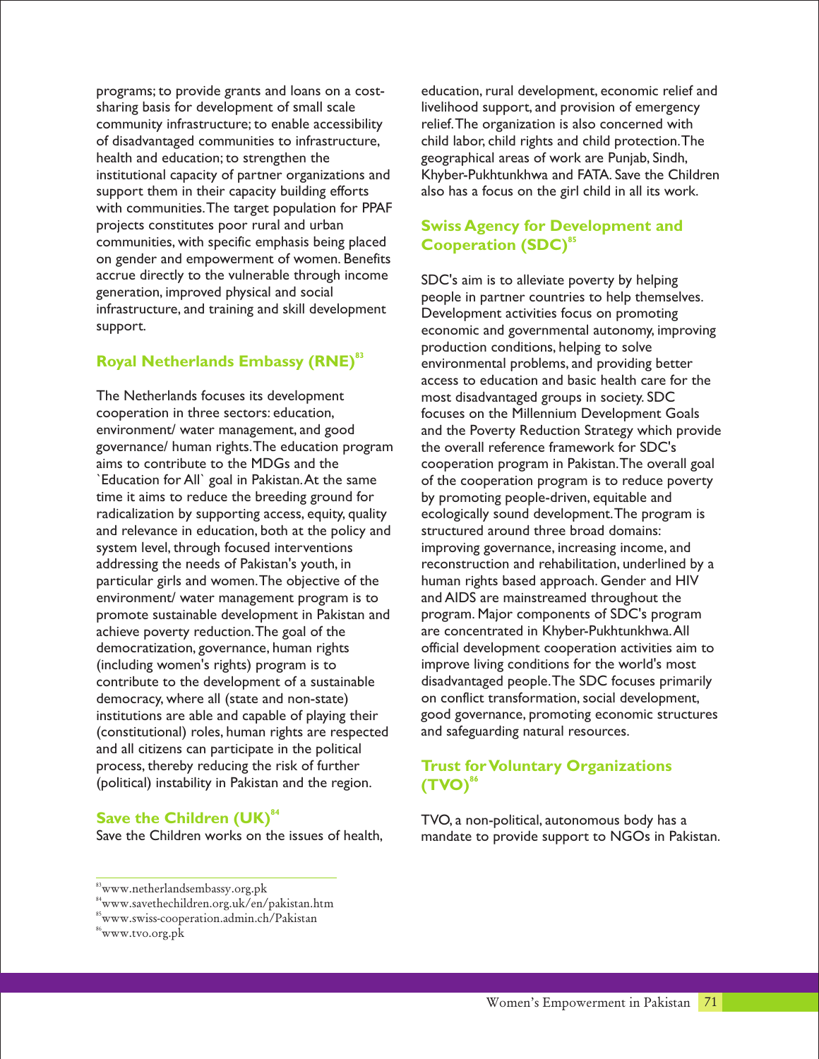programs; to provide grants and loans on a cost-sharing basis for development of small scale community infrastructure; to enable accessibility of disadvantaged communities to infrastructure, health and education; to strengthen the institutional capacity of partner organizations and support them in their capacity building efforts with communities. The target population for PPAF projects constitutes poor rural and urban communities, with specific emphasis being placed on gender and empowerment of women. Benefits accrue directly to the vulnerable through income generation, improved physical and social infrastructure, and training and skill development support.

## Royal Netherlands Embassy (RNE)[83]

The Netherlands focuses its development cooperation in three sectors: education, environment/ water management, and good governance/ human rights. The education program aims to contribute to the MDGs and the `Education for All` goal in Pakistan. At the same time it aims to reduce the breeding ground for radicalization by supporting access, equity, quality and relevance in education, both at the policy and system level, through focused interventions addressing the needs of Pakistan's youth, in particular girls and women. The objective of the environment/ water management program is to promote sustainable development in Pakistan and achieve poverty reduction. The goal of the democratization, governance, human rights (including women's rights) program is to contribute to the development of a sustainable democracy, where all (state and non-state) institutions are able and capable of playing their (constitutional) roles, human rights are respected and all citizens can participate in the political process, thereby reducing the risk of further (political) instability in Pakistan and the region.

## Save the Children (UK)[84]

Save the Children works on the issues of health, education, rural development, economic relief and livelihood support, and provision of emergency relief. The organization is also concerned with child labor, child rights and child protection. The geographical areas of work are Punjab, Sindh, Khyber-Pukhtunkhwa and FATA. Save the Children also has a focus on the girl child in all its work.

## Swiss Agency for Development and Cooperation (SDC)[85]

SDC's aim is to alleviate poverty by helping people in partner countries to help themselves. Development activities focus on promoting economic and governmental autonomy, improving production conditions, helping to solve environmental problems, and providing better access to education and basic health care for the most disadvantaged groups in society. SDC focuses on the Millennium Development Goals and the Poverty Reduction Strategy which provide the overall reference framework for SDC's cooperation program in Pakistan. The overall goal of the cooperation program is to reduce poverty by promoting people-driven, equitable and ecologically sound development. The program is structured around three broad domains: improving governance, increasing income, and reconstruction and rehabilitation, underlined by a human rights based approach. Gender and HIV and AIDS are mainstreamed throughout the program. Major components of SDC's program are concentrated in Khyber-Pukhtunkhwa. All official development cooperation activities aim to improve living conditions for the world's most disadvantaged people. The SDC focuses primarily on conflict transformation, social development, good governance, promoting economic structures and safeguarding natural resources.

## Trust for Voluntary Organizations (TVO)[86]

TVO, a non-political, autonomous body has a mandate to provide support to NGOs in Pakistan.

---

[83] www.netherlandsembassy.org.pk
[84] www.savethechildren.org.uk/en/pakistan.htm
[85] www.swiss-cooperation.admin.ch/Pakistan
[86] www.tvo.org.pk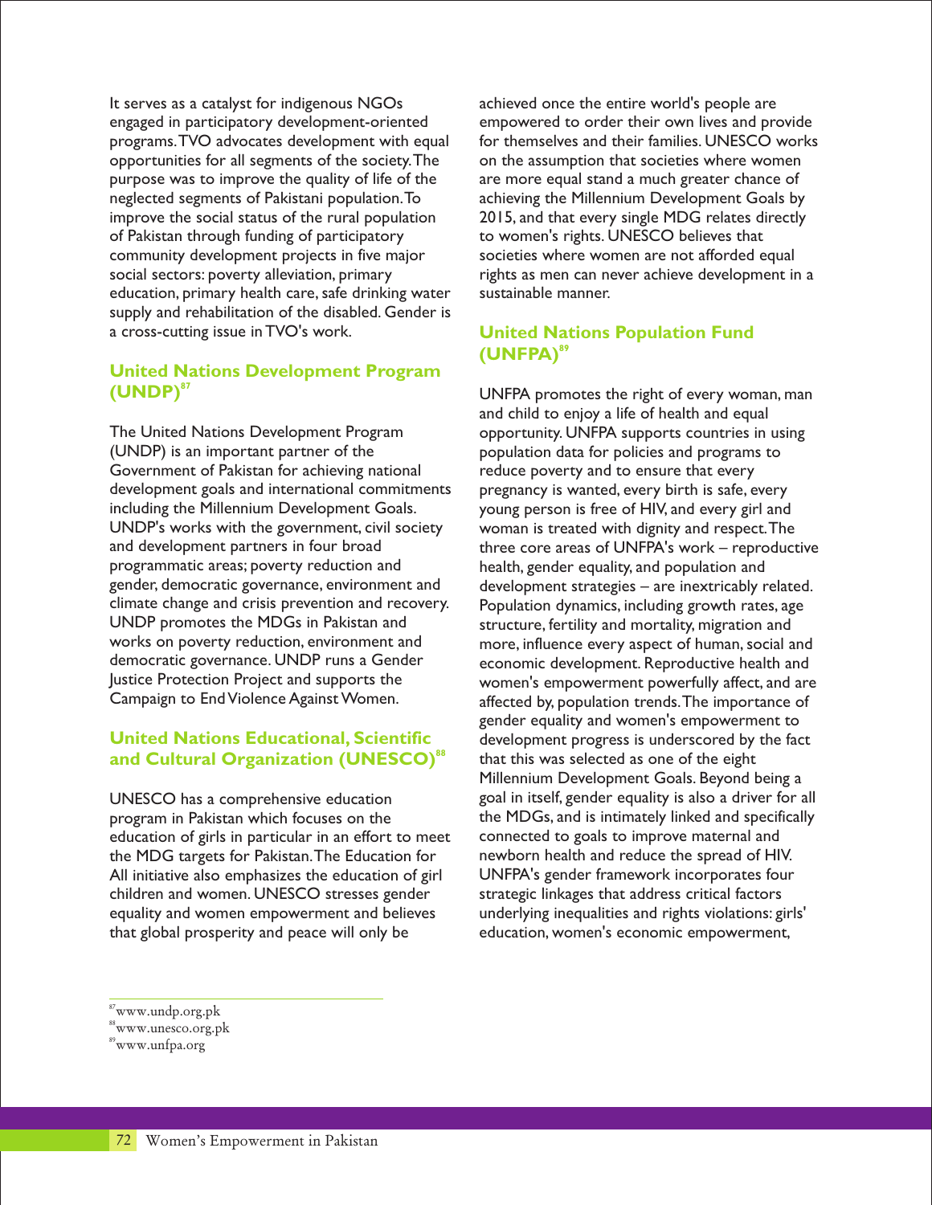It serves as a catalyst for indigenous NGOs engaged in participatory development-oriented programs. TVO advocates development with equal opportunities for all segments of the society. The purpose was to improve the quality of life of the neglected segments of Pakistani population. To improve the social status of the rural population of Pakistan through funding of participatory community development projects in five major social sectors: poverty alleviation, primary education, primary health care, safe drinking water supply and rehabilitation of the disabled. Gender is a cross-cutting issue in TVO's work.

## United Nations Development Program (UNDP)[87]

The United Nations Development Program (UNDP) is an important partner of the Government of Pakistan for achieving national development goals and international commitments including the Millennium Development Goals. UNDP's works with the government, civil society and development partners in four broad programmatic areas; poverty reduction and gender, democratic governance, environment and climate change and crisis prevention and recovery. UNDP promotes the MDGs in Pakistan and works on poverty reduction, environment and democratic governance. UNDP runs a Gender Justice Protection Project and supports the Campaign to End Violence Against Women.

## United Nations Educational, Scientific and Cultural Organization (UNESCO)[88]

UNESCO has a comprehensive education program in Pakistan which focuses on the education of girls in particular in an effort to meet the MDG targets for Pakistan. The Education for All initiative also emphasizes the education of girl children and women. UNESCO stresses gender equality and women empowerment and believes that global prosperity and peace will only be achieved once the entire world's people are empowered to order their own lives and provide for themselves and their families. UNESCO works on the assumption that societies where women are more equal stand a much greater chance of achieving the Millennium Development Goals by 2015, and that every single MDG relates directly to women's rights. UNESCO believes that societies where women are not afforded equal rights as men can never achieve development in a sustainable manner.

## United Nations Population Fund (UNFPA)[89]

UNFPA promotes the right of every woman, man and child to enjoy a life of health and equal opportunity. UNFPA supports countries in using population data for policies and programs to reduce poverty and to ensure that every pregnancy is wanted, every birth is safe, every young person is free of HIV, and every girl and woman is treated with dignity and respect. The three core areas of UNFPA's work – reproductive health, gender equality, and population and development strategies – are inextricably related. Population dynamics, including growth rates, age structure, fertility and mortality, migration and more, influence every aspect of human, social and economic development. Reproductive health and women's empowerment powerfully affect, and are affected by, population trends. The importance of gender equality and women's empowerment to development progress is underscored by the fact that this was selected as one of the eight Millennium Development Goals. Beyond being a goal in itself, gender equality is also a driver for all the MDGs, and is intimately linked and specifically connected to goals to improve maternal and newborn health and reduce the spread of HIV. UNFPA's gender framework incorporates four strategic linkages that address critical factors underlying inequalities and rights violations: girls' education, women's economic empowerment,

---

[87] www.undp.org.pk
[88] www.unesco.org.pk
[89] www.unfpa.org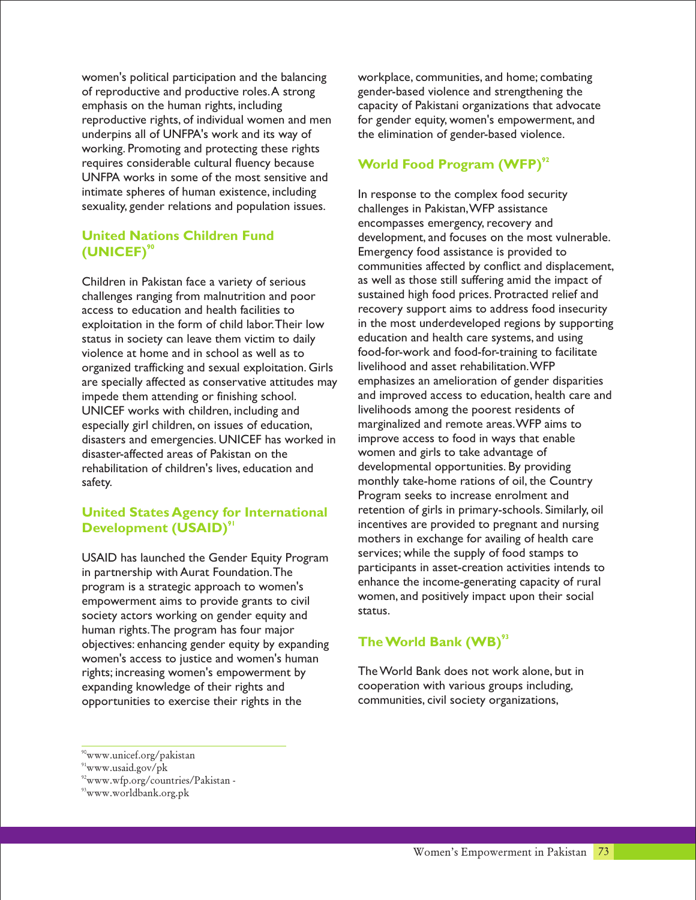women's political participation and the balancing of reproductive and productive roles. A strong emphasis on the human rights, including reproductive rights, of individual women and men underpins all of UNFPA's work and its way of working. Promoting and protecting these rights requires considerable cultural fluency because UNFPA works in some of the most sensitive and intimate spheres of human existence, including sexuality, gender relations and population issues.

## United Nations Children Fund (UNICEF)[90]

Children in Pakistan face a variety of serious challenges ranging from malnutrition and poor access to education and health facilities to exploitation in the form of child labor. Their low status in society can leave them victim to daily violence at home and in school as well as to organized trafficking and sexual exploitation. Girls are specially affected as conservative attitudes may impede them attending or finishing school. UNICEF works with children, including and especially girl children, on issues of education, disasters and emergencies. UNICEF has worked in disaster-affected areas of Pakistan on the rehabilitation of children's lives, education and safety.

## United States Agency for International Development (USAID)[91]

USAID has launched the Gender Equity Program in partnership with Aurat Foundation. The program is a strategic approach to women's empowerment aims to provide grants to civil society actors working on gender equity and human rights. The program has four major objectives: enhancing gender equity by expanding women's access to justice and women's human rights; increasing women's empowerment by expanding knowledge of their rights and opportunities to exercise their rights in the workplace, communities, and home; combating gender-based violence and strengthening the capacity of Pakistani organizations that advocate for gender equity, women's empowerment, and the elimination of gender-based violence.

## World Food Program (WFP)[92]

In response to the complex food security challenges in Pakistan, WFP assistance encompasses emergency, recovery and development, and focuses on the most vulnerable. Emergency food assistance is provided to communities affected by conflict and displacement, as well as those still suffering amid the impact of sustained high food prices. Protracted relief and recovery support aims to address food insecurity in the most underdeveloped regions by supporting education and health care systems, and using food-for-work and food-for-training to facilitate livelihood and asset rehabilitation. WFP emphasizes an amelioration of gender disparities and improved access to education, health care and livelihoods among the poorest residents of marginalized and remote areas. WFP aims to improve access to food in ways that enable women and girls to take advantage of developmental opportunities. By providing monthly take-home rations of oil, the Country Program seeks to increase enrolment and retention of girls in primary-schools. Similarly, oil incentives are provided to pregnant and nursing mothers in exchange for availing of health care services; while the supply of food stamps to participants in asset-creation activities intends to enhance the income-generating capacity of rural women, and positively impact upon their social status.

## The World Bank (WB)[93]

The World Bank does not work alone, but in cooperation with various groups including, communities, civil society organizations,

---

[90] www.unicef.org/pakistan
[91] www.usaid.gov/pk
[92] www.wfp.org/countries/Pakistan -
[93] www.worldbank.org.pk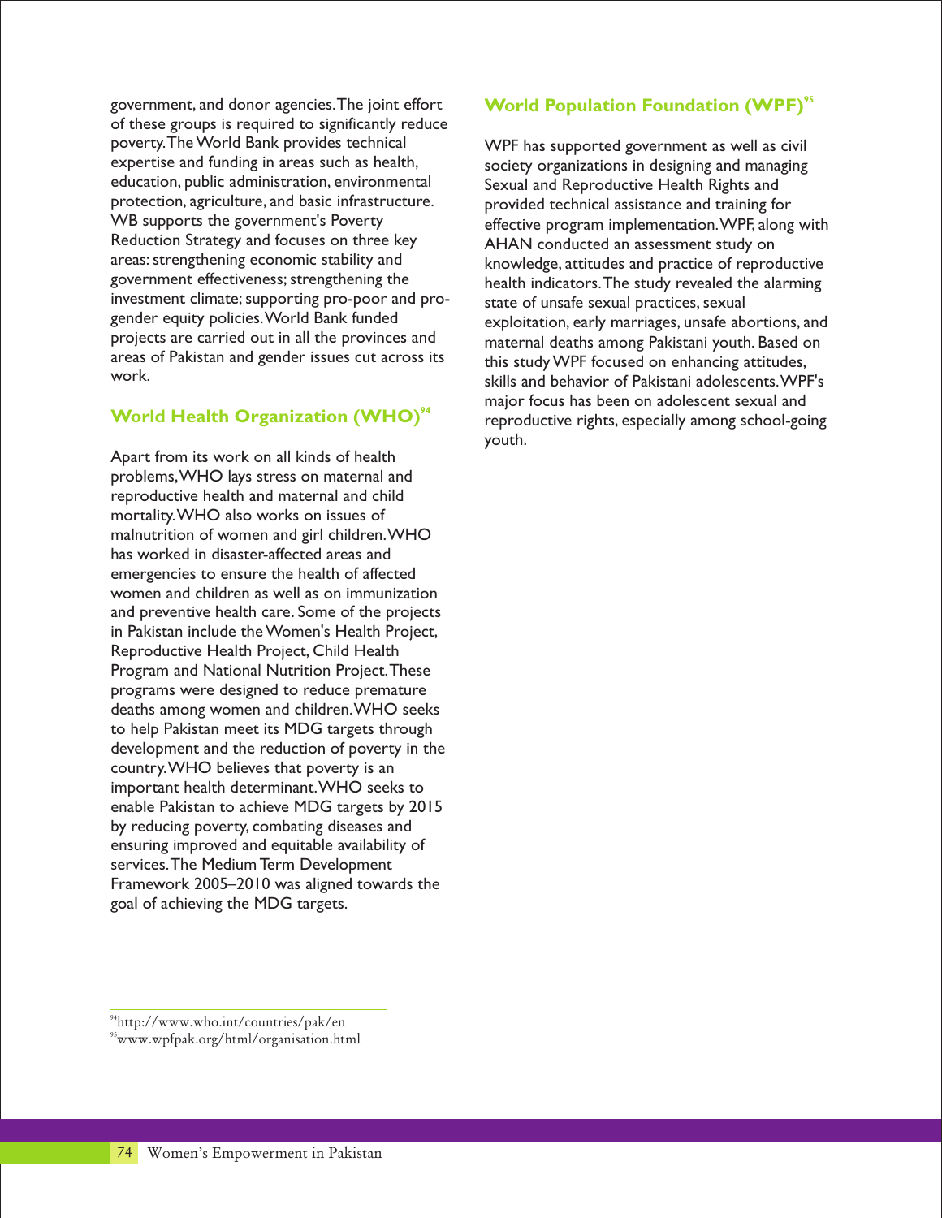government, and donor agencies. The joint effort of these groups is required to significantly reduce poverty. The World Bank provides technical expertise and funding in areas such as health, education, public administration, environmental protection, agriculture, and basic infrastructure. WB supports the government's Poverty Reduction Strategy and focuses on three key areas: strengthening economic stability and government effectiveness; strengthening the investment climate; supporting pro-poor and pro-gender equity policies. World Bank funded projects are carried out in all the provinces and areas of Pakistan and gender issues cut across its work.

## World Health Organization (WHO)[94]

Apart from its work on all kinds of health problems, WHO lays stress on maternal and reproductive health and maternal and child mortality. WHO also works on issues of malnutrition of women and girl children. WHO has worked in disaster-affected areas and emergencies to ensure the health of affected women and children as well as on immunization and preventive health care. Some of the projects in Pakistan include the Women's Health Project, Reproductive Health Project, Child Health Program and National Nutrition Project. These programs were designed to reduce premature deaths among women and children. WHO seeks to help Pakistan meet its MDG targets through development and the reduction of poverty in the country. WHO believes that poverty is an important health determinant. WHO seeks to enable Pakistan to achieve MDG targets by 2015 by reducing poverty, combating diseases and ensuring improved and equitable availability of services. The Medium Term Development Framework 2005–2010 was aligned towards the goal of achieving the MDG targets.

## World Population Foundation (WPF)[95]

WPF has supported government as well as civil society organizations in designing and managing Sexual and Reproductive Health Rights and provided technical assistance and training for effective program implementation. WPF, along with AHAN conducted an assessment study on knowledge, attitudes and practice of reproductive health indicators. The study revealed the alarming state of unsafe sexual practices, sexual exploitation, early marriages, unsafe abortions, and maternal deaths among Pakistani youth. Based on this study WPF focused on enhancing attitudes, skills and behavior of Pakistani adolescents. WPF's major focus has been on adolescent sexual and reproductive rights, especially among school-going youth.

---

[94] http://www.who.int/countries/pak/en

[95] www.wpfpak.org/html/organisation.html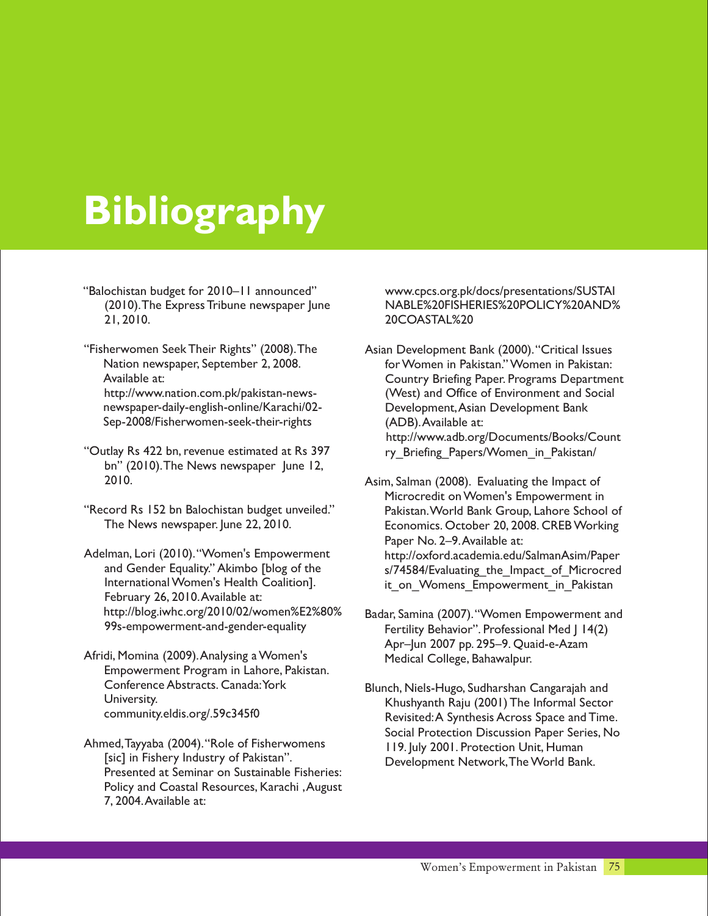# Bibliography

"Balochistan budget for 2010–11 announced" (2010). The Express Tribune newspaper June 21, 2010.

"Fisherwomen Seek Their Rights" (2008). The Nation newspaper, September 2, 2008. Available at: http://www.nation.com.pk/pakistan-news-newspaper-daily-english-online/Karachi/02-Sep-2008/Fisherwomen-seek-their-rights

"Outlay Rs 422 bn, revenue estimated at Rs 397 bn" (2010). The News newspaper June 12, 2010.

"Record Rs 152 bn Balochistan budget unveiled." The News newspaper. June 22, 2010.

Adelman, Lori (2010). "Women's Empowerment and Gender Equality." Akimbo [blog of the International Women's Health Coalition]. February 26, 2010. Available at: http://blog.iwhc.org/2010/02/women%E2%80%99s-empowerment-and-gender-equality

Afridi, Momina (2009). Analysing a Women's Empowerment Program in Lahore, Pakistan. Conference Abstracts. Canada: York University. community.eldis.org/.59c345f0

Ahmed, Tayyaba (2004). "Role of Fisherwomens [sic] in Fishery Industry of Pakistan". Presented at Seminar on Sustainable Fisheries: Policy and Coastal Resources, Karachi , August 7, 2004. Available at: www.cpcs.org.pk/docs/presentations/SUSTAINABLE%20FISHERIES%20POLICY%20AND%20COASTAL%20

Asian Development Bank (2000). "Critical Issues for Women in Pakistan." Women in Pakistan: Country Briefing Paper. Programs Department (West) and Office of Environment and Social Development, Asian Development Bank (ADB). Available at: http://www.adb.org/Documents/Books/Country_Briefing_Papers/Women_in_Pakistan/

Asim, Salman (2008). Evaluating the Impact of Microcredit on Women's Empowerment in Pakistan. World Bank Group, Lahore School of Economics. October 20, 2008. CREB Working Paper No. 2–9. Available at: http://oxford.academia.edu/SalmanAsim/Papers/74584/Evaluating_the_Impact_of_Microcredit_on_Womens_Empowerment_in_Pakistan

Badar, Samina (2007). "Women Empowerment and Fertility Behavior". Professional Med J 14(2) Apr–Jun 2007 pp. 295–9. Quaid-e-Azam Medical College, Bahawalpur.

Blunch, Niels-Hugo, Sudharshan Cangarajah and Khushyanth Raju (2001) The Informal Sector Revisited: A Synthesis Across Space and Time. Social Protection Discussion Paper Series, No 119. July 2001. Protection Unit, Human Development Network, The World Bank.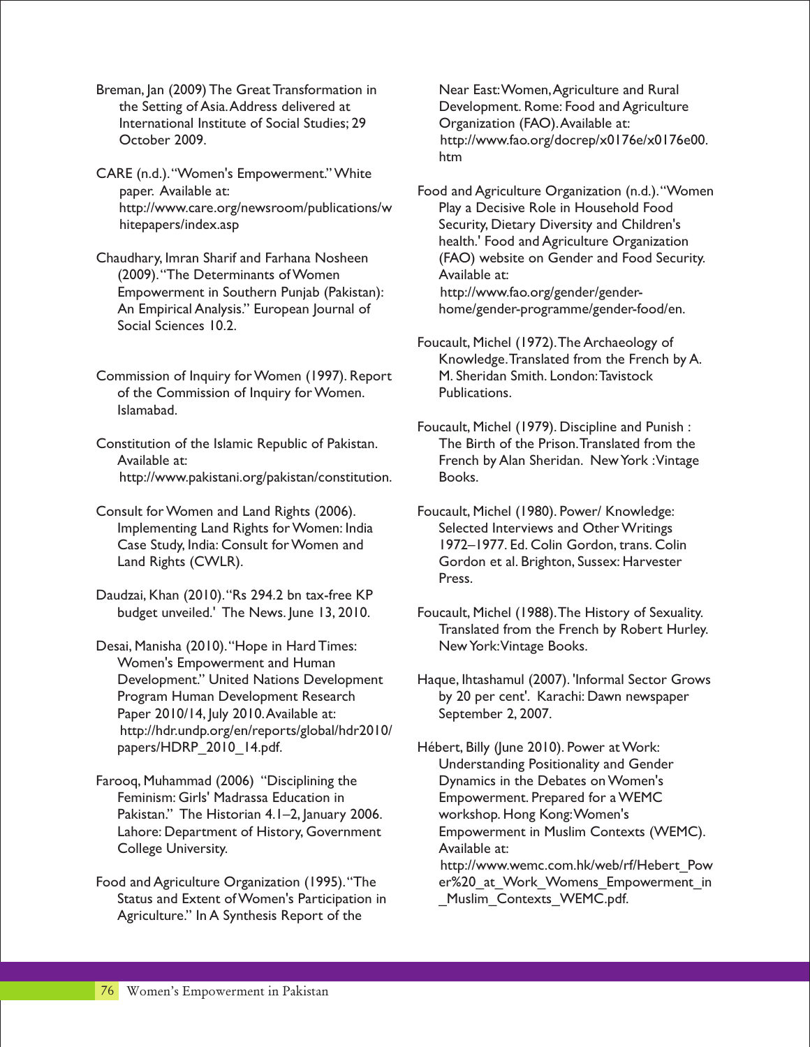Breman, Jan (2009) The Great Transformation in the Setting of Asia. Address delivered at International Institute of Social Studies; 29 October 2009.

CARE (n.d.). "Women's Empowerment." White paper. Available at: http://www.care.org/newsroom/publications/whitepapers/index.asp

Chaudhary, Imran Sharif and Farhana Nosheen (2009). "The Determinants of Women Empowerment in Southern Punjab (Pakistan): An Empirical Analysis." European Journal of Social Sciences 10.2.

Commission of Inquiry for Women (1997). Report of the Commission of Inquiry for Women. Islamabad.

Constitution of the Islamic Republic of Pakistan. Available at: http://www.pakistani.org/pakistan/constitution.

Consult for Women and Land Rights (2006). Implementing Land Rights for Women: India Case Study, India: Consult for Women and Land Rights (CWLR).

Daudzai, Khan (2010). "Rs 294.2 bn tax-free KP budget unveiled.' The News. June 13, 2010.

Desai, Manisha (2010). "Hope in Hard Times: Women's Empowerment and Human Development." United Nations Development Program Human Development Research Paper 2010/14, July 2010. Available at: http://hdr.undp.org/en/reports/global/hdr2010/papers/HDRP_2010_14.pdf.

Farooq, Muhammad (2006) "Disciplining the Feminism: Girls' Madrassa Education in Pakistan." The Historian 4.1–2, January 2006. Lahore: Department of History, Government College University.

Food and Agriculture Organization (1995). "The Status and Extent of Women's Participation in Agriculture." In A Synthesis Report of the Near East: Women, Agriculture and Rural Development. Rome: Food and Agriculture Organization (FAO). Available at: http://www.fao.org/docrep/x0176e/x0176e00.htm

Food and Agriculture Organization (n.d.). "Women Play a Decisive Role in Household Food Security, Dietary Diversity and Children's health.' Food and Agriculture Organization (FAO) website on Gender and Food Security. Available at: http://www.fao.org/gender/gender-home/gender-programme/gender-food/en.

Foucault, Michel (1972). The Archaeology of Knowledge. Translated from the French by A. M. Sheridan Smith. London: Tavistock Publications.

Foucault, Michel (1979). Discipline and Punish : The Birth of the Prison. Translated from the French by Alan Sheridan. New York : Vintage Books.

Foucault, Michel (1980). Power/ Knowledge: Selected Interviews and Other Writings 1972–1977. Ed. Colin Gordon, trans. Colin Gordon et al. Brighton, Sussex: Harvester Press.

Foucault, Michel (1988). The History of Sexuality. Translated from the French by Robert Hurley. New York: Vintage Books.

Haque, Ihtashamul (2007). 'Informal Sector Grows by 20 per cent'. Karachi: Dawn newspaper September 2, 2007.

Hébert, Billy (June 2010). Power at Work: Understanding Positionality and Gender Dynamics in the Debates on Women's Empowerment. Prepared for a WEMC workshop. Hong Kong: Women's Empowerment in Muslim Contexts (WEMC). Available at: http://www.wemc.com.hk/web/rf/Hebert_Power%20_at_Work_Womens_Empowerment_in_Muslim_Contexts_WEMC.pdf.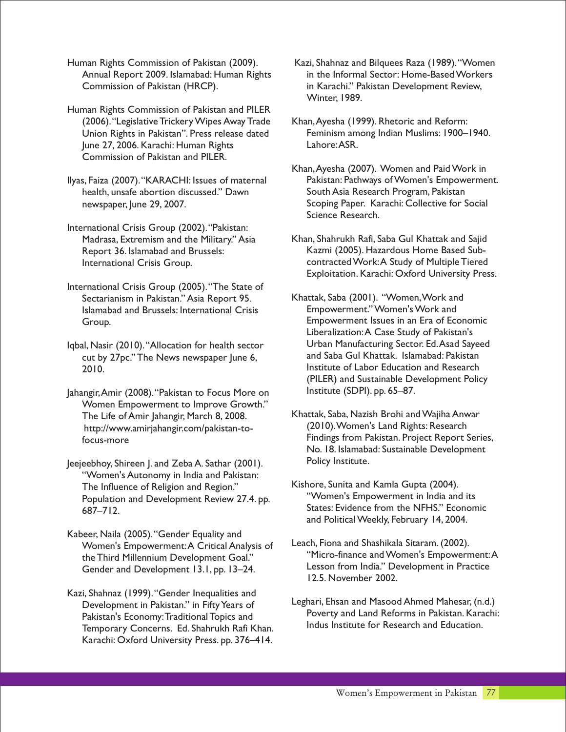Human Rights Commission of Pakistan (2009). Annual Report 2009. Islamabad: Human Rights Commission of Pakistan (HRCP).

Human Rights Commission of Pakistan and PILER (2006). "Legislative Trickery Wipes Away Trade Union Rights in Pakistan". Press release dated June 27, 2006. Karachi: Human Rights Commission of Pakistan and PILER.

Ilyas, Faiza (2007). "KARACHI: Issues of maternal health, unsafe abortion discussed." Dawn newspaper, June 29, 2007.

International Crisis Group (2002). "Pakistan: Madrasa, Extremism and the Military." Asia Report 36. Islamabad and Brussels: International Crisis Group.

International Crisis Group (2005). "The State of Sectarianism in Pakistan." Asia Report 95. Islamabad and Brussels: International Crisis Group.

Iqbal, Nasir (2010). "Allocation for health sector cut by 27pc." The News newspaper June 6, 2010.

Jahangir, Amir (2008). "Pakistan to Focus More on Women Empowerment to Improve Growth." The Life of Amir Jahangir, March 8, 2008. http://www.amirjahangir.com/pakistan-to-focus-more

Jeejeebhoy, Shireen J. and Zeba A. Sathar (2001). "Women's Autonomy in India and Pakistan: The Influence of Religion and Region." Population and Development Review 27.4. pp. 687–712.

Kabeer, Naila (2005). "Gender Equality and Women's Empowerment: A Critical Analysis of the Third Millennium Development Goal." Gender and Development 13.1, pp. 13–24.

Kazi, Shahnaz (1999). "Gender Inequalities and Development in Pakistan." in Fifty Years of Pakistan's Economy: Traditional Topics and Temporary Concerns. Ed. Shahrukh Rafi Khan. Karachi: Oxford University Press. pp. 376–414.

Kazi, Shahnaz and Bilquees Raza (1989). "Women in the Informal Sector: Home-Based Workers in Karachi." Pakistan Development Review, Winter, 1989.

Khan, Ayesha (1999). Rhetoric and Reform: Feminism among Indian Muslims: 1900–1940. Lahore: ASR.

Khan, Ayesha (2007). Women and Paid Work in Pakistan: Pathways of Women's Empowerment. South Asia Research Program, Pakistan Scoping Paper. Karachi: Collective for Social Science Research.

Khan, Shahrukh Rafi, Saba Gul Khattak and Sajid Kazmi (2005). Hazardous Home Based Sub-contracted Work: A Study of Multiple Tiered Exploitation. Karachi: Oxford University Press.

Khattak, Saba (2001). "Women, Work and Empowerment." Women's Work and Empowerment Issues in an Era of Economic Liberalization: A Case Study of Pakistan's Urban Manufacturing Sector. Ed. Asad Sayeed and Saba Gul Khattak. Islamabad: Pakistan Institute of Labor Education and Research (PILER) and Sustainable Development Policy Institute (SDPI). pp. 65–87.

Khattak, Saba, Nazish Brohi and Wajiha Anwar (2010). Women's Land Rights: Research Findings from Pakistan. Project Report Series, No. 18. Islamabad: Sustainable Development Policy Institute.

Kishore, Sunita and Kamla Gupta (2004). "Women's Empowerment in India and its States: Evidence from the NFHS." Economic and Political Weekly, February 14, 2004.

Leach, Fiona and Shashikala Sitaram. (2002). "Micro-finance and Women's Empowerment: A Lesson from India." Development in Practice 12.5. November 2002.

Leghari, Ehsan and Masood Ahmed Mahesar, (n.d.) Poverty and Land Reforms in Pakistan. Karachi: Indus Institute for Research and Education.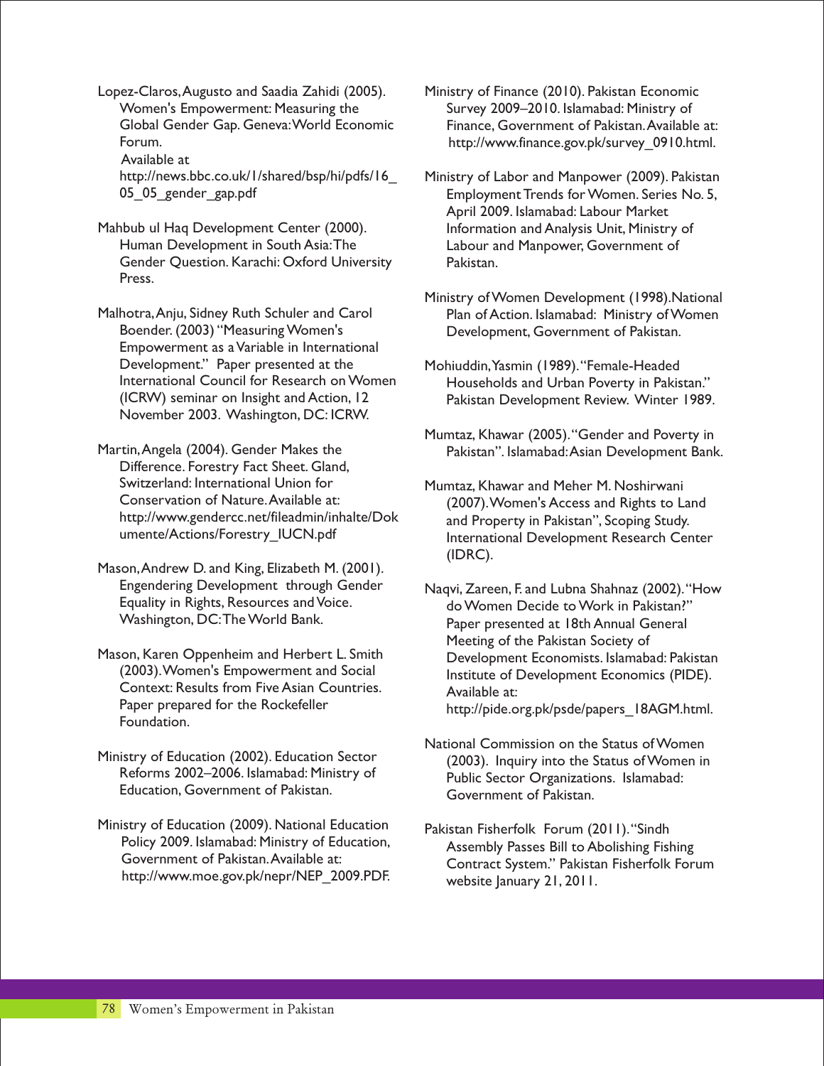Lopez-Claros, Augusto and Saadia Zahidi (2005). Women's Empowerment: Measuring the Global Gender Gap. Geneva: World Economic Forum. Available at http://news.bbc.co.uk/1/shared/bsp/hi/pdfs/16_05_05_gender_gap.pdf

Mahbub ul Haq Development Center (2000). Human Development in South Asia: The Gender Question. Karachi: Oxford University Press.

Malhotra, Anju, Sidney Ruth Schuler and Carol Boender. (2003) "Measuring Women's Empowerment as a Variable in International Development." Paper presented at the International Council for Research on Women (ICRW) seminar on Insight and Action, 12 November 2003. Washington, DC: ICRW.

Martin, Angela (2004). Gender Makes the Difference. Forestry Fact Sheet. Gland, Switzerland: International Union for Conservation of Nature. Available at: http://www.gendercc.net/fileadmin/inhalte/Dokumente/Actions/Forestry_IUCN.pdf

Mason, Andrew D. and King, Elizabeth M. (2001). Engendering Development through Gender Equality in Rights, Resources and Voice. Washington, DC: The World Bank.

Mason, Karen Oppenheim and Herbert L. Smith (2003). Women's Empowerment and Social Context: Results from Five Asian Countries. Paper prepared for the Rockefeller Foundation.

Ministry of Education (2002). Education Sector Reforms 2002–2006. Islamabad: Ministry of Education, Government of Pakistan.

Ministry of Education (2009). National Education Policy 2009. Islamabad: Ministry of Education, Government of Pakistan. Available at: http://www.moe.gov.pk/nepr/NEP_2009.PDF.

Ministry of Finance (2010). Pakistan Economic Survey 2009–2010. Islamabad: Ministry of Finance, Government of Pakistan. Available at: http://www.finance.gov.pk/survey_0910.html.

Ministry of Labor and Manpower (2009). Pakistan Employment Trends for Women. Series No. 5, April 2009. Islamabad: Labour Market Information and Analysis Unit, Ministry of Labour and Manpower, Government of Pakistan.

Ministry of Women Development (1998). National Plan of Action. Islamabad: Ministry of Women Development, Government of Pakistan.

Mohiuddin, Yasmin (1989). "Female-Headed Households and Urban Poverty in Pakistan." Pakistan Development Review. Winter 1989.

Mumtaz, Khawar (2005). "Gender and Poverty in Pakistan". Islamabad: Asian Development Bank.

Mumtaz, Khawar and Meher M. Noshirwani (2007). Women's Access and Rights to Land and Property in Pakistan", Scoping Study. International Development Research Center (IDRC).

Naqvi, Zareen, F. and Lubna Shahnaz (2002). "How do Women Decide to Work in Pakistan?" Paper presented at 18th Annual General Meeting of the Pakistan Society of Development Economists. Islamabad: Pakistan Institute of Development Economics (PIDE). Available at: http://pide.org.pk/psde/papers_18AGM.html.

National Commission on the Status of Women (2003). Inquiry into the Status of Women in Public Sector Organizations. Islamabad: Government of Pakistan.

Pakistan Fisherfolk Forum (2011). "Sindh Assembly Passes Bill to Abolishing Fishing Contract System." Pakistan Fisherfolk Forum website January 21, 2011.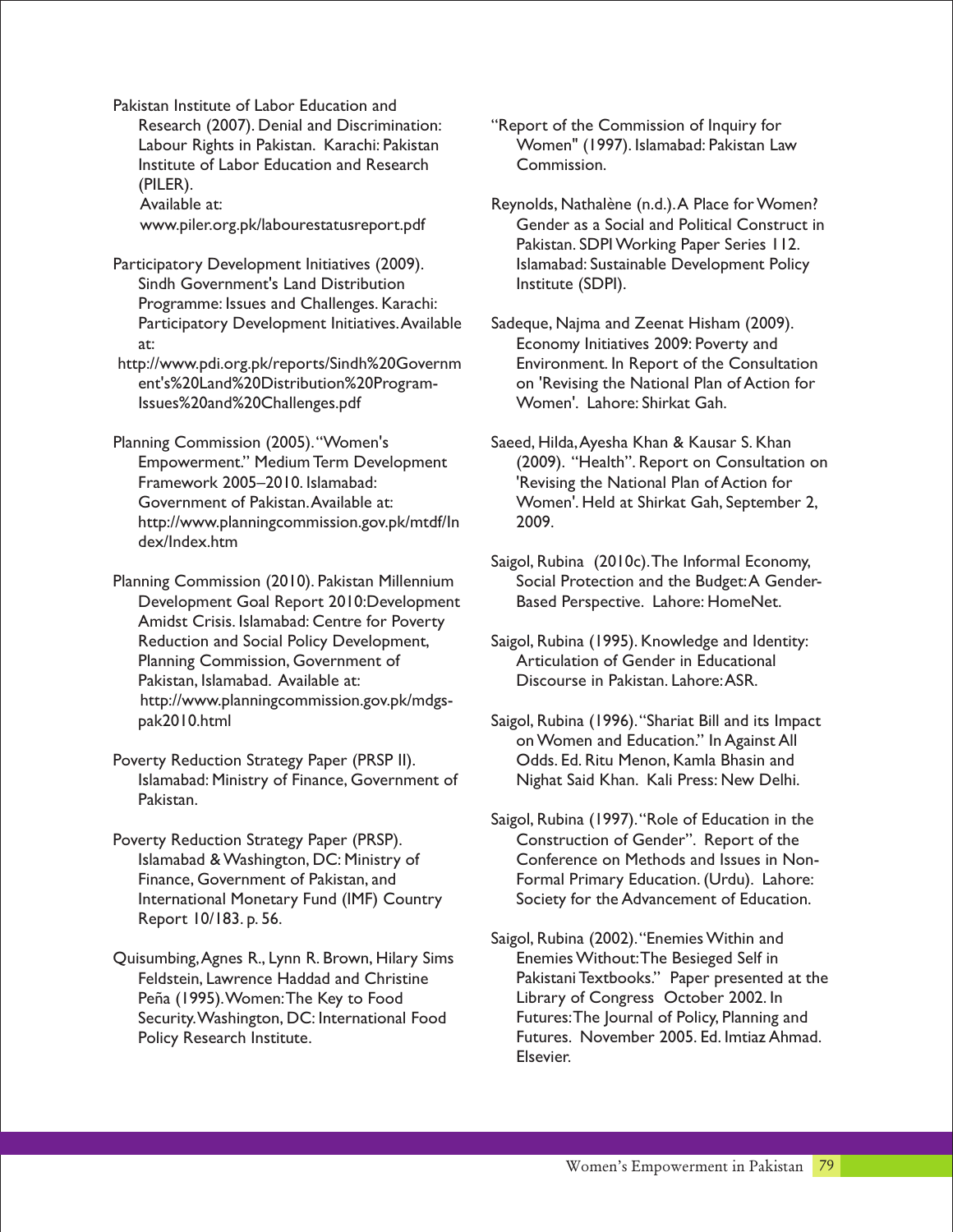Pakistan Institute of Labor Education and Research (2007). Denial and Discrimination: Labour Rights in Pakistan. Karachi: Pakistan Institute of Labor Education and Research (PILER).
Available at:
www.piler.org.pk/labourestatusreport.pdf

Participatory Development Initiatives (2009). Sindh Government's Land Distribution Programme: Issues and Challenges. Karachi: Participatory Development Initiatives. Available at:
http://www.pdi.org.pk/reports/Sindh%20Government's%20Land%20Distribution%20Program-Issues%20and%20Challenges.pdf

Planning Commission (2005). "Women's Empowerment." Medium Term Development Framework 2005–2010. Islamabad: Government of Pakistan. Available at: http://www.planningcommission.gov.pk/mtdf/Index/Index.htm

Planning Commission (2010). Pakistan Millennium Development Goal Report 2010:Development Amidst Crisis. Islamabad: Centre for Poverty Reduction and Social Policy Development, Planning Commission, Government of Pakistan, Islamabad. Available at:
http://www.planningcommission.gov.pk/mdgs-pak2010.html

Poverty Reduction Strategy Paper (PRSP II). Islamabad: Ministry of Finance, Government of Pakistan.

Poverty Reduction Strategy Paper (PRSP). Islamabad & Washington, DC: Ministry of Finance, Government of Pakistan, and International Monetary Fund (IMF) Country Report 10/183. p. 56.

Quisumbing, Agnes R., Lynn R. Brown, Hilary Sims Feldstein, Lawrence Haddad and Christine Peña (1995). Women: The Key to Food Security. Washington, DC: International Food Policy Research Institute.

"Report of the Commission of Inquiry for Women" (1997). Islamabad: Pakistan Law Commission.

Reynolds, Nathalène (n.d.). A Place for Women? Gender as a Social and Political Construct in Pakistan. SDPI Working Paper Series 112. Islamabad: Sustainable Development Policy Institute (SDPI).

Sadeque, Najma and Zeenat Hisham (2009). Economy Initiatives 2009: Poverty and Environment. In Report of the Consultation on 'Revising the National Plan of Action for Women'. Lahore: Shirkat Gah.

Saeed, Hilda, Ayesha Khan & Kausar S. Khan (2009). "Health". Report on Consultation on 'Revising the National Plan of Action for Women'. Held at Shirkat Gah, September 2, 2009.

Saigol, Rubina (2010c). The Informal Economy, Social Protection and the Budget: A Gender-Based Perspective. Lahore: HomeNet.

Saigol, Rubina (1995). Knowledge and Identity: Articulation of Gender in Educational Discourse in Pakistan. Lahore: ASR.

Saigol, Rubina (1996). "Shariat Bill and its Impact on Women and Education." In Against All Odds. Ed. Ritu Menon, Kamla Bhasin and Nighat Said Khan. Kali Press: New Delhi.

Saigol, Rubina (1997). "Role of Education in the Construction of Gender". Report of the Conference on Methods and Issues in Non-Formal Primary Education. (Urdu). Lahore: Society for the Advancement of Education.

Saigol, Rubina (2002). "Enemies Within and Enemies Without: The Besieged Self in Pakistani Textbooks." Paper presented at the Library of Congress October 2002. In Futures: The Journal of Policy, Planning and Futures. November 2005. Ed. Imtiaz Ahmad. Elsevier.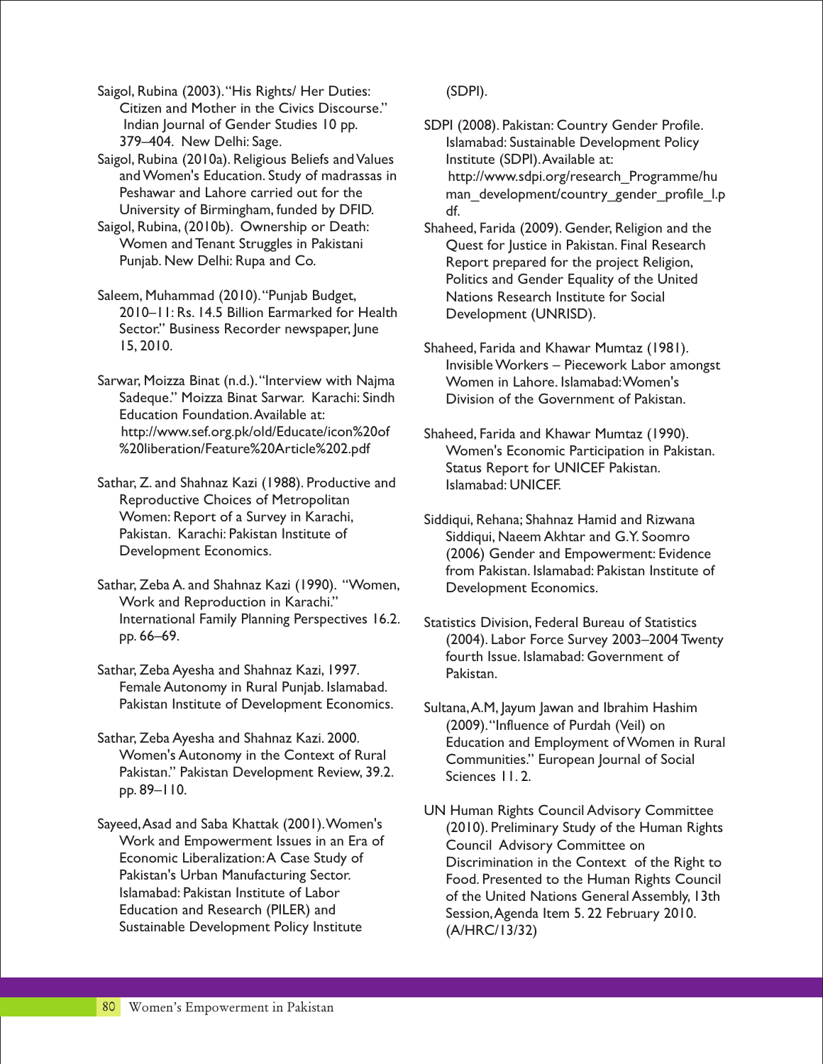Saigol, Rubina (2003). "His Rights/ Her Duties: Citizen and Mother in the Civics Discourse." Indian Journal of Gender Studies 10 pp. 379–404. New Delhi: Sage.

Saigol, Rubina (2010a). Religious Beliefs and Values and Women's Education. Study of madrassas in Peshawar and Lahore carried out for the University of Birmingham, funded by DFID.

Saigol, Rubina, (2010b). Ownership or Death: Women and Tenant Struggles in Pakistani Punjab. New Delhi: Rupa and Co.

Saleem, Muhammad (2010). "Punjab Budget, 2010–11: Rs. 14.5 Billion Earmarked for Health Sector." Business Recorder newspaper, June 15, 2010.

Sarwar, Moizza Binat (n.d.). "Interview with Najma Sadeque." Moizza Binat Sarwar. Karachi: Sindh Education Foundation. Available at: http://www.sef.org.pk/old/Educate/icon%20of%20liberation/Feature%20Article%202.pdf

Sathar, Z. and Shahnaz Kazi (1988). Productive and Reproductive Choices of Metropolitan Women: Report of a Survey in Karachi, Pakistan. Karachi: Pakistan Institute of Development Economics.

Sathar, Zeba A. and Shahnaz Kazi (1990). "Women, Work and Reproduction in Karachi." International Family Planning Perspectives 16.2. pp. 66–69.

Sathar, Zeba Ayesha and Shahnaz Kazi, 1997. Female Autonomy in Rural Punjab. Islamabad. Pakistan Institute of Development Economics.

Sathar, Zeba Ayesha and Shahnaz Kazi. 2000. Women's Autonomy in the Context of Rural Pakistan." Pakistan Development Review, 39.2. pp. 89–110.

Sayeed, Asad and Saba Khattak (2001). Women's Work and Empowerment Issues in an Era of Economic Liberalization: A Case Study of Pakistan's Urban Manufacturing Sector. Islamabad: Pakistan Institute of Labor Education and Research (PILER) and Sustainable Development Policy Institute (SDPI).

SDPI (2008). Pakistan: Country Gender Profile. Islamabad: Sustainable Development Policy Institute (SDPI). Available at: http://www.sdpi.org/research_Programme/human_development/country_gender_profile_l.pdf.

Shaheed, Farida (2009). Gender, Religion and the Quest for Justice in Pakistan. Final Research Report prepared for the project Religion, Politics and Gender Equality of the United Nations Research Institute for Social Development (UNRISD).

Shaheed, Farida and Khawar Mumtaz (1981). Invisible Workers – Piecework Labor amongst Women in Lahore. Islamabad: Women's Division of the Government of Pakistan.

Shaheed, Farida and Khawar Mumtaz (1990). Women's Economic Participation in Pakistan. Status Report for UNICEF Pakistan. Islamabad: UNICEF.

Siddiqui, Rehana; Shahnaz Hamid and Rizwana Siddiqui, Naeem Akhtar and G.Y. Soomro (2006) Gender and Empowerment: Evidence from Pakistan. Islamabad: Pakistan Institute of Development Economics.

Statistics Division, Federal Bureau of Statistics (2004). Labor Force Survey 2003–2004 Twenty fourth Issue. Islamabad: Government of Pakistan.

Sultana, A.M, Jayum Jawan and Ibrahim Hashim (2009). "Influence of Purdah (Veil) on Education and Employment of Women in Rural Communities." European Journal of Social Sciences 11. 2.

UN Human Rights Council Advisory Committee (2010). Preliminary Study of the Human Rights Council Advisory Committee on Discrimination in the Context of the Right to Food. Presented to the Human Rights Council of the United Nations General Assembly, 13th Session, Agenda Item 5. 22 February 2010. (A/HRC/13/32)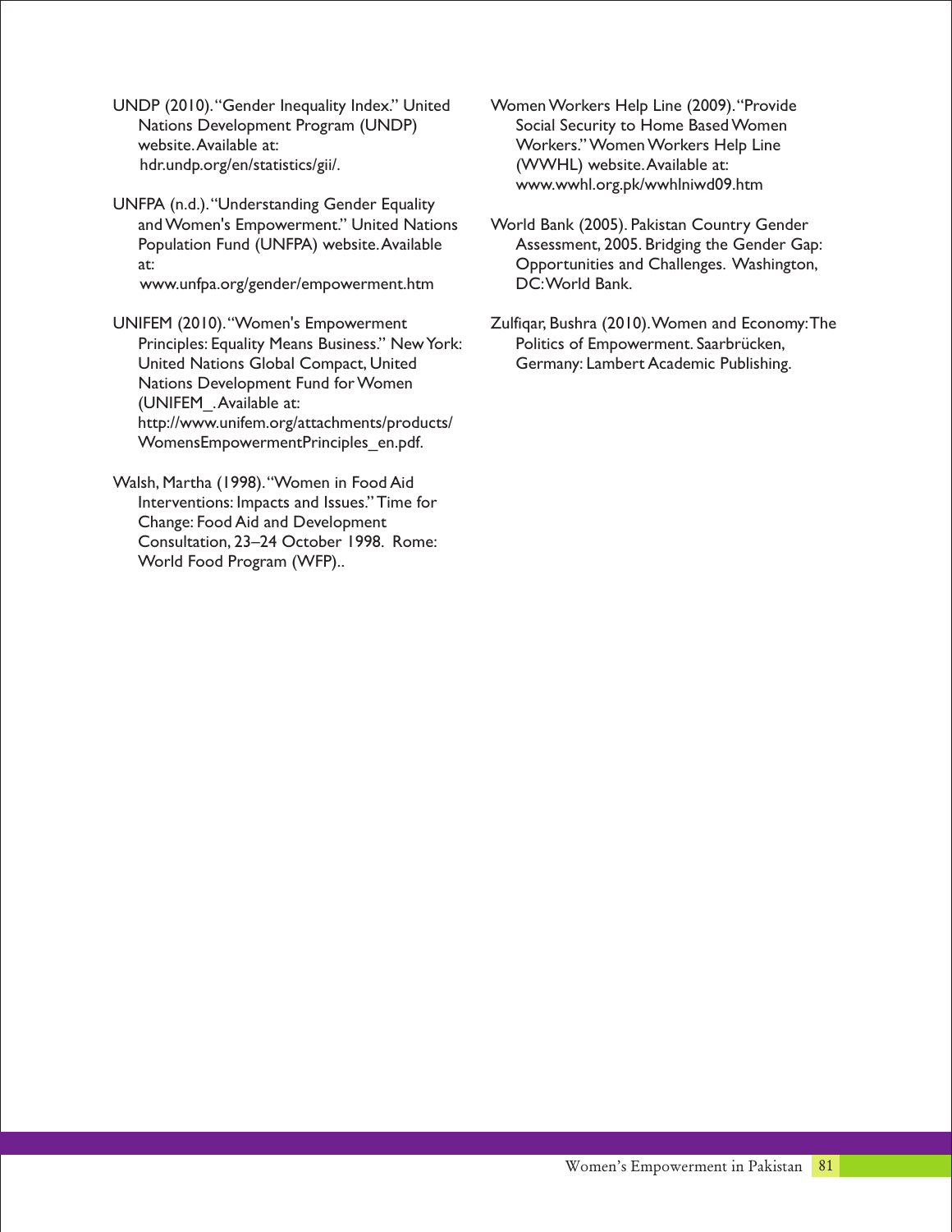UNDP (2010). "Gender Inequality Index." United Nations Development Program (UNDP) website. Available at: hdr.undp.org/en/statistics/gii/.

UNFPA (n.d.). "Understanding Gender Equality and Women's Empowerment." United Nations Population Fund (UNFPA) website. Available at: www.unfpa.org/gender/empowerment.htm

UNIFEM (2010). "Women's Empowerment Principles: Equality Means Business." New York: United Nations Global Compact, United Nations Development Fund for Women (UNIFEM_. Available at: http://www.unifem.org/attachments/products/WomensEmpowermentPrinciples_en.pdf.

Walsh, Martha (1998). "Women in Food Aid Interventions: Impacts and Issues." Time for Change: Food Aid and Development Consultation, 23–24 October 1998. Rome: World Food Program (WFP)..

Women Workers Help Line (2009). "Provide Social Security to Home Based Women Workers." Women Workers Help Line (WWHL) website. Available at: www.wwhl.org.pk/wwhlniwd09.htm

World Bank (2005). Pakistan Country Gender Assessment, 2005. Bridging the Gender Gap: Opportunities and Challenges. Washington, DC: World Bank.

Zulfiqar, Bushra (2010). Women and Economy: The Politics of Empowerment. Saarbrücken, Germany: Lambert Academic Publishing.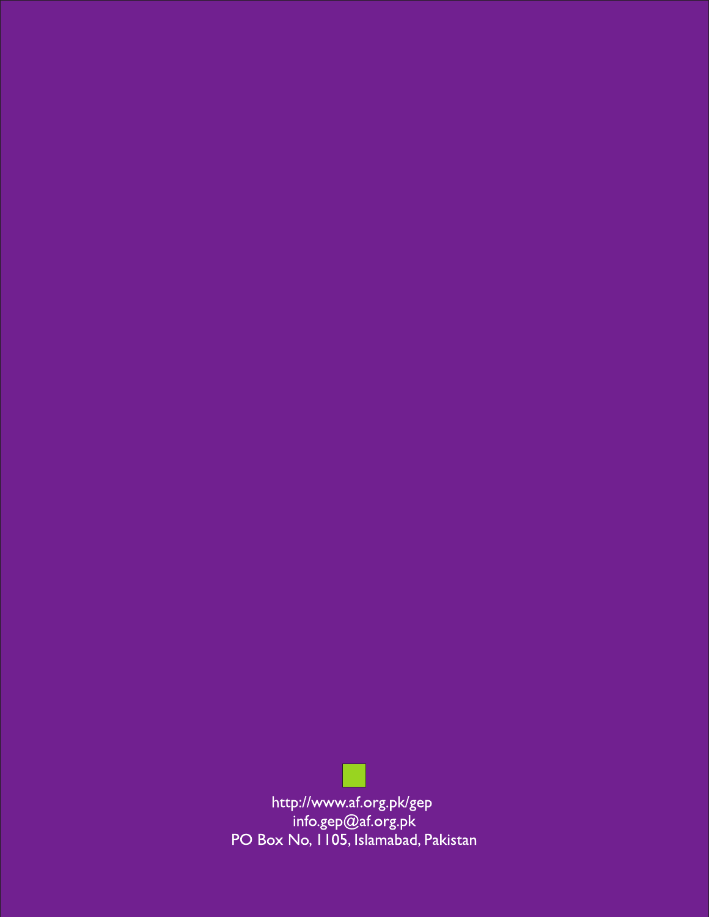http://www.af.org.pk/gep
info.gep@af.org.pk
PO Box No, 1105, Islamabad, Pakistan